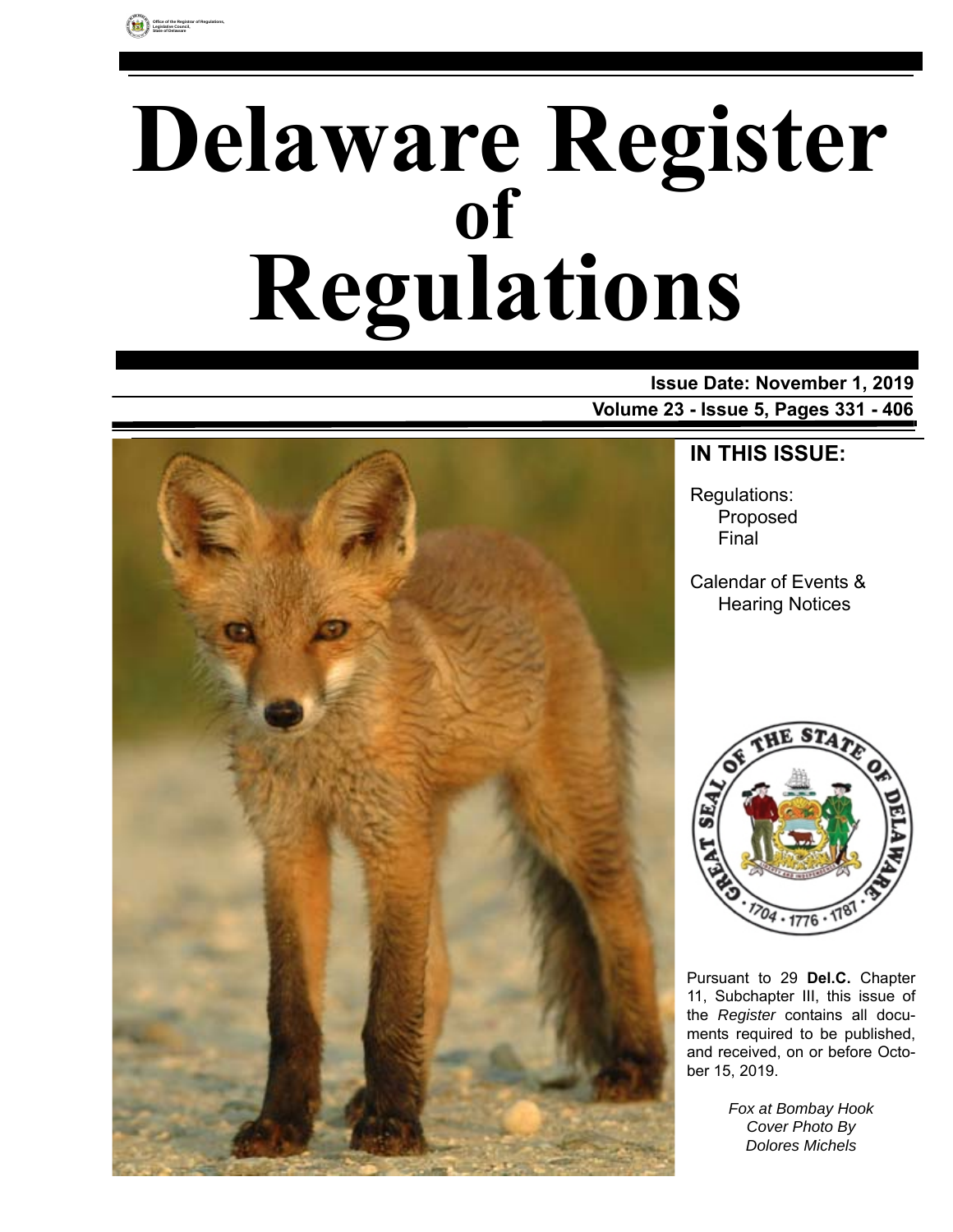Office of the Registrar of Regulations, Legislative Council, State of Delaware

# Delaware Register of Regulations

**Issue Date: November 1, 2019**

**Volume 23 - Issue 5, Pages 331 - 406**

## IN THIS ISSUE:

Regulations:
- Proposed
- Final

Calendar of Events & Hearing Notices

Pursuant to 29 **Del.C.** Chapter 11, Subchapter III, this issue of the *Register* contains all documents required to be published, and received, on or before October 15, 2019.

*Fox at Bombay Hook*
*Cover Photo By*
*Dolores Michels*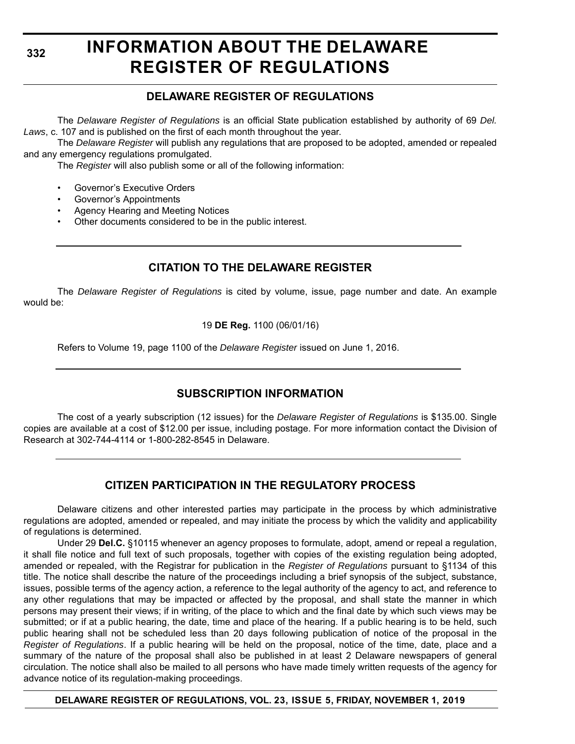# INFORMATION ABOUT THE DELAWARE REGISTER OF REGULATIONS

## DELAWARE REGISTER OF REGULATIONS

The *Delaware Register of Regulations* is an official State publication established by authority of 69 *Del. Laws*, c. 107 and is published on the first of each month throughout the year.

The *Delaware Register* will publish any regulations that are proposed to be adopted, amended or repealed and any emergency regulations promulgated.

The *Register* will also publish some or all of the following information:

- Governor's Executive Orders
- Governor's Appointments
- Agency Hearing and Meeting Notices
- Other documents considered to be in the public interest.

## CITATION TO THE DELAWARE REGISTER

The *Delaware Register of Regulations* is cited by volume, issue, page number and date. An example would be:

19 **DE Reg.** 1100 (06/01/16)

Refers to Volume 19, page 1100 of the *Delaware Register* issued on June 1, 2016.

## SUBSCRIPTION INFORMATION

The cost of a yearly subscription (12 issues) for the *Delaware Register of Regulations* is $135.00. Single copies are available at a cost of $12.00 per issue, including postage. For more information contact the Division of Research at 302-744-4114 or 1-800-282-8545 in Delaware.

## CITIZEN PARTICIPATION IN THE REGULATORY PROCESS

Delaware citizens and other interested parties may participate in the process by which administrative regulations are adopted, amended or repealed, and may initiate the process by which the validity and applicability of regulations is determined.

Under 29 **Del.C.** §10115 whenever an agency proposes to formulate, adopt, amend or repeal a regulation, it shall file notice and full text of such proposals, together with copies of the existing regulation being adopted, amended or repealed, with the Registrar for publication in the *Register of Regulations* pursuant to §1134 of this title. The notice shall describe the nature of the proceedings including a brief synopsis of the subject, substance, issues, possible terms of the agency action, a reference to the legal authority of the agency to act, and reference to any other regulations that may be impacted or affected by the proposal, and shall state the manner in which persons may present their views; if in writing, of the place to which and the final date by which such views may be submitted; or if at a public hearing, the date, time and place of the hearing. If a public hearing is to be held, such public hearing shall not be scheduled less than 20 days following publication of notice of the proposal in the *Register of Regulations*. If a public hearing will be held on the proposal, notice of the time, date, place and a summary of the nature of the proposal shall also be published in at least 2 Delaware newspapers of general circulation. The notice shall also be mailed to all persons who have made timely written requests of the agency for advance notice of its regulation-making proceedings.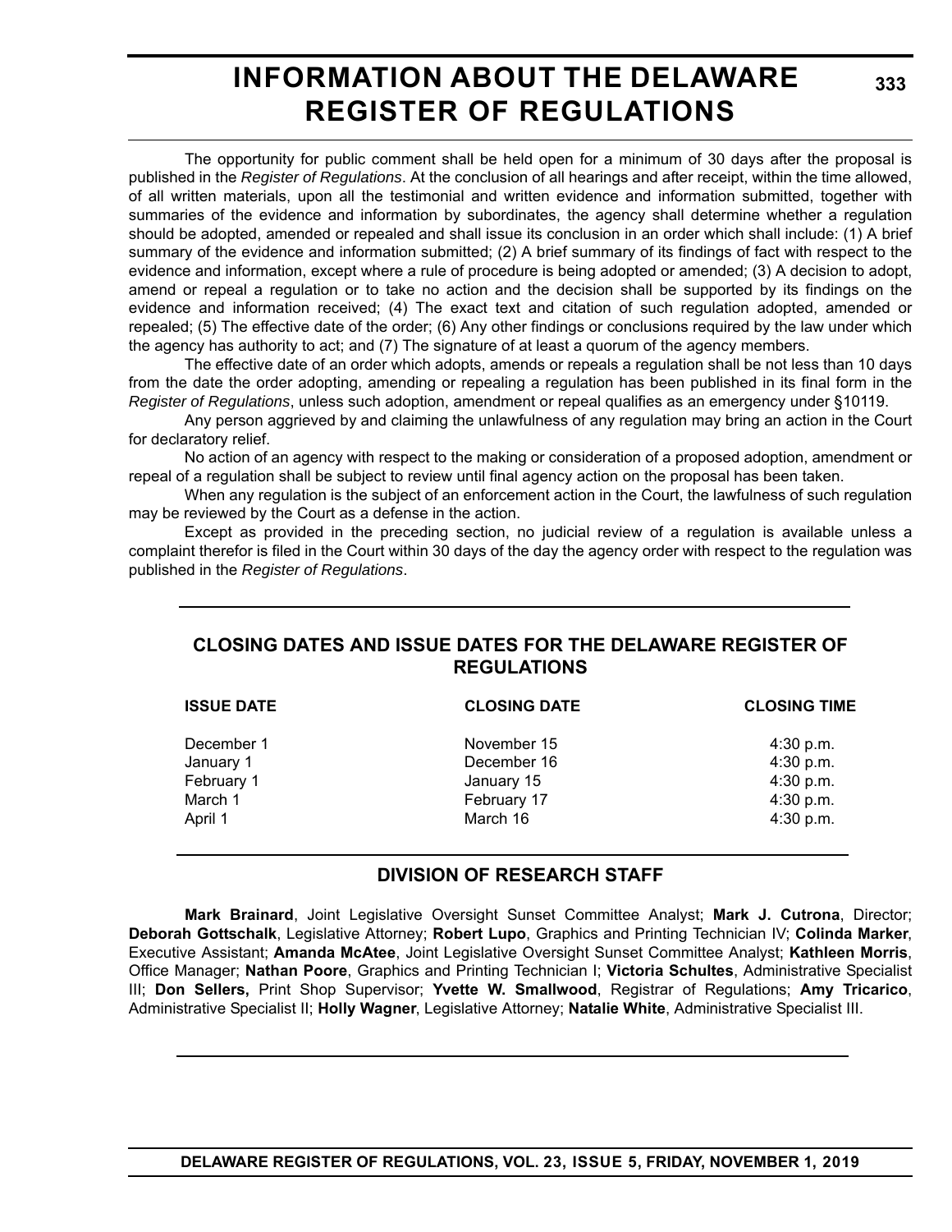# INFORMATION ABOUT THE DELAWARE REGISTER OF REGULATIONS

The opportunity for public comment shall be held open for a minimum of 30 days after the proposal is published in the *Register of Regulations*. At the conclusion of all hearings and after receipt, within the time allowed, of all written materials, upon all the testimonial and written evidence and information submitted, together with summaries of the evidence and information by subordinates, the agency shall determine whether a regulation should be adopted, amended or repealed and shall issue its conclusion in an order which shall include: (1) A brief summary of the evidence and information submitted; (2) A brief summary of its findings of fact with respect to the evidence and information, except where a rule of procedure is being adopted or amended; (3) A decision to adopt, amend or repeal a regulation or to take no action and the decision shall be supported by its findings on the evidence and information received; (4) The exact text and citation of such regulation adopted, amended or repealed; (5) The effective date of the order; (6) Any other findings or conclusions required by the law under which the agency has authority to act; and (7) The signature of at least a quorum of the agency members.

The effective date of an order which adopts, amends or repeals a regulation shall be not less than 10 days from the date the order adopting, amending or repealing a regulation has been published in its final form in the *Register of Regulations*, unless such adoption, amendment or repeal qualifies as an emergency under §10119.

Any person aggrieved by and claiming the unlawfulness of any regulation may bring an action in the Court for declaratory relief.

No action of an agency with respect to the making or consideration of a proposed adoption, amendment or repeal of a regulation shall be subject to review until final agency action on the proposal has been taken.

When any regulation is the subject of an enforcement action in the Court, the lawfulness of such regulation may be reviewed by the Court as a defense in the action.

Except as provided in the preceding section, no judicial review of a regulation is available unless a complaint therefor is filed in the Court within 30 days of the day the agency order with respect to the regulation was published in the *Register of Regulations*.

## CLOSING DATES AND ISSUE DATES FOR THE DELAWARE REGISTER OF REGULATIONS

| ISSUE DATE | CLOSING DATE | CLOSING TIME |
|---|---|---|
| December 1 | November 15 | 4:30 p.m. |
| January 1 | December 16 | 4:30 p.m. |
| February 1 | January 15 | 4:30 p.m. |
| March 1 | February 17 | 4:30 p.m. |
| April 1 | March 16 | 4:30 p.m. |

## DIVISION OF RESEARCH STAFF

**Mark Brainard**, Joint Legislative Oversight Sunset Committee Analyst; **Mark J. Cutrona**, Director; **Deborah Gottschalk**, Legislative Attorney; **Robert Lupo**, Graphics and Printing Technician IV; **Colinda Marker**, Executive Assistant; **Amanda McAtee**, Joint Legislative Oversight Sunset Committee Analyst; **Kathleen Morris**, Office Manager; **Nathan Poore**, Graphics and Printing Technician I; **Victoria Schultes**, Administrative Specialist III; **Don Sellers,** Print Shop Supervisor; **Yvette W. Smallwood**, Registrar of Regulations; **Amy Tricarico**, Administrative Specialist II; **Holly Wagner**, Legislative Attorney; **Natalie White**, Administrative Specialist III.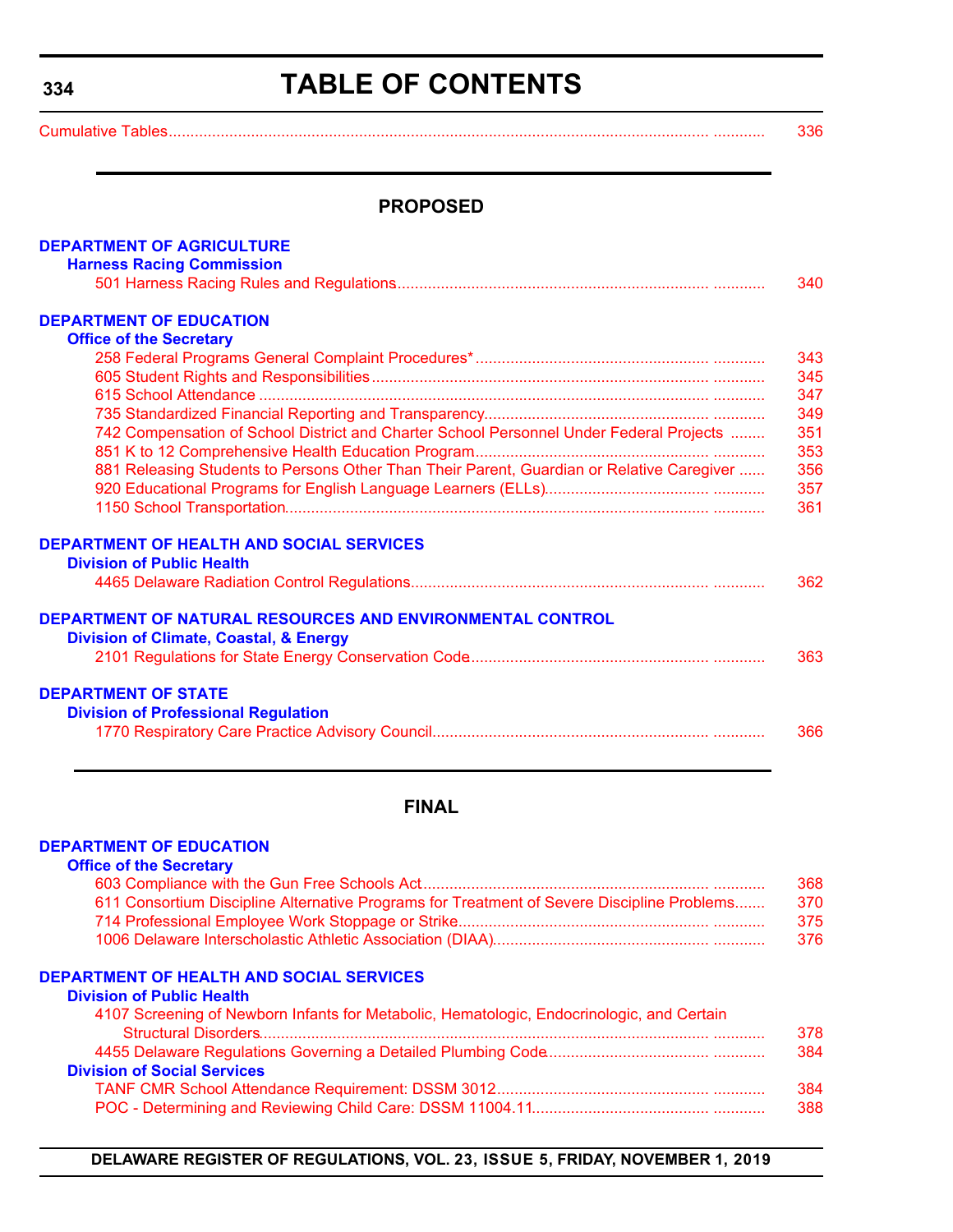# TABLE OF CONTENTS

Cumulative Tables ........................................................................ 336

## PROPOSED

### DEPARTMENT OF AGRICULTURE

**Harness Racing Commission**

501 Harness Racing Rules and Regulations ........................................................................ 340

### DEPARTMENT OF EDUCATION

**Office of the Secretary**

258 Federal Programs General Complaint Procedures* ........................................................................ 343
605 Student Rights and Responsibilities ........................................................................ 345
615 School Attendance ........................................................................ 347
735 Standardized Financial Reporting and Transparency ........................................................................ 349
742 Compensation of School District and Charter School Personnel Under Federal Projects ........ 351
851 K to 12 Comprehensive Health Education Program ........................................................................ 353
881 Releasing Students to Persons Other Than Their Parent, Guardian or Relative Caregiver ...... 356
920 Educational Programs for English Language Learners (ELLs) ........................................................................ 357
1150 School Transportation ........................................................................ 361

### DEPARTMENT OF HEALTH AND SOCIAL SERVICES

**Division of Public Health**

4465 Delaware Radiation Control Regulations ........................................................................ 362

### DEPARTMENT OF NATURAL RESOURCES AND ENVIRONMENTAL CONTROL

**Division of Climate, Coastal, & Energy**

2101 Regulations for State Energy Conservation Code ........................................................................ 363

### DEPARTMENT OF STATE

**Division of Professional Regulation**

1770 Respiratory Care Practice Advisory Council ........................................................................ 366

## FINAL

### DEPARTMENT OF EDUCATION

**Office of the Secretary**

603 Compliance with the Gun Free Schools Act ........................................................................ 368
611 Consortium Discipline Alternative Programs for Treatment of Severe Discipline Problems ....... 370
714 Professional Employee Work Stoppage or Strike ........................................................................ 375
1006 Delaware Interscholastic Athletic Association (DIAA) ........................................................................ 376

### DEPARTMENT OF HEALTH AND SOCIAL SERVICES

**Division of Public Health**

4107 Screening of Newborn Infants for Metabolic, Hematologic, Endocrinologic, and Certain Structural Disorders ........................................................................ 378
4455 Delaware Regulations Governing a Detailed Plumbing Code ........................................................................ 384

**Division of Social Services**

TANF CMR School Attendance Requirement: DSSM 3012 ........................................................................ 384
POC - Determining and Reviewing Child Care: DSSM 11004.11 ........................................................................ 388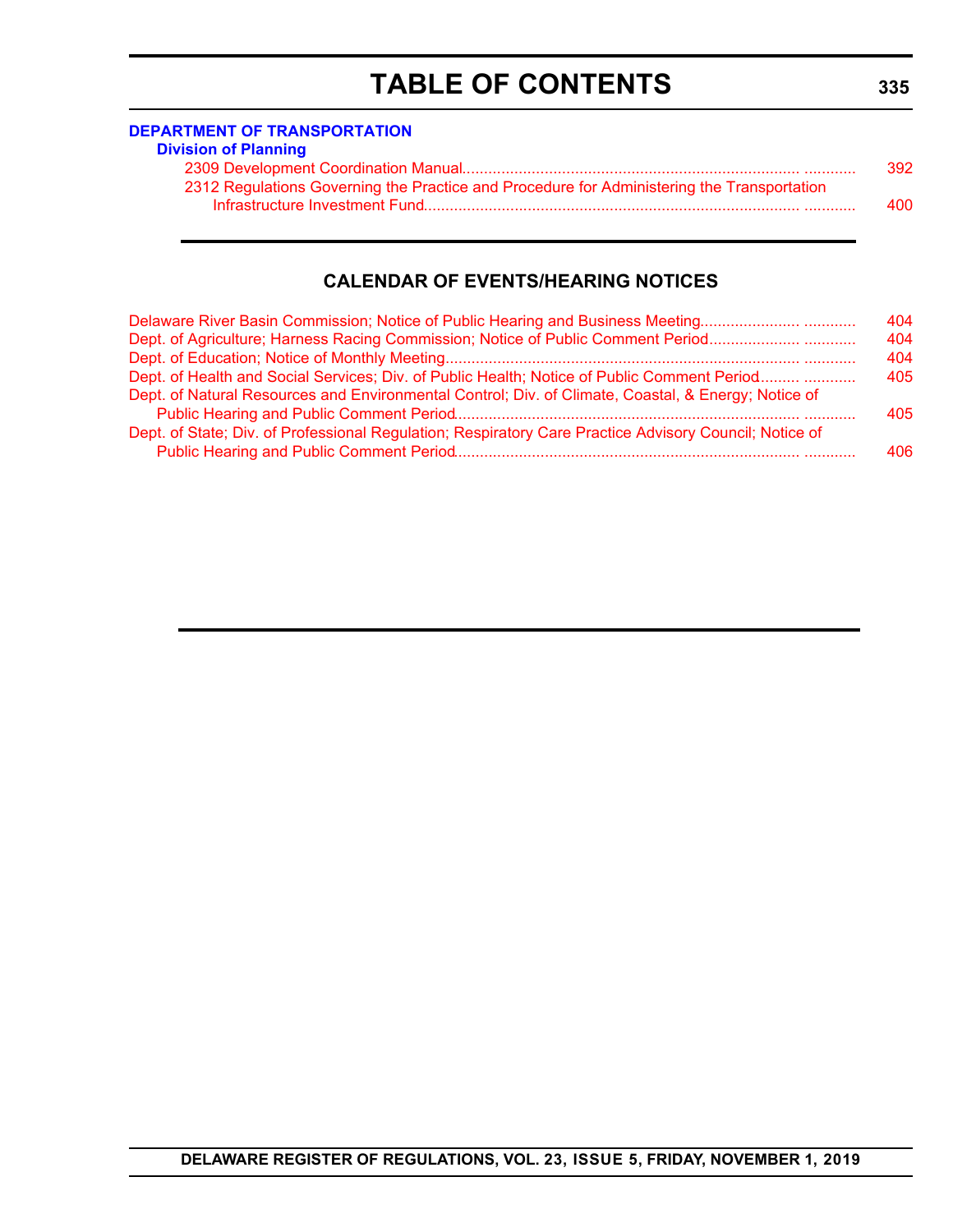# TABLE OF CONTENTS

**DEPARTMENT OF TRANSPORTATION**

**Division of Planning**

2309 Development Coordination Manual............................................................................................ 392

2312 Regulations Governing the Practice and Procedure for Administering the Transportation Infrastructure Investment Fund............................................................................................ 400

## CALENDAR OF EVENTS/HEARING NOTICES

Delaware River Basin Commission; Notice of Public Hearing and Business Meeting............................ 404

Dept. of Agriculture; Harness Racing Commission; Notice of Public Comment Period............................ 404

Dept. of Education; Notice of Monthly Meeting............................................................................................ 404

Dept. of Health and Social Services; Div. of Public Health; Notice of Public Comment Period............................ 405

Dept. of Natural Resources and Environmental Control; Div. of Climate, Coastal, & Energy; Notice of Public Hearing and Public Comment Period............................................................................................ 405

Dept. of State; Div. of Professional Regulation; Respiratory Care Practice Advisory Council; Notice of Public Hearing and Public Comment Period............................................................................................ 406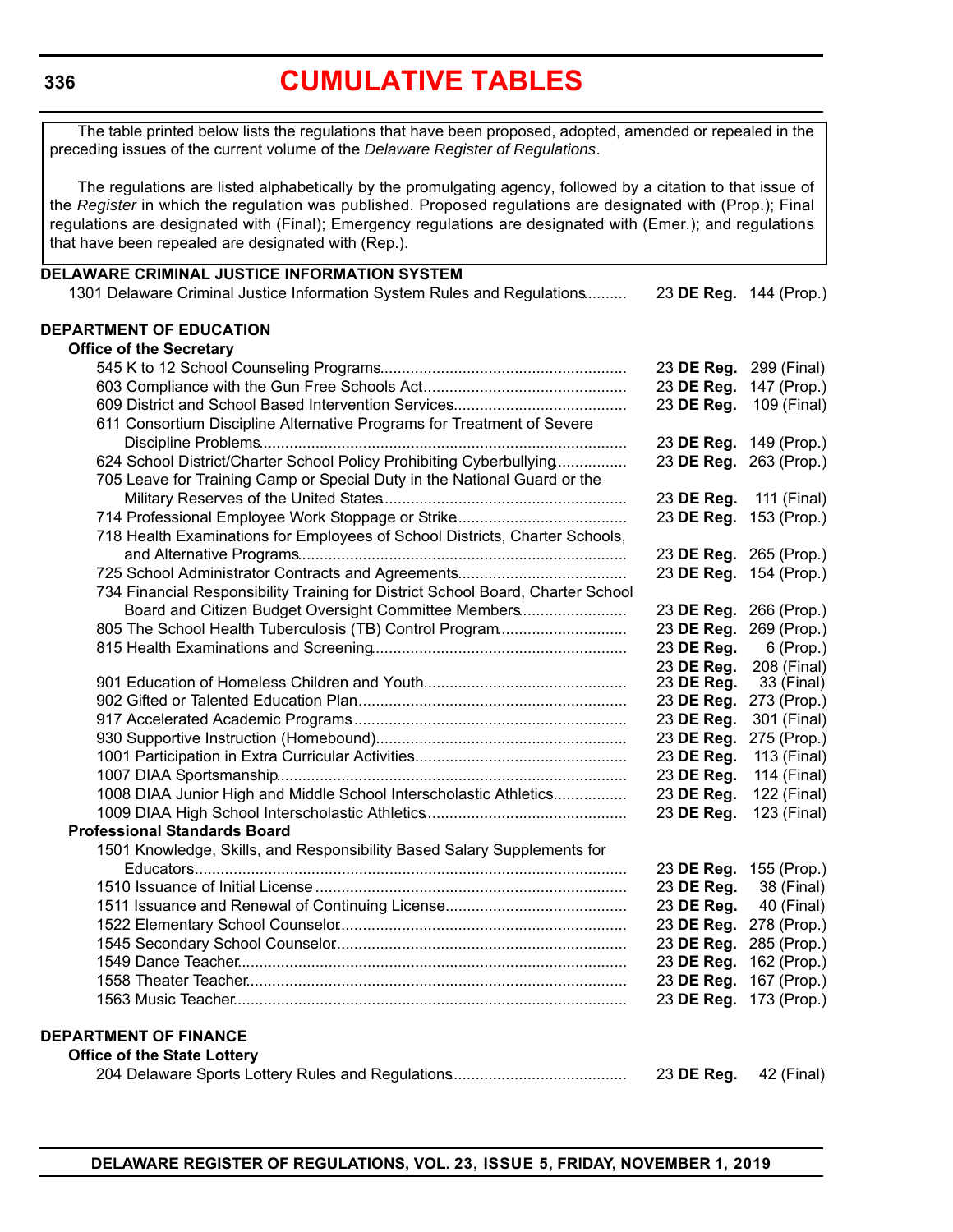# CUMULATIVE TABLES

The table printed below lists the regulations that have been proposed, adopted, amended or repealed in the preceding issues of the current volume of the *Delaware Register of Regulations*.

The regulations are listed alphabetically by the promulgating agency, followed by a citation to that issue of the *Register* in which the regulation was published. Proposed regulations are designated with (Prop.); Final regulations are designated with (Final); Emergency regulations are designated with (Emer.); and regulations that have been repealed are designated with (Rep.).

**DELAWARE CRIMINAL JUSTICE INFORMATION SYSTEM**

| Regulation | Citation |
|---|---|
| 1301 Delaware Criminal Justice Information System Rules and Regulations | 23 **DE Reg.** 144 (Prop.) |

**DEPARTMENT OF EDUCATION**

**Office of the Secretary**

| Regulation | Citation |
|---|---|
| 545 K to 12 School Counseling Programs | 23 **DE Reg.** 299 (Final) |
| 603 Compliance with the Gun Free Schools Act | 23 **DE Reg.** 147 (Prop.) |
| 609 District and School Based Intervention Services | 23 **DE Reg.** 109 (Final) |
| 611 Consortium Discipline Alternative Programs for Treatment of Severe Discipline Problems | 23 **DE Reg.** 149 (Prop.) |
| 624 School District/Charter School Policy Prohibiting Cyberbullying | 23 **DE Reg.** 263 (Prop.) |
| 705 Leave for Training Camp or Special Duty in the National Guard or the Military Reserves of the United States | 23 **DE Reg.** 111 (Final) |
| 714 Professional Employee Work Stoppage or Strike | 23 **DE Reg.** 153 (Prop.) |
| 718 Health Examinations for Employees of School Districts, Charter Schools, and Alternative Programs | 23 **DE Reg.** 265 (Prop.) |
| 725 School Administrator Contracts and Agreements | 23 **DE Reg.** 154 (Prop.) |
| 734 Financial Responsibility Training for District School Board, Charter School Board and Citizen Budget Oversight Committee Members | 23 **DE Reg.** 266 (Prop.) |
| 805 The School Health Tuberculosis (TB) Control Program | 23 **DE Reg.** 269 (Prop.) |
| 815 Health Examinations and Screening | 23 **DE Reg.** 6 (Prop.) |
| | 23 **DE Reg.** 208 (Final) |
| 901 Education of Homeless Children and Youth | 23 **DE Reg.** 33 (Final) |
| 902 Gifted or Talented Education Plan | 23 **DE Reg.** 273 (Prop.) |
| 917 Accelerated Academic Programs | 23 **DE Reg.** 301 (Final) |
| 930 Supportive Instruction (Homebound) | 23 **DE Reg.** 275 (Prop.) |
| 1001 Participation in Extra Curricular Activities | 23 **DE Reg.** 113 (Final) |
| 1007 DIAA Sportsmanship | 23 **DE Reg.** 114 (Final) |
| 1008 DIAA Junior High and Middle School Interscholastic Athletics | 23 **DE Reg.** 122 (Final) |
| 1009 DIAA High School Interscholastic Athletics | 23 **DE Reg.** 123 (Final) |

**Professional Standards Board**

| Regulation | Citation |
|---|---|
| 1501 Knowledge, Skills, and Responsibility Based Salary Supplements for Educators | 23 **DE Reg.** 155 (Prop.) |
| 1510 Issuance of Initial License | 23 **DE Reg.** 38 (Final) |
| 1511 Issuance and Renewal of Continuing License | 23 **DE Reg.** 40 (Final) |
| 1522 Elementary School Counselor | 23 **DE Reg.** 278 (Prop.) |
| 1545 Secondary School Counselor | 23 **DE Reg.** 285 (Prop.) |
| 1549 Dance Teacher | 23 **DE Reg.** 162 (Prop.) |
| 1558 Theater Teacher | 23 **DE Reg.** 167 (Prop.) |
| 1563 Music Teacher | 23 **DE Reg.** 173 (Prop.) |

**DEPARTMENT OF FINANCE**

**Office of the State Lottery**

| Regulation | Citation |
|---|---|
| 204 Delaware Sports Lottery Rules and Regulations | 23 **DE Reg.** 42 (Final) |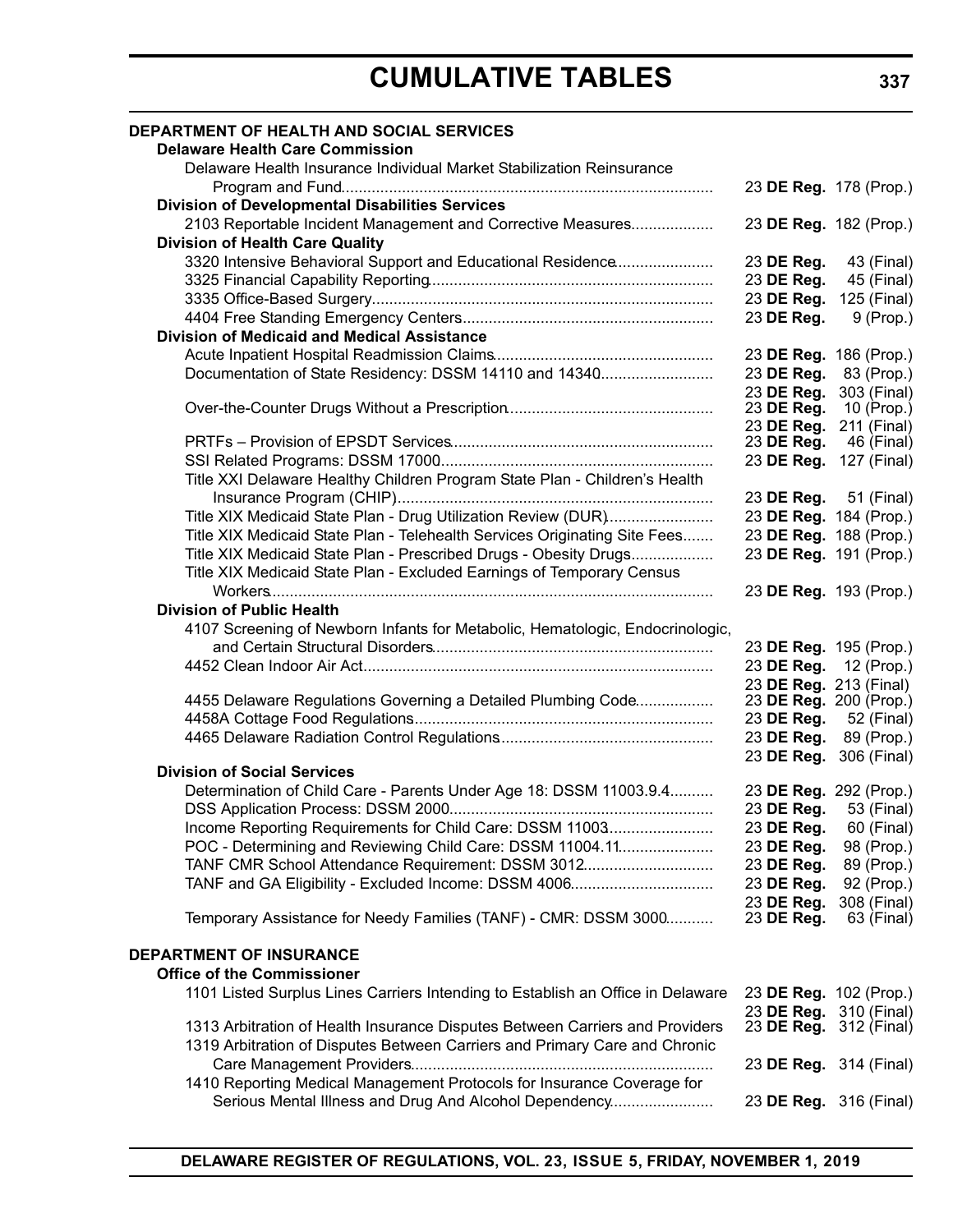# CUMULATIVE TABLES

**DEPARTMENT OF HEALTH AND SOCIAL SERVICES**

**Delaware Health Care Commission**

| | |
|---|---|
| Delaware Health Insurance Individual Market Stabilization Reinsurance Program and Fund | 23 **DE Reg.** 178 (Prop.) |

**Division of Developmental Disabilities Services**

| | |
|---|---|
| 2103 Reportable Incident Management and Corrective Measures | 23 **DE Reg.** 182 (Prop.) |

**Division of Health Care Quality**

| | |
|---|---|
| 3320 Intensive Behavioral Support and Educational Residence | 23 **DE Reg.** 43 (Final) |
| 3325 Financial Capability Reporting | 23 **DE Reg.** 45 (Final) |
| 3335 Office-Based Surgery | 23 **DE Reg.** 125 (Final) |
| 4404 Free Standing Emergency Centers | 23 **DE Reg.** 9 (Prop.) |

**Division of Medicaid and Medical Assistance**

| | |
|---|---|
| Acute Inpatient Hospital Readmission Claims | 23 **DE Reg.** 186 (Prop.) |
| Documentation of State Residency: DSSM 14110 and 14340 | 23 **DE Reg.** 83 (Prop.)<br>23 **DE Reg.** 303 (Final) |
| Over-the-Counter Drugs Without a Prescription | 23 **DE Reg.** 10 (Prop.)<br>23 **DE Reg.** 211 (Final) |
| PRTFs – Provision of EPSDT Services | 23 **DE Reg.** 46 (Final) |
| SSI Related Programs: DSSM 17000 | 23 **DE Reg.** 127 (Final) |
| Title XXI Delaware Healthy Children Program State Plan - Children's Health Insurance Program (CHIP) | 23 **DE Reg.** 51 (Final) |
| Title XIX Medicaid State Plan - Drug Utilization Review (DUR) | 23 **DE Reg.** 184 (Prop.) |
| Title XIX Medicaid State Plan - Telehealth Services Originating Site Fees | 23 **DE Reg.** 188 (Prop.) |
| Title XIX Medicaid State Plan - Prescribed Drugs - Obesity Drugs | 23 **DE Reg.** 191 (Prop.) |
| Title XIX Medicaid State Plan - Excluded Earnings of Temporary Census Workers | 23 **DE Reg.** 193 (Prop.) |

**Division of Public Health**

| | |
|---|---|
| 4107 Screening of Newborn Infants for Metabolic, Hematologic, Endocrinologic, and Certain Structural Disorders | 23 **DE Reg.** 195 (Prop.) |
| 4452 Clean Indoor Air Act | 23 **DE Reg.** 12 (Prop.)<br>23 **DE Reg.** 213 (Final) |
| 4455 Delaware Regulations Governing a Detailed Plumbing Code | 23 **DE Reg.** 200 (Prop.) |
| 4458A Cottage Food Regulations | 23 **DE Reg.** 52 (Final) |
| 4465 Delaware Radiation Control Regulations | 23 **DE Reg.** 89 (Prop.)<br>23 **DE Reg.** 306 (Final) |

**Division of Social Services**

| | |
|---|---|
| Determination of Child Care - Parents Under Age 18: DSSM 11003.9.4 | 23 **DE Reg.** 292 (Prop.) |
| DSS Application Process: DSSM 2000 | 23 **DE Reg.** 53 (Final) |
| Income Reporting Requirements for Child Care: DSSM 11003 | 23 **DE Reg.** 60 (Final) |
| POC - Determining and Reviewing Child Care: DSSM 11004.11 | 23 **DE Reg.** 98 (Prop.) |
| TANF CMR School Attendance Requirement: DSSM 3012 | 23 **DE Reg.** 89 (Prop.) |
| TANF and GA Eligibility - Excluded Income: DSSM 4006 | 23 **DE Reg.** 92 (Prop.)<br>23 **DE Reg.** 308 (Final) |
| Temporary Assistance for Needy Families (TANF) - CMR: DSSM 3000 | 23 **DE Reg.** 63 (Final) |

**DEPARTMENT OF INSURANCE**

**Office of the Commissioner**

| | |
|---|---|
| 1101 Listed Surplus Lines Carriers Intending to Establish an Office in Delaware | 23 **DE Reg.** 102 (Prop.)<br>23 **DE Reg.** 310 (Final) |
| 1313 Arbitration of Health Insurance Disputes Between Carriers and Providers | 23 **DE Reg.** 312 (Final) |
| 1319 Arbitration of Disputes Between Carriers and Primary Care and Chronic Care Management Providers | 23 **DE Reg.** 314 (Final) |
| 1410 Reporting Medical Management Protocols for Insurance Coverage for Serious Mental Illness and Drug And Alcohol Dependency | 23 **DE Reg.** 316 (Final) |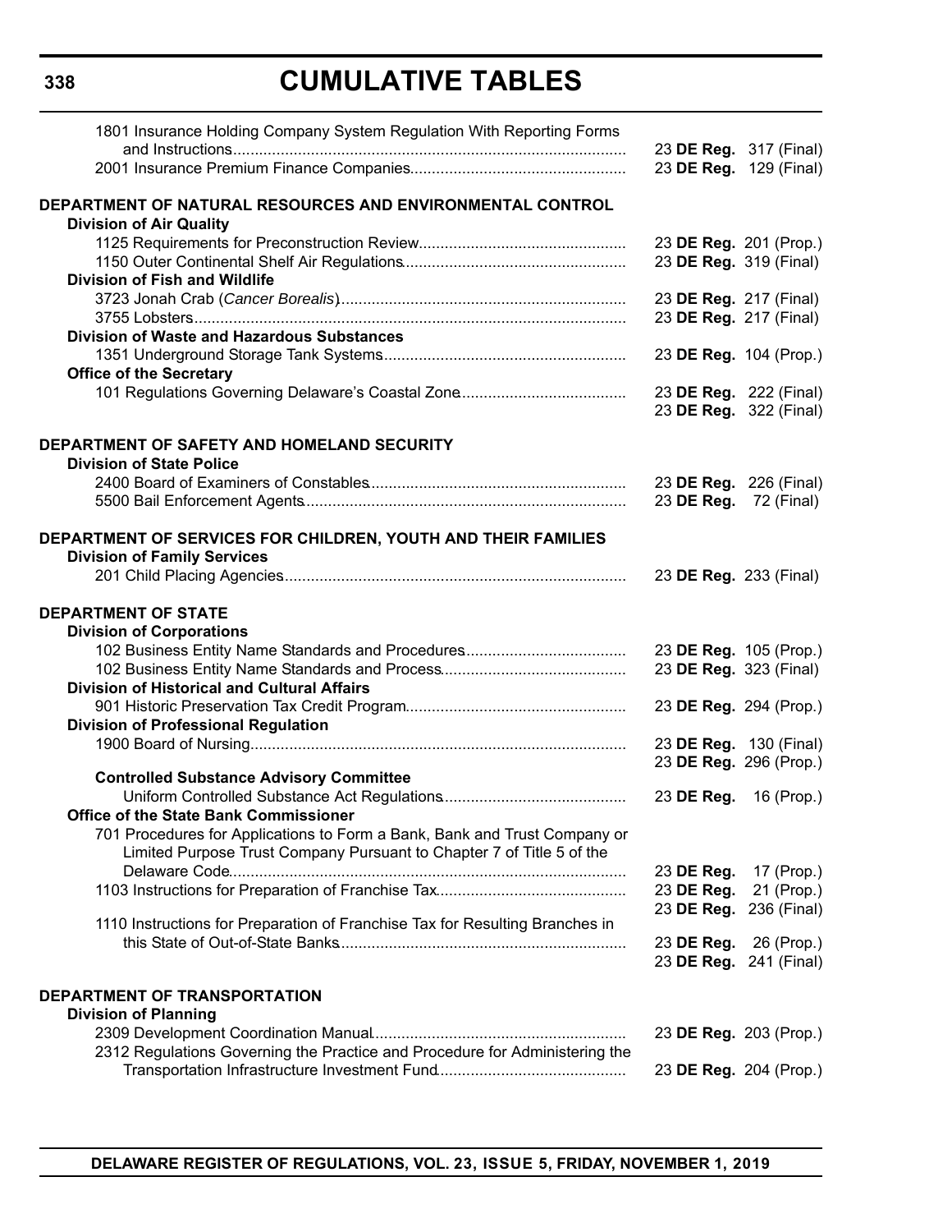# CUMULATIVE TABLES

1801 Insurance Holding Company System Regulation With Reporting Forms and Instructions........ 23 **DE Reg.** 317 (Final)
2001 Insurance Premium Finance Companies........ 23 **DE Reg.** 129 (Final)

**DEPARTMENT OF NATURAL RESOURCES AND ENVIRONMENTAL CONTROL**

**Division of Air Quality**

1125 Requirements for Preconstruction Review........ 23 **DE Reg.** 201 (Prop.)
1150 Outer Continental Shelf Air Regulations........ 23 **DE Reg.** 319 (Final)

**Division of Fish and Wildlife**

3723 Jonah Crab (*Cancer Borealis*)........ 23 **DE Reg.** 217 (Final)
3755 Lobsters........ 23 **DE Reg.** 217 (Final)

**Division of Waste and Hazardous Substances**

1351 Underground Storage Tank Systems........ 23 **DE Reg.** 104 (Prop.)

**Office of the Secretary**

101 Regulations Governing Delaware's Coastal Zone........ 23 **DE Reg.** 222 (Final)
23 **DE Reg.** 322 (Final)

**DEPARTMENT OF SAFETY AND HOMELAND SECURITY**

**Division of State Police**

2400 Board of Examiners of Constables........ 23 **DE Reg.** 226 (Final)
5500 Bail Enforcement Agents........ 23 **DE Reg.** 72 (Final)

**DEPARTMENT OF SERVICES FOR CHILDREN, YOUTH AND THEIR FAMILIES**

**Division of Family Services**

201 Child Placing Agencies........ 23 **DE Reg.** 233 (Final)

**DEPARTMENT OF STATE**

**Division of Corporations**

102 Business Entity Name Standards and Procedures........ 23 **DE Reg.** 105 (Prop.)
102 Business Entity Name Standards and Process........ 23 **DE Reg.** 323 (Final)

**Division of Historical and Cultural Affairs**

901 Historic Preservation Tax Credit Program........ 23 **DE Reg.** 294 (Prop.)

**Division of Professional Regulation**

1900 Board of Nursing........ 23 **DE Reg.** 130 (Final)
23 **DE Reg.** 296 (Prop.)

**Controlled Substance Advisory Committee**

Uniform Controlled Substance Act Regulations........ 23 **DE Reg.** 16 (Prop.)

**Office of the State Bank Commissioner**

701 Procedures for Applications to Form a Bank, Bank and Trust Company or Limited Purpose Trust Company Pursuant to Chapter 7 of Title 5 of the Delaware Code........ 23 **DE Reg.** 17 (Prop.)
1103 Instructions for Preparation of Franchise Tax........ 23 **DE Reg.** 21 (Prop.)
23 **DE Reg.** 236 (Final)
1110 Instructions for Preparation of Franchise Tax for Resulting Branches in this State of Out-of-State Banks........ 23 **DE Reg.** 26 (Prop.)
23 **DE Reg.** 241 (Final)

**DEPARTMENT OF TRANSPORTATION**

**Division of Planning**

2309 Development Coordination Manual........ 23 **DE Reg.** 203 (Prop.)
2312 Regulations Governing the Practice and Procedure for Administering the Transportation Infrastructure Investment Fund........ 23 **DE Reg.** 204 (Prop.)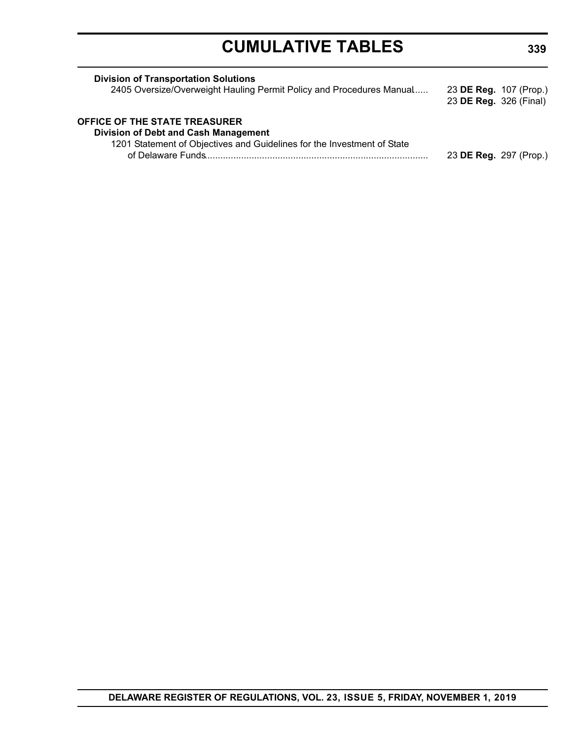**Division of Transportation Solutions**

2405 Oversize/Overweight Hauling Permit Policy and Procedures Manual...... 23 **DE Reg.** 107 (Prop.)
23 **DE Reg.** 326 (Final)

**OFFICE OF THE STATE TREASURER**

**Division of Debt and Cash Management**

1201 Statement of Objectives and Guidelines for the Investment of State of Delaware Funds...................................................................................... 23 **DE Reg.** 297 (Prop.)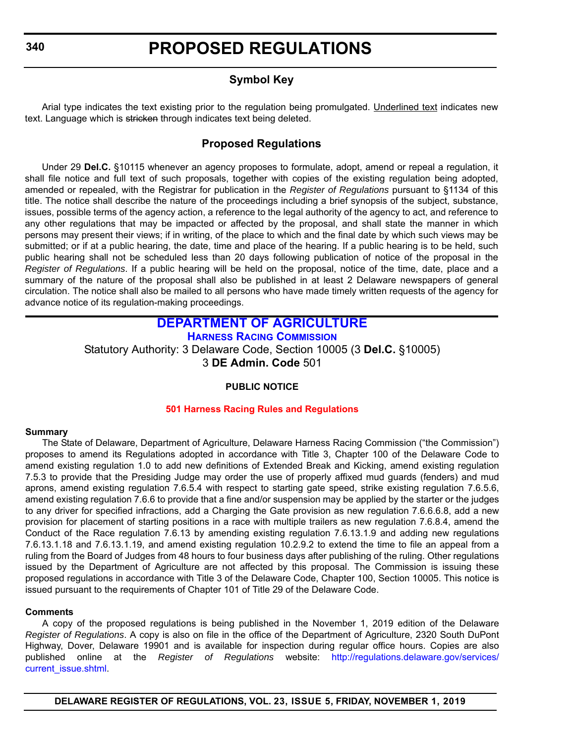# PROPOSED REGULATIONS

### Symbol Key

Arial type indicates the text existing prior to the regulation being promulgated. Underlined text indicates new text. Language which is ~~stricken~~ through indicates text being deleted.

### Proposed Regulations

Under 29 **Del.C.** §10115 whenever an agency proposes to formulate, adopt, amend or repeal a regulation, it shall file notice and full text of such proposals, together with copies of the existing regulation being adopted, amended or repealed, with the Registrar for publication in the *Register of Regulations* pursuant to §1134 of this title. The notice shall describe the nature of the proceedings including a brief synopsis of the subject, substance, issues, possible terms of the agency action, a reference to the legal authority of the agency to act, and reference to any other regulations that may be impacted or affected by the proposal, and shall state the manner in which persons may present their views; if in writing, of the place to which and the final date by which such views may be submitted; or if at a public hearing, the date, time and place of the hearing. If a public hearing is to be held, such public hearing shall not be scheduled less than 20 days following publication of notice of the proposal in the *Register of Regulations*. If a public hearing will be held on the proposal, notice of the time, date, place and a summary of the nature of the proposal shall also be published in at least 2 Delaware newspapers of general circulation. The notice shall also be mailed to all persons who have made timely written requests of the agency for advance notice of its regulation-making proceedings.

## DEPARTMENT OF AGRICULTURE

### Harness Racing Commission

Statutory Authority: 3 Delaware Code, Section 10005 (3 **Del.C.** §10005)
3 **DE Admin. Code** 501

**PUBLIC NOTICE**

**501 Harness Racing Rules and Regulations**

**Summary**

The State of Delaware, Department of Agriculture, Delaware Harness Racing Commission ("the Commission") proposes to amend its Regulations adopted in accordance with Title 3, Chapter 100 of the Delaware Code to amend existing regulation 1.0 to add new definitions of Extended Break and Kicking, amend existing regulation 7.5.3 to provide that the Presiding Judge may order the use of properly affixed mud guards (fenders) and mud aprons, amend existing regulation 7.6.5.4 with respect to starting gate speed, strike existing regulation 7.6.5.6, amend existing regulation 7.6.6 to provide that a fine and/or suspension may be applied by the starter or the judges to any driver for specified infractions, add a Charging the Gate provision as new regulation 7.6.6.6.8, add a new provision for placement of starting positions in a race with multiple trailers as new regulation 7.6.8.4, amend the Conduct of the Race regulation 7.6.13 by amending existing regulation 7.6.13.1.9 and adding new regulations 7.6.13.1.18 and 7.6.13.1.19, and amend existing regulation 10.2.9.2 to extend the time to file an appeal from a ruling from the Board of Judges from 48 hours to four business days after publishing of the ruling. Other regulations issued by the Department of Agriculture are not affected by this proposal. The Commission is issuing these proposed regulations in accordance with Title 3 of the Delaware Code, Chapter 100, Section 10005. This notice is issued pursuant to the requirements of Chapter 101 of Title 29 of the Delaware Code.

**Comments**

A copy of the proposed regulations is being published in the November 1, 2019 edition of the Delaware *Register of Regulations*. A copy is also on file in the office of the Department of Agriculture, 2320 South DuPont Highway, Dover, Delaware 19901 and is available for inspection during regular office hours. Copies are also published online at the *Register of Regulations* website: http://regulations.delaware.gov/services/current_issue.shtml.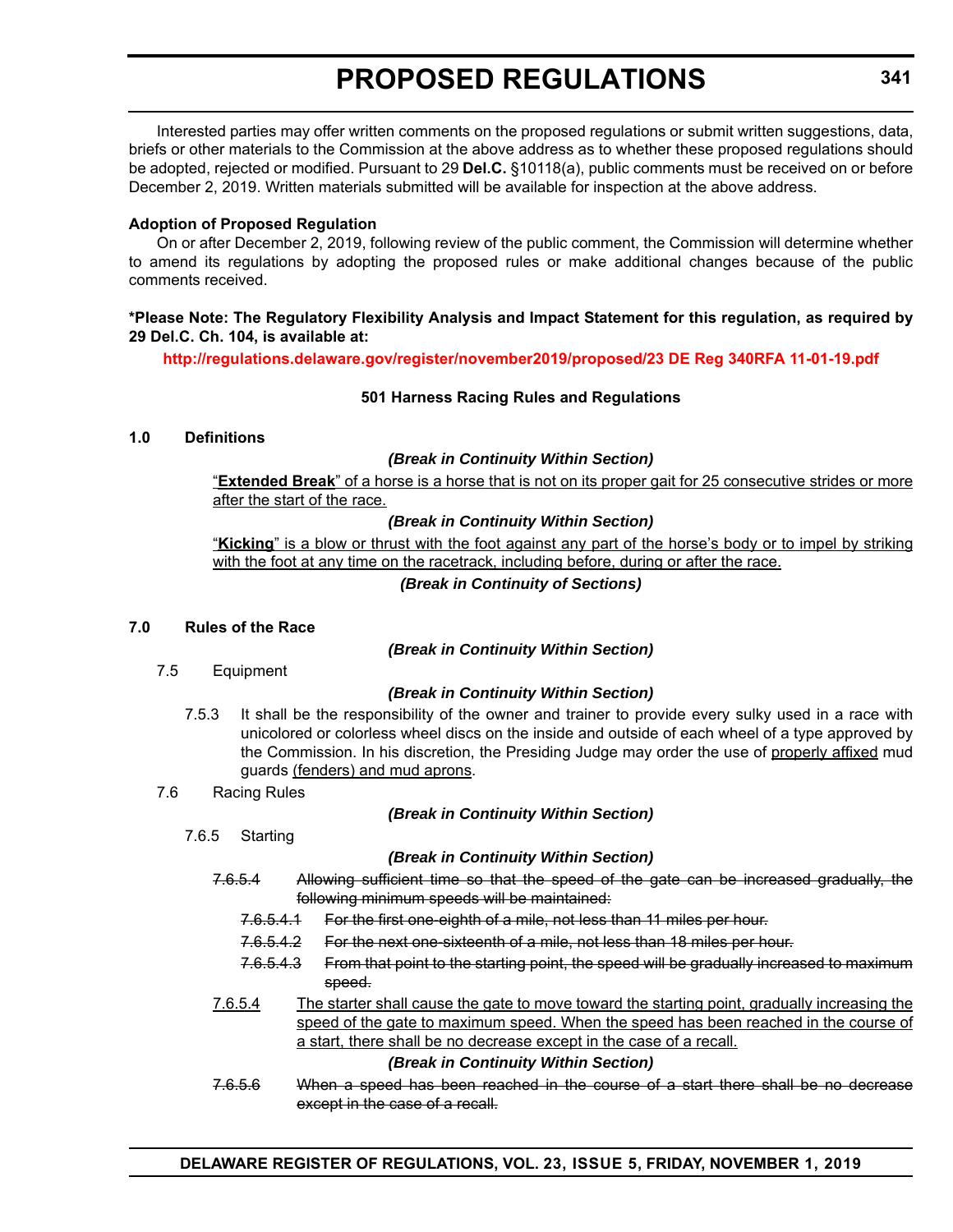Interested parties may offer written comments on the proposed regulations or submit written suggestions, data, briefs or other materials to the Commission at the above address as to whether these proposed regulations should be adopted, rejected or modified. Pursuant to 29 **Del.C.** §10118(a), public comments must be received on or before December 2, 2019. Written materials submitted will be available for inspection at the above address.

**Adoption of Proposed Regulation**

On or after December 2, 2019, following review of the public comment, the Commission will determine whether to amend its regulations by adopting the proposed rules or make additional changes because of the public comments received.

**\*Please Note: The Regulatory Flexibility Analysis and Impact Statement for this regulation, as required by 29 Del.C. Ch. 104, is available at:**

**http://regulations.delaware.gov/register/november2019/proposed/23 DE Reg 340RFA 11-01-19.pdf**

**501 Harness Racing Rules and Regulations**

**1.0 Definitions**

***(Break in Continuity Within Section)***

<u>"**Extended Break**" of a horse is a horse that is not on its proper gait for 25 consecutive strides or more after the start of the race.</u>

***(Break in Continuity Within Section)***

<u>"**Kicking**" is a blow or thrust with the foot against any part of the horse's body or to impel by striking with the foot at any time on the racetrack, including before, during or after the race.</u>

***(Break in Continuity of Sections)***

**7.0 Rules of the Race**

***(Break in Continuity Within Section)***

7.5 Equipment

***(Break in Continuity Within Section)***

7.5.3 It shall be the responsibility of the owner and trainer to provide every sulky used in a race with unicolored or colorless wheel discs on the inside and outside of each wheel of a type approved by the Commission. In his discretion, the Presiding Judge may order the use of <u>properly affixed</u> mud guards <u>(fenders) and mud aprons</u>.

7.6 Racing Rules

***(Break in Continuity Within Section)***

7.6.5 Starting

***(Break in Continuity Within Section)***

~~7.6.5.4 Allowing sufficient time so that the speed of the gate can be increased gradually, the following minimum speeds will be maintained:~~

~~7.6.5.4.1 For the first one-eighth of a mile, not less than 11 miles per hour.~~

~~7.6.5.4.2 For the next one-sixteenth of a mile, not less than 18 miles per hour.~~

~~7.6.5.4.3 From that point to the starting point, the speed will be gradually increased to maximum speed.~~

<u>7.6.5.4 The starter shall cause the gate to move toward the starting point, gradually increasing the speed of the gate to maximum speed. When the speed has been reached in the course of a start, there shall be no decrease except in the case of a recall.</u>

***(Break in Continuity Within Section)***

~~7.6.5.6 When a speed has been reached in the course of a start there shall be no decrease except in the case of a recall.~~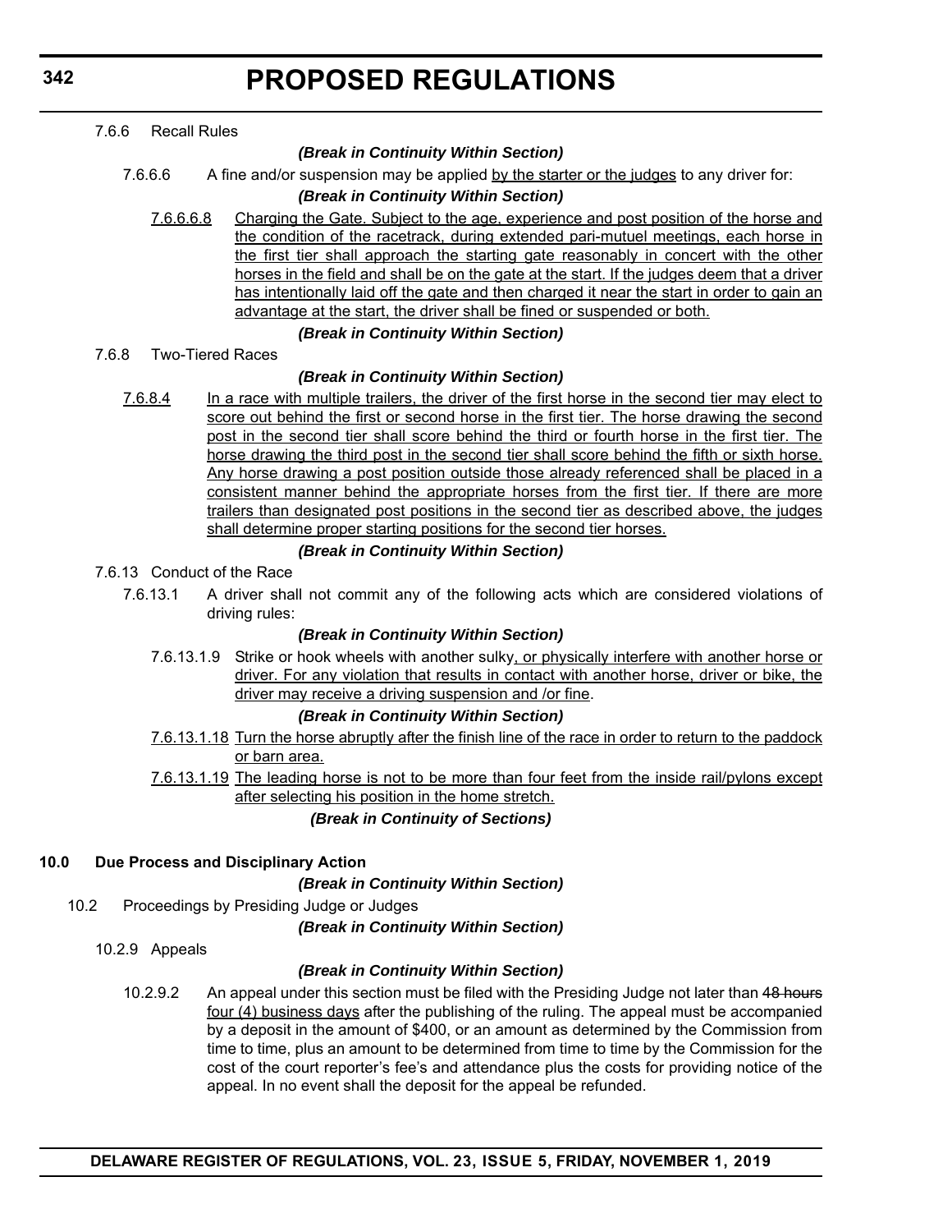7.6.6 Recall Rules

***(Break in Continuity Within Section)***

7.6.6.6 A fine and/or suspension may be applied <u>by the starter or the judges</u> to any driver for:

***(Break in Continuity Within Section)***

<u>7.6.6.6.8 Charging the Gate. Subject to the age, experience and post position of the horse and the condition of the racetrack, during extended pari-mutuel meetings, each horse in the first tier shall approach the starting gate reasonably in concert with the other horses in the field and shall be on the gate at the start. If the judges deem that a driver has intentionally laid off the gate and then charged it near the start in order to gain an advantage at the start, the driver shall be fined or suspended or both.</u>

***(Break in Continuity Within Section)***

7.6.8 Two-Tiered Races

***(Break in Continuity Within Section)***

<u>7.6.8.4 In a race with multiple trailers, the driver of the first horse in the second tier may elect to score out behind the first or second horse in the first tier. The horse drawing the second post in the second tier shall score behind the third or fourth horse in the first tier. The horse drawing the third post in the second tier shall score behind the fifth or sixth horse. Any horse drawing a post position outside those already referenced shall be placed in a consistent manner behind the appropriate horses from the first tier. If there are more trailers than designated post positions in the second tier as described above, the judges shall determine proper starting positions for the second tier horses.</u>

***(Break in Continuity Within Section)***

7.6.13 Conduct of the Race

7.6.13.1 A driver shall not commit any of the following acts which are considered violations of driving rules:

***(Break in Continuity Within Section)***

7.6.13.1.9 Strike or hook wheels with another sulky<u>, or physically interfere with another horse or driver. For any violation that results in contact with another horse, driver or bike, the driver may receive a driving suspension and /or fine</u>.

***(Break in Continuity Within Section)***

<u>7.6.13.1.18 Turn the horse abruptly after the finish line of the race in order to return to the paddock or barn area.</u>

<u>7.6.13.1.19 The leading horse is not to be more than four feet from the inside rail/pylons except after selecting his position in the home stretch.</u>

***(Break in Continuity of Sections)***

**10.0 Due Process and Disciplinary Action**

***(Break in Continuity Within Section)***

10.2 Proceedings by Presiding Judge or Judges

***(Break in Continuity Within Section)***

10.2.9 Appeals

***(Break in Continuity Within Section)***

10.2.9.2 An appeal under this section must be filed with the Presiding Judge not later than ~~48 hours~~ <u>four (4) business days</u> after the publishing of the ruling. The appeal must be accompanied by a deposit in the amount of $400, or an amount as determined by the Commission from time to time, plus an amount to be determined from time to time by the Commission for the cost of the court reporter's fee's and attendance plus the costs for providing notice of the appeal. In no event shall the deposit for the appeal be refunded.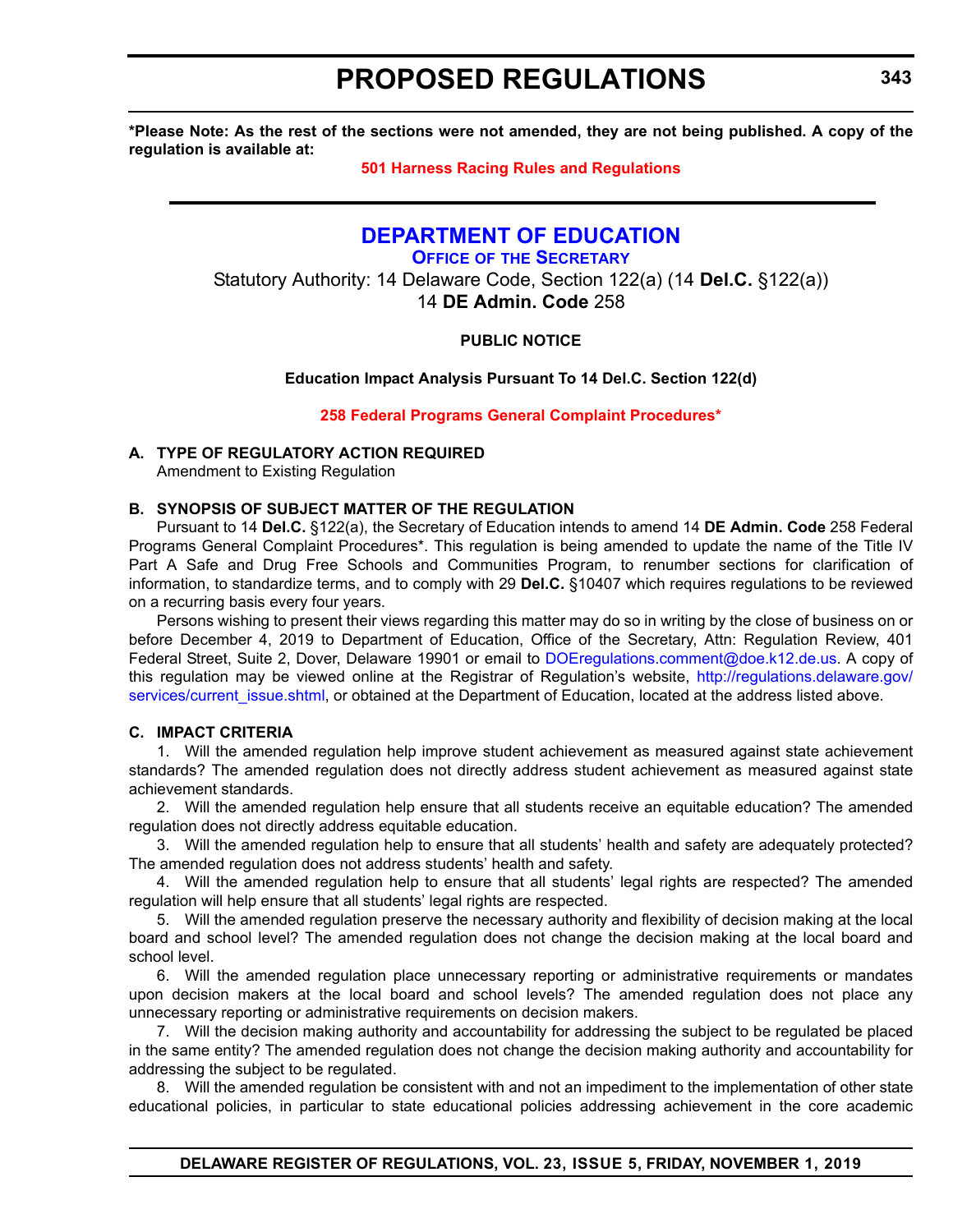**\*Please Note: As the rest of the sections were not amended, they are not being published. A copy of the regulation is available at:**

**501 Harness Racing Rules and Regulations**

---

## DEPARTMENT OF EDUCATION

### OFFICE OF THE SECRETARY

Statutory Authority: 14 Delaware Code, Section 122(a) (14 **Del.C.** §122(a))
14 **DE Admin. Code** 258

**PUBLIC NOTICE**

**Education Impact Analysis Pursuant To 14 Del.C. Section 122(d)**

**258 Federal Programs General Complaint Procedures\***

**A. TYPE OF REGULATORY ACTION REQUIRED**

Amendment to Existing Regulation

**B. SYNOPSIS OF SUBJECT MATTER OF THE REGULATION**

Pursuant to 14 **Del.C.** §122(a), the Secretary of Education intends to amend 14 **DE Admin. Code** 258 Federal Programs General Complaint Procedures\*. This regulation is being amended to update the name of the Title IV Part A Safe and Drug Free Schools and Communities Program, to renumber sections for clarification of information, to standardize terms, and to comply with 29 **Del.C.** §10407 which requires regulations to be reviewed on a recurring basis every four years.

Persons wishing to present their views regarding this matter may do so in writing by the close of business on or before December 4, 2019 to Department of Education, Office of the Secretary, Attn: Regulation Review, 401 Federal Street, Suite 2, Dover, Delaware 19901 or email to DOEregulations.comment@doe.k12.de.us. A copy of this regulation may be viewed online at the Registrar of Regulation's website, http://regulations.delaware.gov/services/current_issue.shtml, or obtained at the Department of Education, located at the address listed above.

**C. IMPACT CRITERIA**

1. Will the amended regulation help improve student achievement as measured against state achievement standards? The amended regulation does not directly address student achievement as measured against state achievement standards.

2. Will the amended regulation help ensure that all students receive an equitable education? The amended regulation does not directly address equitable education.

3. Will the amended regulation help to ensure that all students' health and safety are adequately protected? The amended regulation does not address students' health and safety.

4. Will the amended regulation help to ensure that all students' legal rights are respected? The amended regulation will help ensure that all students' legal rights are respected.

5. Will the amended regulation preserve the necessary authority and flexibility of decision making at the local board and school level? The amended regulation does not change the decision making at the local board and school level.

6. Will the amended regulation place unnecessary reporting or administrative requirements or mandates upon decision makers at the local board and school levels? The amended regulation does not place any unnecessary reporting or administrative requirements on decision makers.

7. Will the decision making authority and accountability for addressing the subject to be regulated be placed in the same entity? The amended regulation does not change the decision making authority and accountability for addressing the subject to be regulated.

8. Will the amended regulation be consistent with and not an impediment to the implementation of other state educational policies, in particular to state educational policies addressing achievement in the core academic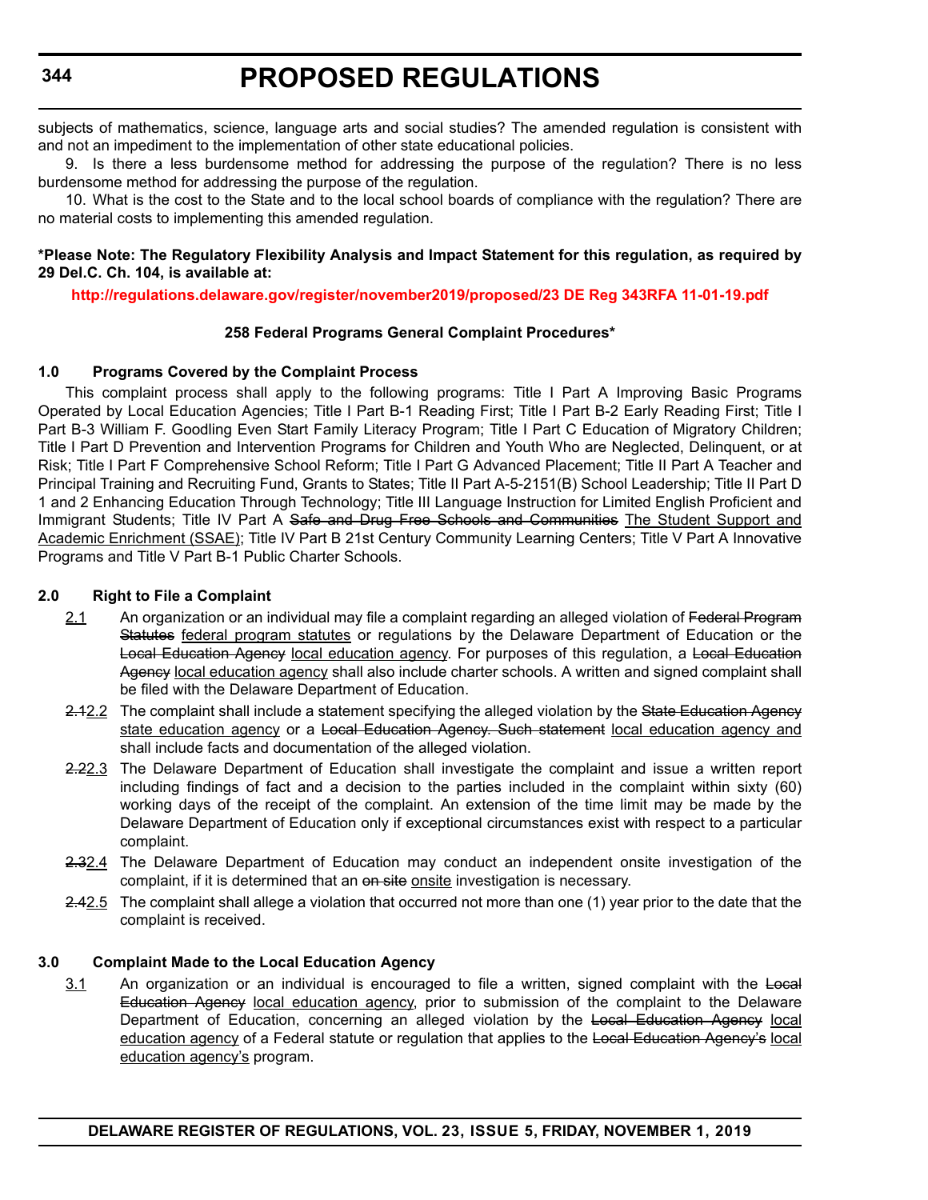subjects of mathematics, science, language arts and social studies? The amended regulation is consistent with and not an impediment to the implementation of other state educational policies.

9. Is there a less burdensome method for addressing the purpose of the regulation? There is no less burdensome method for addressing the purpose of the regulation.

10. What is the cost to the State and to the local school boards of compliance with the regulation? There are no material costs to implementing this amended regulation.

**\*Please Note: The Regulatory Flexibility Analysis and Impact Statement for this regulation, as required by 29 Del.C. Ch. 104, is available at:**

**http://regulations.delaware.gov/register/november2019/proposed/23 DE Reg 343RFA 11-01-19.pdf**

**258 Federal Programs General Complaint Procedures\***

**1.0 Programs Covered by the Complaint Process**

This complaint process shall apply to the following programs: Title I Part A Improving Basic Programs Operated by Local Education Agencies; Title I Part B-1 Reading First; Title I Part B-2 Early Reading First; Title I Part B-3 William F. Goodling Even Start Family Literacy Program; Title I Part C Education of Migratory Children; Title I Part D Prevention and Intervention Programs for Children and Youth Who are Neglected, Delinquent, or at Risk; Title I Part F Comprehensive School Reform; Title I Part G Advanced Placement; Title II Part A Teacher and Principal Training and Recruiting Fund, Grants to States; Title II Part A-5-2151(B) School Leadership; Title II Part D 1 and 2 Enhancing Education Through Technology; Title III Language Instruction for Limited English Proficient and Immigrant Students; Title IV Part A ~~Safe and Drug Free Schools and Communities~~ <u>The Student Support and Academic Enrichment (SSAE)</u>; Title IV Part B 21st Century Community Learning Centers; Title V Part A Innovative Programs and Title V Part B-1 Public Charter Schools.

**2.0 Right to File a Complaint**

<u>2.1</u> An organization or an individual may file a complaint regarding an alleged violation of ~~Federal Program Statutes~~ <u>federal program statutes</u> or regulations by the Delaware Department of Education or the ~~Local Education Agency~~ <u>local education agency</u>. For purposes of this regulation, a ~~Local Education Agency~~ <u>local education agency</u> shall also include charter schools. A written and signed complaint shall be filed with the Delaware Department of Education.

~~2.1~~<u>2.2</u> The complaint shall include a statement specifying the alleged violation by the ~~State Education Agency~~ <u>state education agency</u> or a ~~Local Education Agency. Such statement~~ <u>local education agency and</u> shall include facts and documentation of the alleged violation.

~~2.2~~<u>2.3</u> The Delaware Department of Education shall investigate the complaint and issue a written report including findings of fact and a decision to the parties included in the complaint within sixty (60) working days of the receipt of the complaint. An extension of the time limit may be made by the Delaware Department of Education only if exceptional circumstances exist with respect to a particular complaint.

~~2.3~~<u>2.4</u> The Delaware Department of Education may conduct an independent onsite investigation of the complaint, if it is determined that an ~~on site~~ <u>onsite</u> investigation is necessary.

~~2.4~~<u>2.5</u> The complaint shall allege a violation that occurred not more than one (1) year prior to the date that the complaint is received.

**3.0 Complaint Made to the Local Education Agency**

<u>3.1</u> An organization or an individual is encouraged to file a written, signed complaint with the ~~Local Education Agency~~ <u>local education agency</u>, prior to submission of the complaint to the Delaware Department of Education, concerning an alleged violation by the ~~Local Education Agency~~ <u>local education agency</u> of a Federal statute or regulation that applies to the ~~Local Education Agency's~~ <u>local education agency's</u> program.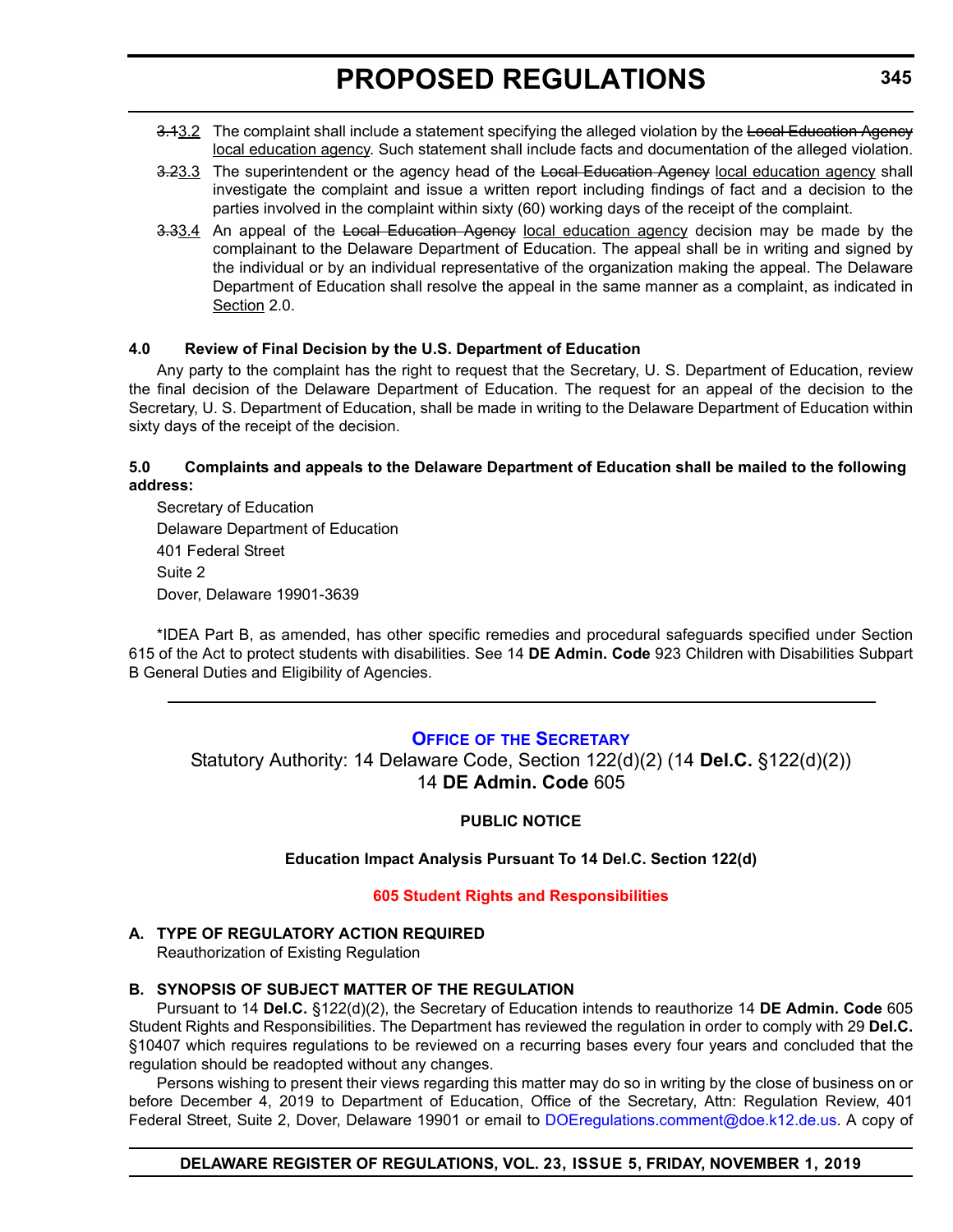~~3.1~~3.2 The complaint shall include a statement specifying the alleged violation by the ~~Local Education Agency~~ <u>local education agency</u>. Such statement shall include facts and documentation of the alleged violation.

~~3.2~~3.3 The superintendent or the agency head of the ~~Local Education Agency~~ <u>local education agency</u> shall investigate the complaint and issue a written report including findings of fact and a decision to the parties involved in the complaint within sixty (60) working days of the receipt of the complaint.

~~3.3~~3.4 An appeal of the ~~Local Education Agency~~ <u>local education agency</u> decision may be made by the complainant to the Delaware Department of Education. The appeal shall be in writing and signed by the individual or by an individual representative of the organization making the appeal. The Delaware Department of Education shall resolve the appeal in the same manner as a complaint, as indicated in <u>Section</u> 2.0.

**4.0 Review of Final Decision by the U.S. Department of Education**

Any party to the complaint has the right to request that the Secretary, U. S. Department of Education, review the final decision of the Delaware Department of Education. The request for an appeal of the decision to the Secretary, U. S. Department of Education, shall be made in writing to the Delaware Department of Education within sixty days of the receipt of the decision.

**5.0 Complaints and appeals to the Delaware Department of Education shall be mailed to the following address:**

Secretary of Education
Delaware Department of Education
401 Federal Street
Suite 2
Dover, Delaware 19901-3639

*IDEA Part B, as amended, has other specific remedies and procedural safeguards specified under Section 615 of the Act to protect students with disabilities. See 14 **DE Admin. Code** 923 Children with Disabilities Subpart B General Duties and Eligibility of Agencies.

---

## Office of the Secretary

Statutory Authority: 14 Delaware Code, Section 122(d)(2) (14 **Del.C.** §122(d)(2))
14 **DE Admin. Code** 605

**PUBLIC NOTICE**

**Education Impact Analysis Pursuant To 14 Del.C. Section 122(d)**

**605 Student Rights and Responsibilities**

**A. TYPE OF REGULATORY ACTION REQUIRED**

Reauthorization of Existing Regulation

**B. SYNOPSIS OF SUBJECT MATTER OF THE REGULATION**

Pursuant to 14 **Del.C.** §122(d)(2), the Secretary of Education intends to reauthorize 14 **DE Admin. Code** 605 Student Rights and Responsibilities. The Department has reviewed the regulation in order to comply with 29 **Del.C.** §10407 which requires regulations to be reviewed on a recurring bases every four years and concluded that the regulation should be readopted without any changes.

Persons wishing to present their views regarding this matter may do so in writing by the close of business on or before December 4, 2019 to Department of Education, Office of the Secretary, Attn: Regulation Review, 401 Federal Street, Suite 2, Dover, Delaware 19901 or email to DOEregulations.comment@doe.k12.de.us. A copy of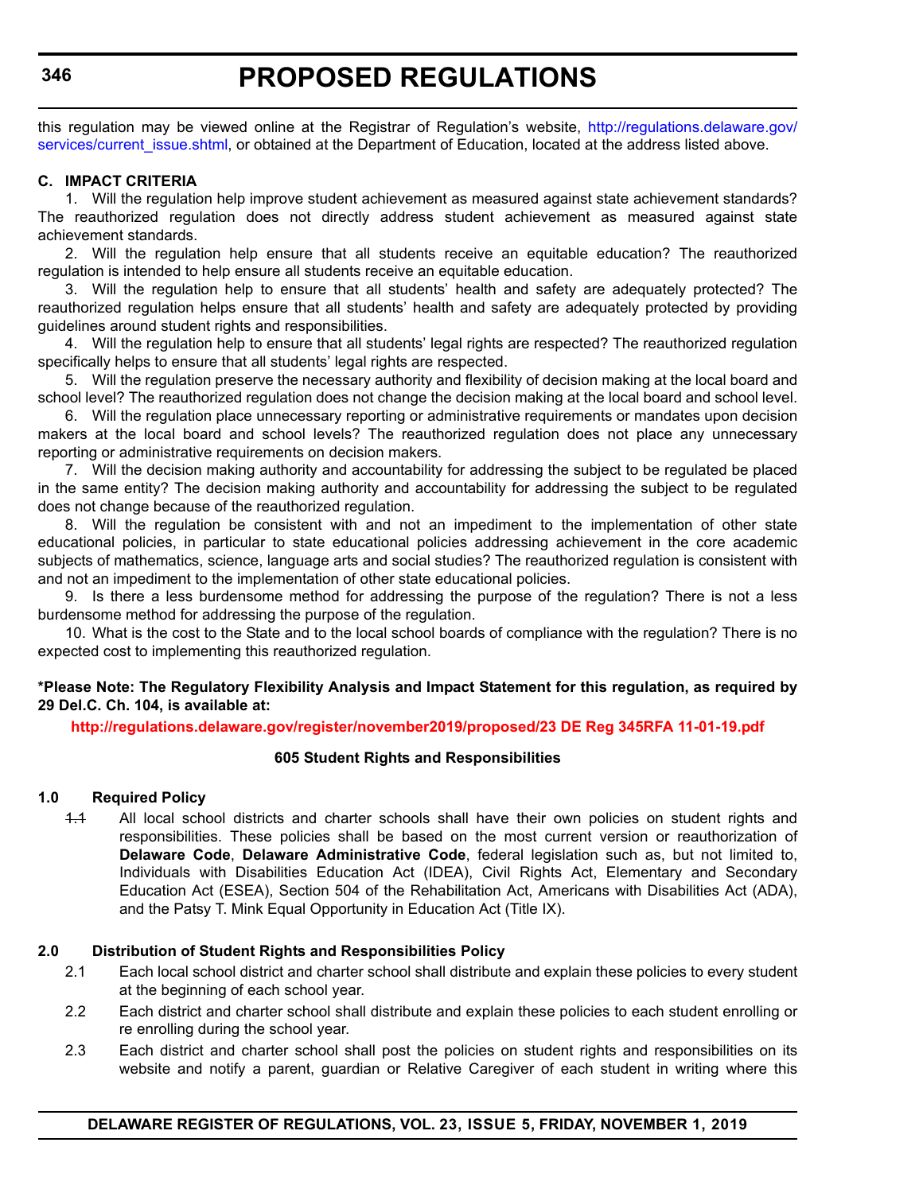this regulation may be viewed online at the Registrar of Regulation's website, http://regulations.delaware.gov/services/current_issue.shtml, or obtained at the Department of Education, located at the address listed above.

**C. IMPACT CRITERIA**

1. Will the regulation help improve student achievement as measured against state achievement standards? The reauthorized regulation does not directly address student achievement as measured against state achievement standards.

2. Will the regulation help ensure that all students receive an equitable education? The reauthorized regulation is intended to help ensure all students receive an equitable education.

3. Will the regulation help to ensure that all students' health and safety are adequately protected? The reauthorized regulation helps ensure that all students' health and safety are adequately protected by providing guidelines around student rights and responsibilities.

4. Will the regulation help to ensure that all students' legal rights are respected? The reauthorized regulation specifically helps to ensure that all students' legal rights are respected.

5. Will the regulation preserve the necessary authority and flexibility of decision making at the local board and school level? The reauthorized regulation does not change the decision making at the local board and school level.

6. Will the regulation place unnecessary reporting or administrative requirements or mandates upon decision makers at the local board and school levels? The reauthorized regulation does not place any unnecessary reporting or administrative requirements on decision makers.

7. Will the decision making authority and accountability for addressing the subject to be regulated be placed in the same entity? The decision making authority and accountability for addressing the subject to be regulated does not change because of the reauthorized regulation.

8. Will the regulation be consistent with and not an impediment to the implementation of other state educational policies, in particular to state educational policies addressing achievement in the core academic subjects of mathematics, science, language arts and social studies? The reauthorized regulation is consistent with and not an impediment to the implementation of other state educational policies.

9. Is there a less burdensome method for addressing the purpose of the regulation? There is not a less burdensome method for addressing the purpose of the regulation.

10. What is the cost to the State and to the local school boards of compliance with the regulation? There is no expected cost to implementing this reauthorized regulation.

**\*Please Note: The Regulatory Flexibility Analysis and Impact Statement for this regulation, as required by 29 Del.C. Ch. 104, is available at:**

**http://regulations.delaware.gov/register/november2019/proposed/23 DE Reg 345RFA 11-01-19.pdf**

**605 Student Rights and Responsibilities**

**1.0 Required Policy**

~~1.1~~ All local school districts and charter schools shall have their own policies on student rights and responsibilities. These policies shall be based on the most current version or reauthorization of **Delaware Code**, **Delaware Administrative Code**, federal legislation such as, but not limited to, Individuals with Disabilities Education Act (IDEA), Civil Rights Act, Elementary and Secondary Education Act (ESEA), Section 504 of the Rehabilitation Act, Americans with Disabilities Act (ADA), and the Patsy T. Mink Equal Opportunity in Education Act (Title IX).

**2.0 Distribution of Student Rights and Responsibilities Policy**

2.1 Each local school district and charter school shall distribute and explain these policies to every student at the beginning of each school year.

2.2 Each district and charter school shall distribute and explain these policies to each student enrolling or re enrolling during the school year.

2.3 Each district and charter school shall post the policies on student rights and responsibilities on its website and notify a parent, guardian or Relative Caregiver of each student in writing where this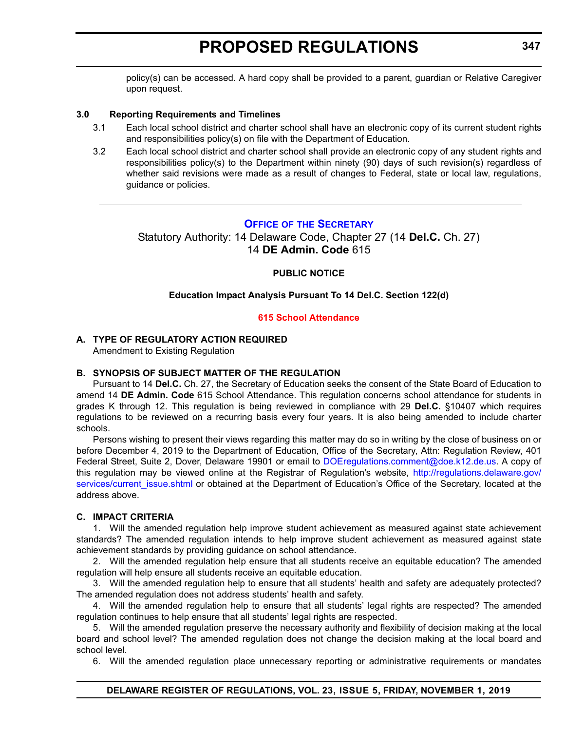policy(s) can be accessed. A hard copy shall be provided to a parent, guardian or Relative Caregiver upon request.

**3.0 Reporting Requirements and Timelines**

3.1 Each local school district and charter school shall have an electronic copy of its current student rights and responsibilities policy(s) on file with the Department of Education.

3.2 Each local school district and charter school shall provide an electronic copy of any student rights and responsibilities policy(s) to the Department within ninety (90) days of such revision(s) regardless of whether said revisions were made as a result of changes to Federal, state or local law, regulations, guidance or policies.

---

## Office of the Secretary

Statutory Authority: 14 Delaware Code, Chapter 27 (14 **Del.C.** Ch. 27)
14 **DE Admin. Code** 615

**PUBLIC NOTICE**

**Education Impact Analysis Pursuant To 14 Del.C. Section 122(d)**

**615 School Attendance**

**A. TYPE OF REGULATORY ACTION REQUIRED**

Amendment to Existing Regulation

**B. SYNOPSIS OF SUBJECT MATTER OF THE REGULATION**

Pursuant to 14 **Del.C.** Ch. 27, the Secretary of Education seeks the consent of the State Board of Education to amend 14 **DE Admin. Code** 615 School Attendance. This regulation concerns school attendance for students in grades K through 12. This regulation is being reviewed in compliance with 29 **Del.C.** §10407 which requires regulations to be reviewed on a recurring basis every four years. It is also being amended to include charter schools.

Persons wishing to present their views regarding this matter may do so in writing by the close of business on or before December 4, 2019 to the Department of Education, Office of the Secretary, Attn: Regulation Review, 401 Federal Street, Suite 2, Dover, Delaware 19901 or email to DOEregulations.comment@doe.k12.de.us. A copy of this regulation may be viewed online at the Registrar of Regulation's website, http://regulations.delaware.gov/services/current_issue.shtml or obtained at the Department of Education's Office of the Secretary, located at the address above.

**C. IMPACT CRITERIA**

1. Will the amended regulation help improve student achievement as measured against state achievement standards? The amended regulation intends to help improve student achievement as measured against state achievement standards by providing guidance on school attendance.

2. Will the amended regulation help ensure that all students receive an equitable education? The amended regulation will help ensure all students receive an equitable education.

3. Will the amended regulation help to ensure that all students' health and safety are adequately protected? The amended regulation does not address students' health and safety.

4. Will the amended regulation help to ensure that all students' legal rights are respected? The amended regulation continues to help ensure that all students' legal rights are respected.

5. Will the amended regulation preserve the necessary authority and flexibility of decision making at the local board and school level? The amended regulation does not change the decision making at the local board and school level.

6. Will the amended regulation place unnecessary reporting or administrative requirements or mandates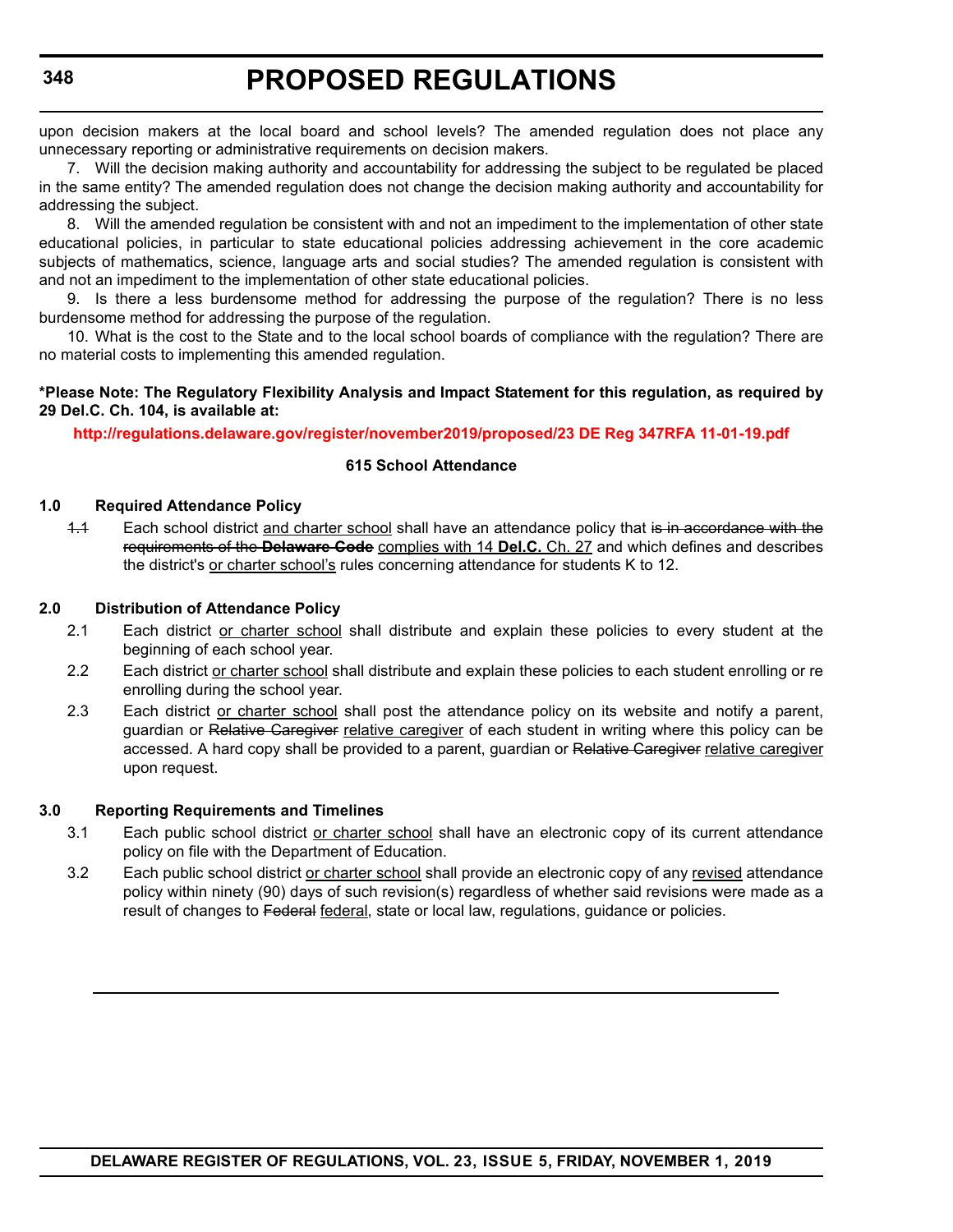upon decision makers at the local board and school levels? The amended regulation does not place any unnecessary reporting or administrative requirements on decision makers.

7. Will the decision making authority and accountability for addressing the subject to be regulated be placed in the same entity? The amended regulation does not change the decision making authority and accountability for addressing the subject.

8. Will the amended regulation be consistent with and not an impediment to the implementation of other state educational policies, in particular to state educational policies addressing achievement in the core academic subjects of mathematics, science, language arts and social studies? The amended regulation is consistent with and not an impediment to the implementation of other state educational policies.

9. Is there a less burdensome method for addressing the purpose of the regulation? There is no less burdensome method for addressing the purpose of the regulation.

10. What is the cost to the State and to the local school boards of compliance with the regulation? There are no material costs to implementing this amended regulation.

**\*Please Note: The Regulatory Flexibility Analysis and Impact Statement for this regulation, as required by 29 Del.C. Ch. 104, is available at:**

**http://regulations.delaware.gov/register/november2019/proposed/23 DE Reg 347RFA 11-01-19.pdf**

**615 School Attendance**

**1.0 Required Attendance Policy**

~~1.1~~ Each school district <u>and charter school</u> shall have an attendance policy that ~~is in accordance with the requirements of the **Delaware Code**~~ <u>complies with 14 **Del.C.** Ch. 27</u> and which defines and describes the district's <u>or charter school's</u> rules concerning attendance for students K to 12.

**2.0 Distribution of Attendance Policy**

2.1 Each district <u>or charter school</u> shall distribute and explain these policies to every student at the beginning of each school year.

2.2 Each district <u>or charter school</u> shall distribute and explain these policies to each student enrolling or re enrolling during the school year.

2.3 Each district <u>or charter school</u> shall post the attendance policy on its website and notify a parent, guardian or ~~Relative Caregiver~~ <u>relative caregiver</u> of each student in writing where this policy can be accessed. A hard copy shall be provided to a parent, guardian or ~~Relative Caregiver~~ <u>relative caregiver</u> upon request.

**3.0 Reporting Requirements and Timelines**

3.1 Each public school district <u>or charter school</u> shall have an electronic copy of its current attendance policy on file with the Department of Education.

3.2 Each public school district <u>or charter school</u> shall provide an electronic copy of any <u>revised</u> attendance policy within ninety (90) days of such revision(s) regardless of whether said revisions were made as a result of changes to ~~Federal~~ <u>federal</u>, state or local law, regulations, guidance or policies.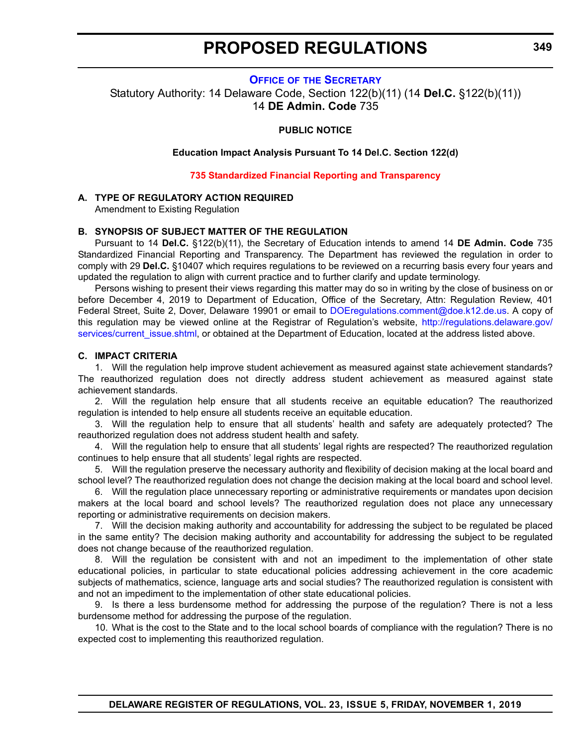## Office of the Secretary

Statutory Authority: 14 Delaware Code, Section 122(b)(11) (14 **Del.C.** §122(b)(11))
14 **DE Admin. Code** 735

**PUBLIC NOTICE**

**Education Impact Analysis Pursuant To 14 Del.C. Section 122(d)**

**735 Standardized Financial Reporting and Transparency**

**A. TYPE OF REGULATORY ACTION REQUIRED**

Amendment to Existing Regulation

**B. SYNOPSIS OF SUBJECT MATTER OF THE REGULATION**

Pursuant to 14 **Del.C.** §122(b)(11), the Secretary of Education intends to amend 14 **DE Admin. Code** 735 Standardized Financial Reporting and Transparency. The Department has reviewed the regulation in order to comply with 29 **Del.C.** §10407 which requires regulations to be reviewed on a recurring basis every four years and updated the regulation to align with current practice and to further clarify and update terminology.

Persons wishing to present their views regarding this matter may do so in writing by the close of business on or before December 4, 2019 to Department of Education, Office of the Secretary, Attn: Regulation Review, 401 Federal Street, Suite 2, Dover, Delaware 19901 or email to DOEregulations.comment@doe.k12.de.us. A copy of this regulation may be viewed online at the Registrar of Regulation's website, http://regulations.delaware.gov/services/current_issue.shtml, or obtained at the Department of Education, located at the address listed above.

**C. IMPACT CRITERIA**

1. Will the regulation help improve student achievement as measured against state achievement standards? The reauthorized regulation does not directly address student achievement as measured against state achievement standards.

2. Will the regulation help ensure that all students receive an equitable education? The reauthorized regulation is intended to help ensure all students receive an equitable education.

3. Will the regulation help to ensure that all students' health and safety are adequately protected? The reauthorized regulation does not address student health and safety.

4. Will the regulation help to ensure that all students' legal rights are respected? The reauthorized regulation continues to help ensure that all students' legal rights are respected.

5. Will the regulation preserve the necessary authority and flexibility of decision making at the local board and school level? The reauthorized regulation does not change the decision making at the local board and school level.

6. Will the regulation place unnecessary reporting or administrative requirements or mandates upon decision makers at the local board and school levels? The reauthorized regulation does not place any unnecessary reporting or administrative requirements on decision makers.

7. Will the decision making authority and accountability for addressing the subject to be regulated be placed in the same entity? The decision making authority and accountability for addressing the subject to be regulated does not change because of the reauthorized regulation.

8. Will the regulation be consistent with and not an impediment to the implementation of other state educational policies, in particular to state educational policies addressing achievement in the core academic subjects of mathematics, science, language arts and social studies? The reauthorized regulation is consistent with and not an impediment to the implementation of other state educational policies.

9. Is there a less burdensome method for addressing the purpose of the regulation? There is not a less burdensome method for addressing the purpose of the regulation.

10. What is the cost to the State and to the local school boards of compliance with the regulation? There is no expected cost to implementing this reauthorized regulation.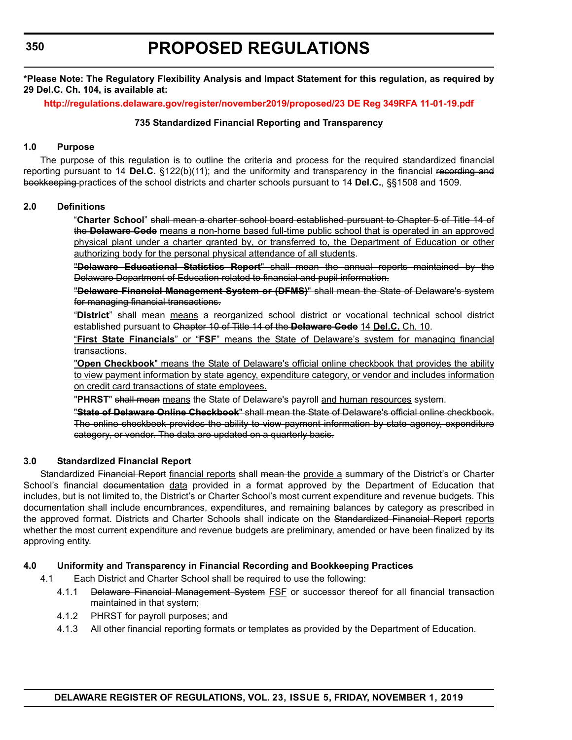**\*Please Note: The Regulatory Flexibility Analysis and Impact Statement for this regulation, as required by 29 Del.C. Ch. 104, is available at:**

**http://regulations.delaware.gov/register/november2019/proposed/23 DE Reg 349RFA 11-01-19.pdf**

**735 Standardized Financial Reporting and Transparency**

**1.0 Purpose**

The purpose of this regulation is to outline the criteria and process for the required standardized financial reporting pursuant to 14 **Del.C.** §122(b)(11); and the uniformity and transparency in the financial ~~recording and bookkeeping~~ practices of the school districts and charter schools pursuant to 14 **Del.C.**, §§1508 and 1509.

**2.0 Definitions**

"**Charter School**" ~~shall mean a charter school board established pursuant to Chapter 5 of Title 14 of the **Delaware Code**~~ <u>means a non-home based full-time public school that is operated in an approved physical plant under a charter granted by, or transferred to, the Department of Education or other authorizing body for the personal physical attendance of all students</u>.

~~"**Delaware Educational Statistics Report**" shall mean the annual reports maintained by the Delaware Department of Education related to financial and pupil information.~~

~~"**Delaware Financial Management System or (DFMS)**" shall mean the State of Delaware's system for managing financial transactions.~~

"**District**" ~~shall mean~~ <u>means</u> a reorganized school district or vocational technical school district established pursuant to ~~Chapter 10 of Title 14 of the **Delaware Code**~~ <u>14 **Del.C.** Ch. 10</u>.

<u>"**First State Financials**" or "**FSF**" means the State of Delaware's system for managing financial transactions.</u>

<u>"**Open Checkbook**" means the State of Delaware's official online checkbook that provides the ability to view payment information by state agency, expenditure category, or vendor and includes information on credit card transactions of state employees.</u>

"**PHRST**" ~~shall mean~~ <u>means</u> the State of Delaware's payroll <u>and human resources</u> system.

~~"**State of Delaware Online Checkbook**" shall mean the State of Delaware's official online checkbook. The online checkbook provides the ability to view payment information by state agency, expenditure category, or vendor. The data are updated on a quarterly basis.~~

**3.0 Standardized Financial Report**

Standardized ~~Financial Report~~ <u>financial reports</u> shall ~~mean the~~ <u>provide a</u> summary of the District's or Charter School's financial ~~documentation~~ <u>data</u> provided in a format approved by the Department of Education that includes, but is not limited to, the District's or Charter School's most current expenditure and revenue budgets. This documentation shall include encumbrances, expenditures, and remaining balances by category as prescribed in the approved format. Districts and Charter Schools shall indicate on the ~~Standardized Financial Report~~ <u>reports</u> whether the most current expenditure and revenue budgets are preliminary, amended or have been finalized by its approving entity.

**4.0 Uniformity and Transparency in Financial Recording and Bookkeeping Practices**

4.1 Each District and Charter School shall be required to use the following:

4.1.1 ~~Delaware Financial Management System~~ <u>FSF</u> or successor thereof for all financial transaction maintained in that system;

4.1.2 PHRST for payroll purposes; and

4.1.3 All other financial reporting formats or templates as provided by the Department of Education.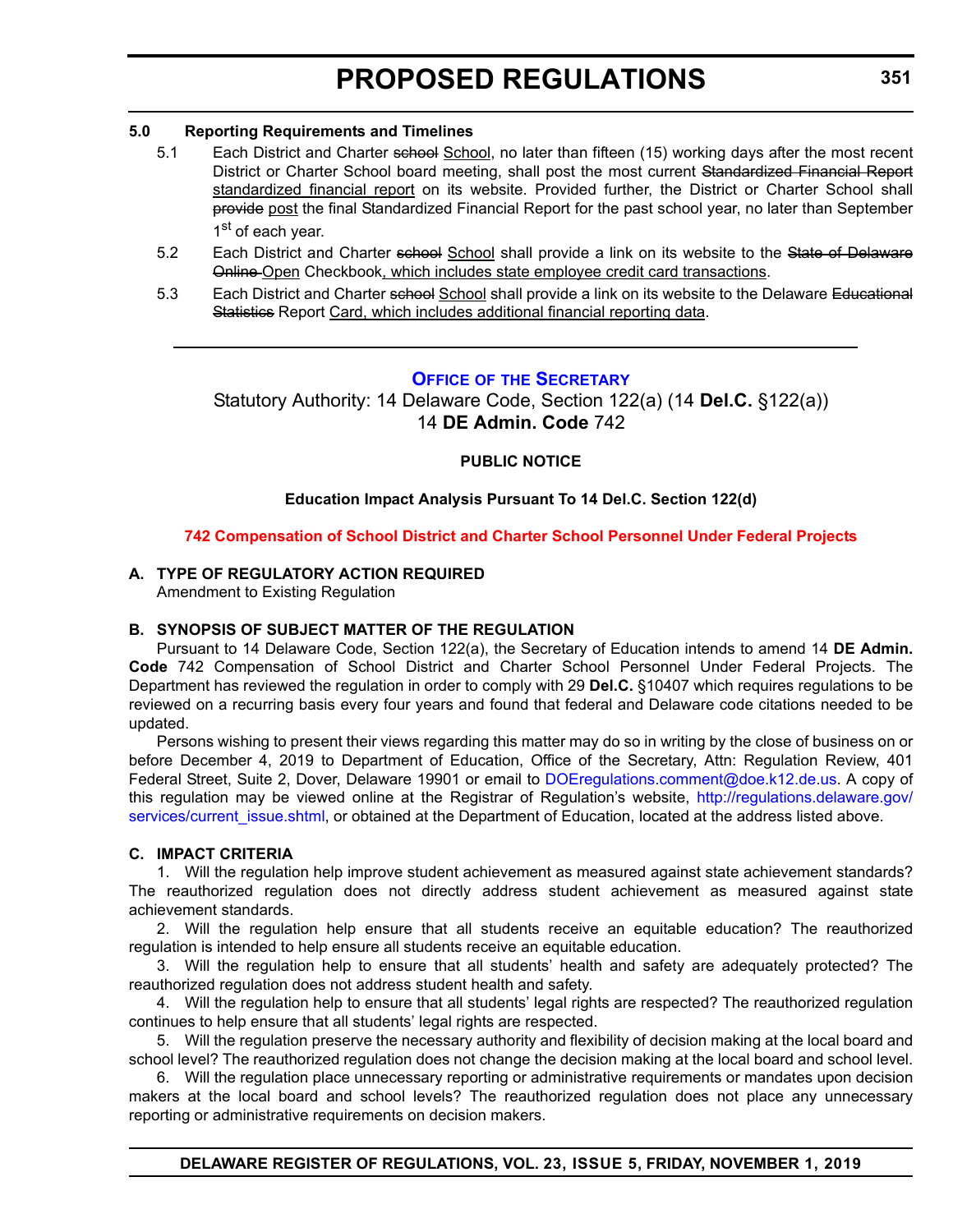**5.0 Reporting Requirements and Timelines**

5.1 Each District and Charter ~~school~~ School, no later than fifteen (15) working days after the most recent District or Charter School board meeting, shall post the most current ~~Standardized Financial Report~~ standardized financial report on its website. Provided further, the District or Charter School shall ~~provide~~ post the final Standardized Financial Report for the past school year, no later than September 1st of each year.

5.2 Each District and Charter ~~school~~ School shall provide a link on its website to the ~~State of Delaware Online~~ Open Checkbook, which includes state employee credit card transactions.

5.3 Each District and Charter ~~school~~ School shall provide a link on its website to the Delaware ~~Educational Statistics~~ Report Card, which includes additional financial reporting data.

---

## OFFICE OF THE SECRETARY

Statutory Authority: 14 Delaware Code, Section 122(a) (14 **Del.C.** §122(a))
14 **DE Admin. Code** 742

**PUBLIC NOTICE**

**Education Impact Analysis Pursuant To 14 Del.C. Section 122(d)**

**742 Compensation of School District and Charter School Personnel Under Federal Projects**

**A. TYPE OF REGULATORY ACTION REQUIRED**

Amendment to Existing Regulation

**B. SYNOPSIS OF SUBJECT MATTER OF THE REGULATION**

Pursuant to 14 Delaware Code, Section 122(a), the Secretary of Education intends to amend 14 **DE Admin. Code** 742 Compensation of School District and Charter School Personnel Under Federal Projects. The Department has reviewed the regulation in order to comply with 29 **Del.C.** §10407 which requires regulations to be reviewed on a recurring basis every four years and found that federal and Delaware code citations needed to be updated.

Persons wishing to present their views regarding this matter may do so in writing by the close of business on or before December 4, 2019 to Department of Education, Office of the Secretary, Attn: Regulation Review, 401 Federal Street, Suite 2, Dover, Delaware 19901 or email to DOEregulations.comment@doe.k12.de.us. A copy of this regulation may be viewed online at the Registrar of Regulation's website, http://regulations.delaware.gov/services/current_issue.shtml, or obtained at the Department of Education, located at the address listed above.

**C. IMPACT CRITERIA**

1. Will the regulation help improve student achievement as measured against state achievement standards? The reauthorized regulation does not directly address student achievement as measured against state achievement standards.

2. Will the regulation help ensure that all students receive an equitable education? The reauthorized regulation is intended to help ensure all students receive an equitable education.

3. Will the regulation help to ensure that all students' health and safety are adequately protected? The reauthorized regulation does not address student health and safety.

4. Will the regulation help to ensure that all students' legal rights are respected? The reauthorized regulation continues to help ensure that all students' legal rights are respected.

5. Will the regulation preserve the necessary authority and flexibility of decision making at the local board and school level? The reauthorized regulation does not change the decision making at the local board and school level.

6. Will the regulation place unnecessary reporting or administrative requirements or mandates upon decision makers at the local board and school levels? The reauthorized regulation does not place any unnecessary reporting or administrative requirements on decision makers.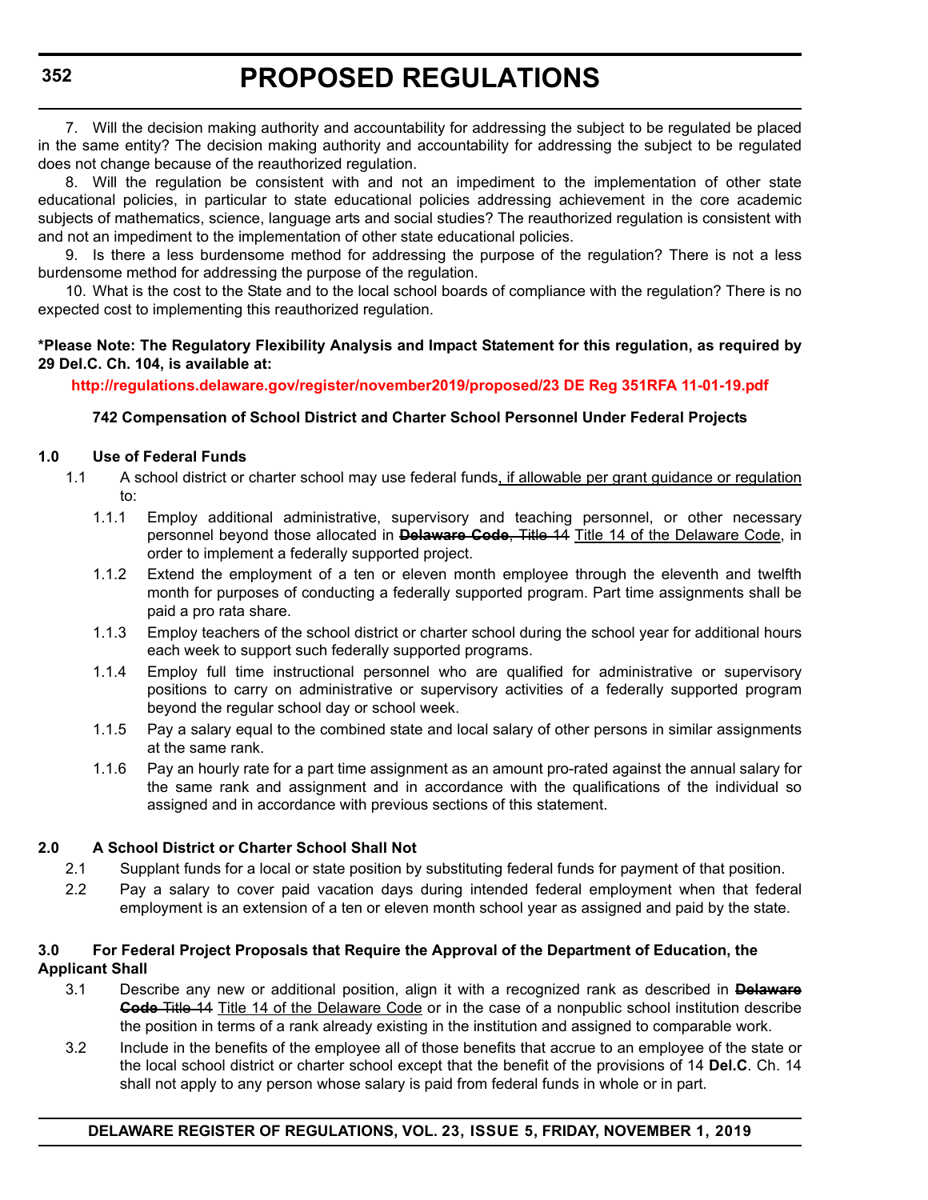7. Will the decision making authority and accountability for addressing the subject to be regulated be placed in the same entity? The decision making authority and accountability for addressing the subject to be regulated does not change because of the reauthorized regulation.

8. Will the regulation be consistent with and not an impediment to the implementation of other state educational policies, in particular to state educational policies addressing achievement in the core academic subjects of mathematics, science, language arts and social studies? The reauthorized regulation is consistent with and not an impediment to the implementation of other state educational policies.

9. Is there a less burdensome method for addressing the purpose of the regulation? There is not a less burdensome method for addressing the purpose of the regulation.

10. What is the cost to the State and to the local school boards of compliance with the regulation? There is no expected cost to implementing this reauthorized regulation.

**\*Please Note: The Regulatory Flexibility Analysis and Impact Statement for this regulation, as required by 29 Del.C. Ch. 104, is available at:**

**http://regulations.delaware.gov/register/november2019/proposed/23 DE Reg 351RFA 11-01-19.pdf**

**742 Compensation of School District and Charter School Personnel Under Federal Projects**

**1.0 Use of Federal Funds**

1.1 A school district or charter school may use federal funds<u>, if allowable per grant guidance or regulation</u> to:

1.1.1 Employ additional administrative, supervisory and teaching personnel, or other necessary personnel beyond those allocated in ~~**Delaware Code**, Title 14~~ <u>Title 14 of the Delaware Code</u>, in order to implement a federally supported project.

1.1.2 Extend the employment of a ten or eleven month employee through the eleventh and twelfth month for purposes of conducting a federally supported program. Part time assignments shall be paid a pro rata share.

1.1.3 Employ teachers of the school district or charter school during the school year for additional hours each week to support such federally supported programs.

1.1.4 Employ full time instructional personnel who are qualified for administrative or supervisory positions to carry on administrative or supervisory activities of a federally supported program beyond the regular school day or school week.

1.1.5 Pay a salary equal to the combined state and local salary of other persons in similar assignments at the same rank.

1.1.6 Pay an hourly rate for a part time assignment as an amount pro-rated against the annual salary for the same rank and assignment and in accordance with the qualifications of the individual so assigned and in accordance with previous sections of this statement.

**2.0 A School District or Charter School Shall Not**

2.1 Supplant funds for a local or state position by substituting federal funds for payment of that position.

2.2 Pay a salary to cover paid vacation days during intended federal employment when that federal employment is an extension of a ten or eleven month school year as assigned and paid by the state.

**3.0 For Federal Project Proposals that Require the Approval of the Department of Education, the Applicant Shall**

3.1 Describe any new or additional position, align it with a recognized rank as described in ~~**Delaware Code** Title 14~~ <u>Title 14 of the Delaware Code</u> or in the case of a nonpublic school institution describe the position in terms of a rank already existing in the institution and assigned to comparable work.

3.2 Include in the benefits of the employee all of those benefits that accrue to an employee of the state or the local school district or charter school except that the benefit of the provisions of 14 **Del.C**. Ch. 14 shall not apply to any person whose salary is paid from federal funds in whole or in part.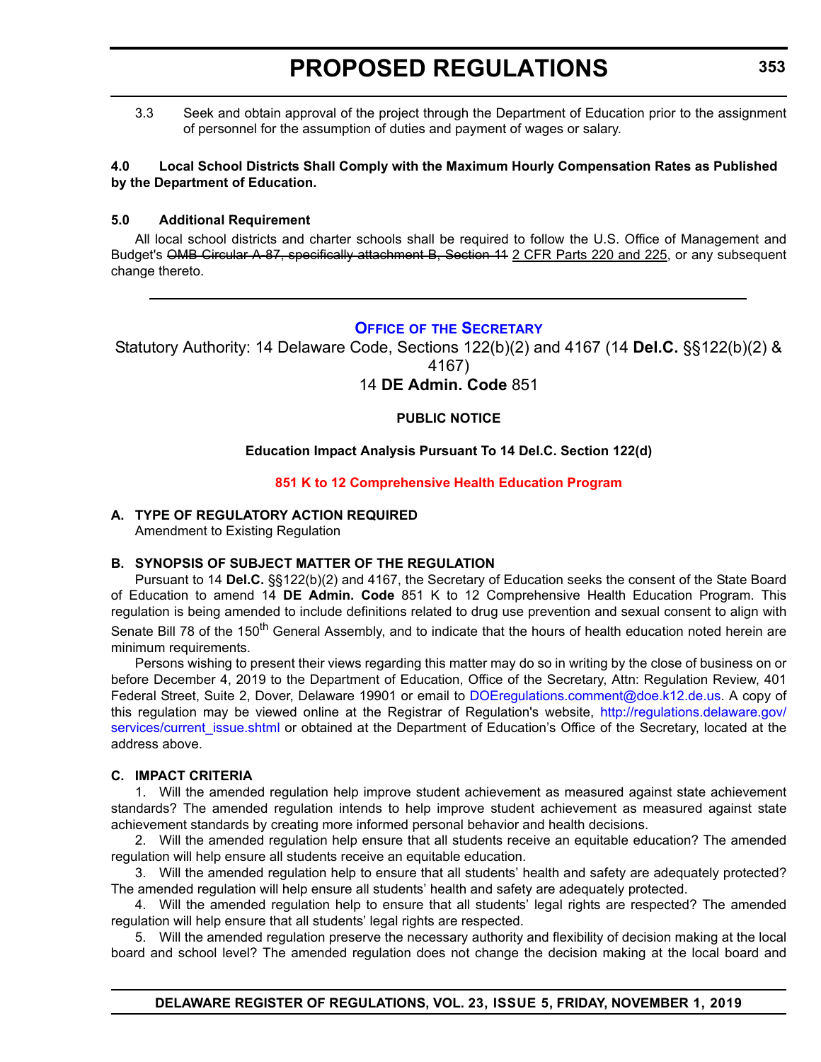3.3 Seek and obtain approval of the project through the Department of Education prior to the assignment of personnel for the assumption of duties and payment of wages or salary.

**4.0 Local School Districts Shall Comply with the Maximum Hourly Compensation Rates as Published by the Department of Education.**

**5.0 Additional Requirement**

All local school districts and charter schools shall be required to follow the U.S. Office of Management and Budget's ~~OMB Circular A-87, specifically attachment B, Section 11~~ <u>2 CFR Parts 220 and 225</u>, or any subsequent change thereto.

---

## OFFICE OF THE SECRETARY

Statutory Authority: 14 Delaware Code, Sections 122(b)(2) and 4167 (14 **Del.C.** §§122(b)(2) & 4167)

14 **DE Admin. Code** 851

**PUBLIC NOTICE**

**Education Impact Analysis Pursuant To 14 Del.C. Section 122(d)**

**851 K to 12 Comprehensive Health Education Program**

**A. TYPE OF REGULATORY ACTION REQUIRED**

Amendment to Existing Regulation

**B. SYNOPSIS OF SUBJECT MATTER OF THE REGULATION**

Pursuant to 14 **Del.C.** §§122(b)(2) and 4167, the Secretary of Education seeks the consent of the State Board of Education to amend 14 **DE Admin. Code** 851 K to 12 Comprehensive Health Education Program. This regulation is being amended to include definitions related to drug use prevention and sexual consent to align with Senate Bill 78 of the 150th General Assembly, and to indicate that the hours of health education noted herein are minimum requirements.

Persons wishing to present their views regarding this matter may do so in writing by the close of business on or before December 4, 2019 to the Department of Education, Office of the Secretary, Attn: Regulation Review, 401 Federal Street, Suite 2, Dover, Delaware 19901 or email to DOEregulations.comment@doe.k12.de.us. A copy of this regulation may be viewed online at the Registrar of Regulation's website, http://regulations.delaware.gov/services/current_issue.shtml or obtained at the Department of Education's Office of the Secretary, located at the address above.

**C. IMPACT CRITERIA**

1. Will the amended regulation help improve student achievement as measured against state achievement standards? The amended regulation intends to help improve student achievement as measured against state achievement standards by creating more informed personal behavior and health decisions.

2. Will the amended regulation help ensure that all students receive an equitable education? The amended regulation will help ensure all students receive an equitable education.

3. Will the amended regulation help to ensure that all students' health and safety are adequately protected? The amended regulation will help ensure all students' health and safety are adequately protected.

4. Will the amended regulation help to ensure that all students' legal rights are respected? The amended regulation will help ensure that all students' legal rights are respected.

5. Will the amended regulation preserve the necessary authority and flexibility of decision making at the local board and school level? The amended regulation does not change the decision making at the local board and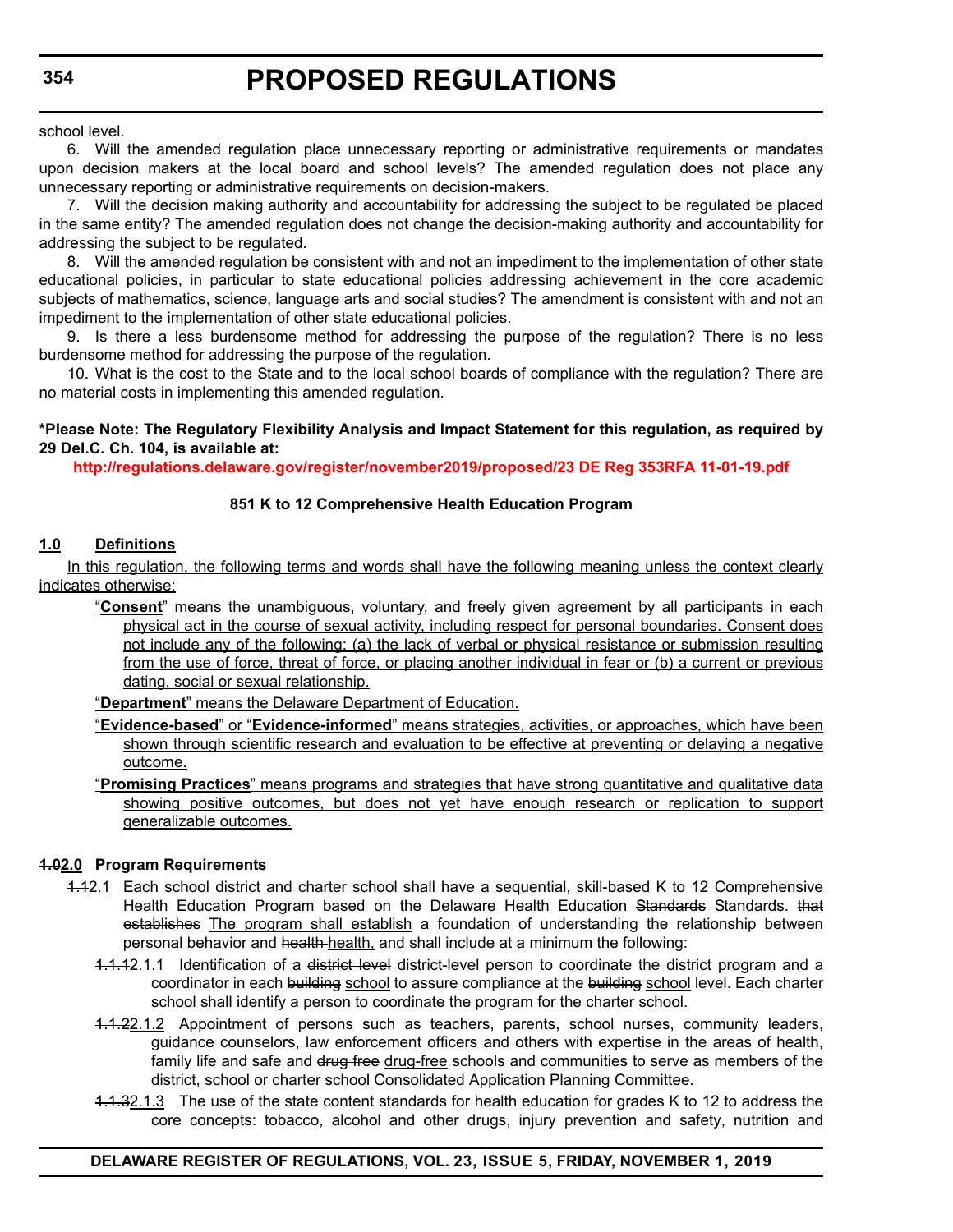school level.

6. Will the amended regulation place unnecessary reporting or administrative requirements or mandates upon decision makers at the local board and school levels? The amended regulation does not place any unnecessary reporting or administrative requirements on decision-makers.

7. Will the decision making authority and accountability for addressing the subject to be regulated be placed in the same entity? The amended regulation does not change the decision-making authority and accountability for addressing the subject to be regulated.

8. Will the amended regulation be consistent with and not an impediment to the implementation of other state educational policies, in particular to state educational policies addressing achievement in the core academic subjects of mathematics, science, language arts and social studies? The amendment is consistent with and not an impediment to the implementation of other state educational policies.

9. Is there a less burdensome method for addressing the purpose of the regulation? There is no less burdensome method for addressing the purpose of the regulation.

10. What is the cost to the State and to the local school boards of compliance with the regulation? There are no material costs in implementing this amended regulation.

**\*Please Note: The Regulatory Flexibility Analysis and Impact Statement for this regulation, as required by 29 Del.C. Ch. 104, is available at:**

**http://regulations.delaware.gov/register/november2019/proposed/23 DE Reg 353RFA 11-01-19.pdf**

**851 K to 12 Comprehensive Health Education Program**

**<u>1.0 Definitions</u>**

<u>In this regulation, the following terms and words shall have the following meaning unless the context clearly indicates otherwise:</u>

<u>"**Consent**" means the unambiguous, voluntary, and freely given agreement by all participants in each physical act in the course of sexual activity, including respect for personal boundaries. Consent does not include any of the following: (a) the lack of verbal or physical resistance or submission resulting from the use of force, threat of force, or placing another individual in fear or (b) a current or previous dating, social or sexual relationship.</u>

<u>"**Department**" means the Delaware Department of Education.</u>

<u>"**Evidence-based**" or "**Evidence-informed**" means strategies, activities, or approaches, which have been shown through scientific research and evaluation to be effective at preventing or delaying a negative outcome.</u>

<u>"**Promising Practices**" means programs and strategies that have strong quantitative and qualitative data showing positive outcomes, but does not yet have enough research or replication to support generalizable outcomes.</u>

**~~1.0~~<u>2.0</u> Program Requirements**

~~1.1~~<u>2.1</u> Each school district and charter school shall have a sequential, skill-based K to 12 Comprehensive Health Education Program based on the Delaware Health Education ~~Standards~~ <u>Standards.</u> ~~that establishes~~ <u>The program shall establish</u> a foundation of understanding the relationship between personal behavior and ~~health~~ <u>health,</u> and shall include at a minimum the following:

~~1.1.1~~<u>2.1.1</u> Identification of a ~~district level~~ <u>district-level</u> person to coordinate the district program and a coordinator in each ~~building~~ <u>school</u> to assure compliance at the ~~building~~ <u>school</u> level. Each charter school shall identify a person to coordinate the program for the charter school.

~~1.1.2~~<u>2.1.2</u> Appointment of persons such as teachers, parents, school nurses, community leaders, guidance counselors, law enforcement officers and others with expertise in the areas of health, family life and safe and ~~drug free~~ <u>drug-free</u> schools and communities to serve as members of the <u>district, school or charter school</u> Consolidated Application Planning Committee.

~~1.1.3~~<u>2.1.3</u> The use of the state content standards for health education for grades K to 12 to address the core concepts: tobacco, alcohol and other drugs, injury prevention and safety, nutrition and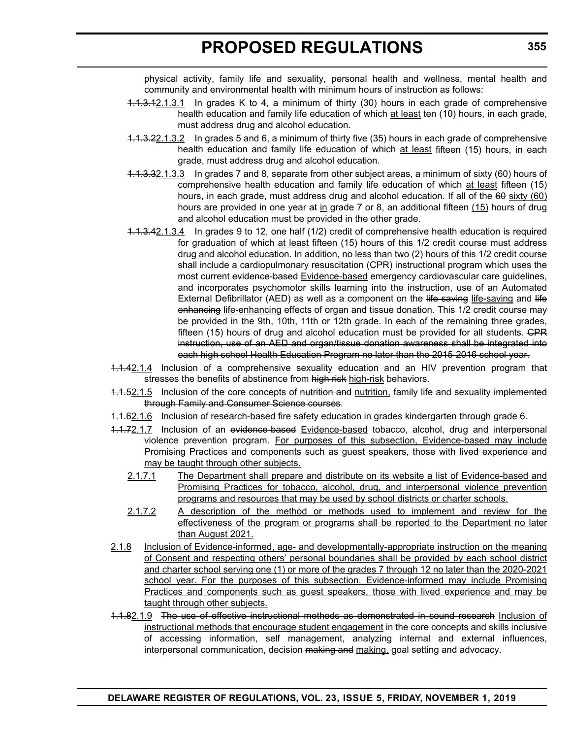physical activity, family life and sexuality, personal health and wellness, mental health and community and environmental health with minimum hours of instruction as follows:

~~1.1.3.1~~2.1.3.1 In grades K to 4, a minimum of thirty (30) hours in each grade of comprehensive health education and family life education of which at least ten (10) hours, in each grade, must address drug and alcohol education.

~~1.1.3.2~~2.1.3.2 In grades 5 and 6, a minimum of thirty five (35) hours in each grade of comprehensive health education and family life education of which at least fifteen (15) hours, in each grade, must address drug and alcohol education.

~~1.1.3.3~~2.1.3.3 In grades 7 and 8, separate from other subject areas, a minimum of sixty (60) hours of comprehensive health education and family life education of which at least fifteen (15) hours, in each grade, must address drug and alcohol education. If all of the ~~60~~ sixty (60) hours are provided in one year ~~at~~ in grade 7 or 8, an additional fifteen (15) hours of drug and alcohol education must be provided in the other grade.

~~1.1.3.4~~2.1.3.4 In grades 9 to 12, one half (1/2) credit of comprehensive health education is required for graduation of which at least fifteen (15) hours of this 1/2 credit course must address drug and alcohol education. In addition, no less than two (2) hours of this 1/2 credit course shall include a cardiopulmonary resuscitation (CPR) instructional program which uses the most current ~~evidence-based~~ Evidence-based emergency cardiovascular care guidelines, and incorporates psychomotor skills learning into the instruction, use of an Automated External Defibrillator (AED) as well as a component on the ~~life saving~~ life-saving and ~~life enhancing~~ life-enhancing effects of organ and tissue donation. This 1/2 credit course may be provided in the 9th, 10th, 11th or 12th grade. In each of the remaining three grades, fifteen (15) hours of drug and alcohol education must be provided for all students. ~~CPR instruction, use of an AED and organ/tissue donation awareness shall be integrated into each high school Health Education Program no later than the 2015-2016 school year.~~

~~1.1.4~~2.1.4 Inclusion of a comprehensive sexuality education and an HIV prevention program that stresses the benefits of abstinence from ~~high risk~~ high-risk behaviors.

~~1.1.5~~2.1.5 Inclusion of the core concepts of ~~nutrition and~~ nutrition, family life and sexuality ~~implemented through Family and Consumer Science courses~~.

~~1.1.6~~2.1.6 Inclusion of research-based fire safety education in grades kindergarten through grade 6.

~~1.1.7~~2.1.7 Inclusion of an ~~evidence-based~~ Evidence-based tobacco, alcohol, drug and interpersonal violence prevention program. For purposes of this subsection, Evidence-based may include Promising Practices and components such as guest speakers, those with lived experience and may be taught through other subjects.

2.1.7.1 The Department shall prepare and distribute on its website a list of Evidence-based and Promising Practices for tobacco, alcohol, drug, and interpersonal violence prevention programs and resources that may be used by school districts or charter schools.

2.1.7.2 A description of the method or methods used to implement and review for the effectiveness of the program or programs shall be reported to the Department no later than August 2021.

2.1.8 Inclusion of Evidence-informed, age- and developmentally-appropriate instruction on the meaning of Consent and respecting others' personal boundaries shall be provided by each school district and charter school serving one (1) or more of the grades 7 through 12 no later than the 2020-2021 school year. For the purposes of this subsection, Evidence-informed may include Promising Practices and components such as guest speakers, those with lived experience and may be taught through other subjects.

~~1.1.8~~2.1.9 ~~The use of effective instructional methods as demonstrated in sound research~~ Inclusion of instructional methods that encourage student engagement in the core concepts and skills inclusive of accessing information, self management, analyzing internal and external influences, interpersonal communication, decision ~~making and~~ making, goal setting and advocacy.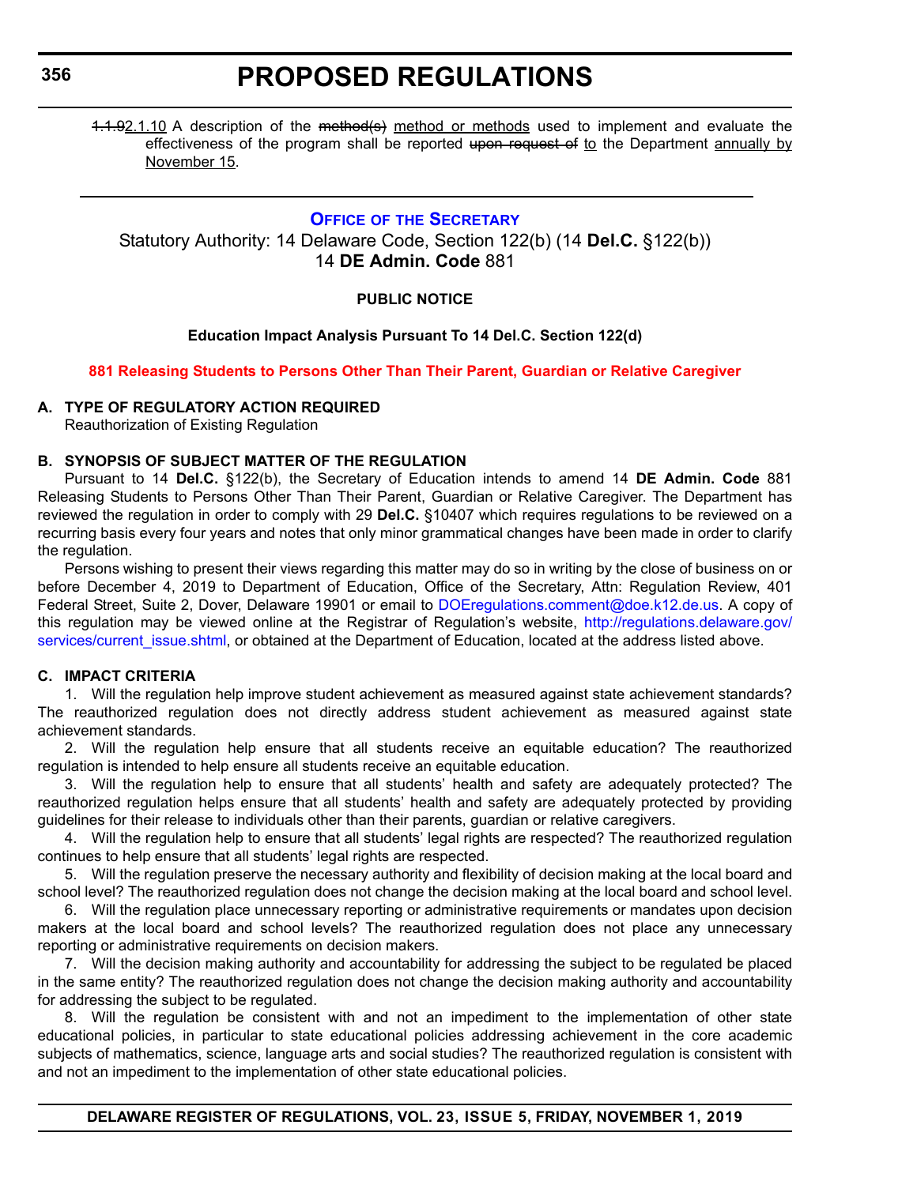~~1.1.9~~2.1.10 A description of the ~~method(s)~~ method or methods used to implement and evaluate the effectiveness of the program shall be reported ~~upon request of~~ to the Department annually by November 15.

---

## OFFICE OF THE SECRETARY

Statutory Authority: 14 Delaware Code, Section 122(b) (14 **Del.C.** §122(b))
14 **DE Admin. Code** 881

**PUBLIC NOTICE**

**Education Impact Analysis Pursuant To 14 Del.C. Section 122(d)**

**881 Releasing Students to Persons Other Than Their Parent, Guardian or Relative Caregiver**

**A. TYPE OF REGULATORY ACTION REQUIRED**

Reauthorization of Existing Regulation

**B. SYNOPSIS OF SUBJECT MATTER OF THE REGULATION**

Pursuant to 14 **Del.C.** §122(b), the Secretary of Education intends to amend 14 **DE Admin. Code** 881 Releasing Students to Persons Other Than Their Parent, Guardian or Relative Caregiver. The Department has reviewed the regulation in order to comply with 29 **Del.C.** §10407 which requires regulations to be reviewed on a recurring basis every four years and notes that only minor grammatical changes have been made in order to clarify the regulation.

Persons wishing to present their views regarding this matter may do so in writing by the close of business on or before December 4, 2019 to Department of Education, Office of the Secretary, Attn: Regulation Review, 401 Federal Street, Suite 2, Dover, Delaware 19901 or email to DOEregulations.comment@doe.k12.de.us. A copy of this regulation may be viewed online at the Registrar of Regulation's website, http://regulations.delaware.gov/services/current_issue.shtml, or obtained at the Department of Education, located at the address listed above.

**C. IMPACT CRITERIA**

1. Will the regulation help improve student achievement as measured against state achievement standards? The reauthorized regulation does not directly address student achievement as measured against state achievement standards.

2. Will the regulation help ensure that all students receive an equitable education? The reauthorized regulation is intended to help ensure all students receive an equitable education.

3. Will the regulation help to ensure that all students' health and safety are adequately protected? The reauthorized regulation helps ensure that all students' health and safety are adequately protected by providing guidelines for their release to individuals other than their parents, guardian or relative caregivers.

4. Will the regulation help to ensure that all students' legal rights are respected? The reauthorized regulation continues to help ensure that all students' legal rights are respected.

5. Will the regulation preserve the necessary authority and flexibility of decision making at the local board and school level? The reauthorized regulation does not change the decision making at the local board and school level.

6. Will the regulation place unnecessary reporting or administrative requirements or mandates upon decision makers at the local board and school levels? The reauthorized regulation does not place any unnecessary reporting or administrative requirements on decision makers.

7. Will the decision making authority and accountability for addressing the subject to be regulated be placed in the same entity? The reauthorized regulation does not change the decision making authority and accountability for addressing the subject to be regulated.

8. Will the regulation be consistent with and not an impediment to the implementation of other state educational policies, in particular to state educational policies addressing achievement in the core academic subjects of mathematics, science, language arts and social studies? The reauthorized regulation is consistent with and not an impediment to the implementation of other state educational policies.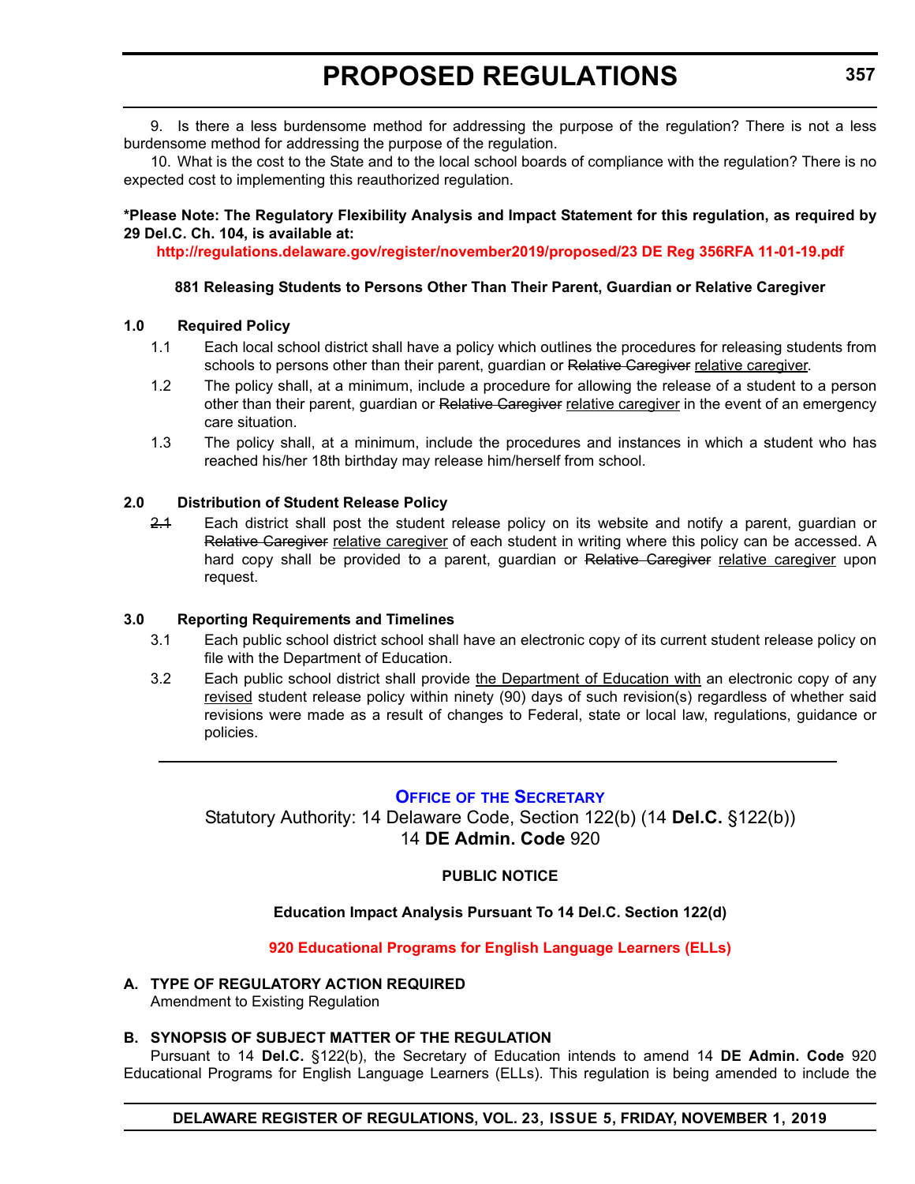9. Is there a less burdensome method for addressing the purpose of the regulation? There is not a less burdensome method for addressing the purpose of the regulation.

10. What is the cost to the State and to the local school boards of compliance with the regulation? There is no expected cost to implementing this reauthorized regulation.

**\*Please Note: The Regulatory Flexibility Analysis and Impact Statement for this regulation, as required by 29 Del.C. Ch. 104, is available at:**

**http://regulations.delaware.gov/register/november2019/proposed/23 DE Reg 356RFA 11-01-19.pdf**

**881 Releasing Students to Persons Other Than Their Parent, Guardian or Relative Caregiver**

**1.0 Required Policy**

1.1 Each local school district shall have a policy which outlines the procedures for releasing students from schools to persons other than their parent, guardian or ~~Relative Caregiver~~ <u>relative caregiver</u>.

1.2 The policy shall, at a minimum, include a procedure for allowing the release of a student to a person other than their parent, guardian or ~~Relative Caregiver~~ <u>relative caregiver</u> in the event of an emergency care situation.

1.3 The policy shall, at a minimum, include the procedures and instances in which a student who has reached his/her 18th birthday may release him/herself from school.

**2.0 Distribution of Student Release Policy**

~~2.1~~ Each district shall post the student release policy on its website and notify a parent, guardian or ~~Relative Caregiver~~ <u>relative caregiver</u> of each student in writing where this policy can be accessed. A hard copy shall be provided to a parent, guardian or ~~Relative Caregiver~~ <u>relative caregiver</u> upon request.

**3.0 Reporting Requirements and Timelines**

3.1 Each public school district school shall have an electronic copy of its current student release policy on file with the Department of Education.

3.2 Each public school district shall provide <u>the Department of Education with</u> an electronic copy of any <u>revised</u> student release policy within ninety (90) days of such revision(s) regardless of whether said revisions were made as a result of changes to Federal, state or local law, regulations, guidance or policies.

---

**OFFICE OF THE SECRETARY**

Statutory Authority: 14 Delaware Code, Section 122(b) (14 **Del.C.** §122(b))
14 **DE Admin. Code** 920

**PUBLIC NOTICE**

**Education Impact Analysis Pursuant To 14 Del.C. Section 122(d)**

**920 Educational Programs for English Language Learners (ELLs)**

**A. TYPE OF REGULATORY ACTION REQUIRED**

Amendment to Existing Regulation

**B. SYNOPSIS OF SUBJECT MATTER OF THE REGULATION**

Pursuant to 14 **Del.C.** §122(b), the Secretary of Education intends to amend 14 **DE Admin. Code** 920 Educational Programs for English Language Learners (ELLs). This regulation is being amended to include the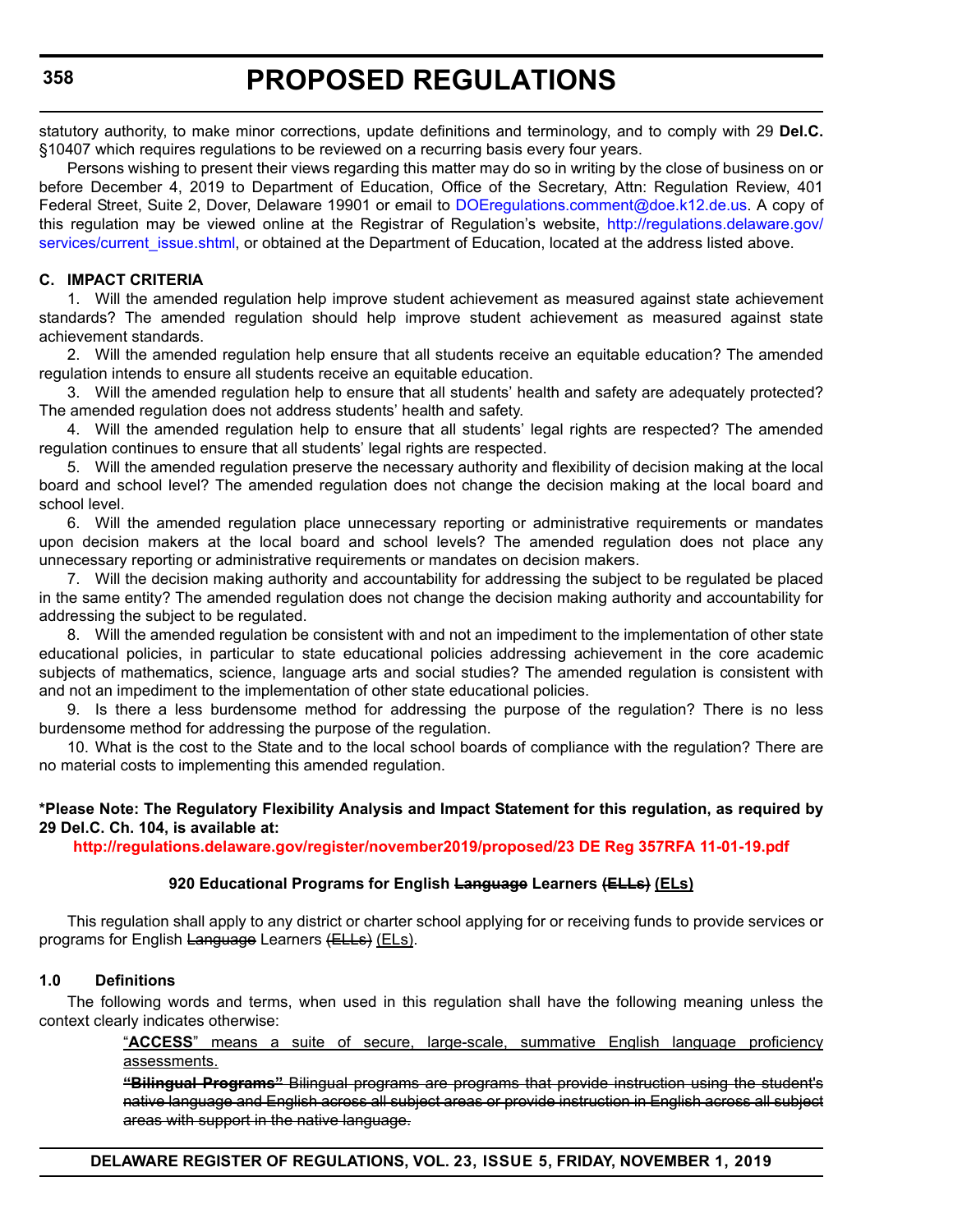statutory authority, to make minor corrections, update definitions and terminology, and to comply with 29 **Del.C.** §10407 which requires regulations to be reviewed on a recurring basis every four years.

Persons wishing to present their views regarding this matter may do so in writing by the close of business on or before December 4, 2019 to Department of Education, Office of the Secretary, Attn: Regulation Review, 401 Federal Street, Suite 2, Dover, Delaware 19901 or email to DOEregulations.comment@doe.k12.de.us. A copy of this regulation may be viewed online at the Registrar of Regulation's website, http://regulations.delaware.gov/services/current_issue.shtml, or obtained at the Department of Education, located at the address listed above.

**C. IMPACT CRITERIA**

1. Will the amended regulation help improve student achievement as measured against state achievement standards? The amended regulation should help improve student achievement as measured against state achievement standards.

2. Will the amended regulation help ensure that all students receive an equitable education? The amended regulation intends to ensure all students receive an equitable education.

3. Will the amended regulation help to ensure that all students' health and safety are adequately protected? The amended regulation does not address students' health and safety.

4. Will the amended regulation help to ensure that all students' legal rights are respected? The amended regulation continues to ensure that all students' legal rights are respected.

5. Will the amended regulation preserve the necessary authority and flexibility of decision making at the local board and school level? The amended regulation does not change the decision making at the local board and school level.

6. Will the amended regulation place unnecessary reporting or administrative requirements or mandates upon decision makers at the local board and school levels? The amended regulation does not place any unnecessary reporting or administrative requirements or mandates on decision makers.

7. Will the decision making authority and accountability for addressing the subject to be regulated be placed in the same entity? The amended regulation does not change the decision making authority and accountability for addressing the subject to be regulated.

8. Will the amended regulation be consistent with and not an impediment to the implementation of other state educational policies, in particular to state educational policies addressing achievement in the core academic subjects of mathematics, science, language arts and social studies? The amended regulation is consistent with and not an impediment to the implementation of other state educational policies.

9. Is there a less burdensome method for addressing the purpose of the regulation? There is no less burdensome method for addressing the purpose of the regulation.

10. What is the cost to the State and to the local school boards of compliance with the regulation? There are no material costs to implementing this amended regulation.

**\*Please Note: The Regulatory Flexibility Analysis and Impact Statement for this regulation, as required by 29 Del.C. Ch. 104, is available at:**

**http://regulations.delaware.gov/register/november2019/proposed/23 DE Reg 357RFA 11-01-19.pdf**

**920 Educational Programs for English ~~Language~~ Learners ~~(ELLs)~~ <u>(ELs)</u>**

This regulation shall apply to any district or charter school applying for or receiving funds to provide services or programs for English ~~Language~~ Learners ~~(ELLs)~~ <u>(ELs)</u>.

**1.0 Definitions**

The following words and terms, when used in this regulation shall have the following meaning unless the context clearly indicates otherwise:

<u>"**ACCESS**" means a suite of secure, large-scale, summative English language proficiency assessments.</u>

~~**"Bilingual Programs"** Bilingual programs are programs that provide instruction using the student's native language and English across all subject areas or provide instruction in English across all subject areas with support in the native language.~~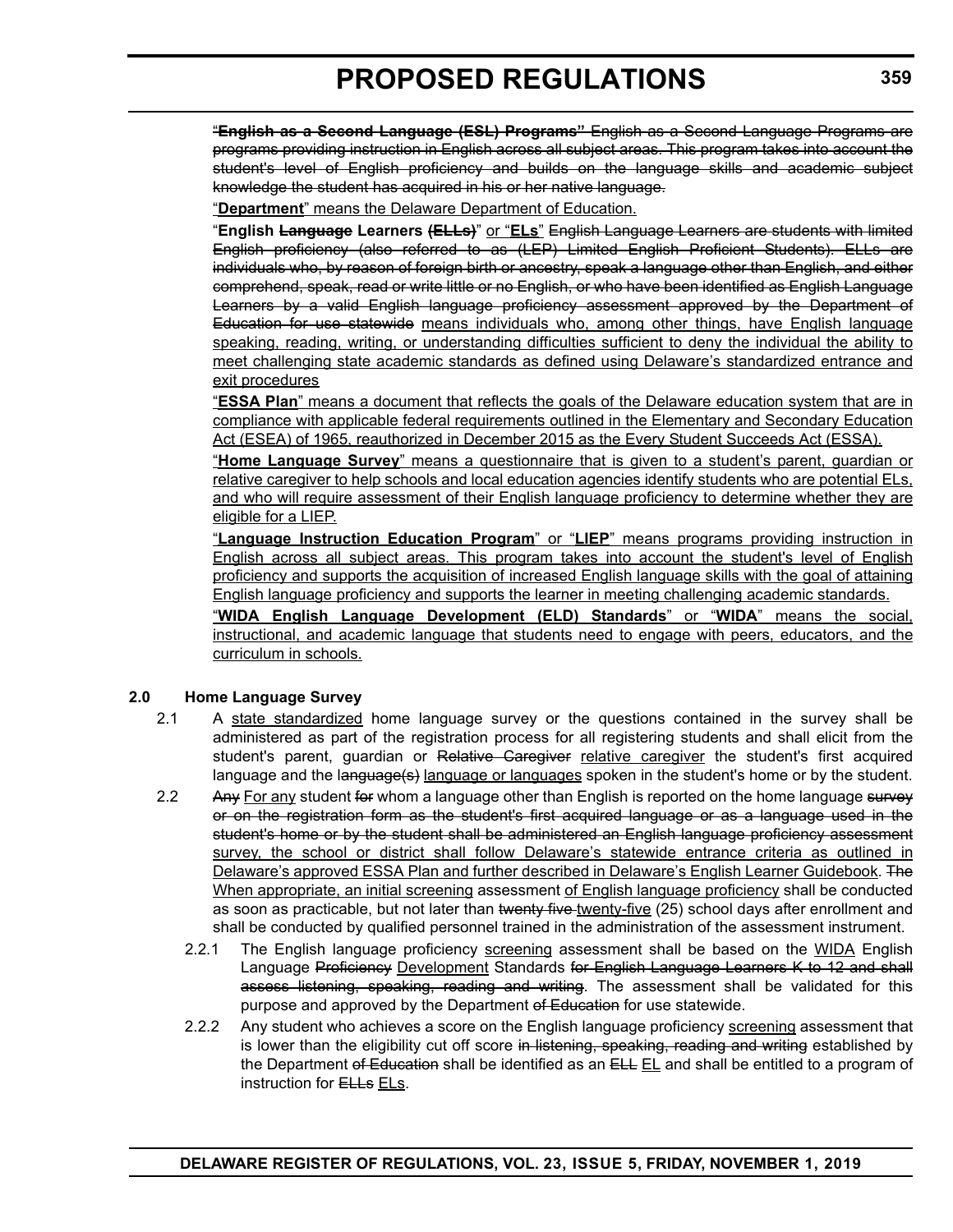"~~**English as a Second Language (ESL) Programs"** English as a Second Language Programs are programs providing instruction in English across all subject areas. This program takes into account the student's level of English proficiency and builds on the language skills and academic subject knowledge the student has acquired in his or her native language.~~

<u>"**Department**" means the Delaware Department of Education.</u>

"**English ~~Language~~ Learners ~~(ELLs)~~**" <u>or "**ELs**"</u> ~~English Language Learners are students with limited English proficiency (also referred to as (LEP) Limited English Proficient Students). ELLs are individuals who, by reason of foreign birth or ancestry, speak a language other than English, and either comprehend, speak, read or write little or no English, or who have been identified as English Language Learners by a valid English language proficiency assessment approved by the Department of Education for use statewide~~ <u>means individuals who, among other things, have English language speaking, reading, writing, or understanding difficulties sufficient to deny the individual the ability to meet challenging state academic standards as defined using Delaware's standardized entrance and exit procedures</u>

<u>"**ESSA Plan**" means a document that reflects the goals of the Delaware education system that are in compliance with applicable federal requirements outlined in the Elementary and Secondary Education Act (ESEA) of 1965, reauthorized in December 2015 as the Every Student Succeeds Act (ESSA).</u>

<u>"**Home Language Survey**" means a questionnaire that is given to a student's parent, guardian or relative caregiver to help schools and local education agencies identify students who are potential ELs, and who will require assessment of their English language proficiency to determine whether they are eligible for a LIEP.</u>

<u>"**Language Instruction Education Program**" or "**LIEP**" means programs providing instruction in English across all subject areas. This program takes into account the student's level of English proficiency and supports the acquisition of increased English language skills with the goal of attaining English language proficiency and supports the learner in meeting challenging academic standards.</u>

<u>"**WIDA English Language Development (ELD) Standards**" or "**WIDA**" means the social, instructional, and academic language that students need to engage with peers, educators, and the curriculum in schools.</u>

**2.0 Home Language Survey**

2.1 A <u>state standardized</u> home language survey or the questions contained in the survey shall be administered as part of the registration process for all registering students and shall elicit from the student's parent, guardian or ~~Relative Caregiver~~ <u>relative caregiver</u> the student's first acquired language and the l~~anguage(s)~~ <u>language or languages</u> spoken in the student's home or by the student.

2.2 ~~Any~~ <u>For any</u> student ~~for~~ whom a language other than English is reported on the home language ~~survey or on the registration form as the student's first acquired language or as a language used in the student's home or by the student shall be administered an English language proficiency assessment~~ <u>survey, the school or district shall follow Delaware's statewide entrance criteria as outlined in Delaware's approved ESSA Plan and further described in Delaware's English Learner Guidebook</u>. ~~The~~ <u>When appropriate, an initial screening</u> assessment <u>of English language proficiency</u> shall be conducted as soon as practicable, but not later than ~~twenty five~~ <u>twenty-five</u> (25) school days after enrollment and shall be conducted by qualified personnel trained in the administration of the assessment instrument.

2.2.1 The English language proficiency <u>screening</u> assessment shall be based on the <u>WIDA</u> English Language ~~Proficiency~~ <u>Development</u> Standards ~~for English Language Learners K to 12 and shall assess listening, speaking, reading and writing~~. The assessment shall be validated for this purpose and approved by the Department ~~of Education~~ for use statewide.

2.2.2 Any student who achieves a score on the English language proficiency <u>screening</u> assessment that is lower than the eligibility cut off score ~~in listening, speaking, reading and writing~~ established by the Department ~~of Education~~ shall be identified as an ~~ELL~~ <u>EL</u> and shall be entitled to a program of instruction for ~~ELLs~~ <u>ELs</u>.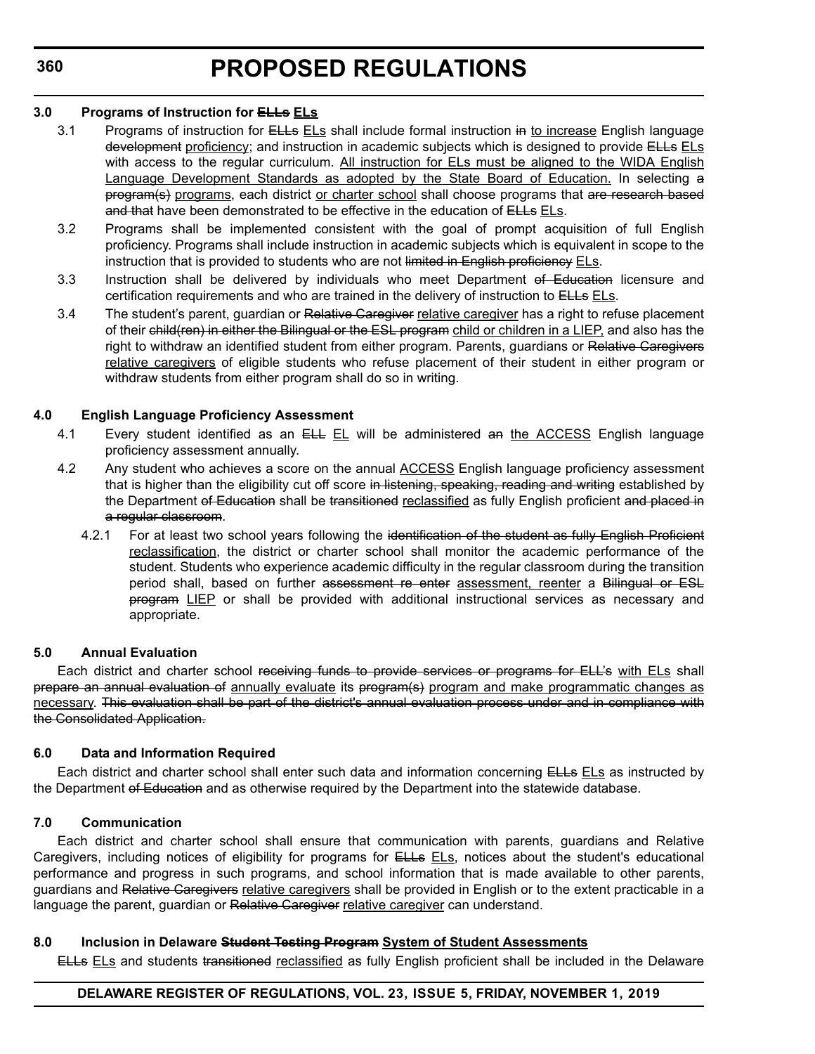**3.0 Programs of Instruction for ~~ELLs~~ <u>ELs</u>**

3.1 Programs of instruction for ~~ELLs~~ <u>ELs</u> shall include formal instruction ~~in~~ <u>to increase</u> English language ~~development~~ <u>proficiency</u>; and instruction in academic subjects which is designed to provide ~~ELLs~~ <u>ELs</u> with access to the regular curriculum. <u>All instruction for ELs must be aligned to the WIDA English Language Development Standards as adopted by the State Board of Education.</u> In selecting ~~a program(s)~~ <u>programs</u>, each district <u>or charter school</u> shall choose programs that ~~are research based and that~~ have been demonstrated to be effective in the education of ~~ELLs~~ <u>ELs</u>.

3.2 Programs shall be implemented consistent with the goal of prompt acquisition of full English proficiency. Programs shall include instruction in academic subjects which is equivalent in scope to the instruction that is provided to students who are not ~~limited in English proficiency~~ <u>ELs</u>.

3.3 Instruction shall be delivered by individuals who meet Department ~~of Education~~ licensure and certification requirements and who are trained in the delivery of instruction to ~~ELLs~~ <u>ELs</u>.

3.4 The student's parent, guardian or ~~Relative Caregiver~~ <u>relative caregiver</u> has a right to refuse placement of their ~~child(ren) in either the Bilingual or the ESL program~~ <u>child or children in a LIEP,</u> and also has the right to withdraw an identified student from either program. Parents, guardians or ~~Relative Caregivers~~ <u>relative caregivers</u> of eligible students who refuse placement of their student in either program or withdraw students from either program shall do so in writing.

**4.0 English Language Proficiency Assessment**

4.1 Every student identified as an ~~ELL~~ <u>EL</u> will be administered ~~an~~ <u>the ACCESS</u> English language proficiency assessment annually.

4.2 Any student who achieves a score on the annual <u>ACCESS</u> English language proficiency assessment that is higher than the eligibility cut off score ~~in listening, speaking, reading and writing~~ established by the Department ~~of Education~~ shall be ~~transitioned~~ <u>reclassified</u> as fully English proficient ~~and placed in a regular classroom~~.

4.2.1 For at least two school years following the ~~identification of the student as fully English Proficient~~ <u>reclassification</u>, the district or charter school shall monitor the academic performance of the student. Students who experience academic difficulty in the regular classroom during the transition period shall, based on further ~~assessment re-enter~~ <u>assessment, reenter</u> a ~~Bilingual or ESL program~~ <u>LIEP</u> or shall be provided with additional instructional services as necessary and appropriate.

**5.0 Annual Evaluation**

Each district and charter school ~~receiving funds to provide services or programs for ELL's~~ <u>with ELs</u> shall ~~prepare an annual evaluation of~~ <u>annually evaluate</u> its ~~program(s)~~ <u>program and make programmatic changes as necessary</u>. ~~This evaluation shall be part of the district's annual evaluation process under and in compliance with the Consolidated Application.~~

**6.0 Data and Information Required**

Each district and charter school shall enter such data and information concerning ~~ELLs~~ <u>ELs</u> as instructed by the Department ~~of Education~~ and as otherwise required by the Department into the statewide database.

**7.0 Communication**

Each district and charter school shall ensure that communication with parents, guardians and Relative Caregivers, including notices of eligibility for programs for ~~ELLs~~ <u>ELs</u>, notices about the student's educational performance and progress in such programs, and school information that is made available to other parents, guardians and ~~Relative Caregivers~~ <u>relative caregivers</u> shall be provided in English or to the extent practicable in a language the parent, guardian or ~~Relative Caregiver~~ <u>relative caregiver</u> can understand.

**8.0 Inclusion in Delaware ~~Student Testing Program~~ <u>System of Student Assessments</u>**

~~ELLs~~ <u>ELs</u> and students ~~transitioned~~ <u>reclassified</u> as fully English proficient shall be included in the Delaware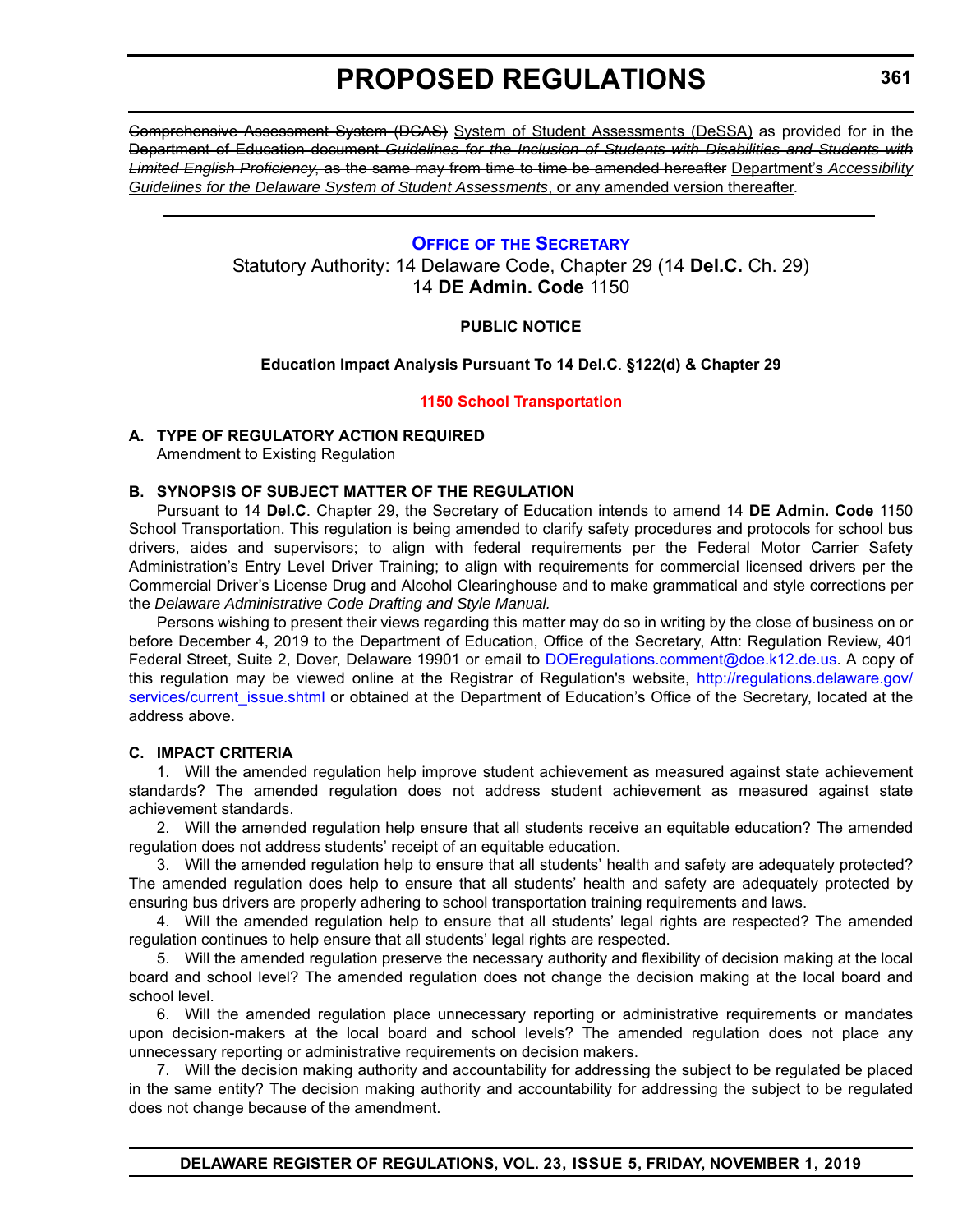~~Comprehensive Assessment System (DCAS)~~ <u>System of Student Assessments (DeSSA)</u> as provided for in the ~~Department of Education document *Guidelines for the Inclusion of Students with Disabilities and Students with Limited English Proficiency*, as the same may from time to time be amended hereafter~~ <u>Department's *Accessibility Guidelines for the Delaware System of Student Assessments*, or any amended version thereafter</u>.

---

## OFFICE OF THE SECRETARY

Statutory Authority: 14 Delaware Code, Chapter 29 (14 **Del.C.** Ch. 29)
14 **DE Admin. Code** 1150

**PUBLIC NOTICE**

**Education Impact Analysis Pursuant To 14 Del.C. §122(d) & Chapter 29**

**1150 School Transportation**

**A. TYPE OF REGULATORY ACTION REQUIRED**

Amendment to Existing Regulation

**B. SYNOPSIS OF SUBJECT MATTER OF THE REGULATION**

Pursuant to 14 **Del.C**. Chapter 29, the Secretary of Education intends to amend 14 **DE Admin. Code** 1150 School Transportation. This regulation is being amended to clarify safety procedures and protocols for school bus drivers, aides and supervisors; to align with federal requirements per the Federal Motor Carrier Safety Administration's Entry Level Driver Training; to align with requirements for commercial licensed drivers per the Commercial Driver's License Drug and Alcohol Clearinghouse and to make grammatical and style corrections per the *Delaware Administrative Code Drafting and Style Manual.*

Persons wishing to present their views regarding this matter may do so in writing by the close of business on or before December 4, 2019 to the Department of Education, Office of the Secretary, Attn: Regulation Review, 401 Federal Street, Suite 2, Dover, Delaware 19901 or email to DOEregulations.comment@doe.k12.de.us. A copy of this regulation may be viewed online at the Registrar of Regulation's website, http://regulations.delaware.gov/services/current_issue.shtml or obtained at the Department of Education's Office of the Secretary, located at the address above.

**C. IMPACT CRITERIA**

1. Will the amended regulation help improve student achievement as measured against state achievement standards? The amended regulation does not address student achievement as measured against state achievement standards.

2. Will the amended regulation help ensure that all students receive an equitable education? The amended regulation does not address students' receipt of an equitable education.

3. Will the amended regulation help to ensure that all students' health and safety are adequately protected? The amended regulation does help to ensure that all students' health and safety are adequately protected by ensuring bus drivers are properly adhering to school transportation training requirements and laws.

4. Will the amended regulation help to ensure that all students' legal rights are respected? The amended regulation continues to help ensure that all students' legal rights are respected.

5. Will the amended regulation preserve the necessary authority and flexibility of decision making at the local board and school level? The amended regulation does not change the decision making at the local board and school level.

6. Will the amended regulation place unnecessary reporting or administrative requirements or mandates upon decision-makers at the local board and school levels? The amended regulation does not place any unnecessary reporting or administrative requirements on decision makers.

7. Will the decision making authority and accountability for addressing the subject to be regulated be placed in the same entity? The decision making authority and accountability for addressing the subject to be regulated does not change because of the amendment.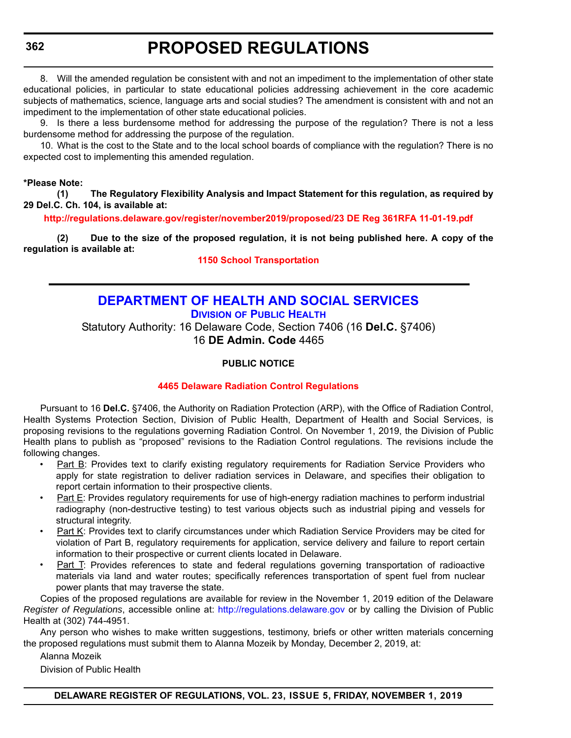8. Will the amended regulation be consistent with and not an impediment to the implementation of other state educational policies, in particular to state educational policies addressing achievement in the core academic subjects of mathematics, science, language arts and social studies? The amendment is consistent with and not an impediment to the implementation of other state educational policies.

9. Is there a less burdensome method for addressing the purpose of the regulation? There is not a less burdensome method for addressing the purpose of the regulation.

10. What is the cost to the State and to the local school boards of compliance with the regulation? There is no expected cost to implementing this amended regulation.

**\*Please Note:**

**(1) The Regulatory Flexibility Analysis and Impact Statement for this regulation, as required by 29 Del.C. Ch. 104, is available at:**

**http://regulations.delaware.gov/register/november2019/proposed/23 DE Reg 361RFA 11-01-19.pdf**

**(2) Due to the size of the proposed regulation, it is not being published here. A copy of the regulation is available at:**

**1150 School Transportation**

---

## DEPARTMENT OF HEALTH AND SOCIAL SERVICES

### Division of Public Health

Statutory Authority: 16 Delaware Code, Section 7406 (16 **Del.C.** §7406)
16 **DE Admin. Code** 4465

**PUBLIC NOTICE**

**4465 Delaware Radiation Control Regulations**

Pursuant to 16 **Del.C.** §7406, the Authority on Radiation Protection (ARP), with the Office of Radiation Control, Health Systems Protection Section, Division of Public Health, Department of Health and Social Services, is proposing revisions to the regulations governing Radiation Control. On November 1, 2019, the Division of Public Health plans to publish as "proposed" revisions to the Radiation Control regulations. The revisions include the following changes.

- Part B: Provides text to clarify existing regulatory requirements for Radiation Service Providers who apply for state registration to deliver radiation services in Delaware, and specifies their obligation to report certain information to their prospective clients.
- Part E: Provides regulatory requirements for use of high-energy radiation machines to perform industrial radiography (non-destructive testing) to test various objects such as industrial piping and vessels for structural integrity.
- Part K: Provides text to clarify circumstances under which Radiation Service Providers may be cited for violation of Part B, regulatory requirements for application, service delivery and failure to report certain information to their prospective or current clients located in Delaware.
- Part T: Provides references to state and federal regulations governing transportation of radioactive materials via land and water routes; specifically references transportation of spent fuel from nuclear power plants that may traverse the state.

Copies of the proposed regulations are available for review in the November 1, 2019 edition of the Delaware *Register of Regulations*, accessible online at: http://regulations.delaware.gov or by calling the Division of Public Health at (302) 744-4951.

Any person who wishes to make written suggestions, testimony, briefs or other written materials concerning the proposed regulations must submit them to Alanna Mozeik by Monday, December 2, 2019, at:

Alanna Mozeik

Division of Public Health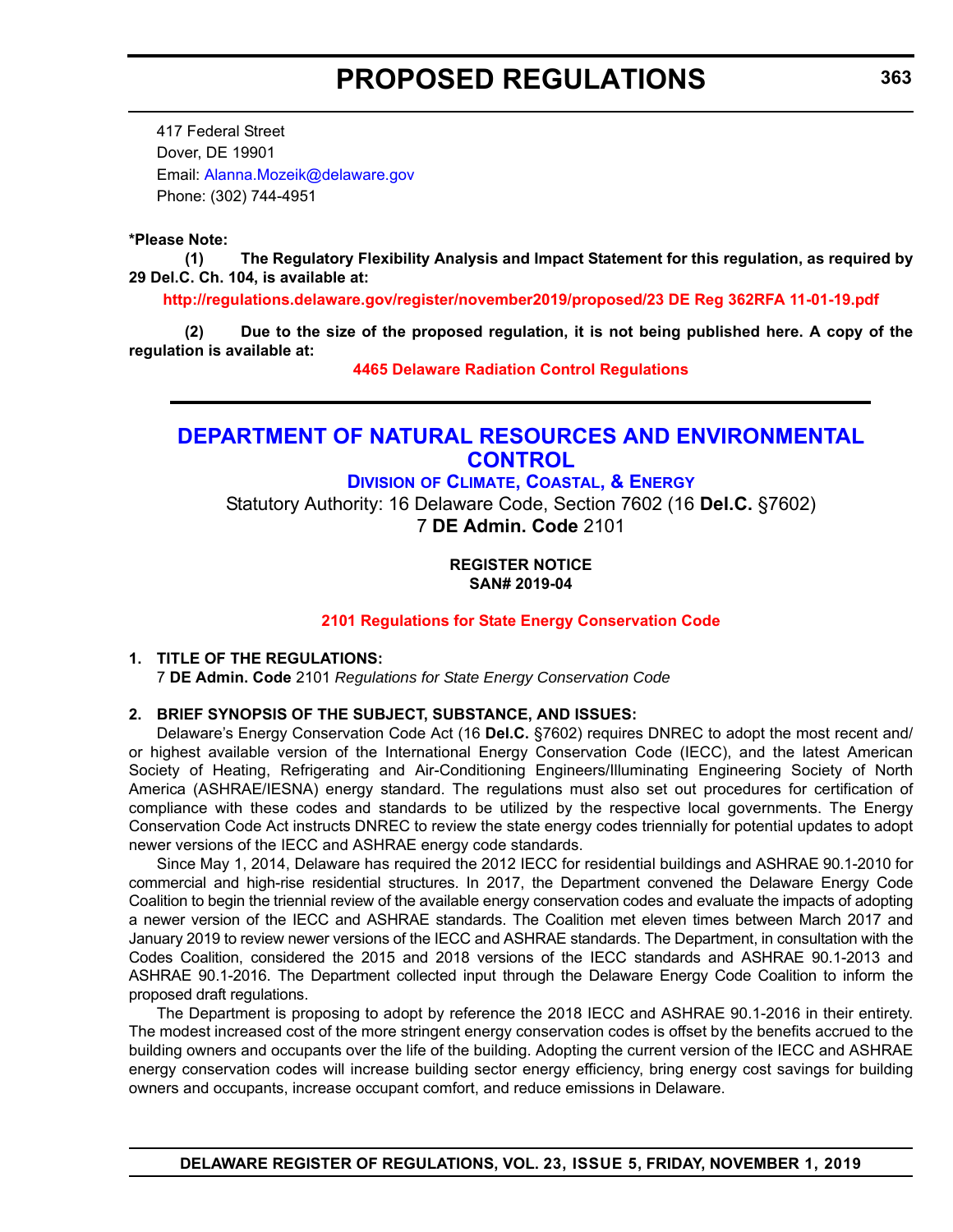417 Federal Street
Dover, DE 19901
Email: Alanna.Mozeik@delaware.gov
Phone: (302) 744-4951

**\*Please Note:**

**(1) The Regulatory Flexibility Analysis and Impact Statement for this regulation, as required by 29 Del.C. Ch. 104, is available at:**

**http://regulations.delaware.gov/register/november2019/proposed/23 DE Reg 362RFA 11-01-19.pdf**

**(2) Due to the size of the proposed regulation, it is not being published here. A copy of the regulation is available at:**

**4465 Delaware Radiation Control Regulations**

---

## DEPARTMENT OF NATURAL RESOURCES AND ENVIRONMENTAL CONTROL

### Division of Climate, Coastal, & Energy

Statutory Authority: 16 Delaware Code, Section 7602 (16 **Del.C.** §7602)
7 **DE Admin. Code** 2101

**REGISTER NOTICE**
**SAN# 2019-04**

**2101 Regulations for State Energy Conservation Code**

**1. TITLE OF THE REGULATIONS:**

7 **DE Admin. Code** 2101 *Regulations for State Energy Conservation Code*

**2. BRIEF SYNOPSIS OF THE SUBJECT, SUBSTANCE, AND ISSUES:**

Delaware's Energy Conservation Code Act (16 **Del.C.** §7602) requires DNREC to adopt the most recent and/or highest available version of the International Energy Conservation Code (IECC), and the latest American Society of Heating, Refrigerating and Air-Conditioning Engineers/Illuminating Engineering Society of North America (ASHRAE/IESNA) energy standard. The regulations must also set out procedures for certification of compliance with these codes and standards to be utilized by the respective local governments. The Energy Conservation Code Act instructs DNREC to review the state energy codes triennially for potential updates to adopt newer versions of the IECC and ASHRAE energy code standards.

Since May 1, 2014, Delaware has required the 2012 IECC for residential buildings and ASHRAE 90.1-2010 for commercial and high-rise residential structures. In 2017, the Department convened the Delaware Energy Code Coalition to begin the triennial review of the available energy conservation codes and evaluate the impacts of adopting a newer version of the IECC and ASHRAE standards. The Coalition met eleven times between March 2017 and January 2019 to review newer versions of the IECC and ASHRAE standards. The Department, in consultation with the Codes Coalition, considered the 2015 and 2018 versions of the IECC standards and ASHRAE 90.1-2013 and ASHRAE 90.1-2016. The Department collected input through the Delaware Energy Code Coalition to inform the proposed draft regulations.

The Department is proposing to adopt by reference the 2018 IECC and ASHRAE 90.1-2016 in their entirety. The modest increased cost of the more stringent energy conservation codes is offset by the benefits accrued to the building owners and occupants over the life of the building. Adopting the current version of the IECC and ASHRAE energy conservation codes will increase building sector energy efficiency, bring energy cost savings for building owners and occupants, increase occupant comfort, and reduce emissions in Delaware.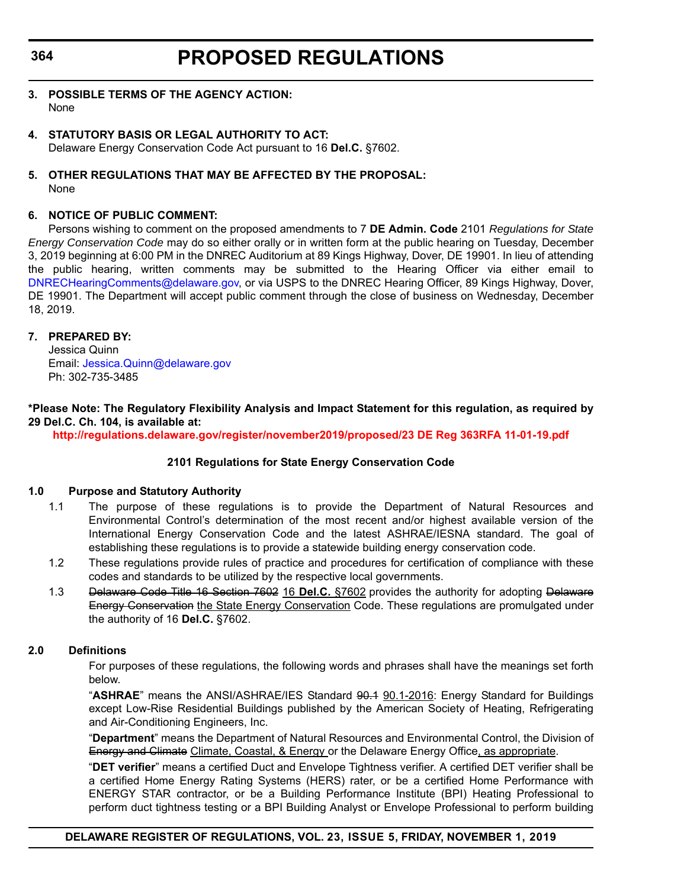**3. POSSIBLE TERMS OF THE AGENCY ACTION:**

None

**4. STATUTORY BASIS OR LEGAL AUTHORITY TO ACT:**

Delaware Energy Conservation Code Act pursuant to 16 **Del.C.** §7602.

**5. OTHER REGULATIONS THAT MAY BE AFFECTED BY THE PROPOSAL:**

None

**6. NOTICE OF PUBLIC COMMENT:**

Persons wishing to comment on the proposed amendments to 7 **DE Admin. Code** 2101 *Regulations for State Energy Conservation Code* may do so either orally or in written form at the public hearing on Tuesday, December 3, 2019 beginning at 6:00 PM in the DNREC Auditorium at 89 Kings Highway, Dover, DE 19901. In lieu of attending the public hearing, written comments may be submitted to the Hearing Officer via either email to DNRECHearingComments@delaware.gov, or via USPS to the DNREC Hearing Officer, 89 Kings Highway, Dover, DE 19901. The Department will accept public comment through the close of business on Wednesday, December 18, 2019.

**7. PREPARED BY:**

Jessica Quinn
Email: Jessica.Quinn@delaware.gov
Ph: 302-735-3485

**\*Please Note: The Regulatory Flexibility Analysis and Impact Statement for this regulation, as required by 29 Del.C. Ch. 104, is available at:**

**http://regulations.delaware.gov/register/november2019/proposed/23 DE Reg 363RFA 11-01-19.pdf**

**2101 Regulations for State Energy Conservation Code**

**1.0 Purpose and Statutory Authority**

1.1 The purpose of these regulations is to provide the Department of Natural Resources and Environmental Control's determination of the most recent and/or highest available version of the International Energy Conservation Code and the latest ASHRAE/IESNA standard. The goal of establishing these regulations is to provide a statewide building energy conservation code.

1.2 These regulations provide rules of practice and procedures for certification of compliance with these codes and standards to be utilized by the respective local governments.

1.3 ~~Delaware Code Title 16 Section 7602~~ <u>16 **Del.C.** §7602</u> provides the authority for adopting ~~Delaware Energy Conservation~~ <u>the State Energy Conservation</u> Code. These regulations are promulgated under the authority of 16 **Del.C.** §7602.

**2.0 Definitions**

For purposes of these regulations, the following words and phrases shall have the meanings set forth below.

"**ASHRAE**" means the ANSI/ASHRAE/IES Standard ~~90.1~~ <u>90.1-2016</u>: Energy Standard for Buildings except Low-Rise Residential Buildings published by the American Society of Heating, Refrigerating and Air-Conditioning Engineers, Inc.

"**Department**" means the Department of Natural Resources and Environmental Control, the Division of ~~Energy and Climate~~ <u>Climate, Coastal, & Energy</u> or the Delaware Energy Office<u>, as appropriate</u>.

"**DET verifier**" means a certified Duct and Envelope Tightness verifier. A certified DET verifier shall be a certified Home Energy Rating Systems (HERS) rater, or be a certified Home Performance with ENERGY STAR contractor, or be a Building Performance Institute (BPI) Heating Professional to perform duct tightness testing or a BPI Building Analyst or Envelope Professional to perform building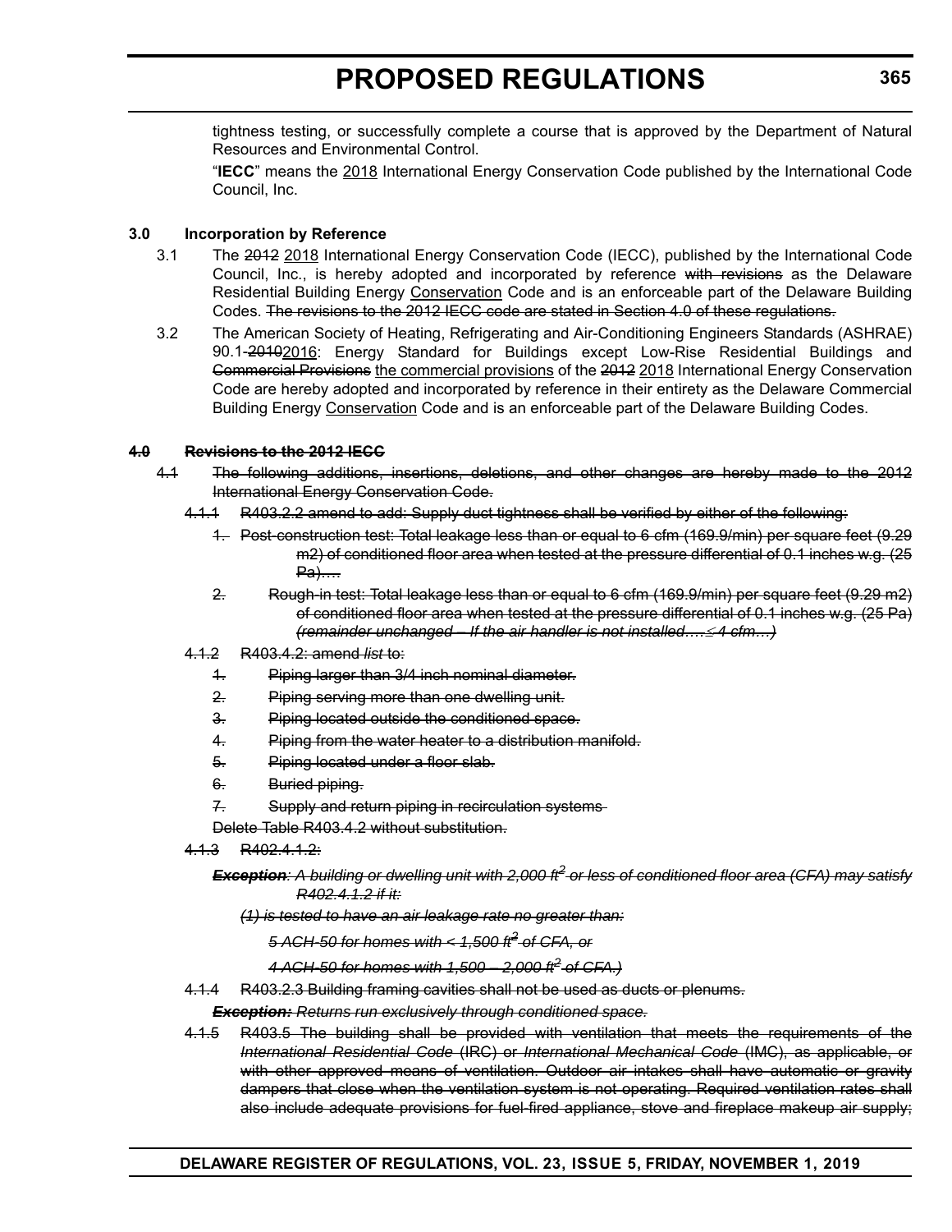tightness testing, or successfully complete a course that is approved by the Department of Natural Resources and Environmental Control.

"**IECC**" means the <u>2018</u> International Energy Conservation Code published by the International Code Council, Inc.

**3.0 Incorporation by Reference**

3.1 The ~~2012~~ <u>2018</u> International Energy Conservation Code (IECC), published by the International Code Council, Inc., is hereby adopted and incorporated by reference ~~with revisions~~ as the Delaware Residential Building Energy <u>Conservation</u> Code and is an enforceable part of the Delaware Building Codes. ~~The revisions to the 2012 IECC code are stated in Section 4.0 of these regulations.~~

3.2 The American Society of Heating, Refrigerating and Air-Conditioning Engineers Standards (ASHRAE) 90.1-~~2010~~<u>2016</u>: Energy Standard for Buildings except Low-Rise Residential Buildings and ~~Commercial Provisions~~ <u>the commercial provisions</u> of the ~~2012~~ <u>2018</u> International Energy Conservation Code are hereby adopted and incorporated by reference in their entirety as the Delaware Commercial Building Energy <u>Conservation</u> Code and is an enforceable part of the Delaware Building Codes.

~~**4.0 Revisions to the 2012 IECC**~~

~~4.1 The following additions, insertions, deletions, and other changes are hereby made to the 2012 International Energy Conservation Code.~~

~~4.1.1 R403.2.2 amend to add: Supply duct tightness shall be verified by either of the following:~~

~~1. Post-construction test: Total leakage less than or equal to 6 cfm (169.9/min) per square feet (9.29 m2) of conditioned floor area when tested at the pressure differential of 0.1 inches w.g. (25 Pa)….~~

~~2. Rough-in test: Total leakage less than or equal to 6 cfm (169.9/min) per square feet (9.29 m2) of conditioned floor area when tested at the pressure differential of 0.1 inches w.g. (25 Pa)~~ ~~*(remainder unchanged – If the air handler is not installed….≤ 4 cfm…)*~~

~~4.1.2 R403.4.2: amend *list* to:~~

~~1. Piping larger than 3/4 inch nominal diameter.~~

~~2. Piping serving more than one dwelling unit.~~

~~3. Piping located outside the conditioned space.~~

~~4. Piping from the water heater to a distribution manifold.~~

~~5. Piping located under a floor slab.~~

~~6. Buried piping.~~

~~7. Supply and return piping in recirculation systems~~

~~Delete Table R403.4.2 without substitution.~~

~~4.1.3 R402.4.1.2:~~

~~***Exception**: A building or dwelling unit with 2,000 ft² or less of conditioned floor area (CFA) may satisfy R402.4.1.2 if it:*~~

~~*(1) is tested to have an air leakage rate no greater than:*~~

~~*5 ACH-50 for homes with < 1,500 ft² of CFA, or*~~

~~*4 ACH-50 for homes with 1,500 – 2,000 ft² of CFA.)*~~

~~4.1.4 R403.2.3 Building framing cavities shall not be used as ducts or plenums.~~

~~***Exception:** Returns run exclusively through conditioned space.*~~

~~4.1.5 R403.5 The building shall be provided with ventilation that meets the requirements of the *International Residential Code* (IRC) or *International Mechanical Code* (IMC), as applicable, or with other approved means of ventilation. Outdoor air intakes shall have automatic or gravity dampers that close when the ventilation system is not operating. Required ventilation rates shall also include adequate provisions for fuel-fired appliance, stove and fireplace makeup air supply;~~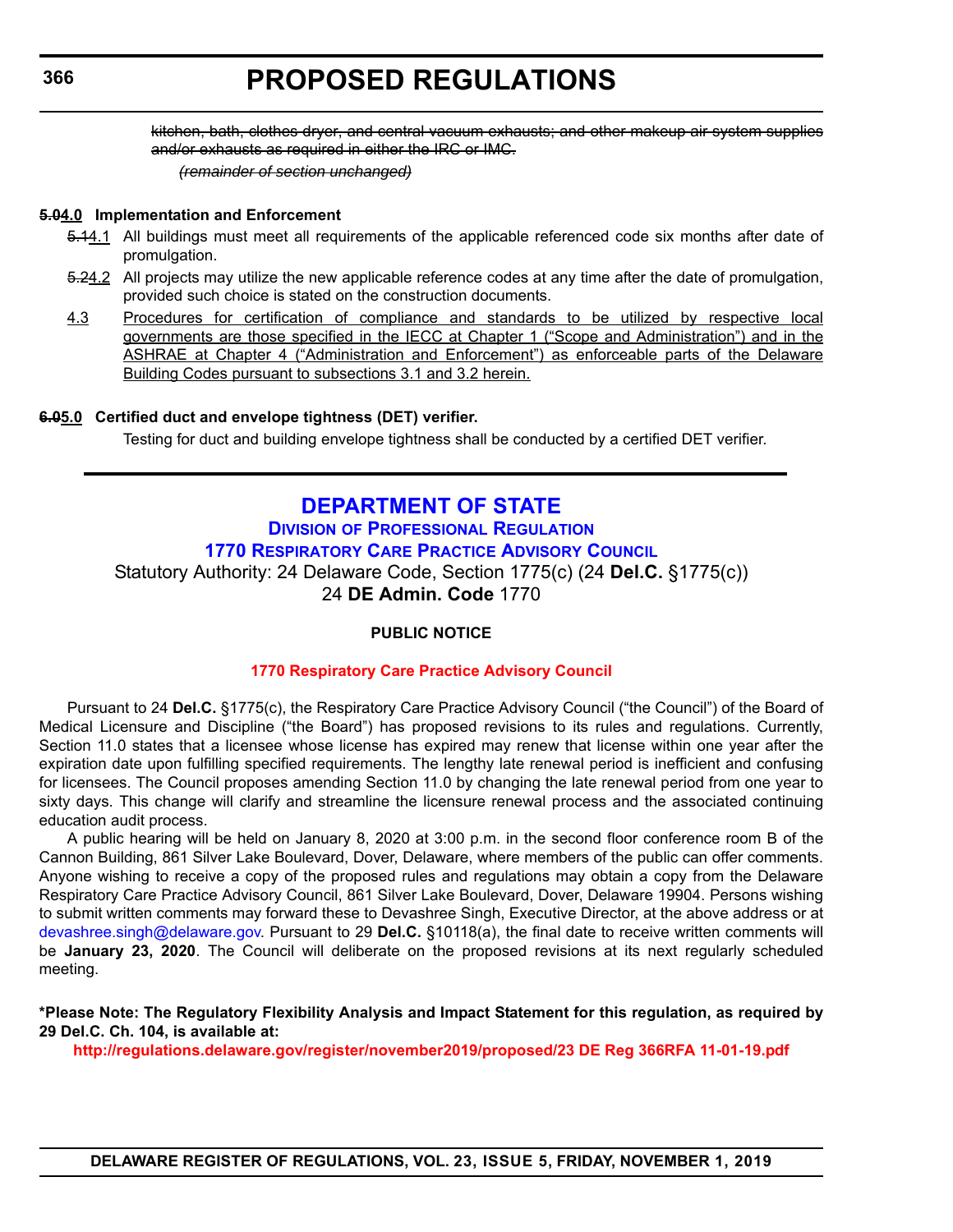~~kitchen, bath, clothes dryer, and central vacuum exhausts; and other makeup air system supplies and/or exhausts as required in either the IRC or IMC.~~

~~*(remainder of section unchanged)*~~

**~~5.0~~4.0 Implementation and Enforcement**

~~5.1~~4.1 All buildings must meet all requirements of the applicable referenced code six months after date of promulgation.

~~5.2~~4.2 All projects may utilize the new applicable reference codes at any time after the date of promulgation, provided such choice is stated on the construction documents.

<u>4.3 Procedures for certification of compliance and standards to be utilized by respective local governments are those specified in the IECC at Chapter 1 (“Scope and Administration”) and in the ASHRAE at Chapter 4 (“Administration and Enforcement”) as enforceable parts of the Delaware Building Codes pursuant to subsections 3.1 and 3.2 herein.</u>

**~~6.0~~5.0 Certified duct and envelope tightness (DET) verifier.**

Testing for duct and building envelope tightness shall be conducted by a certified DET verifier.

---

# DEPARTMENT OF STATE

## Division of Professional Regulation

## 1770 Respiratory Care Practice Advisory Council

Statutory Authority: 24 Delaware Code, Section 1775(c) (24 **Del.C.** §1775(c))
24 **DE Admin. Code** 1770

**PUBLIC NOTICE**

**1770 Respiratory Care Practice Advisory Council**

Pursuant to 24 **Del.C.** §1775(c), the Respiratory Care Practice Advisory Council (“the Council”) of the Board of Medical Licensure and Discipline (“the Board”) has proposed revisions to its rules and regulations. Currently, Section 11.0 states that a licensee whose license has expired may renew that license within one year after the expiration date upon fulfilling specified requirements. The lengthy late renewal period is inefficient and confusing for licensees. The Council proposes amending Section 11.0 by changing the late renewal period from one year to sixty days. This change will clarify and streamline the licensure renewal process and the associated continuing education audit process.

A public hearing will be held on January 8, 2020 at 3:00 p.m. in the second floor conference room B of the Cannon Building, 861 Silver Lake Boulevard, Dover, Delaware, where members of the public can offer comments. Anyone wishing to receive a copy of the proposed rules and regulations may obtain a copy from the Delaware Respiratory Care Practice Advisory Council, 861 Silver Lake Boulevard, Dover, Delaware 19904. Persons wishing to submit written comments may forward these to Devashree Singh, Executive Director, at the above address or at devashree.singh@delaware.gov. Pursuant to 29 **Del.C.** §10118(a), the final date to receive written comments will be **January 23, 2020**. The Council will deliberate on the proposed revisions at its next regularly scheduled meeting.

**\*Please Note: The Regulatory Flexibility Analysis and Impact Statement for this regulation, as required by 29 Del.C. Ch. 104, is available at:**

**http://regulations.delaware.gov/register/november2019/proposed/23 DE Reg 366RFA 11-01-19.pdf**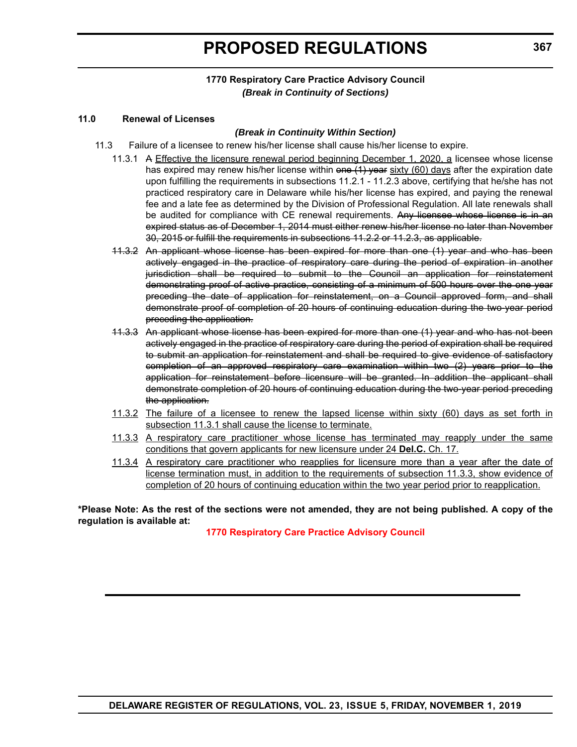**1770 Respiratory Care Practice Advisory Council**

***(Break in Continuity of Sections)***

**11.0 Renewal of Licenses**

***(Break in Continuity Within Section)***

11.3 Failure of a licensee to renew his/her license shall cause his/her license to expire.

11.3.1 ~~A~~ <u>Effective the licensure renewal period beginning December 1, 2020, a</u> licensee whose license has expired may renew his/her license within ~~one (1) year~~ <u>sixty (60) days</u> after the expiration date upon fulfilling the requirements in subsections 11.2.1 - 11.2.3 above, certifying that he/she has not practiced respiratory care in Delaware while his/her license has expired, and paying the renewal fee and a late fee as determined by the Division of Professional Regulation. All late renewals shall be audited for compliance with CE renewal requirements. ~~Any licensee whose license is in an expired status as of December 1, 2014 must either renew his/her license no later than November 30, 2015 or fulfill the requirements in subsections 11.2.2 or 11.2.3, as applicable.~~

~~11.3.2 An applicant whose license has been expired for more than one (1) year and who has been actively engaged in the practice of respiratory care during the period of expiration in another jurisdiction shall be required to submit to the Council an application for reinstatement demonstrating proof of active practice, consisting of a minimum of 500 hours over the one year preceding the date of application for reinstatement, on a Council approved form, and shall demonstrate proof of completion of 20 hours of continuing education during the two-year period preceding the application.~~

~~11.3.3 An applicant whose license has been expired for more than one (1) year and who has not been actively engaged in the practice of respiratory care during the period of expiration shall be required to submit an application for reinstatement and shall be required to give evidence of satisfactory completion of an approved respiratory care examination within two (2) years prior to the application for reinstatement before licensure will be granted. In addition the applicant shall demonstrate completion of 20 hours of continuing education during the two-year period preceding the application.~~

<u>11.3.2 The failure of a licensee to renew the lapsed license within sixty (60) days as set forth in subsection 11.3.1 shall cause the license to terminate.</u>

<u>11.3.3 A respiratory care practitioner whose license has terminated may reapply under the same conditions that govern applicants for new licensure under 24 **Del.C.** Ch. 17.</u>

<u>11.3.4 A respiratory care practitioner who reapplies for licensure more than a year after the date of license termination must, in addition to the requirements of subsection 11.3.3, show evidence of completion of 20 hours of continuing education within the two year period prior to reapplication.</u>

**\*Please Note: As the rest of the sections were not amended, they are not being published. A copy of the regulation is available at:**

**1770 Respiratory Care Practice Advisory Council**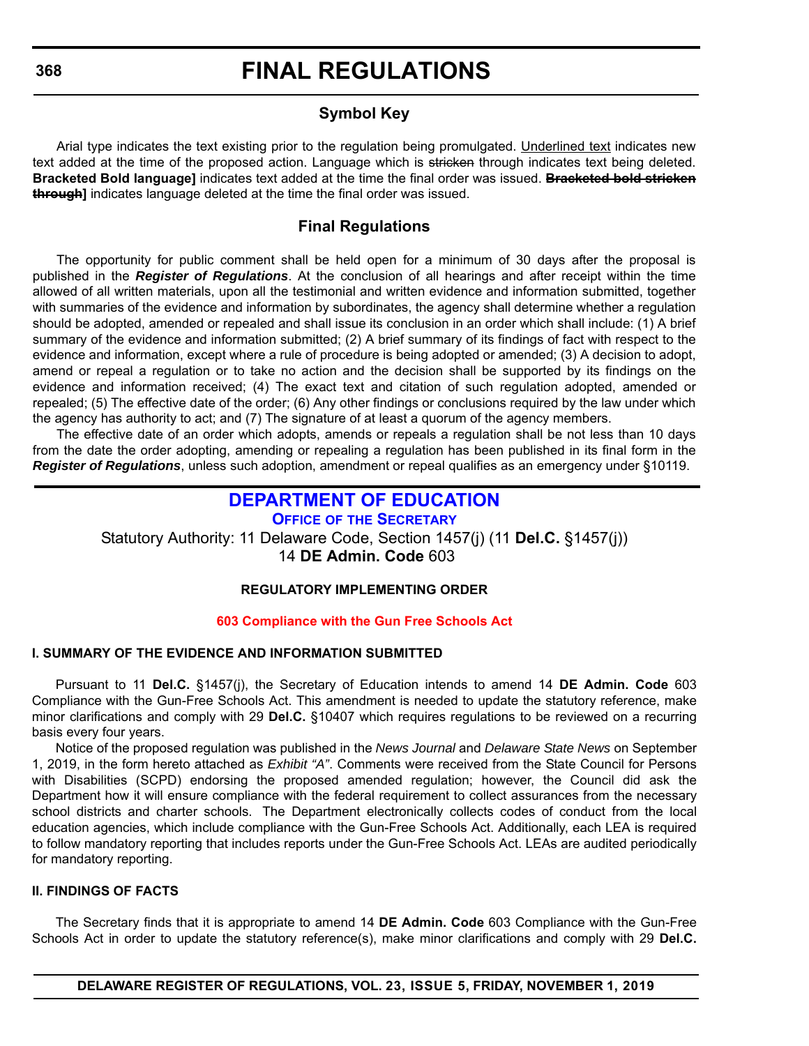# FINAL REGULATIONS

## Symbol Key

Arial type indicates the text existing prior to the regulation being promulgated. Underlined text indicates new text added at the time of the proposed action. Language which is ~~stricken~~ through indicates text being deleted. **Bracketed Bold language]** indicates text added at the time the final order was issued. **~~Bracketed bold stricken through~~]** indicates language deleted at the time the final order was issued.

## Final Regulations

The opportunity for public comment shall be held open for a minimum of 30 days after the proposal is published in the ***Register of Regulations***. At the conclusion of all hearings and after receipt within the time allowed of all written materials, upon all the testimonial and written evidence and information submitted, together with summaries of the evidence and information by subordinates, the agency shall determine whether a regulation should be adopted, amended or repealed and shall issue its conclusion in an order which shall include: (1) A brief summary of the evidence and information submitted; (2) A brief summary of its findings of fact with respect to the evidence and information, except where a rule of procedure is being adopted or amended; (3) A decision to adopt, amend or repeal a regulation or to take no action and the decision shall be supported by its findings on the evidence and information received; (4) The exact text and citation of such regulation adopted, amended or repealed; (5) The effective date of the order; (6) Any other findings or conclusions required by the law under which the agency has authority to act; and (7) The signature of at least a quorum of the agency members.

The effective date of an order which adopts, amends or repeals a regulation shall be not less than 10 days from the date the order adopting, amending or repealing a regulation has been published in its final form in the ***Register of Regulations***, unless such adoption, amendment or repeal qualifies as an emergency under §10119.

## DEPARTMENT OF EDUCATION

### Office of the Secretary

Statutory Authority: 11 Delaware Code, Section 1457(j) (11 **Del.C.** §1457(j))
14 **DE Admin. Code** 603

**REGULATORY IMPLEMENTING ORDER**

**603 Compliance with the Gun Free Schools Act**

**I. SUMMARY OF THE EVIDENCE AND INFORMATION SUBMITTED**

Pursuant to 11 **Del.C.** §1457(j), the Secretary of Education intends to amend 14 **DE Admin. Code** 603 Compliance with the Gun-Free Schools Act. This amendment is needed to update the statutory reference, make minor clarifications and comply with 29 **Del.C.** §10407 which requires regulations to be reviewed on a recurring basis every four years.

Notice of the proposed regulation was published in the *News Journal* and *Delaware State News* on September 1, 2019, in the form hereto attached as *Exhibit "A"*. Comments were received from the State Council for Persons with Disabilities (SCPD) endorsing the proposed amended regulation; however, the Council did ask the Department how it will ensure compliance with the federal requirement to collect assurances from the necessary school districts and charter schools. The Department electronically collects codes of conduct from the local education agencies, which include compliance with the Gun-Free Schools Act. Additionally, each LEA is required to follow mandatory reporting that includes reports under the Gun-Free Schools Act. LEAs are audited periodically for mandatory reporting.

**II. FINDINGS OF FACTS**

The Secretary finds that it is appropriate to amend 14 **DE Admin. Code** 603 Compliance with the Gun-Free Schools Act in order to update the statutory reference(s), make minor clarifications and comply with 29 **Del.C.**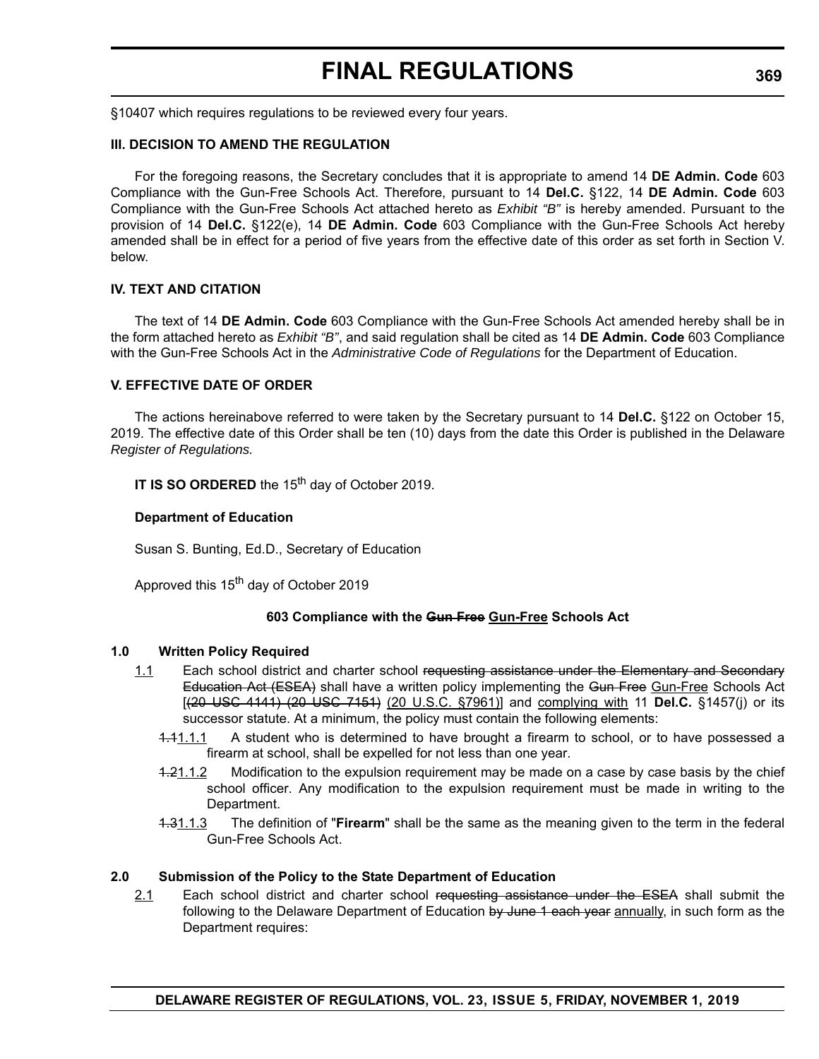§10407 which requires regulations to be reviewed every four years.

**III. DECISION TO AMEND THE REGULATION**

For the foregoing reasons, the Secretary concludes that it is appropriate to amend 14 **DE Admin. Code** 603 Compliance with the Gun-Free Schools Act. Therefore, pursuant to 14 **Del.C.** §122, 14 **DE Admin. Code** 603 Compliance with the Gun-Free Schools Act attached hereto as *Exhibit "B"* is hereby amended. Pursuant to the provision of 14 **Del.C.** §122(e), 14 **DE Admin. Code** 603 Compliance with the Gun-Free Schools Act hereby amended shall be in effect for a period of five years from the effective date of this order as set forth in Section V. below.

**IV. TEXT AND CITATION**

The text of 14 **DE Admin. Code** 603 Compliance with the Gun-Free Schools Act amended hereby shall be in the form attached hereto as *Exhibit "B"*, and said regulation shall be cited as 14 **DE Admin. Code** 603 Compliance with the Gun-Free Schools Act in the *Administrative Code of Regulations* for the Department of Education.

**V. EFFECTIVE DATE OF ORDER**

The actions hereinabove referred to were taken by the Secretary pursuant to 14 **Del.C.** §122 on October 15, 2019. The effective date of this Order shall be ten (10) days from the date this Order is published in the Delaware *Register of Regulations.*

**IT IS SO ORDERED** the 15th day of October 2019.

**Department of Education**

Susan S. Bunting, Ed.D., Secretary of Education

Approved this 15th day of October 2019

**603 Compliance with the ~~Gun Free~~ Gun-Free Schools Act**

**1.0 Written Policy Required**

1.1 Each school district and charter school ~~requesting assistance under the Elementary and Secondary Education Act (ESEA)~~ shall have a written policy implementing the ~~Gun Free~~ Gun-Free Schools Act [~~(20 USC 4141) (20 USC 7151)~~ (20 U.S.C. §7961)] and complying with 11 **Del.C.** §1457(j) or its successor statute. At a minimum, the policy must contain the following elements:

~~1.1~~1.1.1 A student who is determined to have brought a firearm to school, or to have possessed a firearm at school, shall be expelled for not less than one year.

~~1.2~~1.1.2 Modification to the expulsion requirement may be made on a case by case basis by the chief school officer. Any modification to the expulsion requirement must be made in writing to the Department.

~~1.3~~1.1.3 The definition of "**Firearm**" shall be the same as the meaning given to the term in the federal Gun-Free Schools Act.

**2.0 Submission of the Policy to the State Department of Education**

2.1 Each school district and charter school ~~requesting assistance under the ESEA~~ shall submit the following to the Delaware Department of Education ~~by June 1 each year~~ annually, in such form as the Department requires: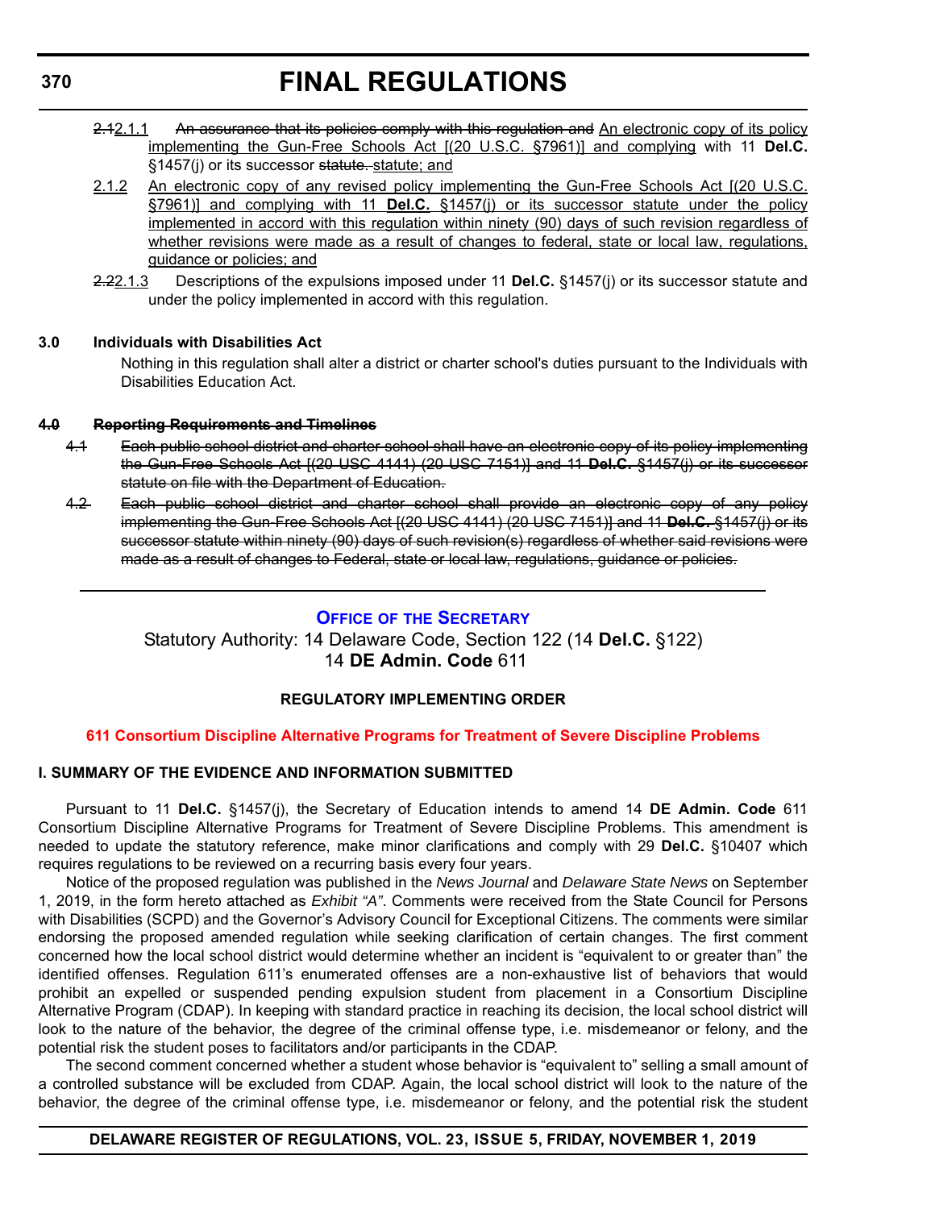~~2.1~~2.1.1 ~~An assurance that its policies comply with this regulation and~~ An electronic copy of its policy implementing the Gun-Free Schools Act [(20 U.S.C. §7961)] and complying with 11 **Del.C.** §1457(j) or its successor ~~statute.~~ statute; and

2.1.2 An electronic copy of any revised policy implementing the Gun-Free Schools Act [(20 U.S.C. §7961)] and complying with 11 **Del.C.** §1457(j) or its successor statute under the policy implemented in accord with this regulation within ninety (90) days of such revision regardless of whether revisions were made as a result of changes to federal, state or local law, regulations, guidance or policies; and

~~2.2~~2.1.3 Descriptions of the expulsions imposed under 11 **Del.C.** §1457(j) or its successor statute and under the policy implemented in accord with this regulation.

**3.0 Individuals with Disabilities Act**

Nothing in this regulation shall alter a district or charter school's duties pursuant to the Individuals with Disabilities Education Act.

~~**4.0 Reporting Requirements and Timelines**~~

~~4.1 Each public school district and charter school shall have an electronic copy of its policy implementing the Gun-Free Schools Act [(20 USC 4141) (20 USC 7151)] and 11 **Del.C.** §1457(j) or its successor statute on file with the Department of Education.~~

~~4.2 Each public school district and charter school shall provide an electronic copy of any policy implementing the Gun-Free Schools Act [(20 USC 4141) (20 USC 7151)] and 11 **Del.C.** §1457(j) or its successor statute within ninety (90) days of such revision(s) regardless of whether said revisions were made as a result of changes to Federal, state or local law, regulations, guidance or policies.~~

---

## Office of the Secretary

Statutory Authority: 14 Delaware Code, Section 122 (14 **Del.C.** §122)
14 **DE Admin. Code** 611

### REGULATORY IMPLEMENTING ORDER

### 611 Consortium Discipline Alternative Programs for Treatment of Severe Discipline Problems

**I. SUMMARY OF THE EVIDENCE AND INFORMATION SUBMITTED**

Pursuant to 11 **Del.C.** §1457(j), the Secretary of Education intends to amend 14 **DE Admin. Code** 611 Consortium Discipline Alternative Programs for Treatment of Severe Discipline Problems. This amendment is needed to update the statutory reference, make minor clarifications and comply with 29 **Del.C.** §10407 which requires regulations to be reviewed on a recurring basis every four years.

Notice of the proposed regulation was published in the *News Journal* and *Delaware State News* on September 1, 2019, in the form hereto attached as *Exhibit "A"*. Comments were received from the State Council for Persons with Disabilities (SCPD) and the Governor's Advisory Council for Exceptional Citizens. The comments were similar endorsing the proposed amended regulation while seeking clarification of certain changes. The first comment concerned how the local school district would determine whether an incident is "equivalent to or greater than" the identified offenses. Regulation 611's enumerated offenses are a non-exhaustive list of behaviors that would prohibit an expelled or suspended pending expulsion student from placement in a Consortium Discipline Alternative Program (CDAP). In keeping with standard practice in reaching its decision, the local school district will look to the nature of the behavior, the degree of the criminal offense type, i.e. misdemeanor or felony, and the potential risk the student poses to facilitators and/or participants in the CDAP.

The second comment concerned whether a student whose behavior is "equivalent to" selling a small amount of a controlled substance will be excluded from CDAP. Again, the local school district will look to the nature of the behavior, the degree of the criminal offense type, i.e. misdemeanor or felony, and the potential risk the student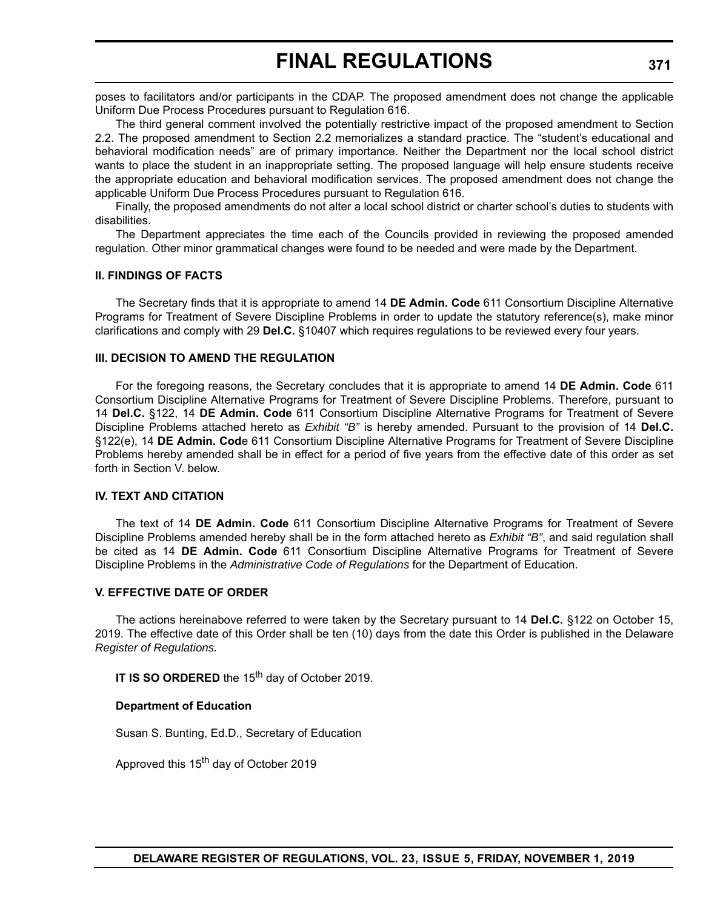poses to facilitators and/or participants in the CDAP. The proposed amendment does not change the applicable Uniform Due Process Procedures pursuant to Regulation 616.

The third general comment involved the potentially restrictive impact of the proposed amendment to Section 2.2. The proposed amendment to Section 2.2 memorializes a standard practice. The "student's educational and behavioral modification needs" are of primary importance. Neither the Department nor the local school district wants to place the student in an inappropriate setting. The proposed language will help ensure students receive the appropriate education and behavioral modification services. The proposed amendment does not change the applicable Uniform Due Process Procedures pursuant to Regulation 616.

Finally, the proposed amendments do not alter a local school district or charter school's duties to students with disabilities.

The Department appreciates the time each of the Councils provided in reviewing the proposed amended regulation. Other minor grammatical changes were found to be needed and were made by the Department.

### II. FINDINGS OF FACTS

The Secretary finds that it is appropriate to amend 14 **DE Admin. Code** 611 Consortium Discipline Alternative Programs for Treatment of Severe Discipline Problems in order to update the statutory reference(s), make minor clarifications and comply with 29 **Del.C.** §10407 which requires regulations to be reviewed every four years.

### III. DECISION TO AMEND THE REGULATION

For the foregoing reasons, the Secretary concludes that it is appropriate to amend 14 **DE Admin. Code** 611 Consortium Discipline Alternative Programs for Treatment of Severe Discipline Problems. Therefore, pursuant to 14 **Del.C.** §122, 14 **DE Admin. Code** 611 Consortium Discipline Alternative Programs for Treatment of Severe Discipline Problems attached hereto as *Exhibit "B"* is hereby amended. Pursuant to the provision of 14 **Del.C.** §122(e), 14 **DE Admin. Cod**e 611 Consortium Discipline Alternative Programs for Treatment of Severe Discipline Problems hereby amended shall be in effect for a period of five years from the effective date of this order as set forth in Section V. below.

### IV. TEXT AND CITATION

The text of 14 **DE Admin. Code** 611 Consortium Discipline Alternative Programs for Treatment of Severe Discipline Problems amended hereby shall be in the form attached hereto as *Exhibit "B"*, and said regulation shall be cited as 14 **DE Admin. Code** 611 Consortium Discipline Alternative Programs for Treatment of Severe Discipline Problems in the *Administrative Code of Regulations* for the Department of Education.

### V. EFFECTIVE DATE OF ORDER

The actions hereinabove referred to were taken by the Secretary pursuant to 14 **Del.C.** §122 on October 15, 2019. The effective date of this Order shall be ten (10) days from the date this Order is published in the Delaware *Register of Regulations*.

**IT IS SO ORDERED** the 15th day of October 2019.

**Department of Education**

Susan S. Bunting, Ed.D., Secretary of Education

Approved this 15th day of October 2019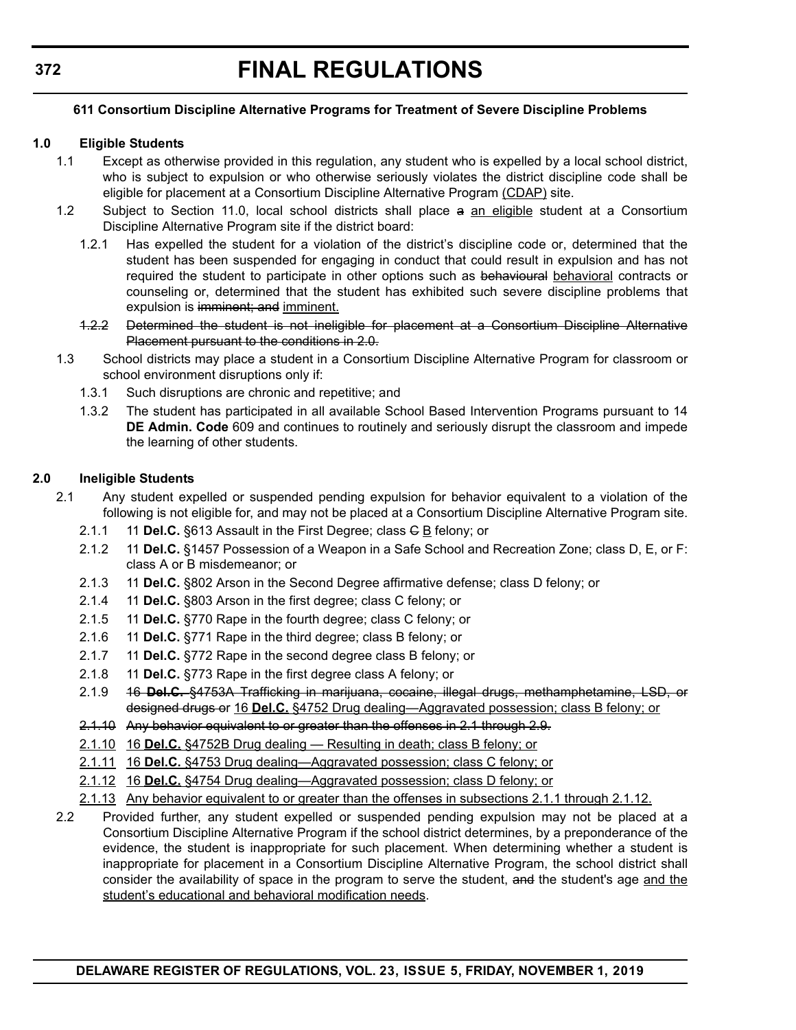# FINAL REGULATIONS

**611 Consortium Discipline Alternative Programs for Treatment of Severe Discipline Problems**

**1.0 Eligible Students**

1.1 Except as otherwise provided in this regulation, any student who is expelled by a local school district, who is subject to expulsion or who otherwise seriously violates the district discipline code shall be eligible for placement at a Consortium Discipline Alternative Program <u>(CDAP)</u> site.

1.2 Subject to Section 11.0, local school districts shall place ~~a~~ <u>an eligible</u> student at a Consortium Discipline Alternative Program site if the district board:

1.2.1 Has expelled the student for a violation of the district's discipline code or, determined that the student has been suspended for engaging in conduct that could result in expulsion and has not required the student to participate in other options such as ~~behavioural~~ <u>behavioral</u> contracts or counseling or, determined that the student has exhibited such severe discipline problems that expulsion is ~~imminent; and~~ <u>imminent.</u>

~~1.2.2 Determined the student is not ineligible for placement at a Consortium Discipline Alternative Placement pursuant to the conditions in 2.0.~~

1.3 School districts may place a student in a Consortium Discipline Alternative Program for classroom or school environment disruptions only if:

1.3.1 Such disruptions are chronic and repetitive; and

1.3.2 The student has participated in all available School Based Intervention Programs pursuant to 14 **DE Admin. Code** 609 and continues to routinely and seriously disrupt the classroom and impede the learning of other students.

**2.0 Ineligible Students**

2.1 Any student expelled or suspended pending expulsion for behavior equivalent to a violation of the following is not eligible for, and may not be placed at a Consortium Discipline Alternative Program site.

2.1.1 11 **Del.C.** §613 Assault in the First Degree; class ~~C~~ <u>B</u> felony; or

2.1.2 11 **Del.C.** §1457 Possession of a Weapon in a Safe School and Recreation Zone; class D, E, or F: class A or B misdemeanor; or

2.1.3 11 **Del.C.** §802 Arson in the Second Degree affirmative defense; class D felony; or

2.1.4 11 **Del.C.** §803 Arson in the first degree; class C felony; or

2.1.5 11 **Del.C.** §770 Rape in the fourth degree; class C felony; or

2.1.6 11 **Del.C.** §771 Rape in the third degree; class B felony; or

2.1.7 11 **Del.C.** §772 Rape in the second degree class B felony; or

2.1.8 11 **Del.C.** §773 Rape in the first degree class A felony; or

2.1.9 ~~16 **Del.C.** §4753A Trafficking in marijuana, cocaine, illegal drugs, methamphetamine, LSD, or designed drugs or~~ <u>16 **Del.C.** §4752 Drug dealing—Aggravated possession; class B felony; or</u>

~~2.1.10 Any behavior equivalent to or greater than the offenses in 2.1 through 2.9.~~

<u>2.1.10 16 **Del.C.** §4752B Drug dealing — Resulting in death; class B felony; or</u>

<u>2.1.11 16 **Del.C.** §4753 Drug dealing—Aggravated possession; class C felony; or</u>

<u>2.1.12 16 **Del.C.** §4754 Drug dealing—Aggravated possession; class D felony; or</u>

<u>2.1.13 Any behavior equivalent to or greater than the offenses in subsections 2.1.1 through 2.1.12.</u>

2.2 Provided further, any student expelled or suspended pending expulsion may not be placed at a Consortium Discipline Alternative Program if the school district determines, by a preponderance of the evidence, the student is inappropriate for such placement. When determining whether a student is inappropriate for placement in a Consortium Discipline Alternative Program, the school district shall consider the availability of space in the program to serve the student, ~~and~~ the student's age <u>and the student's educational and behavioral modification needs</u>.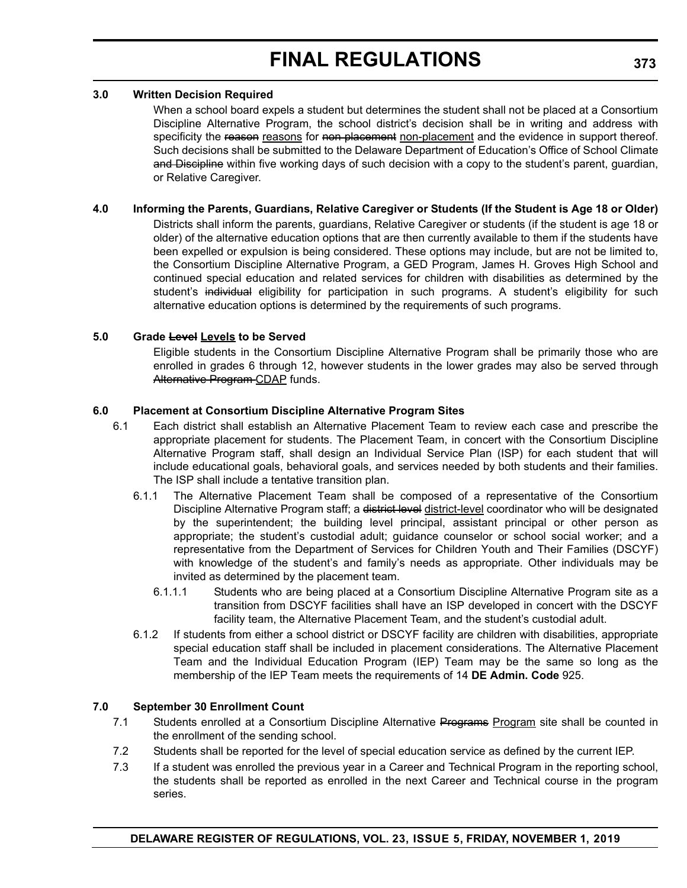### 3.0 Written Decision Required

When a school board expels a student but determines the student shall not be placed at a Consortium Discipline Alternative Program, the school district's decision shall be in writing and address with specificity the ~~reason~~ reasons for ~~non placement~~ non-placement and the evidence in support thereof. Such decisions shall be submitted to the Delaware Department of Education's Office of School Climate ~~and Discipline~~ within five working days of such decision with a copy to the student's parent, guardian, or Relative Caregiver.

### 4.0 Informing the Parents, Guardians, Relative Caregiver or Students (If the Student is Age 18 or Older)

Districts shall inform the parents, guardians, Relative Caregiver or students (if the student is age 18 or older) of the alternative education options that are then currently available to them if the students have been expelled or expulsion is being considered. These options may include, but are not be limited to, the Consortium Discipline Alternative Program, a GED Program, James H. Groves High School and continued special education and related services for children with disabilities as determined by the student's ~~individual~~ eligibility for participation in such programs. A student's eligibility for such alternative education options is determined by the requirements of such programs.

### 5.0 Grade ~~Level~~ Levels to be Served

Eligible students in the Consortium Discipline Alternative Program shall be primarily those who are enrolled in grades 6 through 12, however students in the lower grades may also be served through ~~Alternative Program~~ CDAP funds.

### 6.0 Placement at Consortium Discipline Alternative Program Sites

6.1 Each district shall establish an Alternative Placement Team to review each case and prescribe the appropriate placement for students. The Placement Team, in concert with the Consortium Discipline Alternative Program staff, shall design an Individual Service Plan (ISP) for each student that will include educational goals, behavioral goals, and services needed by both students and their families. The ISP shall include a tentative transition plan.

6.1.1 The Alternative Placement Team shall be composed of a representative of the Consortium Discipline Alternative Program staff; a ~~district level~~ district-level coordinator who will be designated by the superintendent; the building level principal, assistant principal or other person as appropriate; the student's custodial adult; guidance counselor or school social worker; and a representative from the Department of Services for Children Youth and Their Families (DSCYF) with knowledge of the student's and family's needs as appropriate. Other individuals may be invited as determined by the placement team.

6.1.1.1 Students who are being placed at a Consortium Discipline Alternative Program site as a transition from DSCYF facilities shall have an ISP developed in concert with the DSCYF facility team, the Alternative Placement Team, and the student's custodial adult.

6.1.2 If students from either a school district or DSCYF facility are children with disabilities, appropriate special education staff shall be included in placement considerations. The Alternative Placement Team and the Individual Education Program (IEP) Team may be the same so long as the membership of the IEP Team meets the requirements of 14 **DE Admin. Code** 925.

### 7.0 September 30 Enrollment Count

7.1 Students enrolled at a Consortium Discipline Alternative ~~Programs~~ Program site shall be counted in the enrollment of the sending school.

7.2 Students shall be reported for the level of special education service as defined by the current IEP.

7.3 If a student was enrolled the previous year in a Career and Technical Program in the reporting school, the students shall be reported as enrolled in the next Career and Technical course in the program series.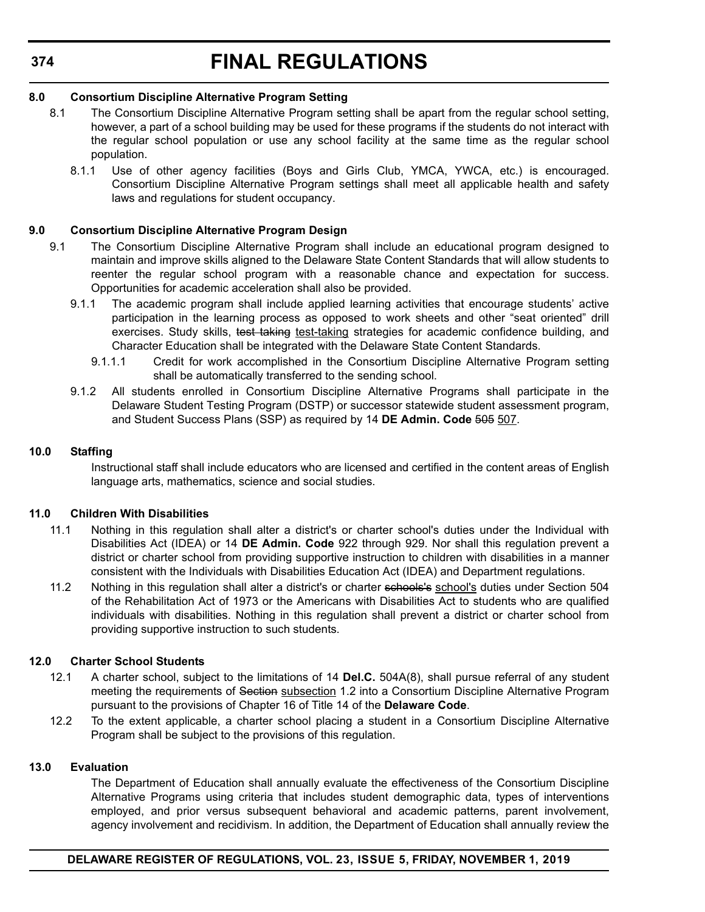### 8.0 Consortium Discipline Alternative Program Setting

8.1 The Consortium Discipline Alternative Program setting shall be apart from the regular school setting, however, a part of a school building may be used for these programs if the students do not interact with the regular school population or use any school facility at the same time as the regular school population.

8.1.1 Use of other agency facilities (Boys and Girls Club, YMCA, YWCA, etc.) is encouraged. Consortium Discipline Alternative Program settings shall meet all applicable health and safety laws and regulations for student occupancy.

### 9.0 Consortium Discipline Alternative Program Design

9.1 The Consortium Discipline Alternative Program shall include an educational program designed to maintain and improve skills aligned to the Delaware State Content Standards that will allow students to reenter the regular school program with a reasonable chance and expectation for success. Opportunities for academic acceleration shall also be provided.

9.1.1 The academic program shall include applied learning activities that encourage students' active participation in the learning process as opposed to work sheets and other "seat oriented" drill exercises. Study skills, ~~test taking~~ test-taking strategies for academic confidence building, and Character Education shall be integrated with the Delaware State Content Standards.

9.1.1.1 Credit for work accomplished in the Consortium Discipline Alternative Program setting shall be automatically transferred to the sending school.

9.1.2 All students enrolled in Consortium Discipline Alternative Programs shall participate in the Delaware Student Testing Program (DSTP) or successor statewide student assessment program, and Student Success Plans (SSP) as required by 14 **DE Admin. Code** ~~505~~ 507.

### 10.0 Staffing

Instructional staff shall include educators who are licensed and certified in the content areas of English language arts, mathematics, science and social studies.

### 11.0 Children With Disabilities

11.1 Nothing in this regulation shall alter a district's or charter school's duties under the Individual with Disabilities Act (IDEA) or 14 **DE Admin. Code** 922 through 929. Nor shall this regulation prevent a district or charter school from providing supportive instruction to children with disabilities in a manner consistent with the Individuals with Disabilities Education Act (IDEA) and Department regulations.

11.2 Nothing in this regulation shall alter a district's or charter ~~schools's~~ school's duties under Section 504 of the Rehabilitation Act of 1973 or the Americans with Disabilities Act to students who are qualified individuals with disabilities. Nothing in this regulation shall prevent a district or charter school from providing supportive instruction to such students.

### 12.0 Charter School Students

12.1 A charter school, subject to the limitations of 14 **Del.C.** 504A(8), shall pursue referral of any student meeting the requirements of ~~Section~~ subsection 1.2 into a Consortium Discipline Alternative Program pursuant to the provisions of Chapter 16 of Title 14 of the **Delaware Code**.

12.2 To the extent applicable, a charter school placing a student in a Consortium Discipline Alternative Program shall be subject to the provisions of this regulation.

### 13.0 Evaluation

The Department of Education shall annually evaluate the effectiveness of the Consortium Discipline Alternative Programs using criteria that includes student demographic data, types of interventions employed, and prior versus subsequent behavioral and academic patterns, parent involvement, agency involvement and recidivism. In addition, the Department of Education shall annually review the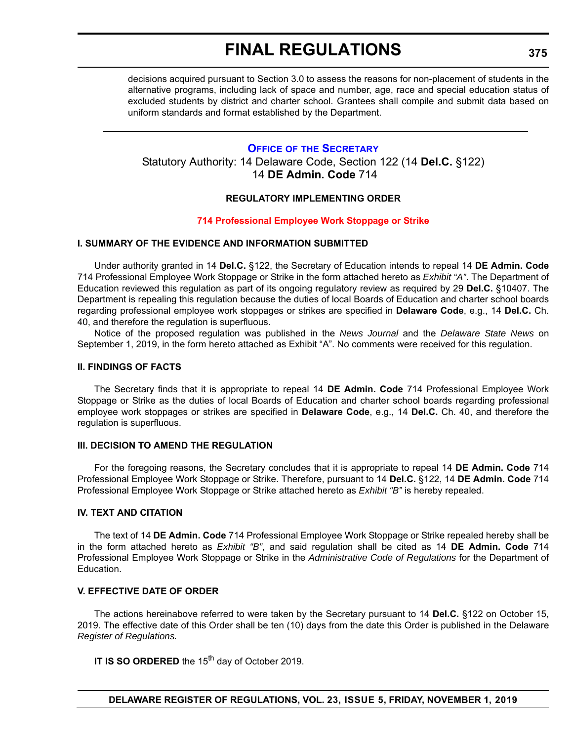decisions acquired pursuant to Section 3.0 to assess the reasons for non-placement of students in the alternative programs, including lack of space and number, age, race and special education status of excluded students by district and charter school. Grantees shall compile and submit data based on uniform standards and format established by the Department.

---

## Office of the Secretary

Statutory Authority: 14 Delaware Code, Section 122 (14 **Del.C.** §122)
14 **DE Admin. Code** 714

### REGULATORY IMPLEMENTING ORDER

### 714 Professional Employee Work Stoppage or Strike

#### I. SUMMARY OF THE EVIDENCE AND INFORMATION SUBMITTED

Under authority granted in 14 **Del.C.** §122, the Secretary of Education intends to repeal 14 **DE Admin. Code** 714 Professional Employee Work Stoppage or Strike in the form attached hereto as *Exhibit "A"*. The Department of Education reviewed this regulation as part of its ongoing regulatory review as required by 29 **Del.C.** §10407. The Department is repealing this regulation because the duties of local Boards of Education and charter school boards regarding professional employee work stoppages or strikes are specified in **Delaware Code**, e.g., 14 **Del.C.** Ch. 40, and therefore the regulation is superfluous.

Notice of the proposed regulation was published in the *News Journal* and the *Delaware State News* on September 1, 2019, in the form hereto attached as Exhibit "A". No comments were received for this regulation.

#### II. FINDINGS OF FACTS

The Secretary finds that it is appropriate to repeal 14 **DE Admin. Code** 714 Professional Employee Work Stoppage or Strike as the duties of local Boards of Education and charter school boards regarding professional employee work stoppages or strikes are specified in **Delaware Code**, e.g., 14 **Del.C.** Ch. 40, and therefore the regulation is superfluous.

#### III. DECISION TO AMEND THE REGULATION

For the foregoing reasons, the Secretary concludes that it is appropriate to repeal 14 **DE Admin. Code** 714 Professional Employee Work Stoppage or Strike. Therefore, pursuant to 14 **Del.C.** §122, 14 **DE Admin. Code** 714 Professional Employee Work Stoppage or Strike attached hereto as *Exhibit "B"* is hereby repealed.

#### IV. TEXT AND CITATION

The text of 14 **DE Admin. Code** 714 Professional Employee Work Stoppage or Strike repealed hereby shall be in the form attached hereto as *Exhibit "B"*, and said regulation shall be cited as 14 **DE Admin. Code** 714 Professional Employee Work Stoppage or Strike in the *Administrative Code of Regulations* for the Department of Education.

#### V. EFFECTIVE DATE OF ORDER

The actions hereinabove referred to were taken by the Secretary pursuant to 14 **Del.C.** §122 on October 15, 2019. The effective date of this Order shall be ten (10) days from the date this Order is published in the Delaware *Register of Regulations.*

**IT IS SO ORDERED** the 15th day of October 2019.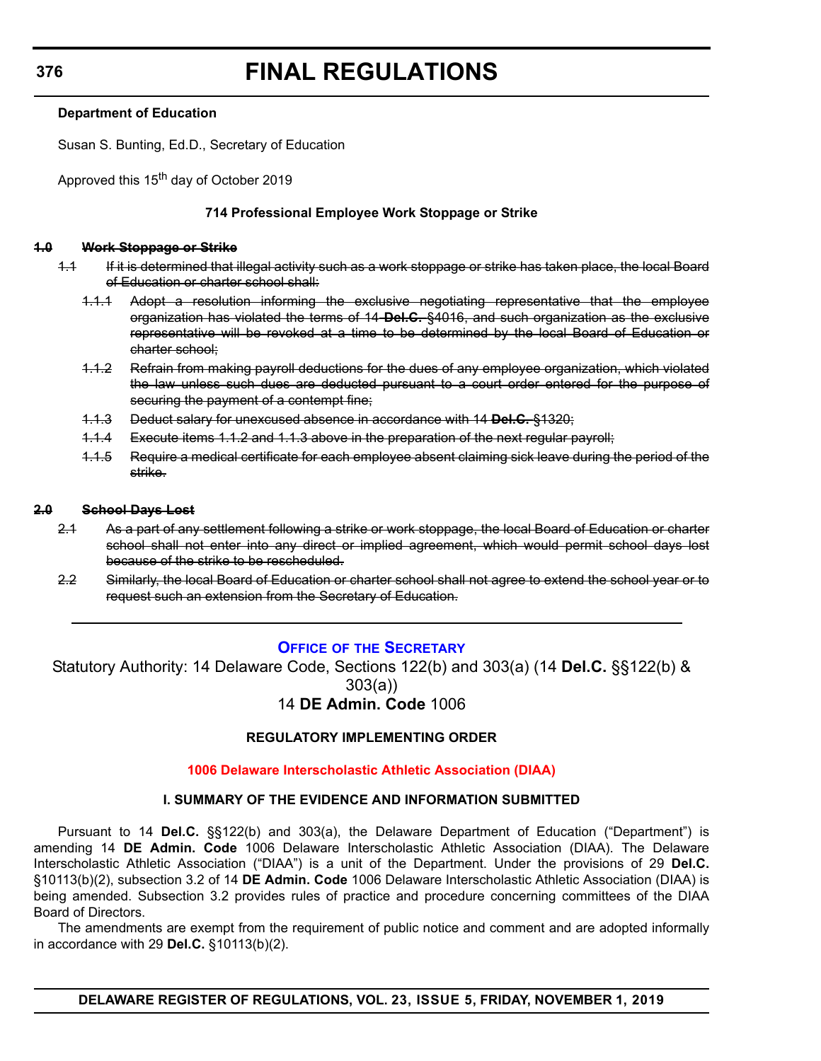**Department of Education**

Susan S. Bunting, Ed.D., Secretary of Education

Approved this 15th day of October 2019

**714 Professional Employee Work Stoppage or Strike**

~~**1.0 Work Stoppage or Strike**~~

~~1.1 If it is determined that illegal activity such as a work stoppage or strike has taken place, the local Board of Education or charter school shall:~~

~~1.1.1 Adopt a resolution informing the exclusive negotiating representative that the employee organization has violated the terms of 14 **Del.C.** §4016, and such organization as the exclusive representative will be revoked at a time to be determined by the local Board of Education or charter school;~~

~~1.1.2 Refrain from making payroll deductions for the dues of any employee organization, which violated the law unless such dues are deducted pursuant to a court order entered for the purpose of securing the payment of a contempt fine;~~

~~1.1.3 Deduct salary for unexcused absence in accordance with 14 **Del.C.** §1320;~~

~~1.1.4 Execute items 1.1.2 and 1.1.3 above in the preparation of the next regular payroll;~~

~~1.1.5 Require a medical certificate for each employee absent claiming sick leave during the period of the strike.~~

~~**2.0 School Days Lost**~~

~~2.1 As a part of any settlement following a strike or work stoppage, the local Board of Education or charter school shall not enter into any direct or implied agreement, which would permit school days lost because of the strike to be rescheduled.~~

~~2.2 Similarly, the local Board of Education or charter school shall not agree to extend the school year or to request such an extension from the Secretary of Education.~~

---

## OFFICE OF THE SECRETARY

Statutory Authority: 14 Delaware Code, Sections 122(b) and 303(a) (14 **Del.C.** §§122(b) & 303(a))

14 **DE Admin. Code** 1006

**REGULATORY IMPLEMENTING ORDER**

**1006 Delaware Interscholastic Athletic Association (DIAA)**

**I. SUMMARY OF THE EVIDENCE AND INFORMATION SUBMITTED**

Pursuant to 14 **Del.C.** §§122(b) and 303(a), the Delaware Department of Education ("Department") is amending 14 **DE Admin. Code** 1006 Delaware Interscholastic Athletic Association (DIAA). The Delaware Interscholastic Athletic Association ("DIAA") is a unit of the Department. Under the provisions of 29 **Del.C.** §10113(b)(2), subsection 3.2 of 14 **DE Admin. Code** 1006 Delaware Interscholastic Athletic Association (DIAA) is being amended. Subsection 3.2 provides rules of practice and procedure concerning committees of the DIAA Board of Directors.

The amendments are exempt from the requirement of public notice and comment and are adopted informally in accordance with 29 **Del.C.** §10113(b)(2).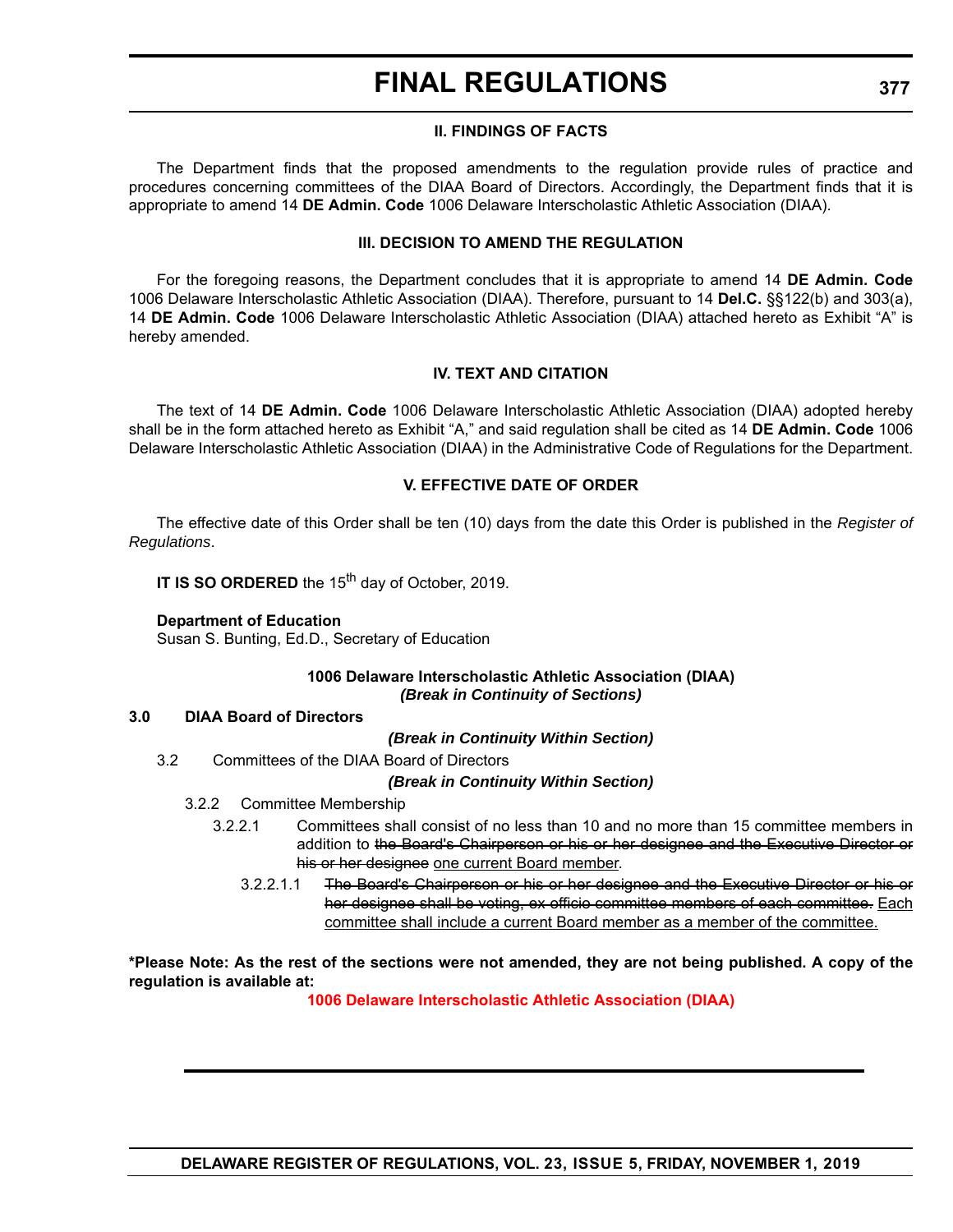# FINAL REGULATIONS

### II. FINDINGS OF FACTS

The Department finds that the proposed amendments to the regulation provide rules of practice and procedures concerning committees of the DIAA Board of Directors. Accordingly, the Department finds that it is appropriate to amend 14 **DE Admin. Code** 1006 Delaware Interscholastic Athletic Association (DIAA).

### III. DECISION TO AMEND THE REGULATION

For the foregoing reasons, the Department concludes that it is appropriate to amend 14 **DE Admin. Code** 1006 Delaware Interscholastic Athletic Association (DIAA). Therefore, pursuant to 14 **Del.C.** §§122(b) and 303(a), 14 **DE Admin. Code** 1006 Delaware Interscholastic Athletic Association (DIAA) attached hereto as Exhibit "A" is hereby amended.

### IV. TEXT AND CITATION

The text of 14 **DE Admin. Code** 1006 Delaware Interscholastic Athletic Association (DIAA) adopted hereby shall be in the form attached hereto as Exhibit "A," and said regulation shall be cited as 14 **DE Admin. Code** 1006 Delaware Interscholastic Athletic Association (DIAA) in the Administrative Code of Regulations for the Department.

### V. EFFECTIVE DATE OF ORDER

The effective date of this Order shall be ten (10) days from the date this Order is published in the *Register of Regulations*.

**IT IS SO ORDERED** the 15th day of October, 2019.

**Department of Education**
Susan S. Bunting, Ed.D., Secretary of Education

**1006 Delaware Interscholastic Athletic Association (DIAA)**
***(Break in Continuity of Sections)***

**3.0 DIAA Board of Directors**

***(Break in Continuity Within Section)***

3.2 Committees of the DIAA Board of Directors

***(Break in Continuity Within Section)***

3.2.2 Committee Membership

3.2.2.1 Committees shall consist of no less than 10 and no more than 15 committee members in addition to ~~the Board's Chairperson or his or her designee and the Executive Director or his or her designee~~ <u>one current Board member</u>.

3.2.2.1.1 ~~The Board's Chairperson or his or her designee and the Executive Director or his or her designee shall be voting, ex officio committee members of each committee.~~ <u>Each committee shall include a current Board member as a member of the committee.</u>

**\*Please Note: As the rest of the sections were not amended, they are not being published. A copy of the regulation is available at:**

**1006 Delaware Interscholastic Athletic Association (DIAA)**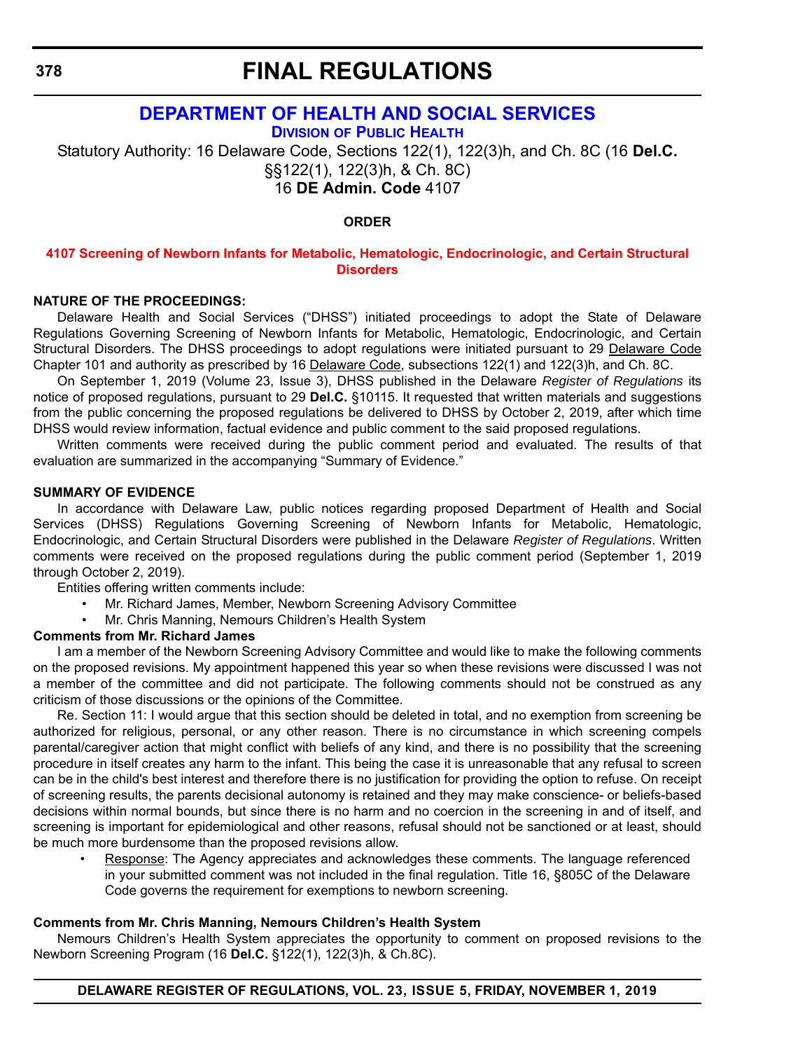# FINAL REGULATIONS

## DEPARTMENT OF HEALTH AND SOCIAL SERVICES

### DIVISION OF PUBLIC HEALTH

Statutory Authority: 16 Delaware Code, Sections 122(1), 122(3)h, and Ch. 8C (16 **Del.C.** §§122(1), 122(3)h, & Ch. 8C)
16 **DE Admin. Code** 4107

**ORDER**

**4107 Screening of Newborn Infants for Metabolic, Hematologic, Endocrinologic, and Certain Structural Disorders**

**NATURE OF THE PROCEEDINGS:**

Delaware Health and Social Services ("DHSS") initiated proceedings to adopt the State of Delaware Regulations Governing Screening of Newborn Infants for Metabolic, Hematologic, Endocrinologic, and Certain Structural Disorders. The DHSS proceedings to adopt regulations were initiated pursuant to 29 Delaware Code Chapter 101 and authority as prescribed by 16 Delaware Code, subsections 122(1) and 122(3)h, and Ch. 8C.

On September 1, 2019 (Volume 23, Issue 3), DHSS published in the Delaware *Register of Regulations* its notice of proposed regulations, pursuant to 29 **Del.C.** §10115. It requested that written materials and suggestions from the public concerning the proposed regulations be delivered to DHSS by October 2, 2019, after which time DHSS would review information, factual evidence and public comment to the said proposed regulations.

Written comments were received during the public comment period and evaluated. The results of that evaluation are summarized in the accompanying "Summary of Evidence."

**SUMMARY OF EVIDENCE**

In accordance with Delaware Law, public notices regarding proposed Department of Health and Social Services (DHSS) Regulations Governing Screening of Newborn Infants for Metabolic, Hematologic, Endocrinologic, and Certain Structural Disorders were published in the Delaware *Register of Regulations*. Written comments were received on the proposed regulations during the public comment period (September 1, 2019 through October 2, 2019).

Entities offering written comments include:

- Mr. Richard James, Member, Newborn Screening Advisory Committee
- Mr. Chris Manning, Nemours Children's Health System

**Comments from Mr. Richard James**

I am a member of the Newborn Screening Advisory Committee and would like to make the following comments on the proposed revisions. My appointment happened this year so when these revisions were discussed I was not a member of the committee and did not participate. The following comments should not be construed as any criticism of those discussions or the opinions of the Committee.

Re. Section 11: I would argue that this section should be deleted in total, and no exemption from screening be authorized for religious, personal, or any other reason. There is no circumstance in which screening compels parental/caregiver action that might conflict with beliefs of any kind, and there is no possibility that the screening procedure in itself creates any harm to the infant. This being the case it is unreasonable that any refusal to screen can be in the child's best interest and therefore there is no justification for providing the option to refuse. On receipt of screening results, the parents decisional autonomy is retained and they may make conscience- or beliefs-based decisions within normal bounds, but since there is no harm and no coercion in the screening in and of itself, and screening is important for epidemiological and other reasons, refusal should not be sanctioned or at least, should be much more burdensome than the proposed revisions allow.

- Response: The Agency appreciates and acknowledges these comments. The language referenced in your submitted comment was not included in the final regulation. Title 16, §805C of the Delaware Code governs the requirement for exemptions to newborn screening.

**Comments from Mr. Chris Manning, Nemours Children's Health System**

Nemours Children's Health System appreciates the opportunity to comment on proposed revisions to the Newborn Screening Program (16 **Del.C.** §122(1), 122(3)h, & Ch.8C).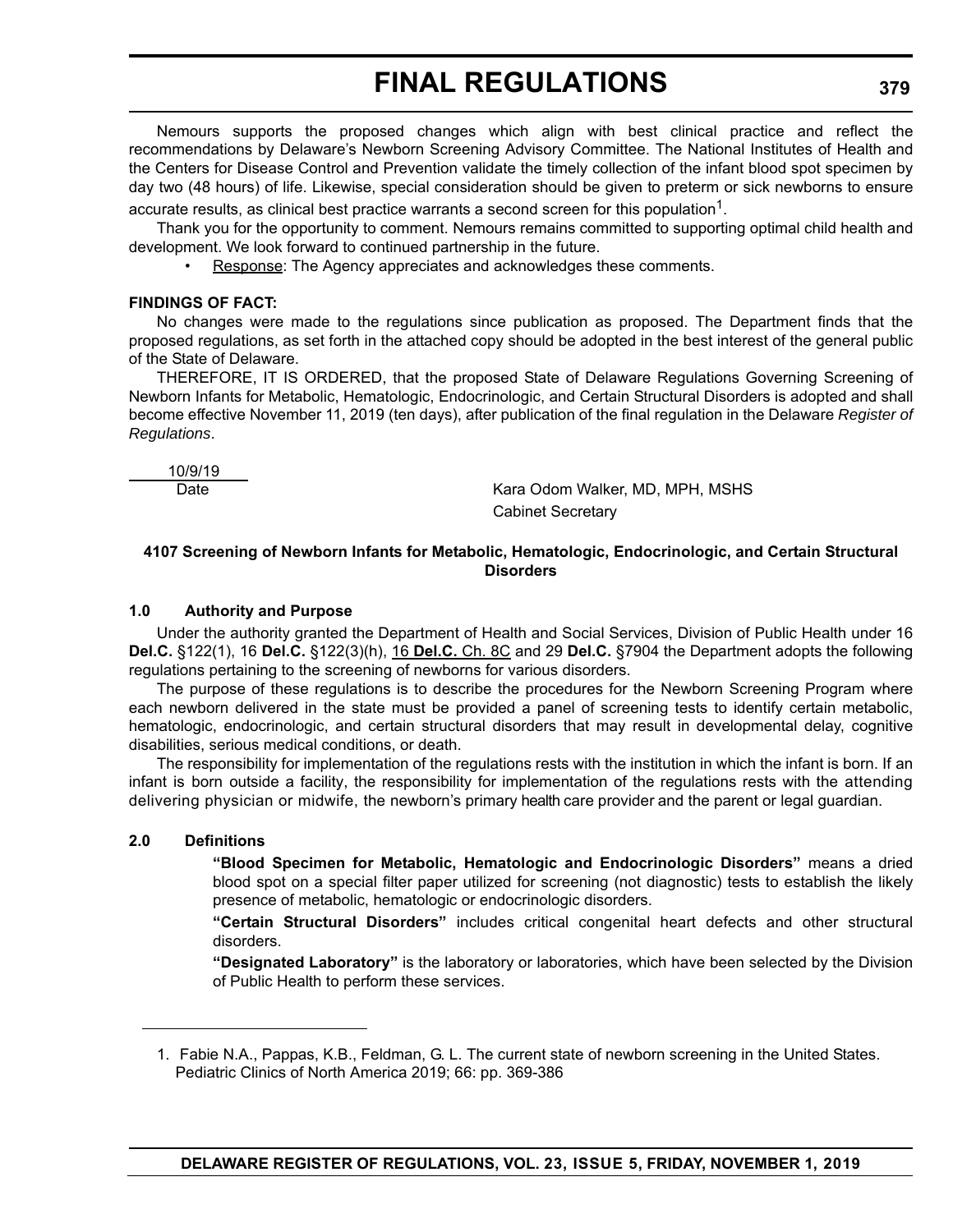Nemours supports the proposed changes which align with best clinical practice and reflect the recommendations by Delaware's Newborn Screening Advisory Committee. The National Institutes of Health and the Centers for Disease Control and Prevention validate the timely collection of the infant blood spot specimen by day two (48 hours) of life. Likewise, special consideration should be given to preterm or sick newborns to ensure accurate results, as clinical best practice warrants a second screen for this population[1].

Thank you for the opportunity to comment. Nemours remains committed to supporting optimal child health and development. We look forward to continued partnership in the future.

- Response: The Agency appreciates and acknowledges these comments.

**FINDINGS OF FACT:**

No changes were made to the regulations since publication as proposed. The Department finds that the proposed regulations, as set forth in the attached copy should be adopted in the best interest of the general public of the State of Delaware.

THEREFORE, IT IS ORDERED, that the proposed State of Delaware Regulations Governing Screening of Newborn Infants for Metabolic, Hematologic, Endocrinologic, and Certain Structural Disorders is adopted and shall become effective November 11, 2019 (ten days), after publication of the final regulation in the Delaware *Register of Regulations*.

10/9/19
Date

Kara Odom Walker, MD, MPH, MSHS
Cabinet Secretary

**4107 Screening of Newborn Infants for Metabolic, Hematologic, Endocrinologic, and Certain Structural Disorders**

**1.0 Authority and Purpose**

Under the authority granted the Department of Health and Social Services, Division of Public Health under 16 **Del.C.** §122(1), 16 **Del.C.** §122(3)(h), 16 **Del.C.** Ch. 8C and 29 **Del.C.** §7904 the Department adopts the following regulations pertaining to the screening of newborns for various disorders.

The purpose of these regulations is to describe the procedures for the Newborn Screening Program where each newborn delivered in the state must be provided a panel of screening tests to identify certain metabolic, hematologic, endocrinologic, and certain structural disorders that may result in developmental delay, cognitive disabilities, serious medical conditions, or death.

The responsibility for implementation of the regulations rests with the institution in which the infant is born. If an infant is born outside a facility, the responsibility for implementation of the regulations rests with the attending delivering physician or midwife, the newborn's primary health care provider and the parent or legal guardian.

**2.0 Definitions**

**"Blood Specimen for Metabolic, Hematologic and Endocrinologic Disorders"** means a dried blood spot on a special filter paper utilized for screening (not diagnostic) tests to establish the likely presence of metabolic, hematologic or endocrinologic disorders.

**"Certain Structural Disorders"** includes critical congenital heart defects and other structural disorders.

**"Designated Laboratory"** is the laboratory or laboratories, which have been selected by the Division of Public Health to perform these services.

1. Fabie N.A., Pappas, K.B., Feldman, G. L. The current state of newborn screening in the United States. Pediatric Clinics of North America 2019; 66: pp. 369-386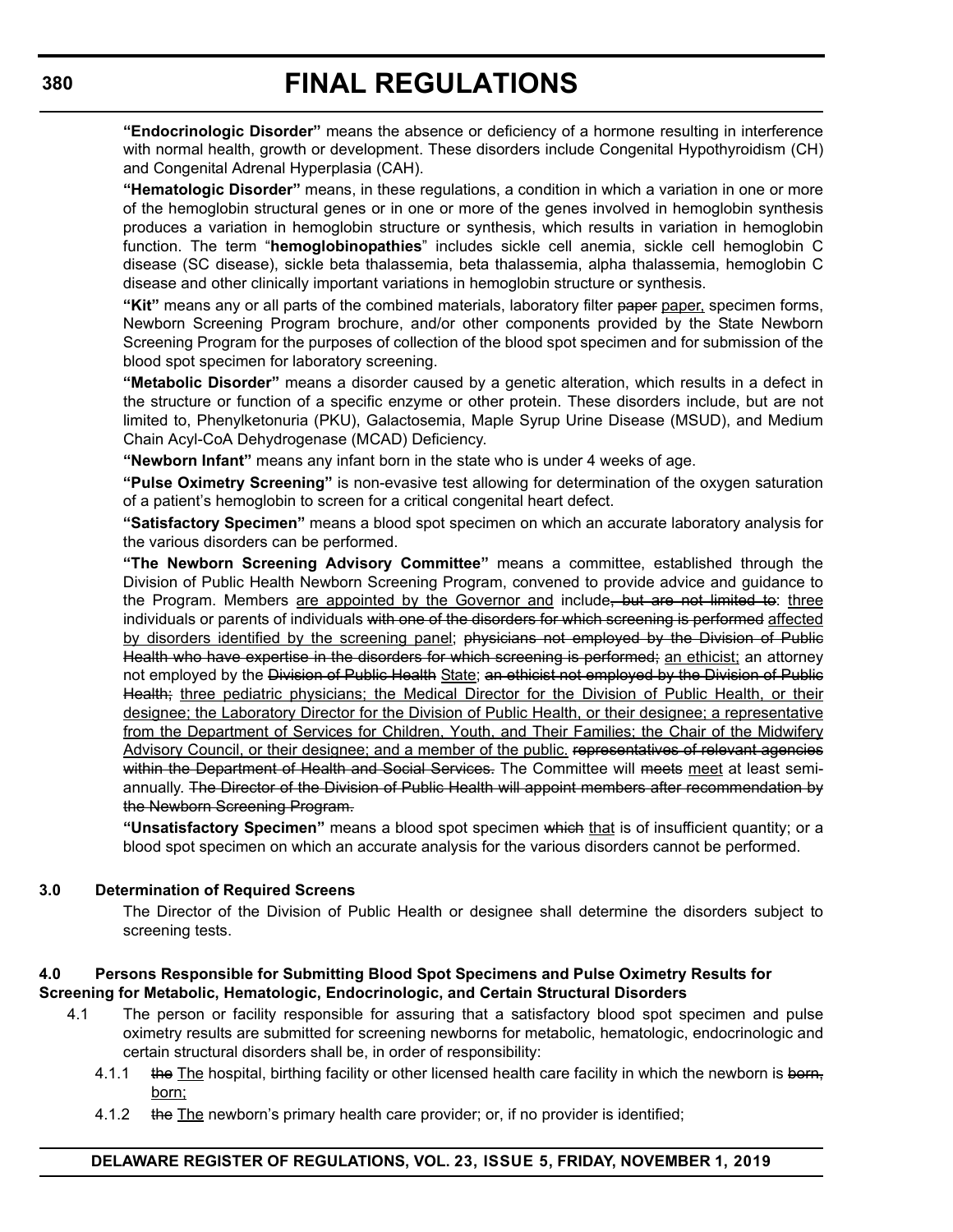**"Endocrinologic Disorder"** means the absence or deficiency of a hormone resulting in interference with normal health, growth or development. These disorders include Congenital Hypothyroidism (CH) and Congenital Adrenal Hyperplasia (CAH).

**"Hematologic Disorder"** means, in these regulations, a condition in which a variation in one or more of the hemoglobin structural genes or in one or more of the genes involved in hemoglobin synthesis produces a variation in hemoglobin structure or synthesis, which results in variation in hemoglobin function. The term "**hemoglobinopathies**" includes sickle cell anemia, sickle cell hemoglobin C disease (SC disease), sickle beta thalassemia, beta thalassemia, alpha thalassemia, hemoglobin C disease and other clinically important variations in hemoglobin structure or synthesis.

**"Kit"** means any or all parts of the combined materials, laboratory filter ~~paper~~ <u>paper,</u> specimen forms, Newborn Screening Program brochure, and/or other components provided by the State Newborn Screening Program for the purposes of collection of the blood spot specimen and for submission of the blood spot specimen for laboratory screening.

**"Metabolic Disorder"** means a disorder caused by a genetic alteration, which results in a defect in the structure or function of a specific enzyme or other protein. These disorders include, but are not limited to, Phenylketonuria (PKU), Galactosemia, Maple Syrup Urine Disease (MSUD), and Medium Chain Acyl-CoA Dehydrogenase (MCAD) Deficiency.

**"Newborn Infant"** means any infant born in the state who is under 4 weeks of age.

**"Pulse Oximetry Screening"** is non-evasive test allowing for determination of the oxygen saturation of a patient's hemoglobin to screen for a critical congenital heart defect.

**"Satisfactory Specimen"** means a blood spot specimen on which an accurate laboratory analysis for the various disorders can be performed.

**"The Newborn Screening Advisory Committee"** means a committee, established through the Division of Public Health Newborn Screening Program, convened to provide advice and guidance to the Program. Members <u>are appointed by the Governor and</u> include~~, but are not limited to~~: <u>three</u> individuals or parents of individuals ~~with one of the disorders for which screening is performed~~ <u>affected by disorders identified by the screening panel</u>; ~~physicians not employed by the Division of Public Health who have expertise in the disorders for which screening is performed;~~ <u>an ethicist;</u> an attorney not employed by the ~~Division of Public Health~~ <u>State</u>; ~~an ethicist not employed by the Division of Public Health;~~ <u>three pediatric physicians; the Medical Director for the Division of Public Health, or their designee; the Laboratory Director for the Division of Public Health, or their designee; a representative from the Department of Services for Children, Youth, and Their Families; the Chair of the Midwifery Advisory Council, or their designee; and a member of the public.</u> ~~representatives of relevant agencies within the Department of Health and Social Services.~~ The Committee will ~~meets~~ <u>meet</u> at least semi-annually. ~~The Director of the Division of Public Health will appoint members after recommendation by the Newborn Screening Program.~~

**"Unsatisfactory Specimen"** means a blood spot specimen ~~which~~ <u>that</u> is of insufficient quantity; or a blood spot specimen on which an accurate analysis for the various disorders cannot be performed.

**3.0 Determination of Required Screens**

The Director of the Division of Public Health or designee shall determine the disorders subject to screening tests.

**4.0 Persons Responsible for Submitting Blood Spot Specimens and Pulse Oximetry Results for Screening for Metabolic, Hematologic, Endocrinologic, and Certain Structural Disorders**

4.1 The person or facility responsible for assuring that a satisfactory blood spot specimen and pulse oximetry results are submitted for screening newborns for metabolic, hematologic, endocrinologic and certain structural disorders shall be, in order of responsibility:

4.1.1 ~~the~~ <u>The</u> hospital, birthing facility or other licensed health care facility in which the newborn is ~~born,~~ <u>born;</u>

4.1.2 ~~the~~ <u>The</u> newborn's primary health care provider; or, if no provider is identified;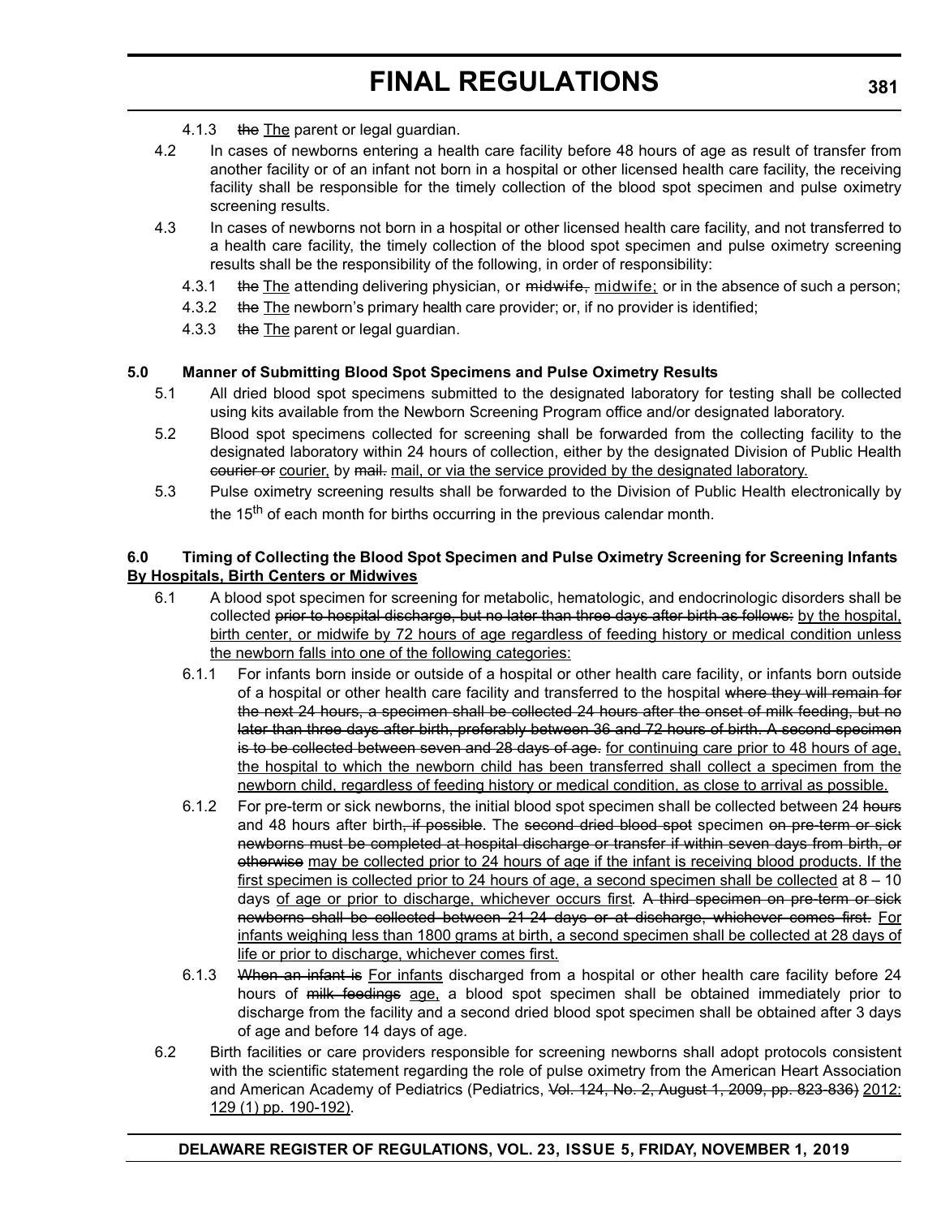4.1.3 ~~the~~ The parent or legal guardian.

4.2 In cases of newborns entering a health care facility before 48 hours of age as result of transfer from another facility or of an infant not born in a hospital or other licensed health care facility, the receiving facility shall be responsible for the timely collection of the blood spot specimen and pulse oximetry screening results.

4.3 In cases of newborns not born in a hospital or other licensed health care facility, and not transferred to a health care facility, the timely collection of the blood spot specimen and pulse oximetry screening results shall be the responsibility of the following, in order of responsibility:

4.3.1 ~~the~~ The attending delivering physician, or ~~midwife,~~ midwife; or in the absence of such a person;

4.3.2 ~~the~~ The newborn's primary health care provider; or, if no provider is identified;

4.3.3 ~~the~~ The parent or legal guardian.

**5.0 Manner of Submitting Blood Spot Specimens and Pulse Oximetry Results**

5.1 All dried blood spot specimens submitted to the designated laboratory for testing shall be collected using kits available from the Newborn Screening Program office and/or designated laboratory.

5.2 Blood spot specimens collected for screening shall be forwarded from the collecting facility to the designated laboratory within 24 hours of collection, either by the designated Division of Public Health ~~courier or~~ courier, by ~~mail.~~ mail, or via the service provided by the designated laboratory.

5.3 Pulse oximetry screening results shall be forwarded to the Division of Public Health electronically by the 15th of each month for births occurring in the previous calendar month.

**6.0 Timing of Collecting the Blood Spot Specimen and Pulse Oximetry Screening for Screening Infants By Hospitals, Birth Centers or Midwives**

6.1 A blood spot specimen for screening for metabolic, hematologic, and endocrinologic disorders shall be collected ~~prior to hospital discharge, but no later than three days after birth as follows:~~ by the hospital, birth center, or midwife by 72 hours of age regardless of feeding history or medical condition unless the newborn falls into one of the following categories:

6.1.1 For infants born inside or outside of a hospital or other health care facility, or infants born outside of a hospital or other health care facility and transferred to the hospital ~~where they will remain for the next 24 hours, a specimen shall be collected 24 hours after the onset of milk feeding, but no later than three days after birth, preferably between 36 and 72 hours of birth. A second specimen is to be collected between seven and 28 days of age.~~ for continuing care prior to 48 hours of age, the hospital to which the newborn child has been transferred shall collect a specimen from the newborn child, regardless of feeding history or medical condition, as close to arrival as possible.

6.1.2 For pre-term or sick newborns, the initial blood spot specimen shall be collected between 24 ~~hours~~ and 48 hours after birth~~, if possible~~. The ~~second dried blood spot~~ specimen ~~on pre-term or sick newborns must be completed at hospital discharge or transfer if within seven days from birth, or otherwise~~ may be collected prior to 24 hours of age if the infant is receiving blood products. If the first specimen is collected prior to 24 hours of age, a second specimen shall be collected at 8 – 10 days of age or prior to discharge, whichever occurs first. ~~A third specimen on pre-term or sick newborns shall be collected between 21-24 days or at discharge, whichever comes first.~~ For infants weighing less than 1800 grams at birth, a second specimen shall be collected at 28 days of life or prior to discharge, whichever comes first.

6.1.3 ~~When an infant is~~ For infants discharged from a hospital or other health care facility before 24 hours of ~~milk feedings~~ age, a blood spot specimen shall be obtained immediately prior to discharge from the facility and a second dried blood spot specimen shall be obtained after 3 days of age and before 14 days of age.

6.2 Birth facilities or care providers responsible for screening newborns shall adopt protocols consistent with the scientific statement regarding the role of pulse oximetry from the American Heart Association and American Academy of Pediatrics (Pediatrics, ~~Vol. 124, No. 2, August 1, 2009, pp. 823-836)~~ 2012: 129 (1) pp. 190-192).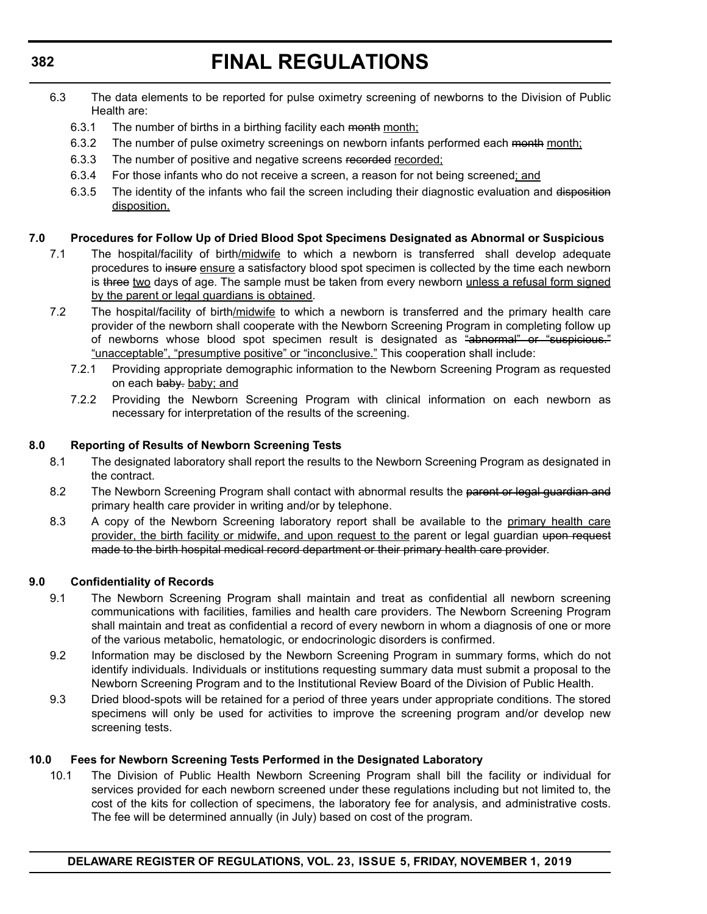6.3 The data elements to be reported for pulse oximetry screening of newborns to the Division of Public Health are:

6.3.1 The number of births in a birthing facility each ~~month~~ <u>month;</u>

6.3.2 The number of pulse oximetry screenings on newborn infants performed each ~~month~~ <u>month;</u>

6.3.3 The number of positive and negative screens ~~recorded~~ <u>recorded;</u>

6.3.4 For those infants who do not receive a screen, a reason for not being screened<u>; and</u>

6.3.5 The identity of the infants who fail the screen including their diagnostic evaluation and ~~disposition~~ <u>disposition.</u>

**7.0 Procedures for Follow Up of Dried Blood Spot Specimens Designated as Abnormal or Suspicious**

7.1 The hospital/facility of birth<u>/midwife</u> to which a newborn is transferred shall develop adequate procedures to ~~insure~~ <u>ensure</u> a satisfactory blood spot specimen is collected by the time each newborn is ~~three~~ <u>two</u> days of age. The sample must be taken from every newborn <u>unless a refusal form signed by the parent or legal guardians is obtained</u>.

7.2 The hospital/facility of birth<u>/midwife</u> to which a newborn is transferred and the primary health care provider of the newborn shall cooperate with the Newborn Screening Program in completing follow up of newborns whose blood spot specimen result is designated as ~~"abnormal" or "suspicious."~~ <u>"unacceptable", "presumptive positive" or "inconclusive."</u> This cooperation shall include:

7.2.1 Providing appropriate demographic information to the Newborn Screening Program as requested on each ~~baby.~~ <u>baby; and</u>

7.2.2 Providing the Newborn Screening Program with clinical information on each newborn as necessary for interpretation of the results of the screening.

**8.0 Reporting of Results of Newborn Screening Tests**

8.1 The designated laboratory shall report the results to the Newborn Screening Program as designated in the contract.

8.2 The Newborn Screening Program shall contact with abnormal results the ~~parent or legal guardian and~~ primary health care provider in writing and/or by telephone.

8.3 A copy of the Newborn Screening laboratory report shall be available to the <u>primary health care provider, the birth facility or midwife, and upon request to the</u> parent or legal guardian ~~upon request made to the birth hospital medical record department or their primary health care provider~~.

**9.0 Confidentiality of Records**

9.1 The Newborn Screening Program shall maintain and treat as confidential all newborn screening communications with facilities, families and health care providers. The Newborn Screening Program shall maintain and treat as confidential a record of every newborn in whom a diagnosis of one or more of the various metabolic, hematologic, or endocrinologic disorders is confirmed.

9.2 Information may be disclosed by the Newborn Screening Program in summary forms, which do not identify individuals. Individuals or institutions requesting summary data must submit a proposal to the Newborn Screening Program and to the Institutional Review Board of the Division of Public Health.

9.3 Dried blood-spots will be retained for a period of three years under appropriate conditions. The stored specimens will only be used for activities to improve the screening program and/or develop new screening tests.

**10.0 Fees for Newborn Screening Tests Performed in the Designated Laboratory**

10.1 The Division of Public Health Newborn Screening Program shall bill the facility or individual for services provided for each newborn screened under these regulations including but not limited to, the cost of the kits for collection of specimens, the laboratory fee for analysis, and administrative costs. The fee will be determined annually (in July) based on cost of the program.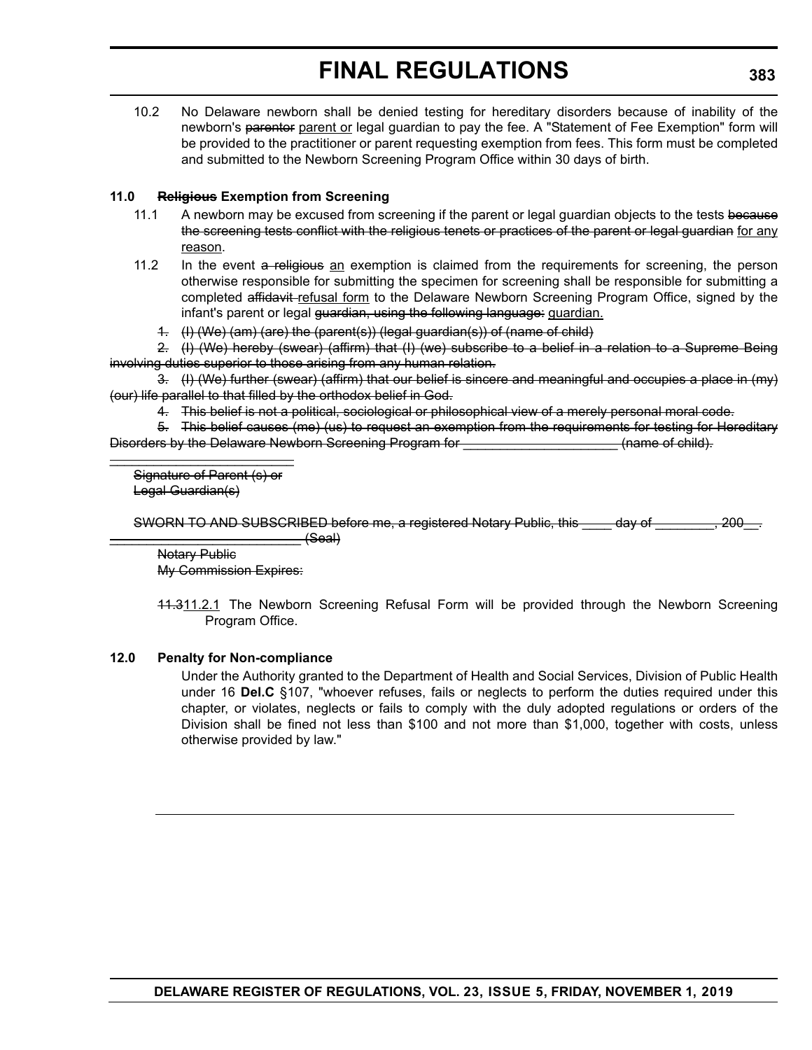10.2 No Delaware newborn shall be denied testing for hereditary disorders because of inability of the newborn's ~~parentor~~ parent or legal guardian to pay the fee. A "Statement of Fee Exemption" form will be provided to the practitioner or parent requesting exemption from fees. This form must be completed and submitted to the Newborn Screening Program Office within 30 days of birth.

**11.0 ~~Religious~~ Exemption from Screening**

11.1 A newborn may be excused from screening if the parent or legal guardian objects to the tests ~~because the screening tests conflict with the religious tenets or practices of the parent or legal guardian~~ for any reason.

11.2 In the event ~~a religious~~ an exemption is claimed from the requirements for screening, the person otherwise responsible for submitting the specimen for screening shall be responsible for submitting a completed ~~affidavit~~ refusal form to the Delaware Newborn Screening Program Office, signed by the infant's parent or legal ~~guardian, using the following language:~~ guardian.

~~1. (I) (We) (am) (are) the (parent(s)) (legal guardian(s)) of (name of child)~~

~~2. (I) (We) hereby (swear) (affirm) that (I) (we) subscribe to a belief in a relation to a Supreme Being involving duties superior to those arising from any human relation.~~

~~3. (I) (We) further (swear) (affirm) that our belief is sincere and meaningful and occupies a place in (my) (our) life parallel to that filled by the orthodox belief in God.~~

~~4. This belief is not a political, sociological or philosophical view of a merely personal moral code.~~

~~5. This belief causes (me) (us) to request an exemption from the requirements for testing for Hereditary Disorders by the Delaware Newborn Screening Program for _____________________ (name of child).~~

~~__________________________~~
~~Signature of Parent (s) or~~
~~Legal Guardian(s)~~

~~SWORN TO AND SUBSCRIBED before me, a registered Notary Public, this ____ day of ________, 200__.~~
~~__________________________ (Seal)~~
~~Notary Public~~
~~My Commission Expires:~~

~~11.3~~11.2.1 The Newborn Screening Refusal Form will be provided through the Newborn Screening Program Office.

**12.0 Penalty for Non-compliance**

Under the Authority granted to the Department of Health and Social Services, Division of Public Health under 16 **Del.C** §107, "whoever refuses, fails or neglects to perform the duties required under this chapter, or violates, neglects or fails to comply with the duly adopted regulations or orders of the Division shall be fined not less than $100 and not more than $1,000, together with costs, unless otherwise provided by law."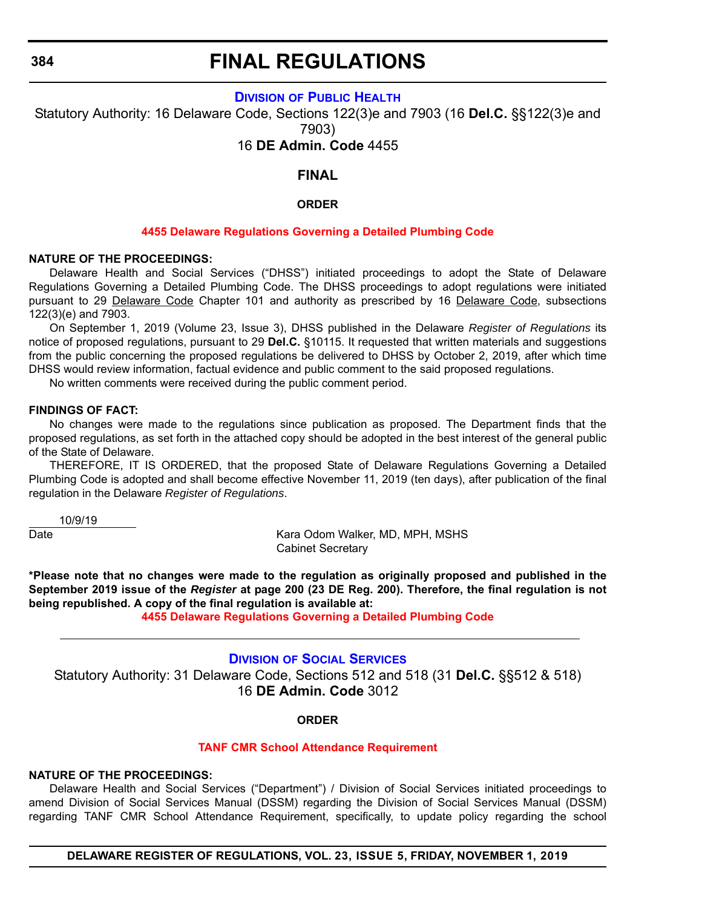# FINAL REGULATIONS

## DIVISION OF PUBLIC HEALTH

Statutory Authority: 16 Delaware Code, Sections 122(3)e and 7903 (16 **Del.C.** §§122(3)e and 7903)

16 **DE Admin. Code** 4455

### FINAL

#### ORDER

**4455 Delaware Regulations Governing a Detailed Plumbing Code**

**NATURE OF THE PROCEEDINGS:**

Delaware Health and Social Services ("DHSS") initiated proceedings to adopt the State of Delaware Regulations Governing a Detailed Plumbing Code. The DHSS proceedings to adopt regulations were initiated pursuant to 29 Delaware Code Chapter 101 and authority as prescribed by 16 Delaware Code, subsections 122(3)(e) and 7903.

On September 1, 2019 (Volume 23, Issue 3), DHSS published in the Delaware *Register of Regulations* its notice of proposed regulations, pursuant to 29 **Del.C.** §10115. It requested that written materials and suggestions from the public concerning the proposed regulations be delivered to DHSS by October 2, 2019, after which time DHSS would review information, factual evidence and public comment to the said proposed regulations.

No written comments were received during the public comment period.

**FINDINGS OF FACT:**

No changes were made to the regulations since publication as proposed. The Department finds that the proposed regulations, as set forth in the attached copy should be adopted in the best interest of the general public of the State of Delaware.

THEREFORE, IT IS ORDERED, that the proposed State of Delaware Regulations Governing a Detailed Plumbing Code is adopted and shall become effective November 11, 2019 (ten days), after publication of the final regulation in the Delaware *Register of Regulations*.

10/9/19
Date

Kara Odom Walker, MD, MPH, MSHS
Cabinet Secretary

**\*Please note that no changes were made to the regulation as originally proposed and published in the September 2019 issue of the *Register* at page 200 (23 DE Reg. 200). Therefore, the final regulation is not being republished. A copy of the final regulation is available at:**

**4455 Delaware Regulations Governing a Detailed Plumbing Code**

---

## DIVISION OF SOCIAL SERVICES

Statutory Authority: 31 Delaware Code, Sections 512 and 518 (31 **Del.C.** §§512 & 518)

16 **DE Admin. Code** 3012

#### ORDER

**TANF CMR School Attendance Requirement**

**NATURE OF THE PROCEEDINGS:**

Delaware Health and Social Services ("Department") / Division of Social Services initiated proceedings to amend Division of Social Services Manual (DSSM) regarding the Division of Social Services Manual (DSSM) regarding TANF CMR School Attendance Requirement, specifically, to update policy regarding the school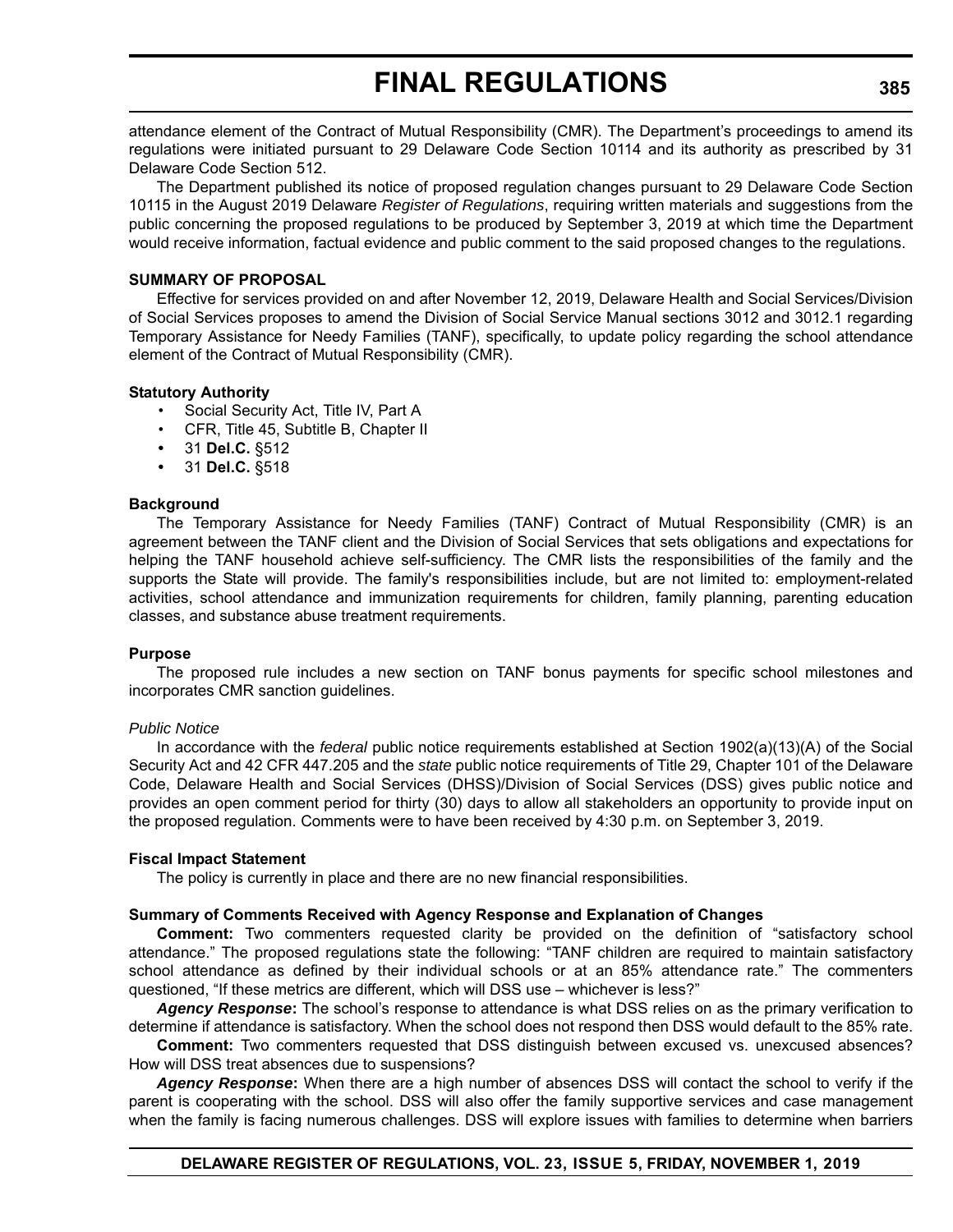attendance element of the Contract of Mutual Responsibility (CMR). The Department's proceedings to amend its regulations were initiated pursuant to 29 Delaware Code Section 10114 and its authority as prescribed by 31 Delaware Code Section 512.

The Department published its notice of proposed regulation changes pursuant to 29 Delaware Code Section 10115 in the August 2019 Delaware *Register of Regulations*, requiring written materials and suggestions from the public concerning the proposed regulations to be produced by September 3, 2019 at which time the Department would receive information, factual evidence and public comment to the said proposed changes to the regulations.

**SUMMARY OF PROPOSAL**

Effective for services provided on and after November 12, 2019, Delaware Health and Social Services/Division of Social Services proposes to amend the Division of Social Service Manual sections 3012 and 3012.1 regarding Temporary Assistance for Needy Families (TANF), specifically, to update policy regarding the school attendance element of the Contract of Mutual Responsibility (CMR).

**Statutory Authority**

- Social Security Act, Title IV, Part A
- CFR, Title 45, Subtitle B, Chapter II
- 31 **Del.C.** §512
- 31 **Del.C.** §518

**Background**

The Temporary Assistance for Needy Families (TANF) Contract of Mutual Responsibility (CMR) is an agreement between the TANF client and the Division of Social Services that sets obligations and expectations for helping the TANF household achieve self-sufficiency. The CMR lists the responsibilities of the family and the supports the State will provide. The family's responsibilities include, but are not limited to: employment-related activities, school attendance and immunization requirements for children, family planning, parenting education classes, and substance abuse treatment requirements.

**Purpose**

The proposed rule includes a new section on TANF bonus payments for specific school milestones and incorporates CMR sanction guidelines.

*Public Notice*

In accordance with the *federal* public notice requirements established at Section 1902(a)(13)(A) of the Social Security Act and 42 CFR 447.205 and the *state* public notice requirements of Title 29, Chapter 101 of the Delaware Code, Delaware Health and Social Services (DHSS)/Division of Social Services (DSS) gives public notice and provides an open comment period for thirty (30) days to allow all stakeholders an opportunity to provide input on the proposed regulation. Comments were to have been received by 4:30 p.m. on September 3, 2019.

**Fiscal Impact Statement**

The policy is currently in place and there are no new financial responsibilities.

**Summary of Comments Received with Agency Response and Explanation of Changes**

**Comment:** Two commenters requested clarity be provided on the definition of "satisfactory school attendance." The proposed regulations state the following: "TANF children are required to maintain satisfactory school attendance as defined by their individual schools or at an 85% attendance rate." The commenters questioned, "If these metrics are different, which will DSS use – whichever is less?"

***Agency Response*:** The school's response to attendance is what DSS relies on as the primary verification to determine if attendance is satisfactory. When the school does not respond then DSS would default to the 85% rate.

**Comment:** Two commenters requested that DSS distinguish between excused vs. unexcused absences? How will DSS treat absences due to suspensions?

***Agency Response*:** When there are a high number of absences DSS will contact the school to verify if the parent is cooperating with the school. DSS will also offer the family supportive services and case management when the family is facing numerous challenges. DSS will explore issues with families to determine when barriers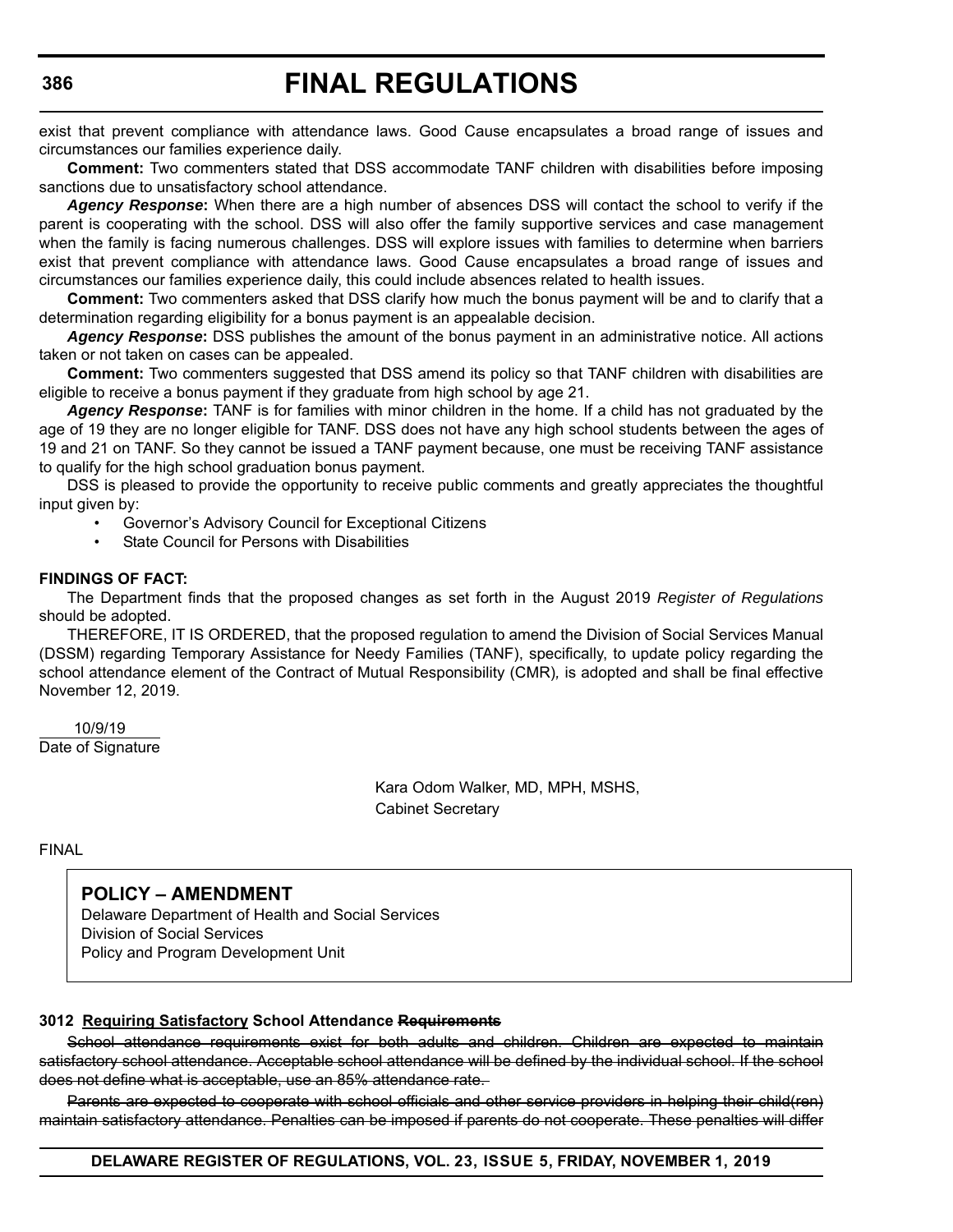exist that prevent compliance with attendance laws. Good Cause encapsulates a broad range of issues and circumstances our families experience daily.

**Comment:** Two commenters stated that DSS accommodate TANF children with disabilities before imposing sanctions due to unsatisfactory school attendance.

***Agency Response*:** When there are a high number of absences DSS will contact the school to verify if the parent is cooperating with the school. DSS will also offer the family supportive services and case management when the family is facing numerous challenges. DSS will explore issues with families to determine when barriers exist that prevent compliance with attendance laws. Good Cause encapsulates a broad range of issues and circumstances our families experience daily, this could include absences related to health issues.

**Comment:** Two commenters asked that DSS clarify how much the bonus payment will be and to clarify that a determination regarding eligibility for a bonus payment is an appealable decision.

***Agency Response*:** DSS publishes the amount of the bonus payment in an administrative notice. All actions taken or not taken on cases can be appealed.

**Comment:** Two commenters suggested that DSS amend its policy so that TANF children with disabilities are eligible to receive a bonus payment if they graduate from high school by age 21.

***Agency Response*:** TANF is for families with minor children in the home. If a child has not graduated by the age of 19 they are no longer eligible for TANF. DSS does not have any high school students between the ages of 19 and 21 on TANF. So they cannot be issued a TANF payment because, one must be receiving TANF assistance to qualify for the high school graduation bonus payment.

DSS is pleased to provide the opportunity to receive public comments and greatly appreciates the thoughtful input given by:

- Governor's Advisory Council for Exceptional Citizens
- State Council for Persons with Disabilities

**FINDINGS OF FACT:**

The Department finds that the proposed changes as set forth in the August 2019 *Register of Regulations* should be adopted.

THEREFORE, IT IS ORDERED, that the proposed regulation to amend the Division of Social Services Manual (DSSM) regarding Temporary Assistance for Needy Families (TANF), specifically, to update policy regarding the school attendance element of the Contract of Mutual Responsibility (CMR), is adopted and shall be final effective November 12, 2019.

10/9/19
Date of Signature

Kara Odom Walker, MD, MPH, MSHS,
Cabinet Secretary

FINAL

**POLICY – AMENDMENT**

Delaware Department of Health and Social Services
Division of Social Services
Policy and Program Development Unit

**3012 Requiring Satisfactory School Attendance ~~Requirements~~**

~~School attendance requirements exist for both adults and children. Children are expected to maintain satisfactory school attendance. Acceptable school attendance will be defined by the individual school. If the school does not define what is acceptable, use an 85% attendance rate.~~

~~Parents are expected to cooperate with school officials and other service providers in helping their child(ren) maintain satisfactory attendance. Penalties can be imposed if parents do not cooperate. These penalties will differ~~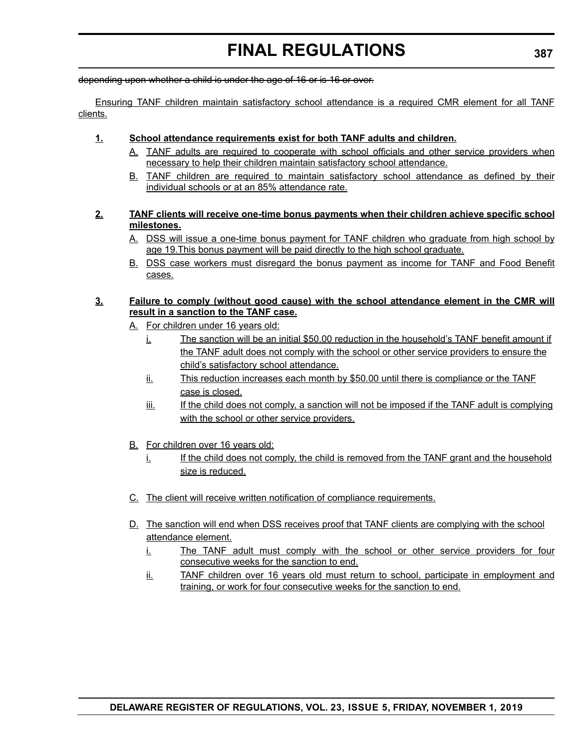~~depending upon whether a child is under the age of 16 or is 16 or over.~~

<u>Ensuring TANF children maintain satisfactory school attendance is a required CMR element for all TANF clients.</u>

**<u>1.</u>** **<u>School attendance requirements exist for both TANF adults and children.</u>**

<u>A.</u> <u>TANF adults are required to cooperate with school officials and other service providers when necessary to help their children maintain satisfactory school attendance.</u>

<u>B.</u> <u>TANF children are required to maintain satisfactory school attendance as defined by their individual schools or at an 85% attendance rate.</u>

**<u>2.</u>** **<u>TANF clients will receive one-time bonus payments when their children achieve specific school milestones.</u>**

<u>A.</u> <u>DSS will issue a one-time bonus payment for TANF children who graduate from high school by age 19.This bonus payment will be paid directly to the high school graduate.</u>

<u>B.</u> <u>DSS case workers must disregard the bonus payment as income for TANF and Food Benefit cases.</u>

**<u>3.</u>** **<u>Failure to comply (without good cause) with the school attendance element in the CMR will result in a sanction to the TANF case.</u>**

<u>A.</u> <u>For children under 16 years old:</u>

<u>i.</u> <u>The sanction will be an initial $50.00 reduction in the household's TANF benefit amount if the TANF adult does not comply with the school or other service providers to ensure the child's satisfactory school attendance.</u>

<u>ii.</u> <u>This reduction increases each month by $50.00 until there is compliance or the TANF case is closed.</u>

<u>iii.</u> <u>If the child does not comply, a sanction will not be imposed if the TANF adult is complying with the school or other service providers.</u>

<u>B.</u> <u>For children over 16 years old:</u>

<u>i.</u> <u>If the child does not comply, the child is removed from the TANF grant and the household size is reduced.</u>

<u>C.</u> <u>The client will receive written notification of compliance requirements.</u>

<u>D.</u> <u>The sanction will end when DSS receives proof that TANF clients are complying with the school attendance element.</u>

<u>i.</u> <u>The TANF adult must comply with the school or other service providers for four consecutive weeks for the sanction to end.</u>

<u>ii.</u> <u>TANF children over 16 years old must return to school, participate in employment and training, or work for four consecutive weeks for the sanction to end.</u>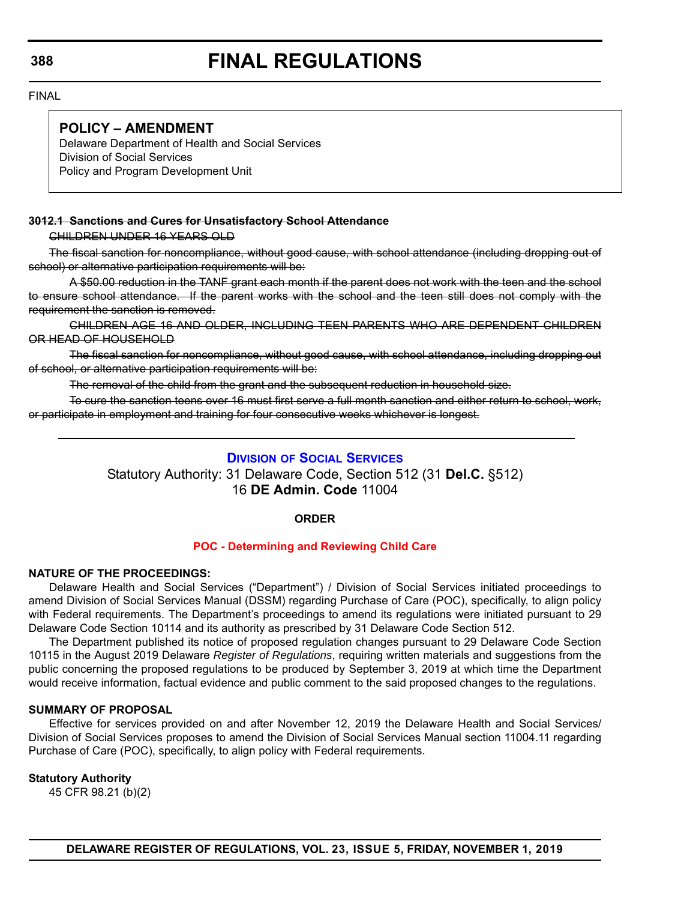FINAL

**POLICY – AMENDMENT**
Delaware Department of Health and Social Services
Division of Social Services
Policy and Program Development Unit

~~**3012.1 Sanctions and Cures for Unsatisfactory School Attendance**~~

~~CHILDREN UNDER 16 YEARS OLD~~

~~The fiscal sanction for noncompliance, without good cause, with school attendance (including dropping out of school) or alternative participation requirements will be:~~

~~A $50.00 reduction in the TANF grant each month if the parent does not work with the teen and the school to ensure school attendance. If the parent works with the school and the teen still does not comply with the requirement the sanction is removed.~~

~~CHILDREN AGE 16 AND OLDER, INCLUDING TEEN PARENTS WHO ARE DEPENDENT CHILDREN OR HEAD OF HOUSEHOLD~~

~~The fiscal sanction for noncompliance, without good cause, with school attendance, including dropping out of school, or alternative participation requirements will be:~~

~~The removal of the child from the grant and the subsequent reduction in household size.~~

~~To cure the sanction teens over 16 must first serve a full month sanction and either return to school, work, or participate in employment and training for four consecutive weeks whichever is longest.~~

---

## Division of Social Services

Statutory Authority: 31 Delaware Code, Section 512 (31 **Del.C.** §512)
16 **DE Admin. Code** 11004

**ORDER**

**POC - Determining and Reviewing Child Care**

**NATURE OF THE PROCEEDINGS:**

Delaware Health and Social Services ("Department") / Division of Social Services initiated proceedings to amend Division of Social Services Manual (DSSM) regarding Purchase of Care (POC), specifically, to align policy with Federal requirements. The Department's proceedings to amend its regulations were initiated pursuant to 29 Delaware Code Section 10114 and its authority as prescribed by 31 Delaware Code Section 512.

The Department published its notice of proposed regulation changes pursuant to 29 Delaware Code Section 10115 in the August 2019 Delaware *Register of Regulations*, requiring written materials and suggestions from the public concerning the proposed regulations to be produced by September 3, 2019 at which time the Department would receive information, factual evidence and public comment to the said proposed changes to the regulations.

**SUMMARY OF PROPOSAL**

Effective for services provided on and after November 12, 2019 the Delaware Health and Social Services/ Division of Social Services proposes to amend the Division of Social Services Manual section 11004.11 regarding Purchase of Care (POC), specifically, to align policy with Federal requirements.

**Statutory Authority**

45 CFR 98.21 (b)(2)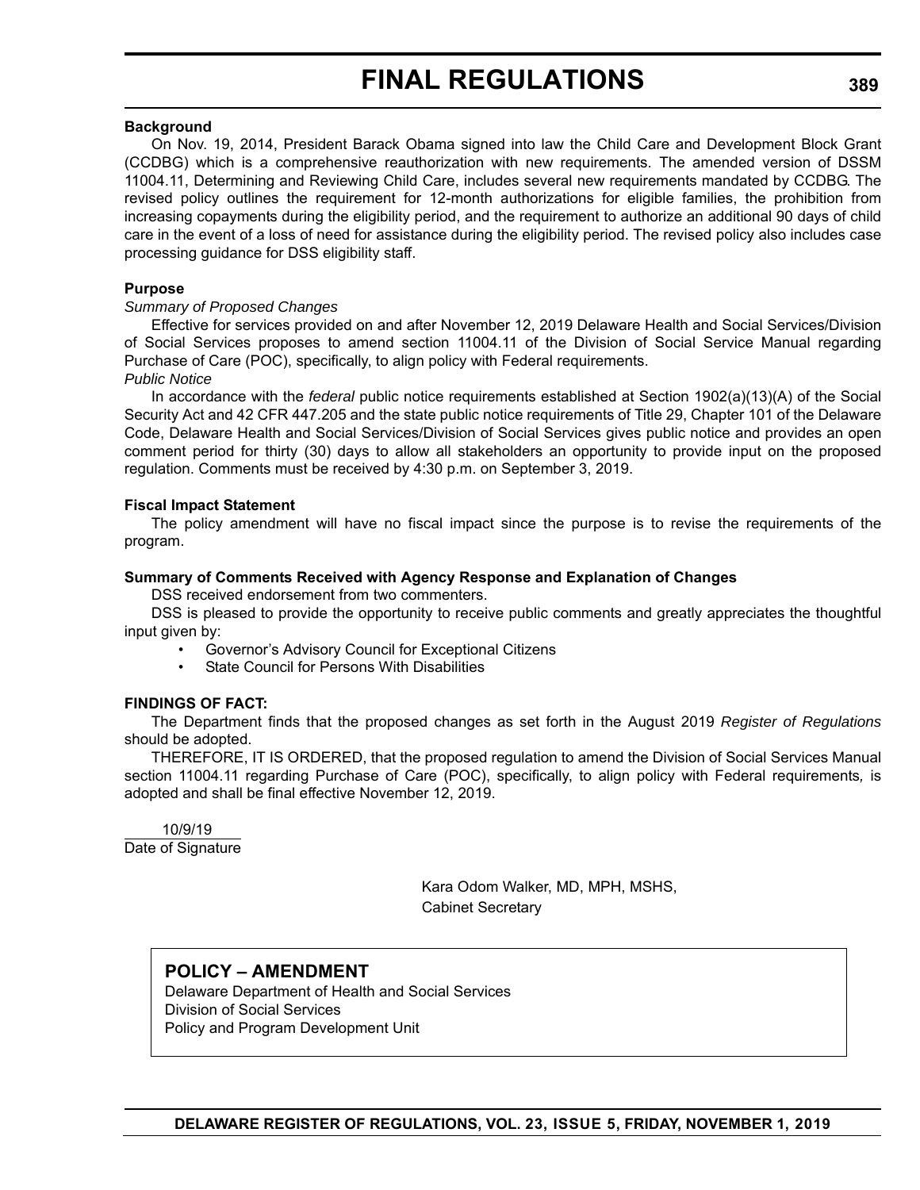**Background**

On Nov. 19, 2014, President Barack Obama signed into law the Child Care and Development Block Grant (CCDBG) which is a comprehensive reauthorization with new requirements. The amended version of DSSM 11004.11, Determining and Reviewing Child Care, includes several new requirements mandated by CCDBG. The revised policy outlines the requirement for 12-month authorizations for eligible families, the prohibition from increasing copayments during the eligibility period, and the requirement to authorize an additional 90 days of child care in the event of a loss of need for assistance during the eligibility period. The revised policy also includes case processing guidance for DSS eligibility staff.

**Purpose**

*Summary of Proposed Changes*

Effective for services provided on and after November 12, 2019 Delaware Health and Social Services/Division of Social Services proposes to amend section 11004.11 of the Division of Social Service Manual regarding Purchase of Care (POC), specifically, to align policy with Federal requirements.

*Public Notice*

In accordance with the *federal* public notice requirements established at Section 1902(a)(13)(A) of the Social Security Act and 42 CFR 447.205 and the state public notice requirements of Title 29, Chapter 101 of the Delaware Code, Delaware Health and Social Services/Division of Social Services gives public notice and provides an open comment period for thirty (30) days to allow all stakeholders an opportunity to provide input on the proposed regulation. Comments must be received by 4:30 p.m. on September 3, 2019.

**Fiscal Impact Statement**

The policy amendment will have no fiscal impact since the purpose is to revise the requirements of the program.

**Summary of Comments Received with Agency Response and Explanation of Changes**

DSS received endorsement from two commenters.

DSS is pleased to provide the opportunity to receive public comments and greatly appreciates the thoughtful input given by:

- Governor's Advisory Council for Exceptional Citizens
- State Council for Persons With Disabilities

**FINDINGS OF FACT:**

The Department finds that the proposed changes as set forth in the August 2019 *Register of Regulations* should be adopted.

THEREFORE, IT IS ORDERED, that the proposed regulation to amend the Division of Social Services Manual section 11004.11 regarding Purchase of Care (POC), specifically, to align policy with Federal requirements, is adopted and shall be final effective November 12, 2019.

10/9/19
Date of Signature

Kara Odom Walker, MD, MPH, MSHS,
Cabinet Secretary

## POLICY – AMENDMENT

Delaware Department of Health and Social Services
Division of Social Services
Policy and Program Development Unit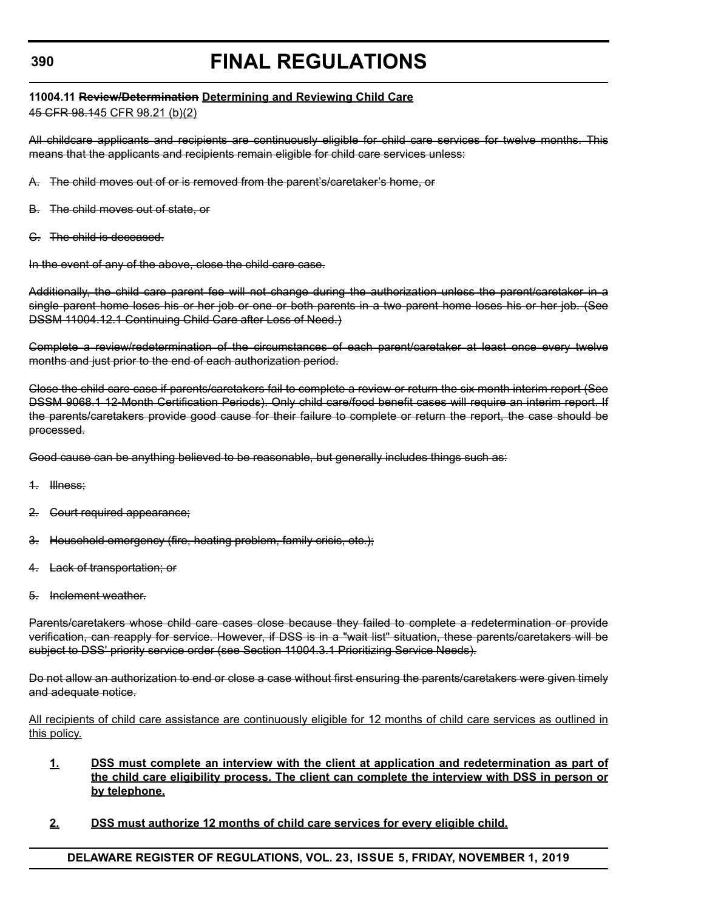**11004.11 ~~Review/Determination~~ Determining and Reviewing Child Care**

~~45 CFR 98.1~~45 CFR 98.21 (b)(2)

~~All childcare applicants and recipients are continuously eligible for child care services for twelve months. This means that the applicants and recipients remain eligible for child care services unless:~~

~~A. The child moves out of or is removed from the parent's/caretaker's home, or~~

~~B. The child moves out of state, or~~

~~C. The child is deceased.~~

~~In the event of any of the above, close the child care case.~~

~~Additionally, the child care parent fee will not change during the authorization unless the parent/caretaker in a single parent home loses his or her job or one or both parents in a two parent home loses his or her job. (See DSSM 11004.12.1 Continuing Child Care after Loss of Need.)~~

~~Complete a review/redetermination of the circumstances of each parent/caretaker at least once every twelve months and just prior to the end of each authorization period.~~

~~Close the child care case if parents/caretakers fail to complete a review or return the six month interim report (See DSSM 9068.1 12-Month Certification Periods). Only child care/food benefit cases will require an interim report. If the parents/caretakers provide good cause for their failure to complete or return the report, the case should be processed.~~

~~Good cause can be anything believed to be reasonable, but generally includes things such as:~~

~~1. Illness;~~

~~2. Court required appearance;~~

~~3. Household emergency (fire, heating problem, family crisis, etc.);~~

~~4. Lack of transportation; or~~

~~5. Inclement weather.~~

~~Parents/caretakers whose child care cases close because they failed to complete a redetermination or provide verification, can reapply for service. However, if DSS is in a "wait list" situation, these parents/caretakers will be subject to DSS' priority service order (see Section 11004.3.1 Prioritizing Service Needs).~~

~~Do not allow an authorization to end or close a case without first ensuring the parents/caretakers were given timely and adequate notice.~~

All recipients of child care assistance are continuously eligible for 12 months of child care services as outlined in this policy.

1. **DSS must complete an interview with the client at application and redetermination as part of the child care eligibility process. The client can complete the interview with DSS in person or by telephone.**

2. **DSS must authorize 12 months of child care services for every eligible child.**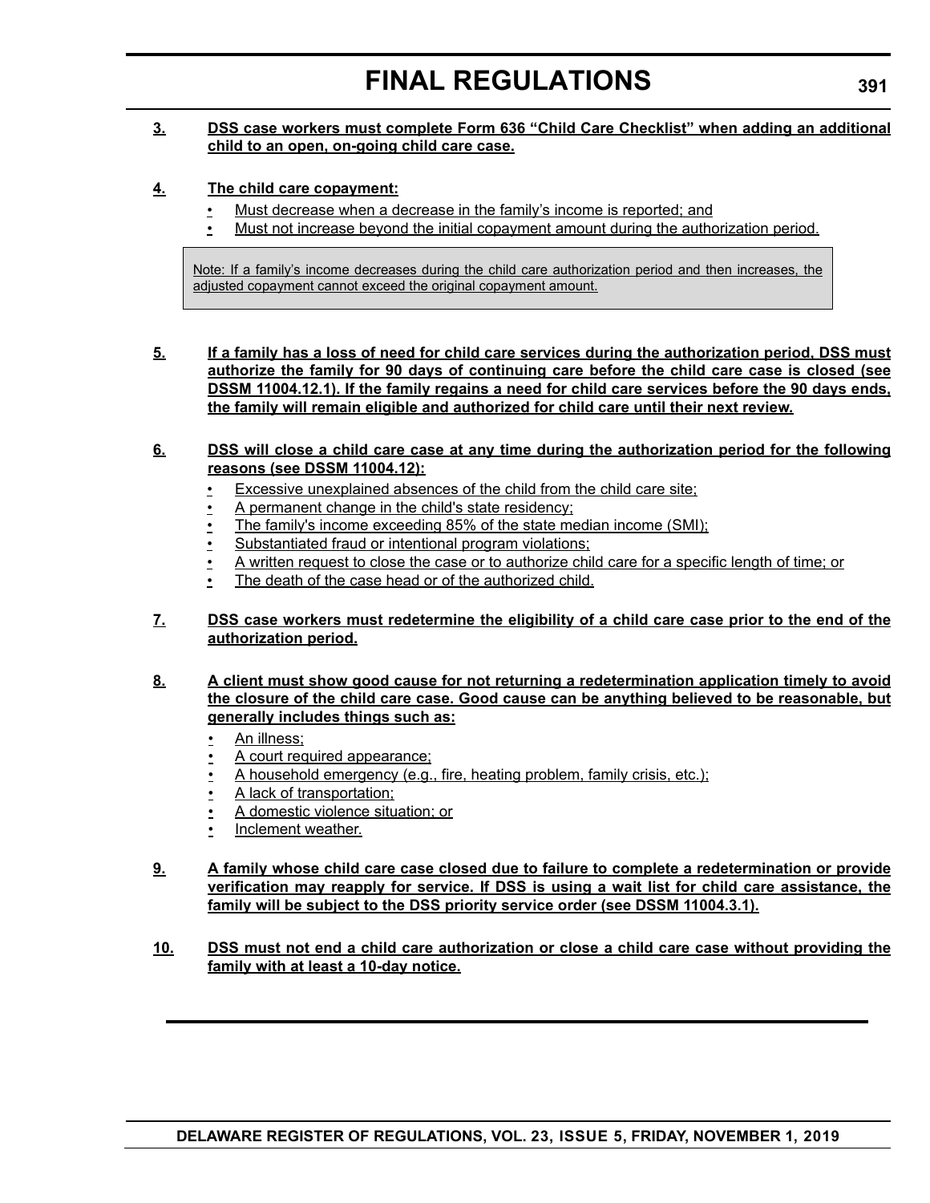**3.** **DSS case workers must complete Form 636 "Child Care Checklist" when adding an additional child to an open, on-going child care case.**

**4.** **The child care copayment:**

- Must decrease when a decrease in the family's income is reported; and
- Must not increase beyond the initial copayment amount during the authorization period.

> Note: If a family's income decreases during the child care authorization period and then increases, the adjusted copayment cannot exceed the original copayment amount.

**5.** **If a family has a loss of need for child care services during the authorization period, DSS must authorize the family for 90 days of continuing care before the child care case is closed (see DSSM 11004.12.1). If the family regains a need for child care services before the 90 days ends, the family will remain eligible and authorized for child care until their next review.**

**6.** **DSS will close a child care case at any time during the authorization period for the following reasons (see DSSM 11004.12):**

- Excessive unexplained absences of the child from the child care site;
- A permanent change in the child's state residency;
- The family's income exceeding 85% of the state median income (SMI);
- Substantiated fraud or intentional program violations;
- A written request to close the case or to authorize child care for a specific length of time; or
- The death of the case head or of the authorized child.

**7.** **DSS case workers must redetermine the eligibility of a child care case prior to the end of the authorization period.**

**8.** **A client must show good cause for not returning a redetermination application timely to avoid the closure of the child care case. Good cause can be anything believed to be reasonable, but generally includes things such as:**

- An illness;
- A court required appearance;
- A household emergency (e.g., fire, heating problem, family crisis, etc.);
- A lack of transportation;
- A domestic violence situation; or
- Inclement weather.

**9.** **A family whose child care case closed due to failure to complete a redetermination or provide verification may reapply for service. If DSS is using a wait list for child care assistance, the family will be subject to the DSS priority service order (see DSSM 11004.3.1).**

**10.** **DSS must not end a child care authorization or close a child care case without providing the family with at least a 10-day notice.**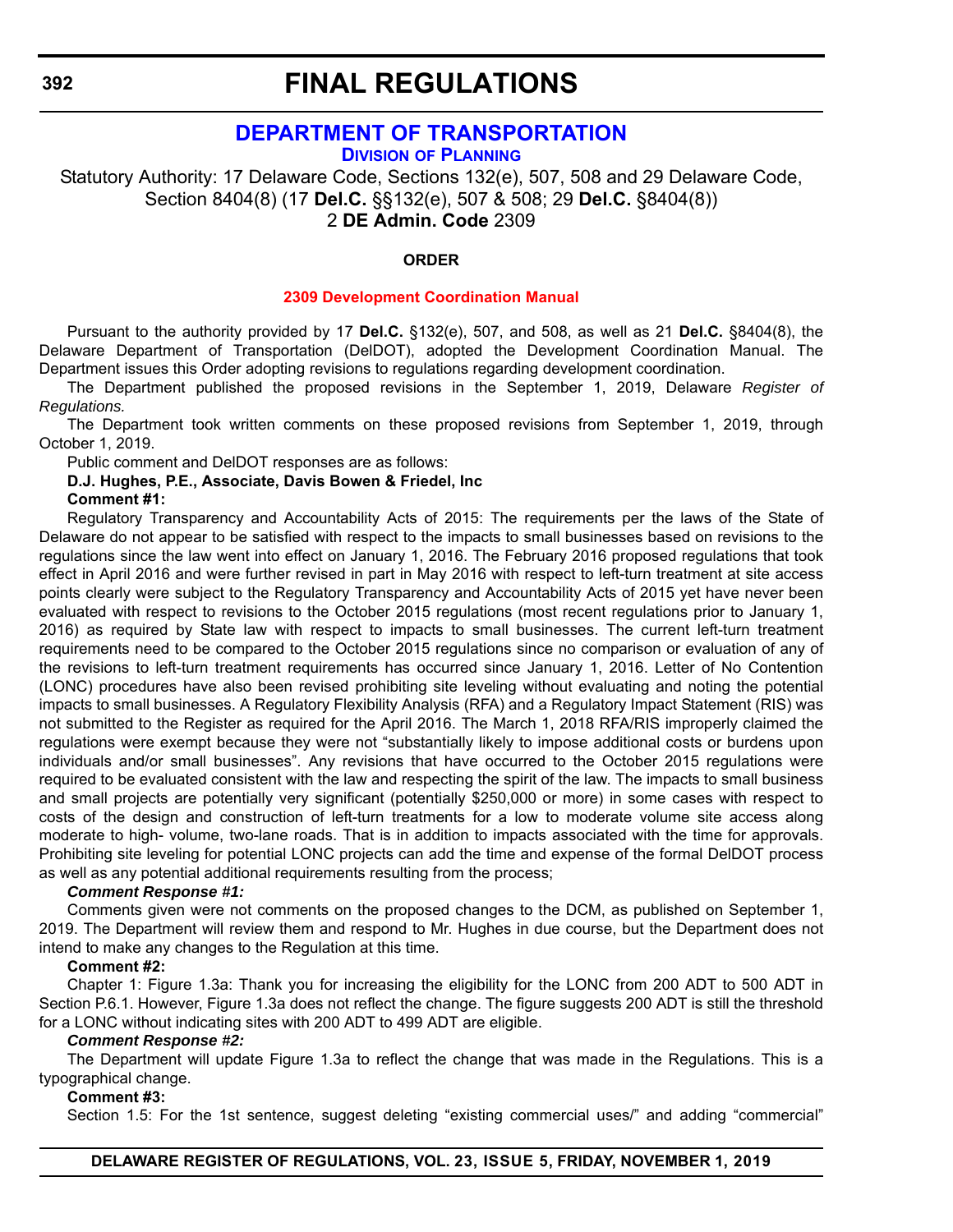# FINAL REGULATIONS

## DEPARTMENT OF TRANSPORTATION

### DIVISION OF PLANNING

Statutory Authority: 17 Delaware Code, Sections 132(e), 507, 508 and 29 Delaware Code, Section 8404(8) (17 **Del.C.** §§132(e), 507 & 508; 29 **Del.C.** §8404(8))
2 **DE Admin. Code** 2309

**ORDER**

**2309 Development Coordination Manual**

Pursuant to the authority provided by 17 **Del.C.** §132(e), 507, and 508, as well as 21 **Del.C.** §8404(8), the Delaware Department of Transportation (DelDOT), adopted the Development Coordination Manual. The Department issues this Order adopting revisions to regulations regarding development coordination.

The Department published the proposed revisions in the September 1, 2019, Delaware *Register of Regulations.*

The Department took written comments on these proposed revisions from September 1, 2019, through October 1, 2019.

Public comment and DelDOT responses are as follows:

**D.J. Hughes, P.E., Associate, Davis Bowen & Friedel, Inc**

**Comment #1:**

Regulatory Transparency and Accountability Acts of 2015: The requirements per the laws of the State of Delaware do not appear to be satisfied with respect to the impacts to small businesses based on revisions to the regulations since the law went into effect on January 1, 2016. The February 2016 proposed regulations that took effect in April 2016 and were further revised in part in May 2016 with respect to left-turn treatment at site access points clearly were subject to the Regulatory Transparency and Accountability Acts of 2015 yet have never been evaluated with respect to revisions to the October 2015 regulations (most recent regulations prior to January 1, 2016) as required by State law with respect to impacts to small businesses. The current left-turn treatment requirements need to be compared to the October 2015 regulations since no comparison or evaluation of any of the revisions to left-turn treatment requirements has occurred since January 1, 2016. Letter of No Contention (LONC) procedures have also been revised prohibiting site leveling without evaluating and noting the potential impacts to small businesses. A Regulatory Flexibility Analysis (RFA) and a Regulatory Impact Statement (RIS) was not submitted to the Register as required for the April 2016. The March 1, 2018 RFA/RIS improperly claimed the regulations were exempt because they were not "substantially likely to impose additional costs or burdens upon individuals and/or small businesses". Any revisions that have occurred to the October 2015 regulations were required to be evaluated consistent with the law and respecting the spirit of the law. The impacts to small business and small projects are potentially very significant (potentially $250,000 or more) in some cases with respect to costs of the design and construction of left-turn treatments for a low to moderate volume site access along moderate to high- volume, two-lane roads. That is in addition to impacts associated with the time for approvals. Prohibiting site leveling for potential LONC projects can add the time and expense of the formal DelDOT process as well as any potential additional requirements resulting from the process;

***Comment Response #1:***

Comments given were not comments on the proposed changes to the DCM, as published on September 1, 2019. The Department will review them and respond to Mr. Hughes in due course, but the Department does not intend to make any changes to the Regulation at this time.

**Comment #2:**

Chapter 1: Figure 1.3a: Thank you for increasing the eligibility for the LONC from 200 ADT to 500 ADT in Section P.6.1. However, Figure 1.3a does not reflect the change. The figure suggests 200 ADT is still the threshold for a LONC without indicating sites with 200 ADT to 499 ADT are eligible.

***Comment Response #2:***

The Department will update Figure 1.3a to reflect the change that was made in the Regulations. This is a typographical change.

**Comment #3:**

Section 1.5: For the 1st sentence, suggest deleting "existing commercial uses/" and adding "commercial"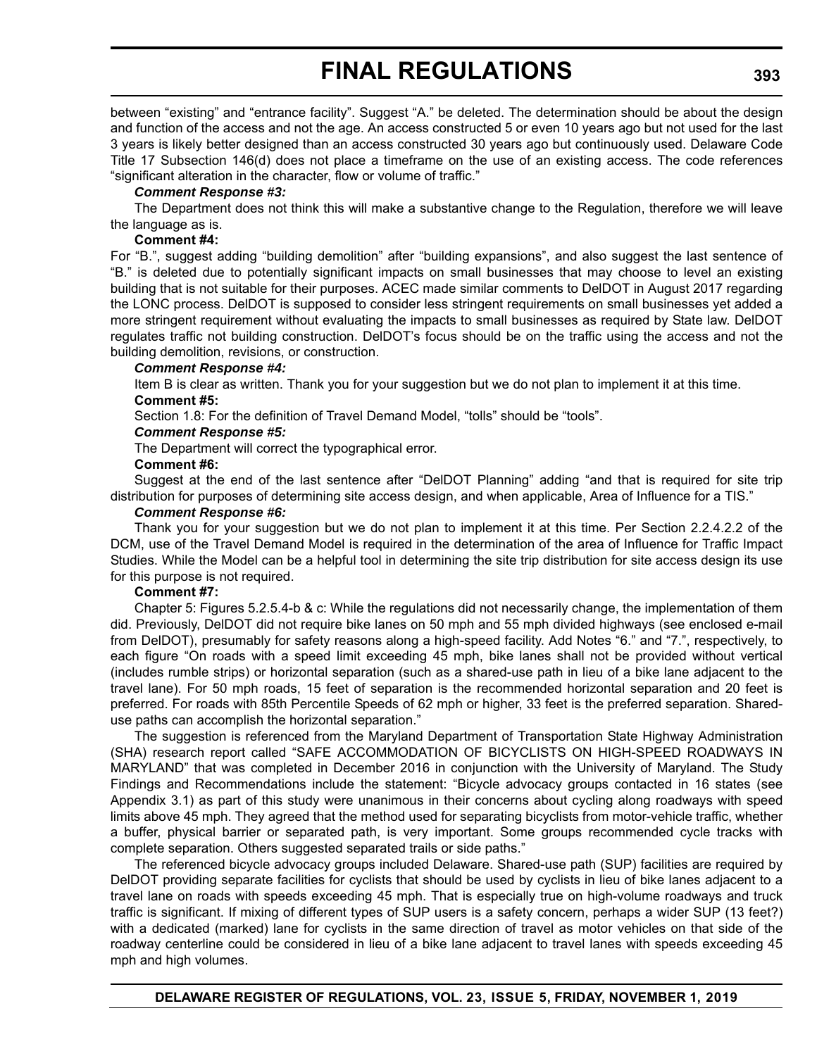between "existing" and "entrance facility". Suggest "A." be deleted. The determination should be about the design and function of the access and not the age. An access constructed 5 or even 10 years ago but not used for the last 3 years is likely better designed than an access constructed 30 years ago but continuously used. Delaware Code Title 17 Subsection 146(d) does not place a timeframe on the use of an existing access. The code references "significant alteration in the character, flow or volume of traffic."

***Comment Response #3:***

The Department does not think this will make a substantive change to the Regulation, therefore we will leave the language as is.

**Comment #4:**

For "B.", suggest adding "building demolition" after "building expansions", and also suggest the last sentence of "B." is deleted due to potentially significant impacts on small businesses that may choose to level an existing building that is not suitable for their purposes. ACEC made similar comments to DelDOT in August 2017 regarding the LONC process. DelDOT is supposed to consider less stringent requirements on small businesses yet added a more stringent requirement without evaluating the impacts to small businesses as required by State law. DelDOT regulates traffic not building construction. DelDOT's focus should be on the traffic using the access and not the building demolition, revisions, or construction.

***Comment Response #4:***

Item B is clear as written. Thank you for your suggestion but we do not plan to implement it at this time.

**Comment #5:**

Section 1.8: For the definition of Travel Demand Model, "tolls" should be "tools".

***Comment Response #5:***

The Department will correct the typographical error.

**Comment #6:**

Suggest at the end of the last sentence after "DelDOT Planning" adding "and that is required for site trip distribution for purposes of determining site access design, and when applicable, Area of Influence for a TIS."

***Comment Response #6:***

Thank you for your suggestion but we do not plan to implement it at this time. Per Section 2.2.4.2.2 of the DCM, use of the Travel Demand Model is required in the determination of the area of Influence for Traffic Impact Studies. While the Model can be a helpful tool in determining the site trip distribution for site access design its use for this purpose is not required.

**Comment #7:**

Chapter 5: Figures 5.2.5.4-b & c: While the regulations did not necessarily change, the implementation of them did. Previously, DelDOT did not require bike lanes on 50 mph and 55 mph divided highways (see enclosed e-mail from DelDOT), presumably for safety reasons along a high-speed facility. Add Notes "6." and "7.", respectively, to each figure "On roads with a speed limit exceeding 45 mph, bike lanes shall not be provided without vertical (includes rumble strips) or horizontal separation (such as a shared-use path in lieu of a bike lane adjacent to the travel lane). For 50 mph roads, 15 feet of separation is the recommended horizontal separation and 20 feet is preferred. For roads with 85th Percentile Speeds of 62 mph or higher, 33 feet is the preferred separation. Shared-use paths can accomplish the horizontal separation."

The suggestion is referenced from the Maryland Department of Transportation State Highway Administration (SHA) research report called "SAFE ACCOMMODATION OF BICYCLISTS ON HIGH-SPEED ROADWAYS IN MARYLAND" that was completed in December 2016 in conjunction with the University of Maryland. The Study Findings and Recommendations include the statement: "Bicycle advocacy groups contacted in 16 states (see Appendix 3.1) as part of this study were unanimous in their concerns about cycling along roadways with speed limits above 45 mph. They agreed that the method used for separating bicyclists from motor-vehicle traffic, whether a buffer, physical barrier or separated path, is very important. Some groups recommended cycle tracks with complete separation. Others suggested separated trails or side paths."

The referenced bicycle advocacy groups included Delaware. Shared-use path (SUP) facilities are required by DelDOT providing separate facilities for cyclists that should be used by cyclists in lieu of bike lanes adjacent to a travel lane on roads with speeds exceeding 45 mph. That is especially true on high-volume roadways and truck traffic is significant. If mixing of different types of SUP users is a safety concern, perhaps a wider SUP (13 feet?) with a dedicated (marked) lane for cyclists in the same direction of travel as motor vehicles on that side of the roadway centerline could be considered in lieu of a bike lane adjacent to travel lanes with speeds exceeding 45 mph and high volumes.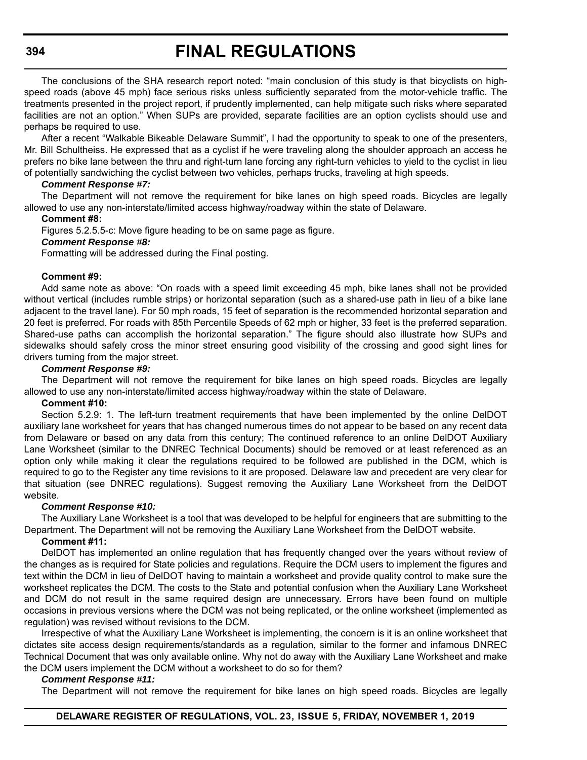The conclusions of the SHA research report noted: "main conclusion of this study is that bicyclists on high-speed roads (above 45 mph) face serious risks unless sufficiently separated from the motor-vehicle traffic. The treatments presented in the project report, if prudently implemented, can help mitigate such risks where separated facilities are not an option." When SUPs are provided, separate facilities are an option cyclists should use and perhaps be required to use.

After a recent "Walkable Bikeable Delaware Summit", I had the opportunity to speak to one of the presenters, Mr. Bill Schultheiss. He expressed that as a cyclist if he were traveling along the shoulder approach an access he prefers no bike lane between the thru and right-turn lane forcing any right-turn vehicles to yield to the cyclist in lieu of potentially sandwiching the cyclist between two vehicles, perhaps trucks, traveling at high speeds.

***Comment Response #7:***

The Department will not remove the requirement for bike lanes on high speed roads. Bicycles are legally allowed to use any non-interstate/limited access highway/roadway within the state of Delaware.

**Comment #8:**

Figures 5.2.5.5-c: Move figure heading to be on same page as figure.

***Comment Response #8:***

Formatting will be addressed during the Final posting.

**Comment #9:**

Add same note as above: "On roads with a speed limit exceeding 45 mph, bike lanes shall not be provided without vertical (includes rumble strips) or horizontal separation (such as a shared-use path in lieu of a bike lane adjacent to the travel lane). For 50 mph roads, 15 feet of separation is the recommended horizontal separation and 20 feet is preferred. For roads with 85th Percentile Speeds of 62 mph or higher, 33 feet is the preferred separation. Shared-use paths can accomplish the horizontal separation." The figure should also illustrate how SUPs and sidewalks should safely cross the minor street ensuring good visibility of the crossing and good sight lines for drivers turning from the major street.

***Comment Response #9:***

The Department will not remove the requirement for bike lanes on high speed roads. Bicycles are legally allowed to use any non-interstate/limited access highway/roadway within the state of Delaware.

**Comment #10:**

Section 5.2.9: 1. The left-turn treatment requirements that have been implemented by the online DelDOT auxiliary lane worksheet for years that has changed numerous times do not appear to be based on any recent data from Delaware or based on any data from this century; The continued reference to an online DelDOT Auxiliary Lane Worksheet (similar to the DNREC Technical Documents) should be removed or at least referenced as an option only while making it clear the regulations required to be followed are published in the DCM, which is required to go to the Register any time revisions to it are proposed. Delaware law and precedent are very clear for that situation (see DNREC regulations). Suggest removing the Auxiliary Lane Worksheet from the DelDOT website.

***Comment Response #10:***

The Auxiliary Lane Worksheet is a tool that was developed to be helpful for engineers that are submitting to the Department. The Department will not be removing the Auxiliary Lane Worksheet from the DelDOT website.

**Comment #11:**

DelDOT has implemented an online regulation that has frequently changed over the years without review of the changes as is required for State policies and regulations. Require the DCM users to implement the figures and text within the DCM in lieu of DelDOT having to maintain a worksheet and provide quality control to make sure the worksheet replicates the DCM. The costs to the State and potential confusion when the Auxiliary Lane Worksheet and DCM do not result in the same required design are unnecessary. Errors have been found on multiple occasions in previous versions where the DCM was not being replicated, or the online worksheet (implemented as regulation) was revised without revisions to the DCM.

Irrespective of what the Auxiliary Lane Worksheet is implementing, the concern is it is an online worksheet that dictates site access design requirements/standards as a regulation, similar to the former and infamous DNREC Technical Document that was only available online. Why not do away with the Auxiliary Lane Worksheet and make the DCM users implement the DCM without a worksheet to do so for them?

***Comment Response #11:***

The Department will not remove the requirement for bike lanes on high speed roads. Bicycles are legally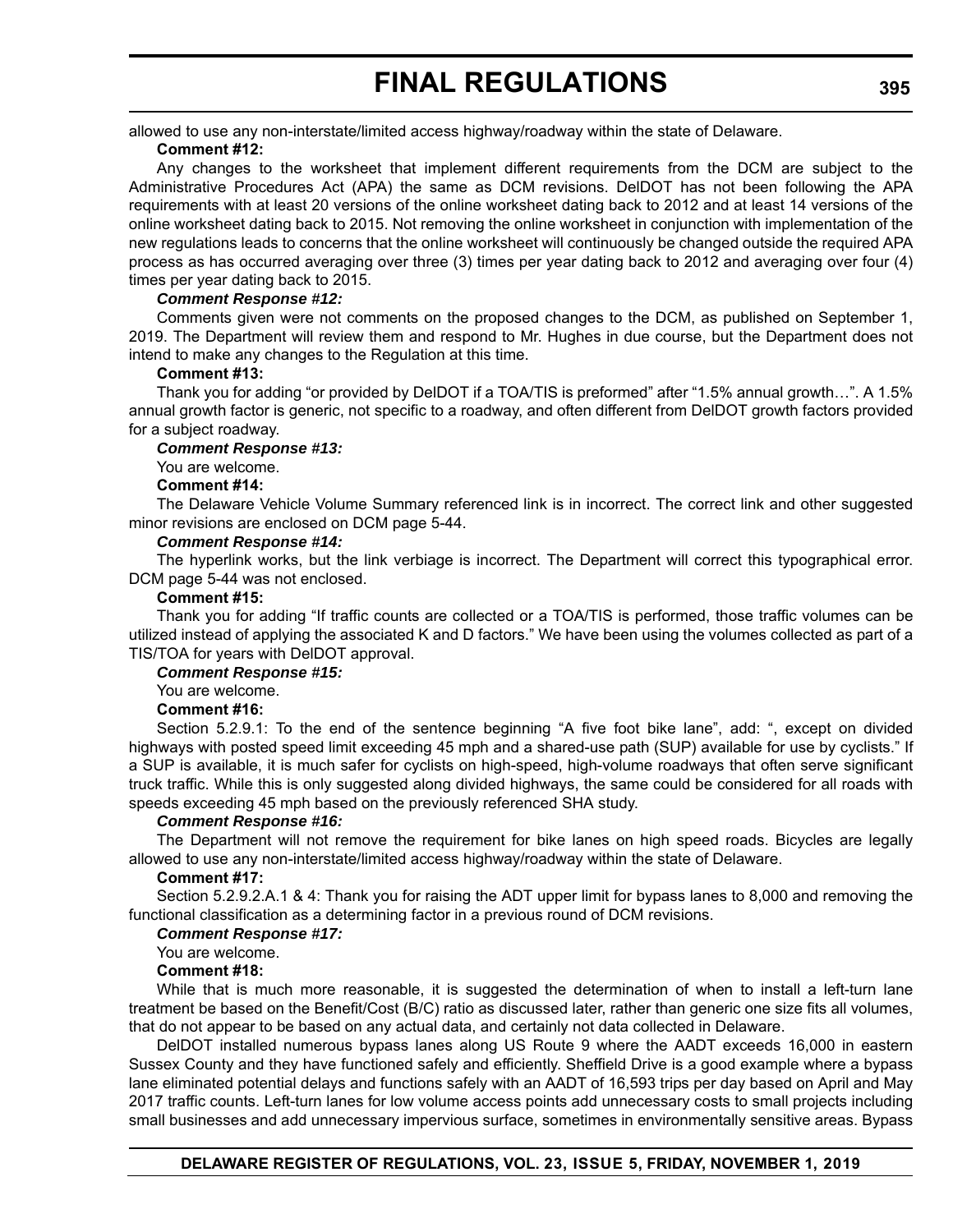allowed to use any non-interstate/limited access highway/roadway within the state of Delaware.

**Comment #12:**

Any changes to the worksheet that implement different requirements from the DCM are subject to the Administrative Procedures Act (APA) the same as DCM revisions. DelDOT has not been following the APA requirements with at least 20 versions of the online worksheet dating back to 2012 and at least 14 versions of the online worksheet dating back to 2015. Not removing the online worksheet in conjunction with implementation of the new regulations leads to concerns that the online worksheet will continuously be changed outside the required APA process as has occurred averaging over three (3) times per year dating back to 2012 and averaging over four (4) times per year dating back to 2015.

***Comment Response #12:***

Comments given were not comments on the proposed changes to the DCM, as published on September 1, 2019. The Department will review them and respond to Mr. Hughes in due course, but the Department does not intend to make any changes to the Regulation at this time.

**Comment #13:**

Thank you for adding "or provided by DelDOT if a TOA/TIS is preformed" after "1.5% annual growth…". A 1.5% annual growth factor is generic, not specific to a roadway, and often different from DelDOT growth factors provided for a subject roadway.

***Comment Response #13:***

You are welcome.

**Comment #14:**

The Delaware Vehicle Volume Summary referenced link is in incorrect. The correct link and other suggested minor revisions are enclosed on DCM page 5-44.

***Comment Response #14:***

The hyperlink works, but the link verbiage is incorrect. The Department will correct this typographical error. DCM page 5-44 was not enclosed.

**Comment #15:**

Thank you for adding "If traffic counts are collected or a TOA/TIS is performed, those traffic volumes can be utilized instead of applying the associated K and D factors." We have been using the volumes collected as part of a TIS/TOA for years with DelDOT approval.

***Comment Response #15:***

You are welcome.

**Comment #16:**

Section 5.2.9.1: To the end of the sentence beginning "A five foot bike lane", add: ", except on divided highways with posted speed limit exceeding 45 mph and a shared-use path (SUP) available for use by cyclists." If a SUP is available, it is much safer for cyclists on high-speed, high-volume roadways that often serve significant truck traffic. While this is only suggested along divided highways, the same could be considered for all roads with speeds exceeding 45 mph based on the previously referenced SHA study.

***Comment Response #16:***

The Department will not remove the requirement for bike lanes on high speed roads. Bicycles are legally allowed to use any non-interstate/limited access highway/roadway within the state of Delaware.

**Comment #17:**

Section 5.2.9.2.A.1 & 4: Thank you for raising the ADT upper limit for bypass lanes to 8,000 and removing the functional classification as a determining factor in a previous round of DCM revisions.

***Comment Response #17:***

You are welcome.

**Comment #18:**

While that is much more reasonable, it is suggested the determination of when to install a left-turn lane treatment be based on the Benefit/Cost (B/C) ratio as discussed later, rather than generic one size fits all volumes, that do not appear to be based on any actual data, and certainly not data collected in Delaware.

DelDOT installed numerous bypass lanes along US Route 9 where the AADT exceeds 16,000 in eastern Sussex County and they have functioned safely and efficiently. Sheffield Drive is a good example where a bypass lane eliminated potential delays and functions safely with an AADT of 16,593 trips per day based on April and May 2017 traffic counts. Left-turn lanes for low volume access points add unnecessary costs to small projects including small businesses and add unnecessary impervious surface, sometimes in environmentally sensitive areas. Bypass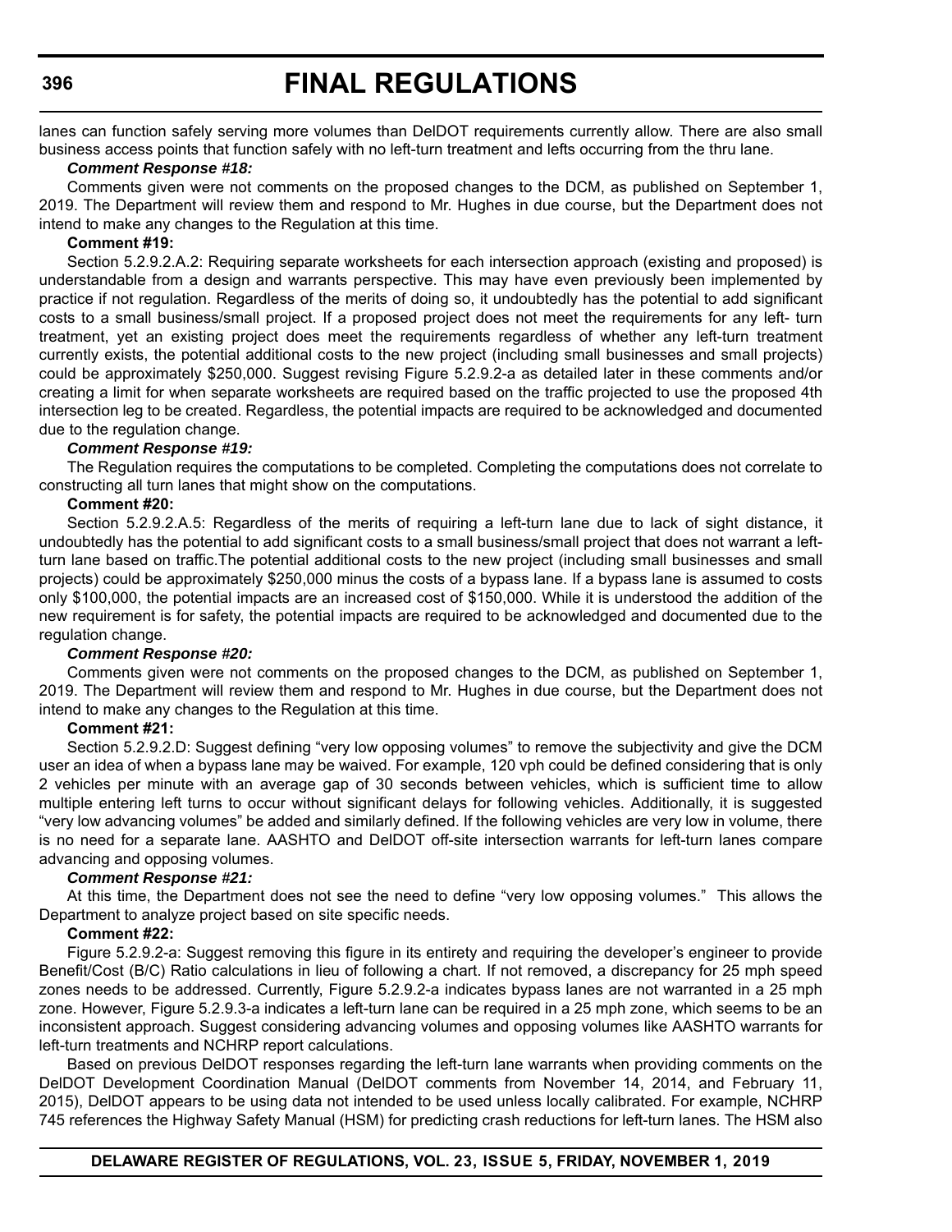lanes can function safely serving more volumes than DelDOT requirements currently allow. There are also small business access points that function safely with no left-turn treatment and lefts occurring from the thru lane.

***Comment Response #18:***

Comments given were not comments on the proposed changes to the DCM, as published on September 1, 2019. The Department will review them and respond to Mr. Hughes in due course, but the Department does not intend to make any changes to the Regulation at this time.

**Comment #19:**

Section 5.2.9.2.A.2: Requiring separate worksheets for each intersection approach (existing and proposed) is understandable from a design and warrants perspective. This may have even previously been implemented by practice if not regulation. Regardless of the merits of doing so, it undoubtedly has the potential to add significant costs to a small business/small project. If a proposed project does not meet the requirements for any left- turn treatment, yet an existing project does meet the requirements regardless of whether any left-turn treatment currently exists, the potential additional costs to the new project (including small businesses and small projects) could be approximately $250,000. Suggest revising Figure 5.2.9.2-a as detailed later in these comments and/or creating a limit for when separate worksheets are required based on the traffic projected to use the proposed 4th intersection leg to be created. Regardless, the potential impacts are required to be acknowledged and documented due to the regulation change.

***Comment Response #19:***

The Regulation requires the computations to be completed. Completing the computations does not correlate to constructing all turn lanes that might show on the computations.

**Comment #20:**

Section 5.2.9.2.A.5: Regardless of the merits of requiring a left-turn lane due to lack of sight distance, it undoubtedly has the potential to add significant costs to a small business/small project that does not warrant a left-turn lane based on traffic.The potential additional costs to the new project (including small businesses and small projects) could be approximately $250,000 minus the costs of a bypass lane. If a bypass lane is assumed to costs only $100,000, the potential impacts are an increased cost of $150,000. While it is understood the addition of the new requirement is for safety, the potential impacts are required to be acknowledged and documented due to the regulation change.

***Comment Response #20:***

Comments given were not comments on the proposed changes to the DCM, as published on September 1, 2019. The Department will review them and respond to Mr. Hughes in due course, but the Department does not intend to make any changes to the Regulation at this time.

**Comment #21:**

Section 5.2.9.2.D: Suggest defining "very low opposing volumes" to remove the subjectivity and give the DCM user an idea of when a bypass lane may be waived. For example, 120 vph could be defined considering that is only 2 vehicles per minute with an average gap of 30 seconds between vehicles, which is sufficient time to allow multiple entering left turns to occur without significant delays for following vehicles. Additionally, it is suggested "very low advancing volumes" be added and similarly defined. If the following vehicles are very low in volume, there is no need for a separate lane. AASHTO and DelDOT off-site intersection warrants for left-turn lanes compare advancing and opposing volumes.

***Comment Response #21:***

At this time, the Department does not see the need to define "very low opposing volumes." This allows the Department to analyze project based on site specific needs.

**Comment #22:**

Figure 5.2.9.2-a: Suggest removing this figure in its entirety and requiring the developer's engineer to provide Benefit/Cost (B/C) Ratio calculations in lieu of following a chart. If not removed, a discrepancy for 25 mph speed zones needs to be addressed. Currently, Figure 5.2.9.2-a indicates bypass lanes are not warranted in a 25 mph zone. However, Figure 5.2.9.3-a indicates a left-turn lane can be required in a 25 mph zone, which seems to be an inconsistent approach. Suggest considering advancing volumes and opposing volumes like AASHTO warrants for left-turn treatments and NCHRP report calculations.

Based on previous DelDOT responses regarding the left-turn lane warrants when providing comments on the DelDOT Development Coordination Manual (DelDOT comments from November 14, 2014, and February 11, 2015), DelDOT appears to be using data not intended to be used unless locally calibrated. For example, NCHRP 745 references the Highway Safety Manual (HSM) for predicting crash reductions for left-turn lanes. The HSM also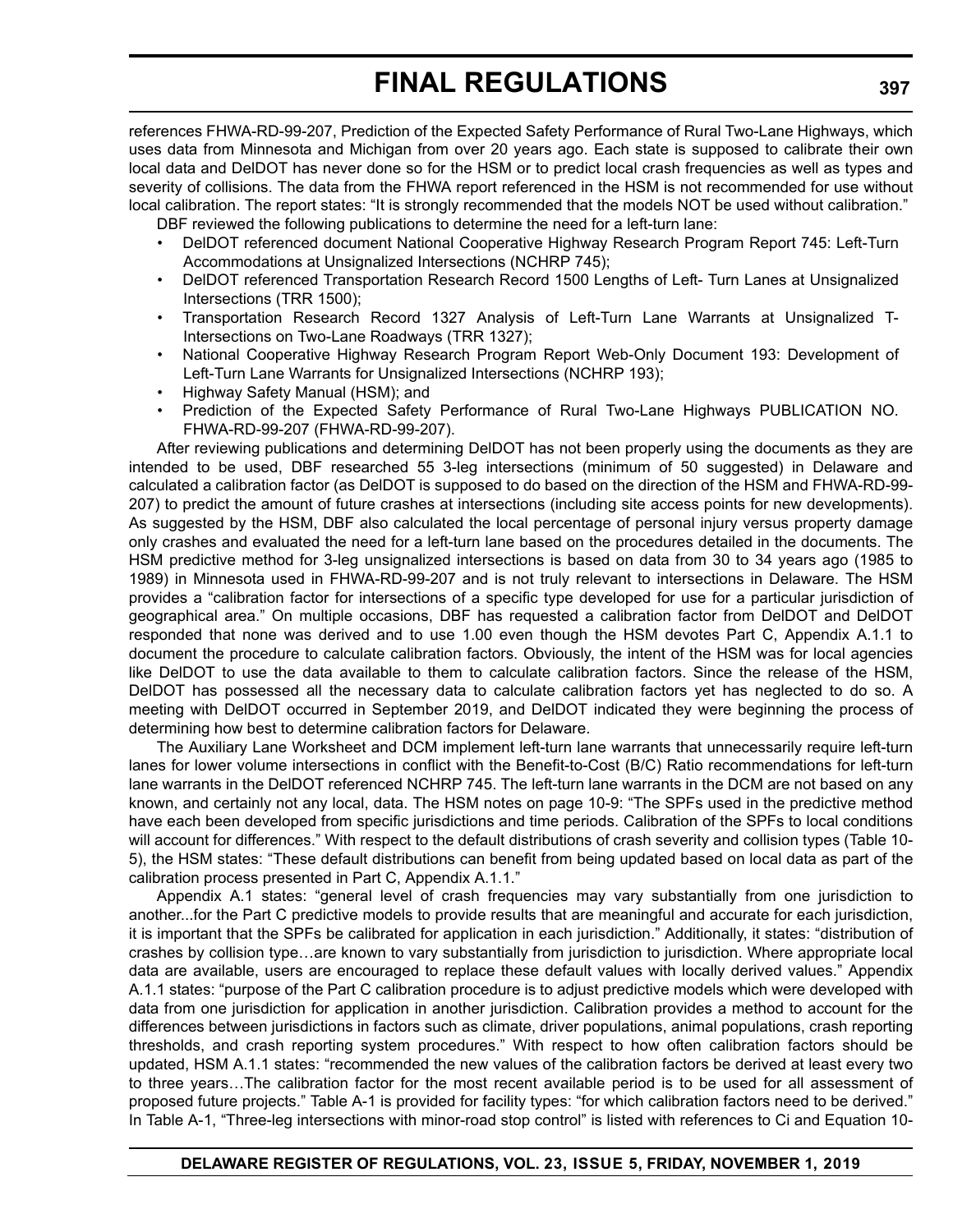references FHWA-RD-99-207, Prediction of the Expected Safety Performance of Rural Two-Lane Highways, which uses data from Minnesota and Michigan from over 20 years ago. Each state is supposed to calibrate their own local data and DelDOT has never done so for the HSM or to predict local crash frequencies as well as types and severity of collisions. The data from the FHWA report referenced in the HSM is not recommended for use without local calibration. The report states: "It is strongly recommended that the models NOT be used without calibration."

DBF reviewed the following publications to determine the need for a left-turn lane:

- DelDOT referenced document National Cooperative Highway Research Program Report 745: Left-Turn Accommodations at Unsignalized Intersections (NCHRP 745);
- DelDOT referenced Transportation Research Record 1500 Lengths of Left- Turn Lanes at Unsignalized Intersections (TRR 1500);
- Transportation Research Record 1327 Analysis of Left-Turn Lane Warrants at Unsignalized T-Intersections on Two-Lane Roadways (TRR 1327);
- National Cooperative Highway Research Program Report Web-Only Document 193: Development of Left-Turn Lane Warrants for Unsignalized Intersections (NCHRP 193);
- Highway Safety Manual (HSM); and
- Prediction of the Expected Safety Performance of Rural Two-Lane Highways PUBLICATION NO. FHWA-RD-99-207 (FHWA-RD-99-207).

After reviewing publications and determining DelDOT has not been properly using the documents as they are intended to be used, DBF researched 55 3-leg intersections (minimum of 50 suggested) in Delaware and calculated a calibration factor (as DelDOT is supposed to do based on the direction of the HSM and FHWA-RD-99-207) to predict the amount of future crashes at intersections (including site access points for new developments). As suggested by the HSM, DBF also calculated the local percentage of personal injury versus property damage only crashes and evaluated the need for a left-turn lane based on the procedures detailed in the documents. The HSM predictive method for 3-leg unsignalized intersections is based on data from 30 to 34 years ago (1985 to 1989) in Minnesota used in FHWA-RD-99-207 and is not truly relevant to intersections in Delaware. The HSM provides a "calibration factor for intersections of a specific type developed for use for a particular jurisdiction of geographical area." On multiple occasions, DBF has requested a calibration factor from DelDOT and DelDOT responded that none was derived and to use 1.00 even though the HSM devotes Part C, Appendix A.1.1 to document the procedure to calculate calibration factors. Obviously, the intent of the HSM was for local agencies like DelDOT to use the data available to them to calculate calibration factors. Since the release of the HSM, DelDOT has possessed all the necessary data to calculate calibration factors yet has neglected to do so. A meeting with DelDOT occurred in September 2019, and DelDOT indicated they were beginning the process of determining how best to determine calibration factors for Delaware.

The Auxiliary Lane Worksheet and DCM implement left-turn lane warrants that unnecessarily require left-turn lanes for lower volume intersections in conflict with the Benefit-to-Cost (B/C) Ratio recommendations for left-turn lane warrants in the DelDOT referenced NCHRP 745. The left-turn lane warrants in the DCM are not based on any known, and certainly not any local, data. The HSM notes on page 10-9: "The SPFs used in the predictive method have each been developed from specific jurisdictions and time periods. Calibration of the SPFs to local conditions will account for differences." With respect to the default distributions of crash severity and collision types (Table 10-5), the HSM states: "These default distributions can benefit from being updated based on local data as part of the calibration process presented in Part C, Appendix A.1.1."

Appendix A.1 states: "general level of crash frequencies may vary substantially from one jurisdiction to another...for the Part C predictive models to provide results that are meaningful and accurate for each jurisdiction, it is important that the SPFs be calibrated for application in each jurisdiction." Additionally, it states: "distribution of crashes by collision type…are known to vary substantially from jurisdiction to jurisdiction. Where appropriate local data are available, users are encouraged to replace these default values with locally derived values." Appendix A.1.1 states: "purpose of the Part C calibration procedure is to adjust predictive models which were developed with data from one jurisdiction for application in another jurisdiction. Calibration provides a method to account for the differences between jurisdictions in factors such as climate, driver populations, animal populations, crash reporting thresholds, and crash reporting system procedures." With respect to how often calibration factors should be updated, HSM A.1.1 states: "recommended the new values of the calibration factors be derived at least every two to three years…The calibration factor for the most recent available period is to be used for all assessment of proposed future projects." Table A-1 is provided for facility types: "for which calibration factors need to be derived." In Table A-1, "Three-leg intersections with minor-road stop control" is listed with references to Ci and Equation 10-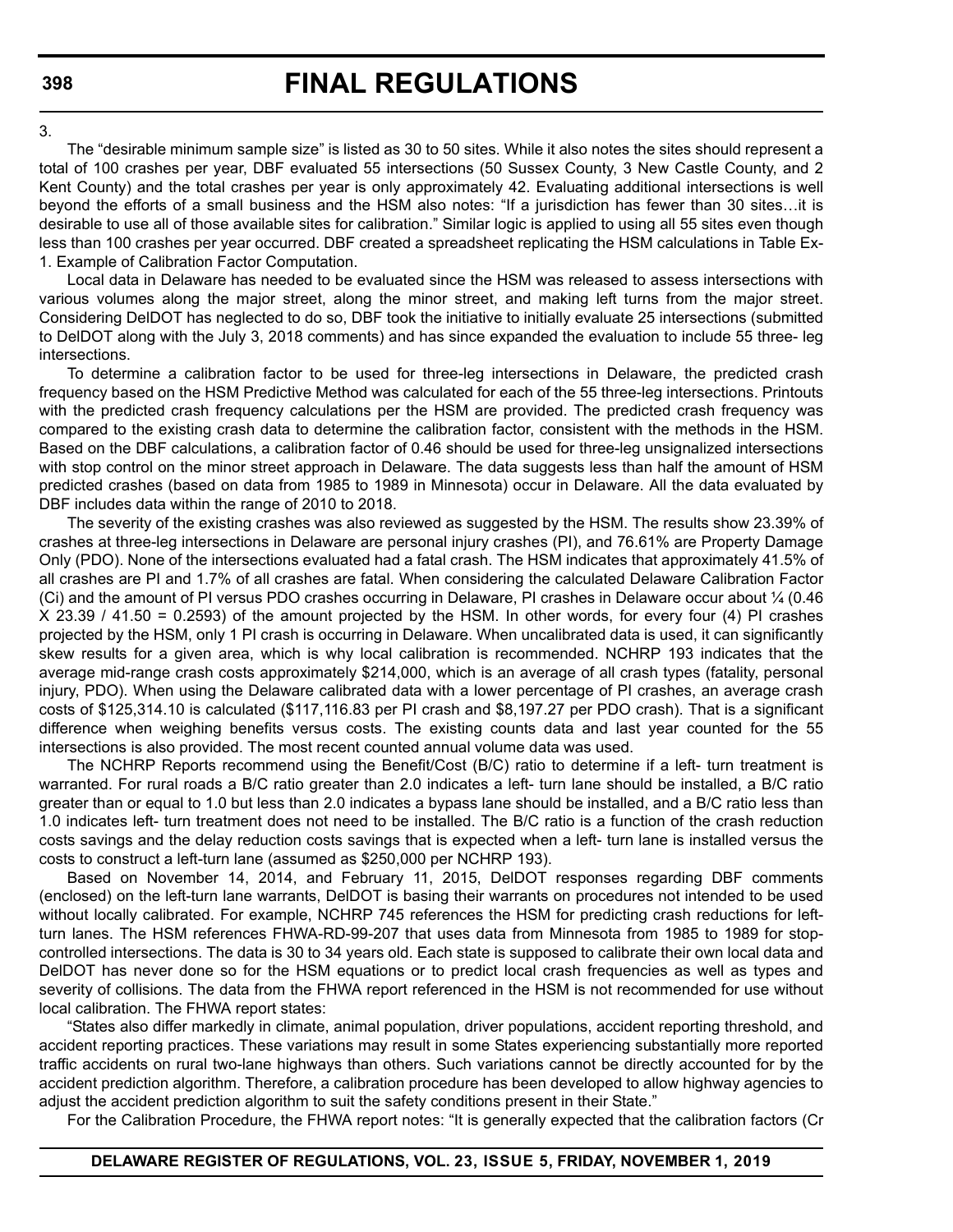3.

The "desirable minimum sample size" is listed as 30 to 50 sites. While it also notes the sites should represent a total of 100 crashes per year, DBF evaluated 55 intersections (50 Sussex County, 3 New Castle County, and 2 Kent County) and the total crashes per year is only approximately 42. Evaluating additional intersections is well beyond the efforts of a small business and the HSM also notes: "If a jurisdiction has fewer than 30 sites…it is desirable to use all of those available sites for calibration." Similar logic is applied to using all 55 sites even though less than 100 crashes per year occurred. DBF created a spreadsheet replicating the HSM calculations in Table Ex-1. Example of Calibration Factor Computation.

Local data in Delaware has needed to be evaluated since the HSM was released to assess intersections with various volumes along the major street, along the minor street, and making left turns from the major street. Considering DelDOT has neglected to do so, DBF took the initiative to initially evaluate 25 intersections (submitted to DelDOT along with the July 3, 2018 comments) and has since expanded the evaluation to include 55 three- leg intersections.

To determine a calibration factor to be used for three-leg intersections in Delaware, the predicted crash frequency based on the HSM Predictive Method was calculated for each of the 55 three-leg intersections. Printouts with the predicted crash frequency calculations per the HSM are provided. The predicted crash frequency was compared to the existing crash data to determine the calibration factor, consistent with the methods in the HSM. Based on the DBF calculations, a calibration factor of 0.46 should be used for three-leg unsignalized intersections with stop control on the minor street approach in Delaware. The data suggests less than half the amount of HSM predicted crashes (based on data from 1985 to 1989 in Minnesota) occur in Delaware. All the data evaluated by DBF includes data within the range of 2010 to 2018.

The severity of the existing crashes was also reviewed as suggested by the HSM. The results show 23.39% of crashes at three-leg intersections in Delaware are personal injury crashes (PI), and 76.61% are Property Damage Only (PDO). None of the intersections evaluated had a fatal crash. The HSM indicates that approximately 41.5% of all crashes are PI and 1.7% of all crashes are fatal. When considering the calculated Delaware Calibration Factor (Ci) and the amount of PI versus PDO crashes occurring in Delaware, PI crashes in Delaware occur about ¼ (0.46 X 23.39 / 41.50 = 0.2593) of the amount projected by the HSM. In other words, for every four (4) PI crashes projected by the HSM, only 1 PI crash is occurring in Delaware. When uncalibrated data is used, it can significantly skew results for a given area, which is why local calibration is recommended. NCHRP 193 indicates that the average mid-range crash costs approximately $214,000, which is an average of all crash types (fatality, personal injury, PDO). When using the Delaware calibrated data with a lower percentage of PI crashes, an average crash costs of $125,314.10 is calculated ($117,116.83 per PI crash and $8,197.27 per PDO crash). That is a significant difference when weighing benefits versus costs. The existing counts data and last year counted for the 55 intersections is also provided. The most recent counted annual volume data was used.

The NCHRP Reports recommend using the Benefit/Cost (B/C) ratio to determine if a left- turn treatment is warranted. For rural roads a B/C ratio greater than 2.0 indicates a left- turn lane should be installed, a B/C ratio greater than or equal to 1.0 but less than 2.0 indicates a bypass lane should be installed, and a B/C ratio less than 1.0 indicates left- turn treatment does not need to be installed. The B/C ratio is a function of the crash reduction costs savings and the delay reduction costs savings that is expected when a left- turn lane is installed versus the costs to construct a left-turn lane (assumed as $250,000 per NCHRP 193).

Based on November 14, 2014, and February 11, 2015, DelDOT responses regarding DBF comments (enclosed) on the left-turn lane warrants, DelDOT is basing their warrants on procedures not intended to be used without locally calibrated. For example, NCHRP 745 references the HSM for predicting crash reductions for left-turn lanes. The HSM references FHWA-RD-99-207 that uses data from Minnesota from 1985 to 1989 for stop-controlled intersections. The data is 30 to 34 years old. Each state is supposed to calibrate their own local data and DelDOT has never done so for the HSM equations or to predict local crash frequencies as well as types and severity of collisions. The data from the FHWA report referenced in the HSM is not recommended for use without local calibration. The FHWA report states:

"States also differ markedly in climate, animal population, driver populations, accident reporting threshold, and accident reporting practices. These variations may result in some States experiencing substantially more reported traffic accidents on rural two-lane highways than others. Such variations cannot be directly accounted for by the accident prediction algorithm. Therefore, a calibration procedure has been developed to allow highway agencies to adjust the accident prediction algorithm to suit the safety conditions present in their State."

For the Calibration Procedure, the FHWA report notes: "It is generally expected that the calibration factors (Cr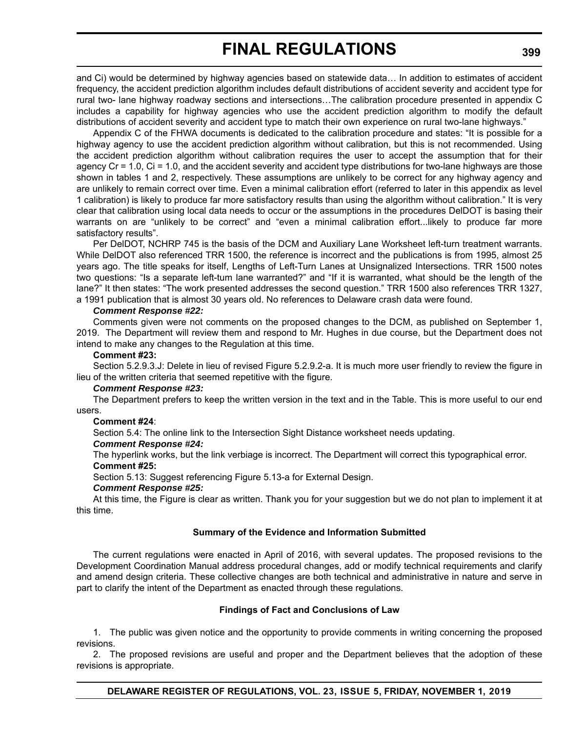and Ci) would be determined by highway agencies based on statewide data… In addition to estimates of accident frequency, the accident prediction algorithm includes default distributions of accident severity and accident type for rural two- lane highway roadway sections and intersections…The calibration procedure presented in appendix C includes a capability for highway agencies who use the accident prediction algorithm to modify the default distributions of accident severity and accident type to match their own experience on rural two-lane highways."

Appendix C of the FHWA documents is dedicated to the calibration procedure and states: "It is possible for a highway agency to use the accident prediction algorithm without calibration, but this is not recommended. Using the accident prediction algorithm without calibration requires the user to accept the assumption that for their agency Cr = 1.0, Ci = 1.0, and the accident severity and accident type distributions for two-lane highways are those shown in tables 1 and 2, respectively. These assumptions are unlikely to be correct for any highway agency and are unlikely to remain correct over time. Even a minimal calibration effort (referred to later in this appendix as level 1 calibration) is likely to produce far more satisfactory results than using the algorithm without calibration." It is very clear that calibration using local data needs to occur or the assumptions in the procedures DelDOT is basing their warrants on are "unlikely to be correct" and "even a minimal calibration effort...likely to produce far more satisfactory results".

Per DelDOT, NCHRP 745 is the basis of the DCM and Auxiliary Lane Worksheet left-turn treatment warrants. While DelDOT also referenced TRR 1500, the reference is incorrect and the publications is from 1995, almost 25 years ago. The title speaks for itself, Lengths of Left-Turn Lanes at Unsignalized Intersections. TRR 1500 notes two questions: "Is a separate left-tum lane warranted?" and "If it is warranted, what should be the length of the lane?" It then states: "The work presented addresses the second question." TRR 1500 also references TRR 1327, a 1991 publication that is almost 30 years old. No references to Delaware crash data were found.

***Comment Response #22:***

Comments given were not comments on the proposed changes to the DCM, as published on September 1, 2019. The Department will review them and respond to Mr. Hughes in due course, but the Department does not intend to make any changes to the Regulation at this time.

**Comment #23:**

Section 5.2.9.3.J: Delete in lieu of revised Figure 5.2.9.2-a. It is much more user friendly to review the figure in lieu of the written criteria that seemed repetitive with the figure.

***Comment Response #23:***

The Department prefers to keep the written version in the text and in the Table. This is more useful to our end users.

**Comment #24**:

Section 5.4: The online link to the Intersection Sight Distance worksheet needs updating.

***Comment Response #24:***

The hyperlink works, but the link verbiage is incorrect. The Department will correct this typographical error.

**Comment #25:**

Section 5.13: Suggest referencing Figure 5.13-a for External Design.

***Comment Response #25:***

At this time, the Figure is clear as written. Thank you for your suggestion but we do not plan to implement it at this time.

**Summary of the Evidence and Information Submitted**

The current regulations were enacted in April of 2016, with several updates. The proposed revisions to the Development Coordination Manual address procedural changes, add or modify technical requirements and clarify and amend design criteria. These collective changes are both technical and administrative in nature and serve in part to clarify the intent of the Department as enacted through these regulations.

**Findings of Fact and Conclusions of Law**

1. The public was given notice and the opportunity to provide comments in writing concerning the proposed revisions.

2. The proposed revisions are useful and proper and the Department believes that the adoption of these revisions is appropriate.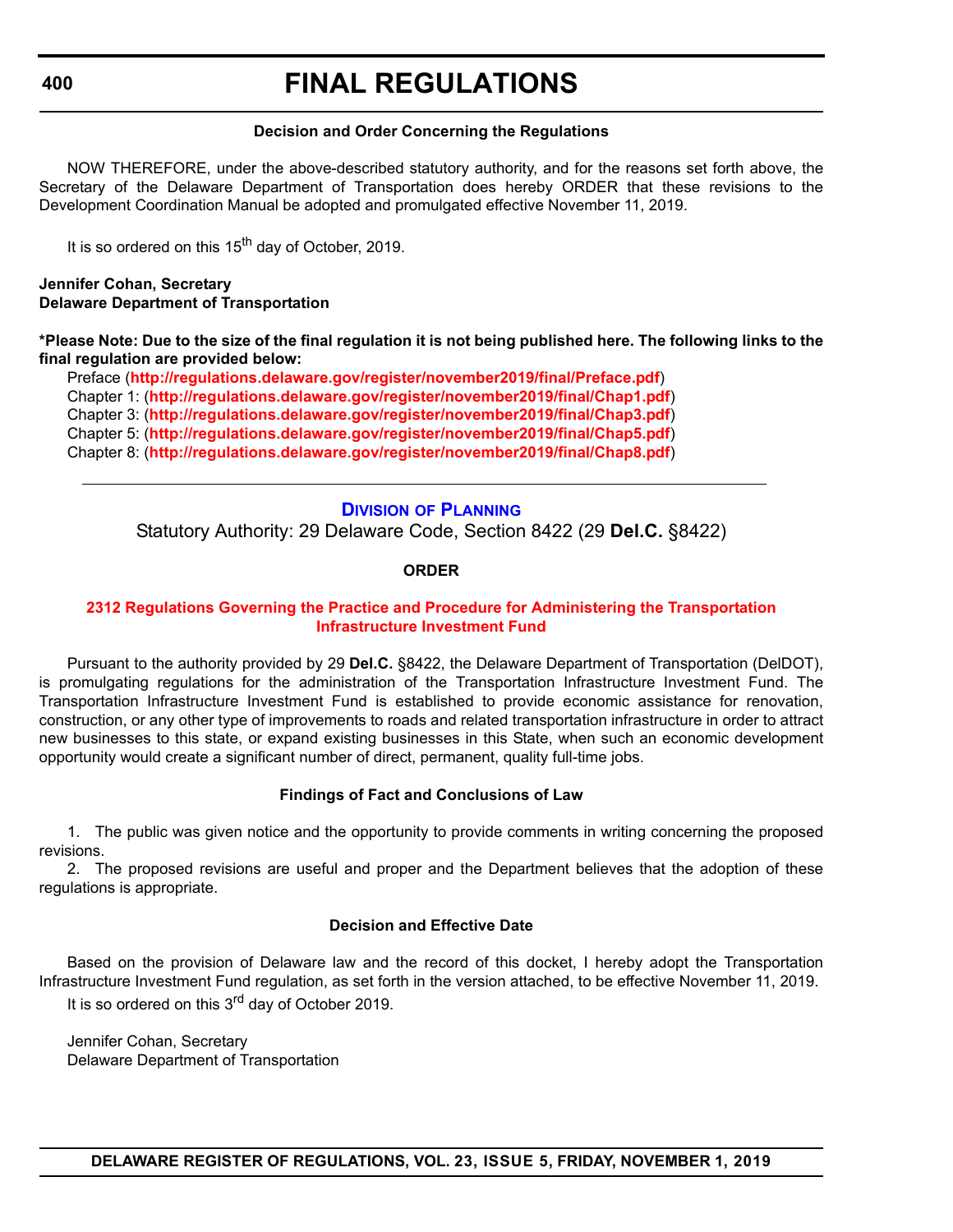**Decision and Order Concerning the Regulations**

NOW THEREFORE, under the above-described statutory authority, and for the reasons set forth above, the Secretary of the Delaware Department of Transportation does hereby ORDER that these revisions to the Development Coordination Manual be adopted and promulgated effective November 11, 2019.

It is so ordered on this 15th day of October, 2019.

**Jennifer Cohan, Secretary**
**Delaware Department of Transportation**

**\*Please Note: Due to the size of the final regulation it is not being published here. The following links to the final regulation are provided below:**

Preface (**http://regulations.delaware.gov/register/november2019/final/Preface.pdf**)
Chapter 1: (**http://regulations.delaware.gov/register/november2019/final/Chap1.pdf**)
Chapter 3: (**http://regulations.delaware.gov/register/november2019/final/Chap3.pdf**)
Chapter 5: (**http://regulations.delaware.gov/register/november2019/final/Chap5.pdf**)
Chapter 8: (**http://regulations.delaware.gov/register/november2019/final/Chap8.pdf**)

---

## Division of Planning

Statutory Authority: 29 Delaware Code, Section 8422 (29 **Del.C.** §8422)

**ORDER**

### 2312 Regulations Governing the Practice and Procedure for Administering the Transportation Infrastructure Investment Fund

Pursuant to the authority provided by 29 **Del.C.** §8422, the Delaware Department of Transportation (DelDOT), is promulgating regulations for the administration of the Transportation Infrastructure Investment Fund. The Transportation Infrastructure Investment Fund is established to provide economic assistance for renovation, construction, or any other type of improvements to roads and related transportation infrastructure in order to attract new businesses to this state, or expand existing businesses in this State, when such an economic development opportunity would create a significant number of direct, permanent, quality full-time jobs.

**Findings of Fact and Conclusions of Law**

1. The public was given notice and the opportunity to provide comments in writing concerning the proposed revisions.
2. The proposed revisions are useful and proper and the Department believes that the adoption of these regulations is appropriate.

**Decision and Effective Date**

Based on the provision of Delaware law and the record of this docket, I hereby adopt the Transportation Infrastructure Investment Fund regulation, as set forth in the version attached, to be effective November 11, 2019.

It is so ordered on this 3rd day of October 2019.

Jennifer Cohan, Secretary
Delaware Department of Transportation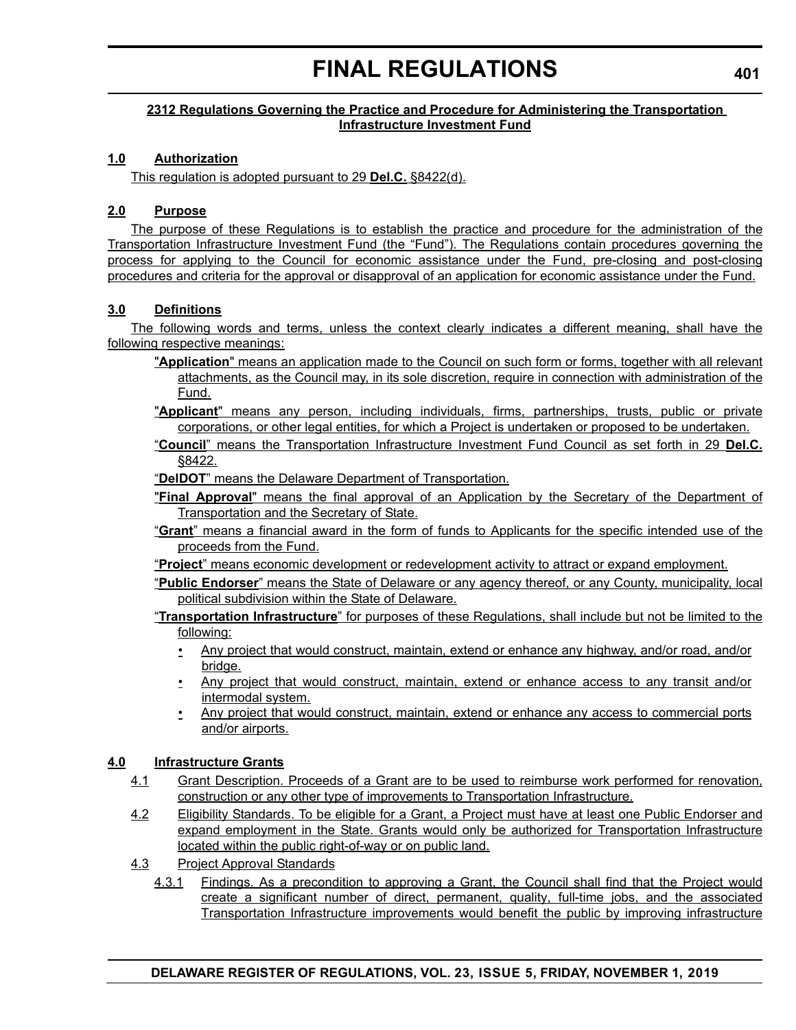### 2312 Regulations Governing the Practice and Procedure for Administering the Transportation Infrastructure Investment Fund

**1.0 Authorization**

This regulation is adopted pursuant to 29 **Del.C.** §8422(d).

**2.0 Purpose**

The purpose of these Regulations is to establish the practice and procedure for the administration of the Transportation Infrastructure Investment Fund (the "Fund"). The Regulations contain procedures governing the process for applying to the Council for economic assistance under the Fund, pre-closing and post-closing procedures and criteria for the approval or disapproval of an application for economic assistance under the Fund.

**3.0 Definitions**

The following words and terms, unless the context clearly indicates a different meaning, shall have the following respective meanings:

"**Application**" means an application made to the Council on such form or forms, together with all relevant attachments, as the Council may, in its sole discretion, require in connection with administration of the Fund.

"**Applicant**" means any person, including individuals, firms, partnerships, trusts, public or private corporations, or other legal entities, for which a Project is undertaken or proposed to be undertaken.

"**Council**" means the Transportation Infrastructure Investment Fund Council as set forth in 29 **Del.C.** §8422.

"**DelDOT**" means the Delaware Department of Transportation.

"**Final Approval**" means the final approval of an Application by the Secretary of the Department of Transportation and the Secretary of State.

"**Grant**" means a financial award in the form of funds to Applicants for the specific intended use of the proceeds from the Fund.

"**Project**" means economic development or redevelopment activity to attract or expand employment.

"**Public Endorser**" means the State of Delaware or any agency thereof, or any County, municipality, local political subdivision within the State of Delaware.

"**Transportation Infrastructure**" for purposes of these Regulations, shall include but not be limited to the following:

- Any project that would construct, maintain, extend or enhance any highway, and/or road, and/or bridge.
- Any project that would construct, maintain, extend or enhance access to any transit and/or intermodal system.
- Any project that would construct, maintain, extend or enhance any access to commercial ports and/or airports.

**4.0 Infrastructure Grants**

4.1 Grant Description. Proceeds of a Grant are to be used to reimburse work performed for renovation, construction or any other type of improvements to Transportation Infrastructure.

4.2 Eligibility Standards. To be eligible for a Grant, a Project must have at least one Public Endorser and expand employment in the State. Grants would only be authorized for Transportation Infrastructure located within the public right-of-way or on public land.

4.3 Project Approval Standards

4.3.1 Findings. As a precondition to approving a Grant, the Council shall find that the Project would create a significant number of direct, permanent, quality, full-time jobs, and the associated Transportation Infrastructure improvements would benefit the public by improving infrastructure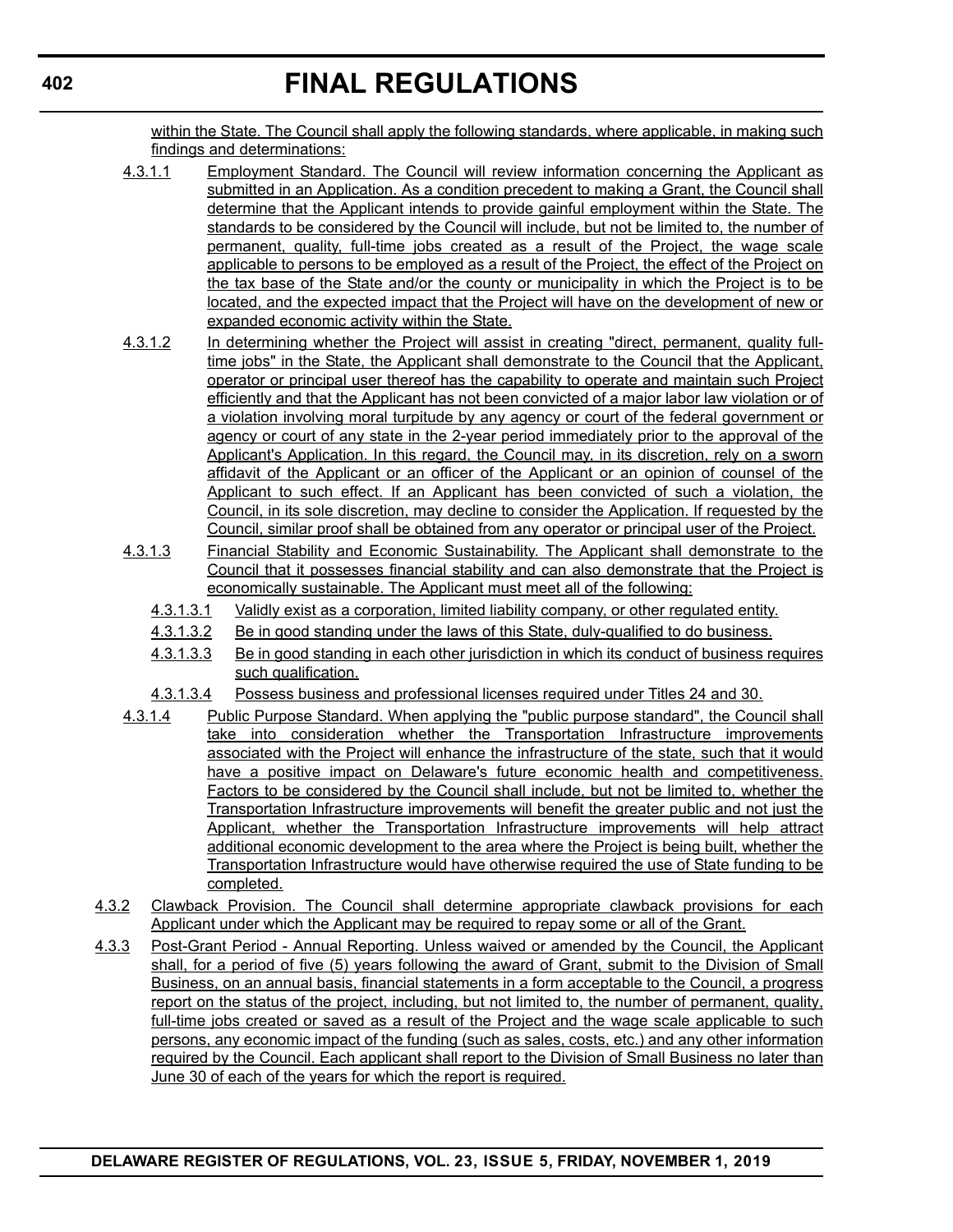within the State. The Council shall apply the following standards, where applicable, in making such findings and determinations:

4.3.1.1 Employment Standard. The Council will review information concerning the Applicant as submitted in an Application. As a condition precedent to making a Grant, the Council shall determine that the Applicant intends to provide gainful employment within the State. The standards to be considered by the Council will include, but not be limited to, the number of permanent, quality, full-time jobs created as a result of the Project, the wage scale applicable to persons to be employed as a result of the Project, the effect of the Project on the tax base of the State and/or the county or municipality in which the Project is to be located, and the expected impact that the Project will have on the development of new or expanded economic activity within the State.

4.3.1.2 In determining whether the Project will assist in creating "direct, permanent, quality full-time jobs" in the State, the Applicant shall demonstrate to the Council that the Applicant, operator or principal user thereof has the capability to operate and maintain such Project efficiently and that the Applicant has not been convicted of a major labor law violation or of a violation involving moral turpitude by any agency or court of the federal government or agency or court of any state in the 2-year period immediately prior to the approval of the Applicant's Application. In this regard, the Council may, in its discretion, rely on a sworn affidavit of the Applicant or an officer of the Applicant or an opinion of counsel of the Applicant to such effect. If an Applicant has been convicted of such a violation, the Council, in its sole discretion, may decline to consider the Application. If requested by the Council, similar proof shall be obtained from any operator or principal user of the Project.

4.3.1.3 Financial Stability and Economic Sustainability. The Applicant shall demonstrate to the Council that it possesses financial stability and can also demonstrate that the Project is economically sustainable. The Applicant must meet all of the following:

4.3.1.3.1 Validly exist as a corporation, limited liability company, or other regulated entity.

4.3.1.3.2 Be in good standing under the laws of this State, duly-qualified to do business.

4.3.1.3.3 Be in good standing in each other jurisdiction in which its conduct of business requires such qualification.

4.3.1.3.4 Possess business and professional licenses required under Titles 24 and 30.

4.3.1.4 Public Purpose Standard. When applying the "public purpose standard", the Council shall take into consideration whether the Transportation Infrastructure improvements associated with the Project will enhance the infrastructure of the state, such that it would have a positive impact on Delaware's future economic health and competitiveness. Factors to be considered by the Council shall include, but not be limited to, whether the Transportation Infrastructure improvements will benefit the greater public and not just the Applicant, whether the Transportation Infrastructure improvements will help attract additional economic development to the area where the Project is being built, whether the Transportation Infrastructure would have otherwise required the use of State funding to be completed.

4.3.2 Clawback Provision. The Council shall determine appropriate clawback provisions for each Applicant under which the Applicant may be required to repay some or all of the Grant.

4.3.3 Post-Grant Period - Annual Reporting. Unless waived or amended by the Council, the Applicant shall, for a period of five (5) years following the award of Grant, submit to the Division of Small Business, on an annual basis, financial statements in a form acceptable to the Council, a progress report on the status of the project, including, but not limited to, the number of permanent, quality, full-time jobs created or saved as a result of the Project and the wage scale applicable to such persons, any economic impact of the funding (such as sales, costs, etc.) and any other information required by the Council. Each applicant shall report to the Division of Small Business no later than June 30 of each of the years for which the report is required.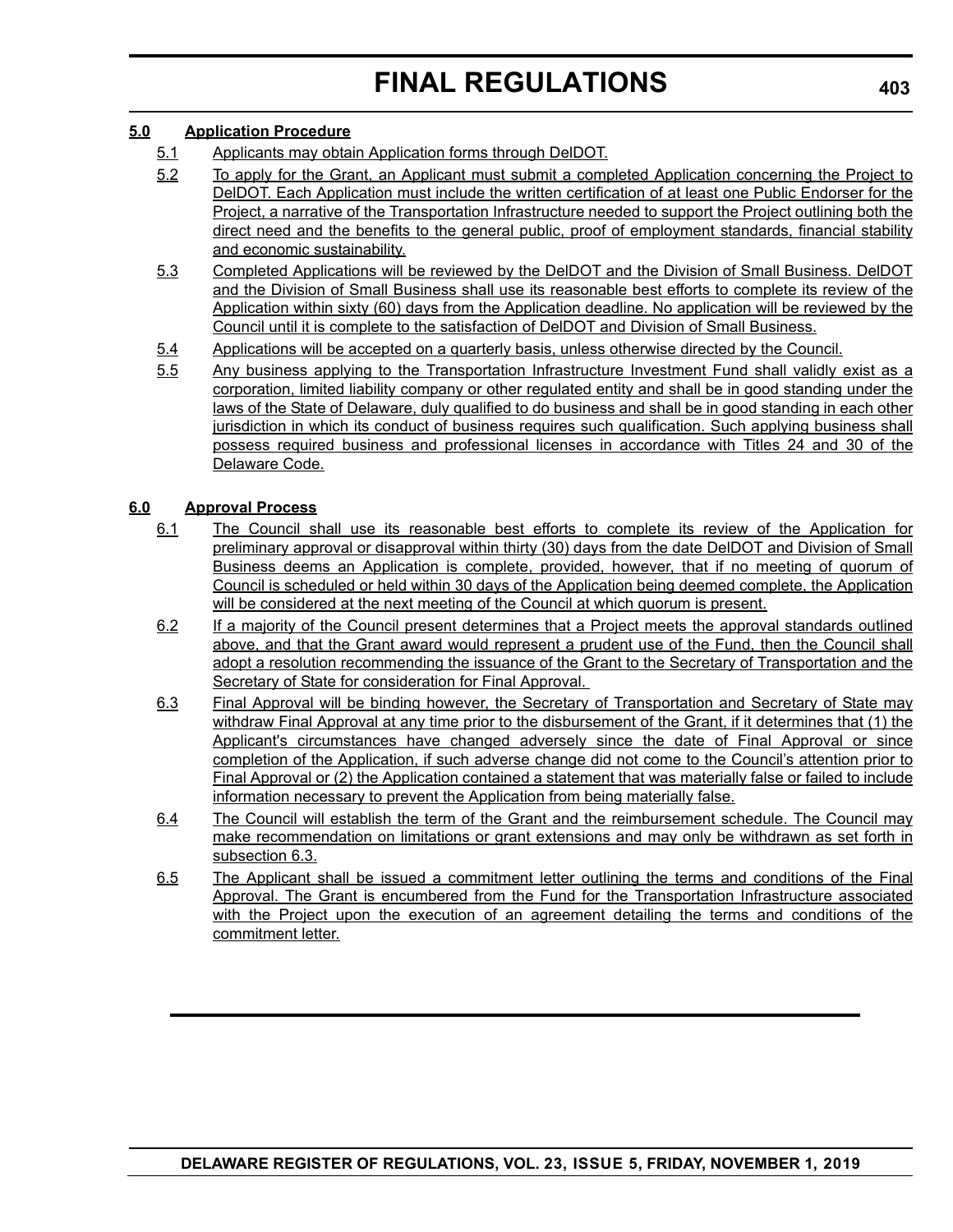**5.0 Application Procedure**

5.1 Applicants may obtain Application forms through DelDOT.

5.2 To apply for the Grant, an Applicant must submit a completed Application concerning the Project to DelDOT. Each Application must include the written certification of at least one Public Endorser for the Project, a narrative of the Transportation Infrastructure needed to support the Project outlining both the direct need and the benefits to the general public, proof of employment standards, financial stability and economic sustainability.

5.3 Completed Applications will be reviewed by the DelDOT and the Division of Small Business. DelDOT and the Division of Small Business shall use its reasonable best efforts to complete its review of the Application within sixty (60) days from the Application deadline. No application will be reviewed by the Council until it is complete to the satisfaction of DelDOT and Division of Small Business.

5.4 Applications will be accepted on a quarterly basis, unless otherwise directed by the Council.

5.5 Any business applying to the Transportation Infrastructure Investment Fund shall validly exist as a corporation, limited liability company or other regulated entity and shall be in good standing under the laws of the State of Delaware, duly qualified to do business and shall be in good standing in each other jurisdiction in which its conduct of business requires such qualification. Such applying business shall possess required business and professional licenses in accordance with Titles 24 and 30 of the Delaware Code.

**6.0 Approval Process**

6.1 The Council shall use its reasonable best efforts to complete its review of the Application for preliminary approval or disapproval within thirty (30) days from the date DelDOT and Division of Small Business deems an Application is complete, provided, however, that if no meeting of quorum of Council is scheduled or held within 30 days of the Application being deemed complete, the Application will be considered at the next meeting of the Council at which quorum is present.

6.2 If a majority of the Council present determines that a Project meets the approval standards outlined above, and that the Grant award would represent a prudent use of the Fund, then the Council shall adopt a resolution recommending the issuance of the Grant to the Secretary of Transportation and the Secretary of State for consideration for Final Approval.

6.3 Final Approval will be binding however, the Secretary of Transportation and Secretary of State may withdraw Final Approval at any time prior to the disbursement of the Grant, if it determines that (1) the Applicant's circumstances have changed adversely since the date of Final Approval or since completion of the Application, if such adverse change did not come to the Council's attention prior to Final Approval or (2) the Application contained a statement that was materially false or failed to include information necessary to prevent the Application from being materially false.

6.4 The Council will establish the term of the Grant and the reimbursement schedule. The Council may make recommendation on limitations or grant extensions and may only be withdrawn as set forth in subsection 6.3.

6.5 The Applicant shall be issued a commitment letter outlining the terms and conditions of the Final Approval. The Grant is encumbered from the Fund for the Transportation Infrastructure associated with the Project upon the execution of an agreement detailing the terms and conditions of the commitment letter.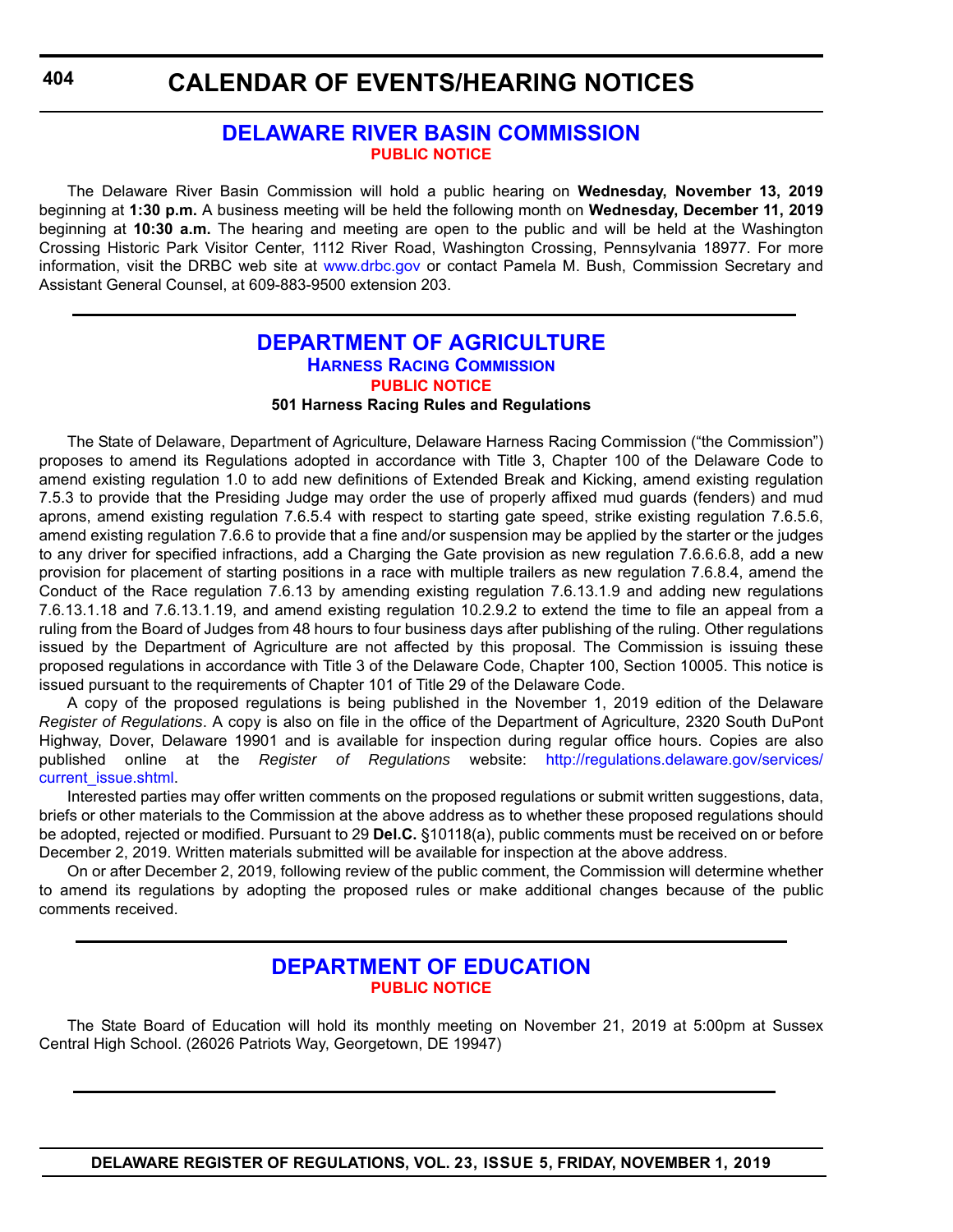# CALENDAR OF EVENTS/HEARING NOTICES

## DELAWARE RIVER BASIN COMMISSION

### PUBLIC NOTICE

The Delaware River Basin Commission will hold a public hearing on **Wednesday, November 13, 2019** beginning at **1:30 p.m.** A business meeting will be held the following month on **Wednesday, December 11, 2019** beginning at **10:30 a.m.** The hearing and meeting are open to the public and will be held at the Washington Crossing Historic Park Visitor Center, 1112 River Road, Washington Crossing, Pennsylvania 18977. For more information, visit the DRBC web site at www.drbc.gov or contact Pamela M. Bush, Commission Secretary and Assistant General Counsel, at 609-883-9500 extension 203.

---

## DEPARTMENT OF AGRICULTURE

### HARNESS RACING COMMISSION

### PUBLIC NOTICE

**501 Harness Racing Rules and Regulations**

The State of Delaware, Department of Agriculture, Delaware Harness Racing Commission ("the Commission") proposes to amend its Regulations adopted in accordance with Title 3, Chapter 100 of the Delaware Code to amend existing regulation 1.0 to add new definitions of Extended Break and Kicking, amend existing regulation 7.5.3 to provide that the Presiding Judge may order the use of properly affixed mud guards (fenders) and mud aprons, amend existing regulation 7.6.5.4 with respect to starting gate speed, strike existing regulation 7.6.5.6, amend existing regulation 7.6.6 to provide that a fine and/or suspension may be applied by the starter or the judges to any driver for specified infractions, add a Charging the Gate provision as new regulation 7.6.6.6.8, add a new provision for placement of starting positions in a race with multiple trailers as new regulation 7.6.8.4, amend the Conduct of the Race regulation 7.6.13 by amending existing regulation 7.6.13.1.9 and adding new regulations 7.6.13.1.18 and 7.6.13.1.19, and amend existing regulation 10.2.9.2 to extend the time to file an appeal from a ruling from the Board of Judges from 48 hours to four business days after publishing of the ruling. Other regulations issued by the Department of Agriculture are not affected by this proposal. The Commission is issuing these proposed regulations in accordance with Title 3 of the Delaware Code, Chapter 100, Section 10005. This notice is issued pursuant to the requirements of Chapter 101 of Title 29 of the Delaware Code.

A copy of the proposed regulations is being published in the November 1, 2019 edition of the Delaware *Register of Regulations*. A copy is also on file in the office of the Department of Agriculture, 2320 South DuPont Highway, Dover, Delaware 19901 and is available for inspection during regular office hours. Copies are also published online at the *Register of Regulations* website: http://regulations.delaware.gov/services/current_issue.shtml.

Interested parties may offer written comments on the proposed regulations or submit written suggestions, data, briefs or other materials to the Commission at the above address as to whether these proposed regulations should be adopted, rejected or modified. Pursuant to 29 **Del.C.** §10118(a), public comments must be received on or before December 2, 2019. Written materials submitted will be available for inspection at the above address.

On or after December 2, 2019, following review of the public comment, the Commission will determine whether to amend its regulations by adopting the proposed rules or make additional changes because of the public comments received.

---

## DEPARTMENT OF EDUCATION

### PUBLIC NOTICE

The State Board of Education will hold its monthly meeting on November 21, 2019 at 5:00pm at Sussex Central High School. (26026 Patriots Way, Georgetown, DE 19947)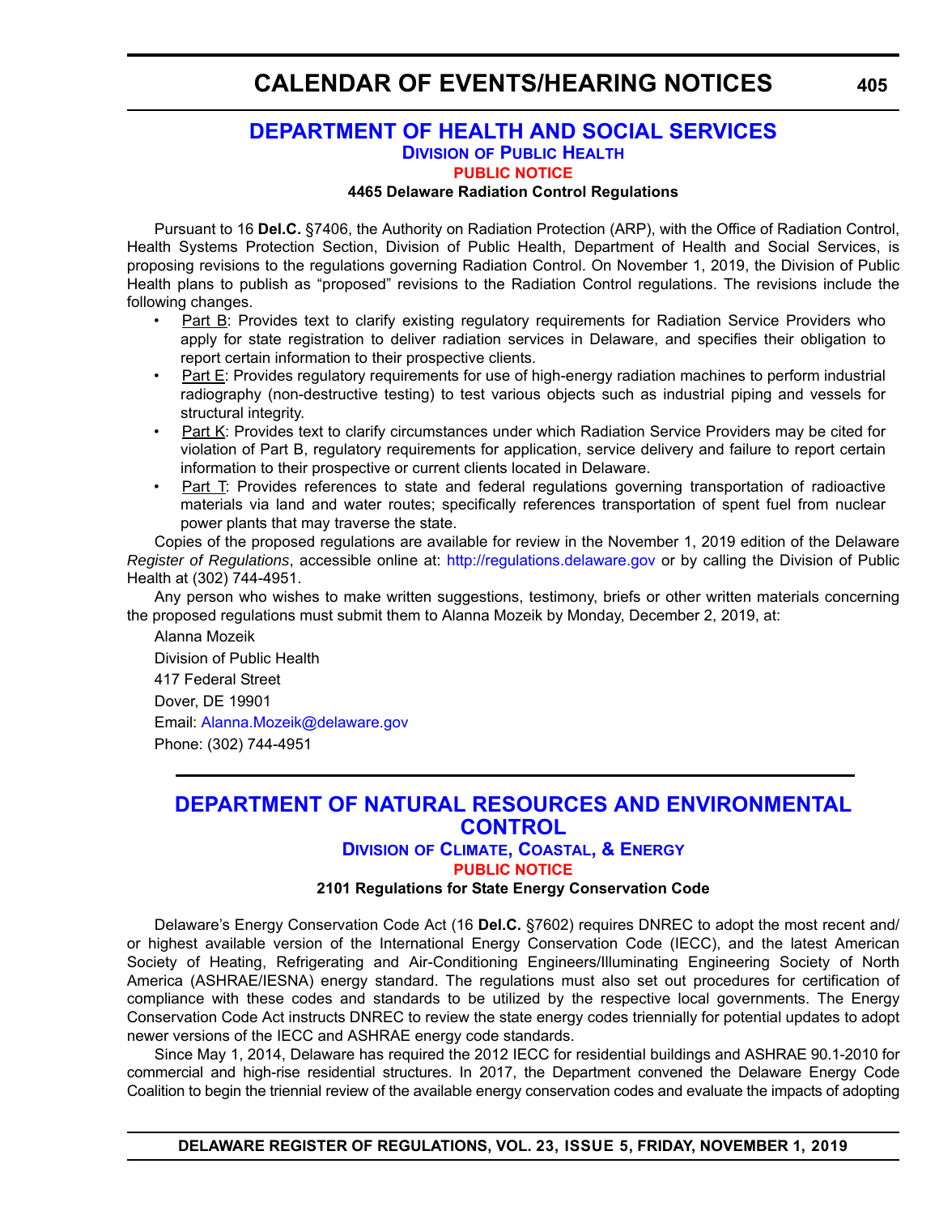# DEPARTMENT OF HEALTH AND SOCIAL SERVICES

## Division of Public Health

### PUBLIC NOTICE

**4465 Delaware Radiation Control Regulations**

Pursuant to 16 **Del.C.** §7406, the Authority on Radiation Protection (ARP), with the Office of Radiation Control, Health Systems Protection Section, Division of Public Health, Department of Health and Social Services, is proposing revisions to the regulations governing Radiation Control. On November 1, 2019, the Division of Public Health plans to publish as "proposed" revisions to the Radiation Control regulations. The revisions include the following changes.

- Part B: Provides text to clarify existing regulatory requirements for Radiation Service Providers who apply for state registration to deliver radiation services in Delaware, and specifies their obligation to report certain information to their prospective clients.
- Part E: Provides regulatory requirements for use of high-energy radiation machines to perform industrial radiography (non-destructive testing) to test various objects such as industrial piping and vessels for structural integrity.
- Part K: Provides text to clarify circumstances under which Radiation Service Providers may be cited for violation of Part B, regulatory requirements for application, service delivery and failure to report certain information to their prospective or current clients located in Delaware.
- Part T: Provides references to state and federal regulations governing transportation of radioactive materials via land and water routes; specifically references transportation of spent fuel from nuclear power plants that may traverse the state.

Copies of the proposed regulations are available for review in the November 1, 2019 edition of the Delaware *Register of Regulations*, accessible online at: http://regulations.delaware.gov or by calling the Division of Public Health at (302) 744-4951.

Any person who wishes to make written suggestions, testimony, briefs or other written materials concerning the proposed regulations must submit them to Alanna Mozeik by Monday, December 2, 2019, at:

Alanna Mozeik

Division of Public Health

417 Federal Street

Dover, DE 19901

Email: Alanna.Mozeik@delaware.gov

Phone: (302) 744-4951

# DEPARTMENT OF NATURAL RESOURCES AND ENVIRONMENTAL CONTROL

## Division of Climate, Coastal, & Energy

### PUBLIC NOTICE

**2101 Regulations for State Energy Conservation Code**

Delaware's Energy Conservation Code Act (16 **Del.C.** §7602) requires DNREC to adopt the most recent and/or highest available version of the International Energy Conservation Code (IECC), and the latest American Society of Heating, Refrigerating and Air-Conditioning Engineers/Illuminating Engineering Society of North America (ASHRAE/IESNA) energy standard. The regulations must also set out procedures for certification of compliance with these codes and standards to be utilized by the respective local governments. The Energy Conservation Code Act instructs DNREC to review the state energy codes triennially for potential updates to adopt newer versions of the IECC and ASHRAE energy code standards.

Since May 1, 2014, Delaware has required the 2012 IECC for residential buildings and ASHRAE 90.1-2010 for commercial and high-rise residential structures. In 2017, the Department convened the Delaware Energy Code Coalition to begin the triennial review of the available energy conservation codes and evaluate the impacts of adopting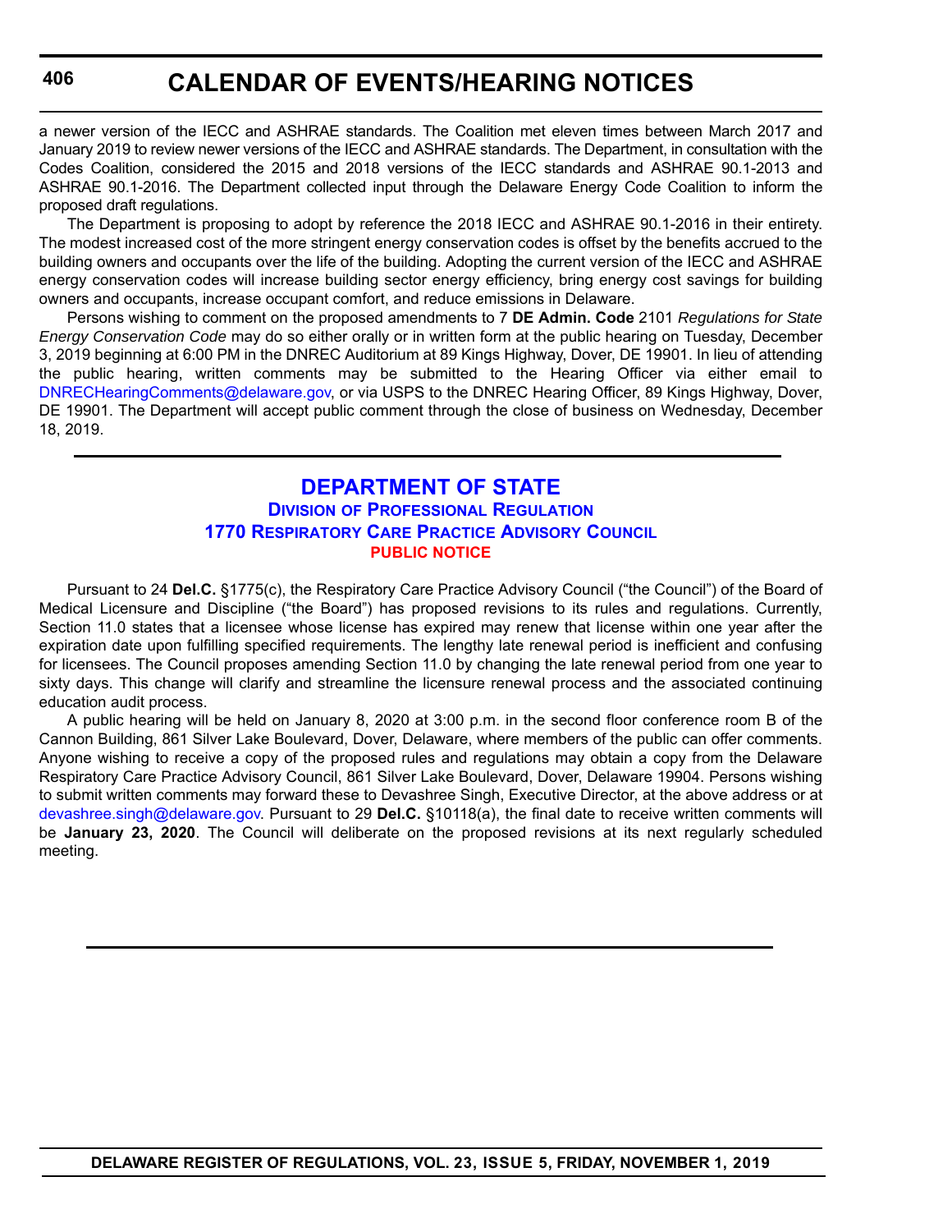a newer version of the IECC and ASHRAE standards. The Coalition met eleven times between March 2017 and January 2019 to review newer versions of the IECC and ASHRAE standards. The Department, in consultation with the Codes Coalition, considered the 2015 and 2018 versions of the IECC standards and ASHRAE 90.1-2013 and ASHRAE 90.1-2016. The Department collected input through the Delaware Energy Code Coalition to inform the proposed draft regulations.

The Department is proposing to adopt by reference the 2018 IECC and ASHRAE 90.1-2016 in their entirety. The modest increased cost of the more stringent energy conservation codes is offset by the benefits accrued to the building owners and occupants over the life of the building. Adopting the current version of the IECC and ASHRAE energy conservation codes will increase building sector energy efficiency, bring energy cost savings for building owners and occupants, increase occupant comfort, and reduce emissions in Delaware.

Persons wishing to comment on the proposed amendments to 7 **DE Admin. Code** 2101 *Regulations for State Energy Conservation Code* may do so either orally or in written form at the public hearing on Tuesday, December 3, 2019 beginning at 6:00 PM in the DNREC Auditorium at 89 Kings Highway, Dover, DE 19901. In lieu of attending the public hearing, written comments may be submitted to the Hearing Officer via either email to DNRECHearingComments@delaware.gov, or via USPS to the DNREC Hearing Officer, 89 Kings Highway, Dover, DE 19901. The Department will accept public comment through the close of business on Wednesday, December 18, 2019.

## DEPARTMENT OF STATE

### Division of Professional Regulation

### 1770 Respiratory Care Practice Advisory Council

#### PUBLIC NOTICE

Pursuant to 24 **Del.C.** §1775(c), the Respiratory Care Practice Advisory Council ("the Council") of the Board of Medical Licensure and Discipline ("the Board") has proposed revisions to its rules and regulations. Currently, Section 11.0 states that a licensee whose license has expired may renew that license within one year after the expiration date upon fulfilling specified requirements. The lengthy late renewal period is inefficient and confusing for licensees. The Council proposes amending Section 11.0 by changing the late renewal period from one year to sixty days. This change will clarify and streamline the licensure renewal process and the associated continuing education audit process.

A public hearing will be held on January 8, 2020 at 3:00 p.m. in the second floor conference room B of the Cannon Building, 861 Silver Lake Boulevard, Dover, Delaware, where members of the public can offer comments. Anyone wishing to receive a copy of the proposed rules and regulations may obtain a copy from the Delaware Respiratory Care Practice Advisory Council, 861 Silver Lake Boulevard, Dover, Delaware 19904. Persons wishing to submit written comments may forward these to Devashree Singh, Executive Director, at the above address or at devashree.singh@delaware.gov. Pursuant to 29 **Del.C.** §10118(a), the final date to receive written comments will be **January 23, 2020**. The Council will deliberate on the proposed revisions at its next regularly scheduled meeting.